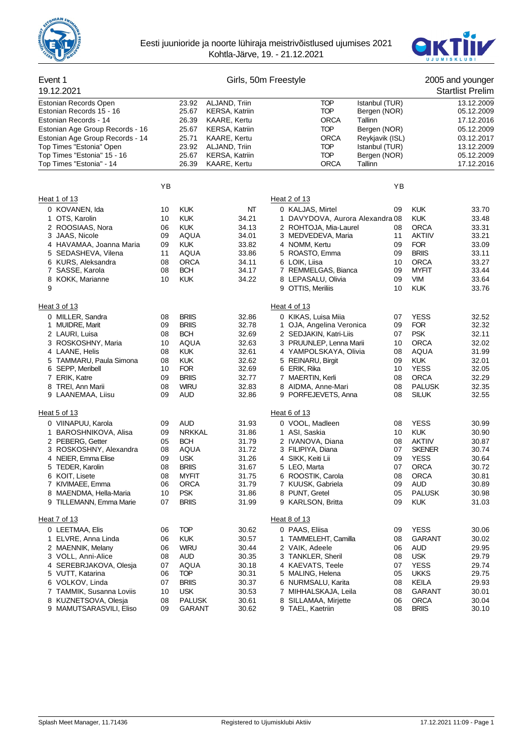Eesti juunioride ja noorte lühiraja meistrivõistlused ujumises 2021
Kohtla-Järve, 19. - 21.12.2021

## Event 1 — Girls, 50m Freestyle — 2005 and younger

19.12.2021 — Startlist Prelim

| Record | Time | Name | Club | Place | Date |
|---|---|---|---|---|---|
| Estonian Records Open | 23.92 | ALJAND, Triin | TOP | Istanbul (TUR) | 13.12.2009 |
| Estonian Records 15 - 16 | 25.67 | KERSA, Katriin | TOP | Bergen (NOR) | 05.12.2009 |
| Estonian Records - 14 | 26.39 | KAARE, Kertu | ORCA | Tallinn | 17.12.2016 |
| Estonian Age Group Records - 16 | 25.67 | KERSA, Katriin | TOP | Bergen (NOR) | 05.12.2009 |
| Estonian Age Group Records - 14 | 25.71 | KAARE, Kertu | ORCA | Reykjavik (ISL) | 03.12.2017 |
| Top Times "Estonia" Open | 23.92 | ALJAND, Triin | TOP | Istanbul (TUR) | 13.12.2009 |
| Top Times "Estonia" 15 - 16 | 25.67 | KERSA, Katriin | TOP | Bergen (NOR) | 05.12.2009 |
| Top Times "Estonia" - 14 | 26.39 | KAARE, Kertu | ORCA | Tallinn | 17.12.2016 |

### Heat 1 of 13

| Lane | Name | YB | Club | Time |
|---|---|---|---|---|
| 0 | KOVANEN, Ida | 10 | KUK | NT |
| 1 | OTS, Karolin | 10 | KUK | 34.21 |
| 2 | ROOSIAAS, Nora | 06 | KUK | 34.13 |
| 3 | JAAS, Nicole | 09 | AQUA | 34.01 |
| 4 | HAVAMAA, Joanna Maria | 09 | KUK | 33.82 |
| 5 | SEDASHEVA, Vilena | 11 | AQUA | 33.86 |
| 6 | KURS, Aleksandra | 08 | ORCA | 34.11 |
| 7 | SASSE, Karola | 08 | BCH | 34.17 |
| 8 | KOKK, Marianne | 10 | KUK | 34.22 |
| 9 | | | | |

### Heat 2 of 13

| Lane | Name | YB | Club | Time |
|---|---|---|---|---|
| 0 | KALJAS, Mirtel | 09 | KUK | 33.70 |
| 1 | DAVYDOVA, Aurora Alexandra | 08 | KUK | 33.48 |
| 2 | ROHTOJA, Mia-Laurel | 08 | ORCA | 33.31 |
| 3 | MEDVEDEVA, Maria | 11 | AKTIIV | 33.21 |
| 4 | NOMM, Kertu | 09 | FOR | 33.09 |
| 5 | ROASTO, Emma | 09 | BRIIS | 33.11 |
| 6 | LOIK, Liisa | 10 | ORCA | 33.27 |
| 7 | REMMELGAS, Bianca | 09 | MYFIT | 33.44 |
| 8 | LEPASALU, Olivia | 09 | VIM | 33.64 |
| 9 | OTTIS, Meriliis | 10 | KUK | 33.76 |

### Heat 3 of 13

| Lane | Name | YB | Club | Time |
|---|---|---|---|---|
| 0 | MILLER, Sandra | 08 | BRIIS | 32.86 |
| 1 | MUIDRE, Marit | 09 | BRIIS | 32.78 |
| 2 | LAURI, Luisa | 08 | BCH | 32.69 |
| 3 | ROSKOSHNY, Maria | 10 | AQUA | 32.63 |
| 4 | LAANE, Helis | 08 | KUK | 32.61 |
| 5 | TAMMARU, Paula Simona | 08 | KUK | 32.62 |
| 6 | SEPP, Meribell | 10 | FOR | 32.69 |
| 7 | ERIK, Katre | 09 | BRIIS | 32.77 |
| 8 | TREI, Ann Marii | 08 | WIRU | 32.83 |
| 9 | LAANEMAA, Liisu | 09 | AUD | 32.86 |

### Heat 4 of 13

| Lane | Name | YB | Club | Time |
|---|---|---|---|---|
| 0 | KIKAS, Luisa Miia | 07 | YESS | 32.52 |
| 1 | OJA, Angelina Veronica | 09 | FOR | 32.32 |
| 2 | SEDJAKIN, Katri-Liis | 07 | PSK | 32.11 |
| 3 | PRUUNLEP, Lenna Marii | 10 | ORCA | 32.02 |
| 4 | YAMPOLSKAYA, Olivia | 08 | AQUA | 31.99 |
| 5 | REINARU, Birgit | 09 | KUK | 32.01 |
| 6 | ERIK, Rika | 10 | YESS | 32.05 |
| 7 | MAERTIN, Kerli | 08 | ORCA | 32.29 |
| 8 | AIDMA, Anne-Mari | 08 | PALUSK | 32.35 |
| 9 | PORFEJEVETS, Anna | 08 | SILUK | 32.55 |

### Heat 5 of 13

| Lane | Name | YB | Club | Time |
|---|---|---|---|---|
| 0 | VIINAPUU, Karola | 09 | AUD | 31.93 |
| 1 | BAROSHNIKOVA, Alisa | 09 | NRKKAL | 31.86 |
| 2 | PEBERG, Getter | 05 | BCH | 31.79 |
| 3 | ROSKOSHNY, Alexandra | 08 | AQUA | 31.72 |
| 4 | NEIER, Emma Elise | 09 | USK | 31.26 |
| 5 | TEDER, Karolin | 08 | BRIIS | 31.67 |
| 6 | KOIT, Lisete | 08 | MYFIT | 31.75 |
| 7 | KIVIMAEE, Emma | 06 | ORCA | 31.79 |
| 8 | MAENDMA, Hella-Maria | 10 | PSK | 31.86 |
| 9 | TILLEMANN, Emma Marie | 07 | BRIIS | 31.99 |

### Heat 6 of 13

| Lane | Name | YB | Club | Time |
|---|---|---|---|---|
| 0 | VOOL, Madleen | 08 | YESS | 30.99 |
| 1 | ASI, Saskia | 10 | KUK | 30.90 |
| 2 | IVANOVA, Diana | 08 | AKTIIV | 30.87 |
| 3 | FILIPIYA, Diana | 07 | SKENER | 30.74 |
| 4 | SIKK, Keiti Lii | 09 | YESS | 30.64 |
| 5 | LEO, Marta | 07 | ORCA | 30.72 |
| 6 | ROOSTIK, Carola | 08 | ORCA | 30.81 |
| 7 | KUUSK, Gabriela | 09 | AUD | 30.89 |
| 8 | PUNT, Gretel | 05 | PALUSK | 30.98 |
| 9 | KARLSON, Britta | 09 | KUK | 31.03 |

### Heat 7 of 13

| Lane | Name | YB | Club | Time |
|---|---|---|---|---|
| 0 | LEETMAA, Elis | 06 | TOP | 30.62 |
| 1 | ELVRE, Anna Linda | 06 | KUK | 30.57 |
| 2 | MAENNIK, Melany | 06 | WIRU | 30.44 |
| 3 | VOLL, Anni-Alice | 08 | AUD | 30.35 |
| 4 | SEREBRJAKOVA, Olesja | 07 | AQUA | 30.18 |
| 5 | VUTT, Katarina | 06 | TOP | 30.31 |
| 6 | VOLKOV, Linda | 07 | BRIIS | 30.37 |
| 7 | TAMMIK, Susanna Loviis | 10 | USK | 30.53 |
| 8 | KUZNETSOVA, Olesja | 08 | PALUSK | 30.61 |
| 9 | MAMUTSARASVILI, Eliso | 09 | GARANT | 30.62 |

### Heat 8 of 13

| Lane | Name | YB | Club | Time |
|---|---|---|---|---|
| 0 | PAAS, Eliisa | 09 | YESS | 30.06 |
| 1 | TAMMELEHT, Camilla | 08 | GARANT | 30.02 |
| 2 | VAIK, Adeele | 06 | AUD | 29.95 |
| 3 | TANKLER, Sheril | 08 | USK | 29.79 |
| 4 | KAEVATS, Teele | 07 | YESS | 29.74 |
| 5 | MALING, Helena | 05 | UKKS | 29.75 |
| 6 | NURMSALU, Karita | 08 | KEILA | 29.93 |
| 7 | MIHHALSKAJA, Leila | 08 | GARANT | 30.01 |
| 8 | SILLAMAA, Mirjette | 06 | ORCA | 30.04 |
| 9 | TAEL, Kaetriin | 08 | BRIIS | 30.10 |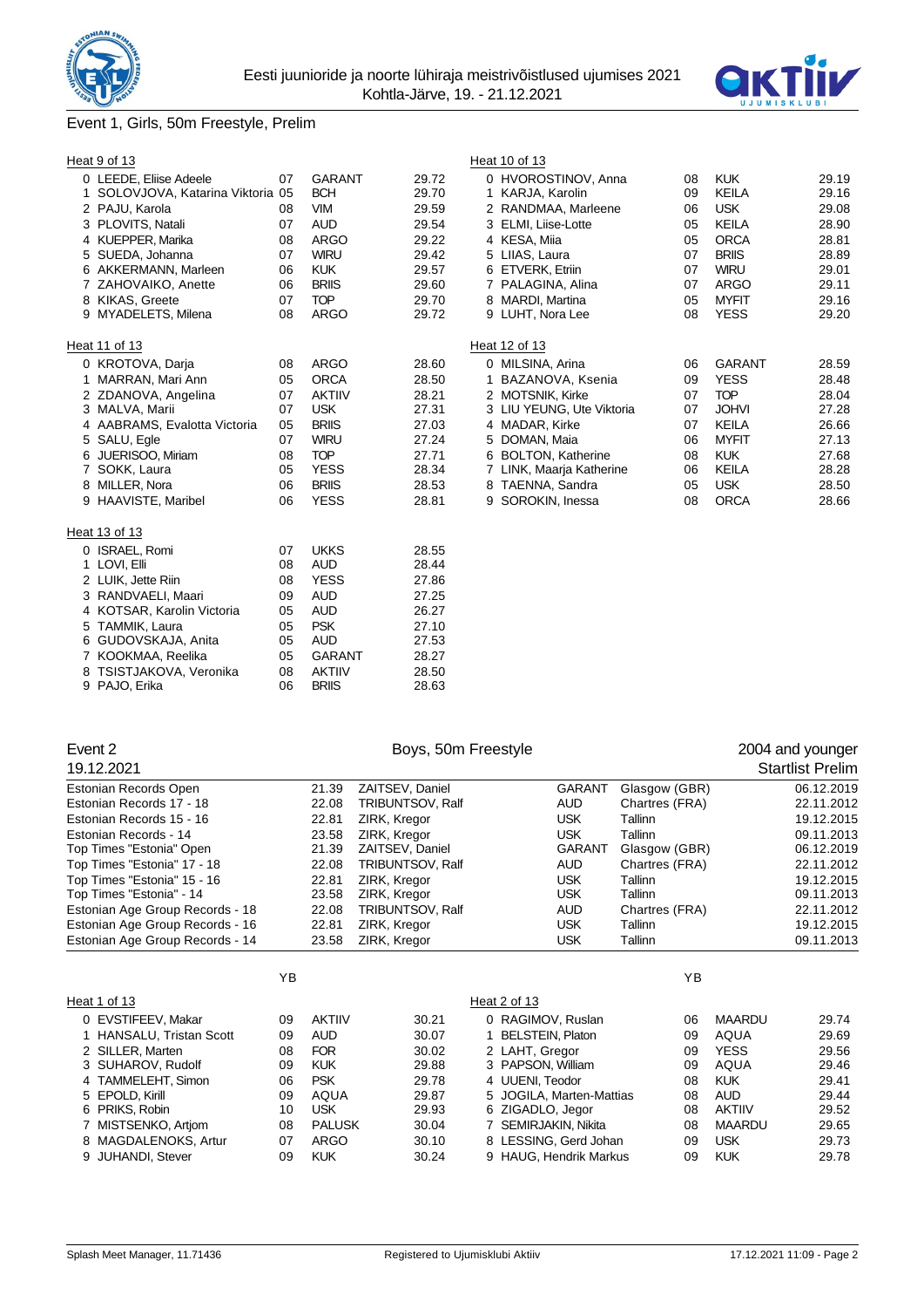## Event 1, Girls, 50m Freestyle, Prelim

### Heat 9 of 13

| Lane | Name | YB | Club | Time |
|---|---|---|---|---|
| 0 | LEEDE, Eliise Adeele | 07 | GARANT | 29.72 |
| 1 | SOLOVJOVA, Katarina Viktoria | 05 | BCH | 29.70 |
| 2 | PAJU, Karola | 08 | VIM | 29.59 |
| 3 | PLOVITS, Natali | 07 | AUD | 29.54 |
| 4 | KUEPPER, Marika | 08 | ARGO | 29.22 |
| 5 | SUEDA, Johanna | 07 | WIRU | 29.42 |
| 6 | AKKERMANN, Marleen | 06 | KUK | 29.57 |
| 7 | ZAHOVAIKO, Anette | 06 | BRIIS | 29.60 |
| 8 | KIKAS, Greete | 07 | TOP | 29.70 |
| 9 | MYADELETS, Milena | 08 | ARGO | 29.72 |

### Heat 10 of 13

| Lane | Name | YB | Club | Time |
|---|---|---|---|---|
| 0 | HVOROSTINOV, Anna | 08 | KUK | 29.19 |
| 1 | KARJA, Karolin | 09 | KEILA | 29.16 |
| 2 | RANDMAA, Marleene | 06 | USK | 29.08 |
| 3 | ELMI, Liise-Lotte | 05 | KEILA | 28.90 |
| 4 | KESA, Miia | 05 | ORCA | 28.81 |
| 5 | LIIAS, Laura | 07 | BRIIS | 28.89 |
| 6 | ETVERK, Etriin | 07 | WIRU | 29.01 |
| 7 | PALAGINA, Alina | 07 | ARGO | 29.11 |
| 8 | MARDI, Martina | 05 | MYFIT | 29.16 |
| 9 | LUHT, Nora Lee | 08 | YESS | 29.20 |

### Heat 11 of 13

| Lane | Name | YB | Club | Time |
|---|---|---|---|---|
| 0 | KROTOVA, Darja | 08 | ARGO | 28.60 |
| 1 | MARRAN, Mari Ann | 05 | ORCA | 28.50 |
| 2 | ZDANOVA, Angelina | 07 | AKTIIV | 28.21 |
| 3 | MALVA, Marii | 07 | USK | 27.31 |
| 4 | AABRAMS, Evalotta Victoria | 05 | BRIIS | 27.03 |
| 5 | SALU, Egle | 07 | WIRU | 27.24 |
| 6 | JUERISOO, Miriam | 08 | TOP | 27.71 |
| 7 | SOKK, Laura | 05 | YESS | 28.34 |
| 8 | MILLER, Nora | 06 | BRIIS | 28.53 |
| 9 | HAAVISTE, Maribel | 06 | YESS | 28.81 |

### Heat 12 of 13

| Lane | Name | YB | Club | Time |
|---|---|---|---|---|
| 0 | MILSINA, Arina | 06 | GARANT | 28.59 |
| 1 | BAZANOVA, Ksenia | 09 | YESS | 28.48 |
| 2 | MOTSNIK, Kirke | 07 | TOP | 28.04 |
| 3 | LIU YEUNG, Ute Viktoria | 07 | JOHVI | 27.28 |
| 4 | MADAR, Kirke | 07 | KEILA | 26.66 |
| 5 | DOMAN, Maia | 06 | MYFIT | 27.13 |
| 6 | BOLTON, Katherine | 08 | KUK | 27.68 |
| 7 | LINK, Maarja Katherine | 06 | KEILA | 28.28 |
| 8 | TAENNA, Sandra | 05 | USK | 28.50 |
| 9 | SOROKIN, Inessa | 08 | ORCA | 28.66 |

### Heat 13 of 13

| Lane | Name | YB | Club | Time |
|---|---|---|---|---|
| 0 | ISRAEL, Romi | 07 | UKKS | 28.55 |
| 1 | LOVI, Elli | 08 | AUD | 28.44 |
| 2 | LUIK, Jette Riin | 08 | YESS | 27.86 |
| 3 | RANDVAELI, Maari | 09 | AUD | 27.25 |
| 4 | KOTSAR, Karolin Victoria | 05 | AUD | 26.27 |
| 5 | TAMMIK, Laura | 05 | PSK | 27.10 |
| 6 | GUDOVSKAJA, Anita | 05 | AUD | 27.53 |
| 7 | KOOKMAA, Reelika | 05 | GARANT | 28.27 |
| 8 | TSISTJAKOVA, Veronika | 08 | AKTIIV | 28.50 |
| 9 | PAJO, Erika | 06 | BRIIS | 28.63 |

## Event 2 — Boys, 50m Freestyle — 2004 and younger

19.12.2021 — Startlist Prelim

| Record | Time | Name | Club | Place | Date |
|---|---|---|---|---|---|
| Estonian Records Open | 21.39 | ZAITSEV, Daniel | GARANT | Glasgow (GBR) | 06.12.2019 |
| Estonian Records 17 - 18 | 22.08 | TRIBUNTSOV, Ralf | AUD | Chartres (FRA) | 22.11.2012 |
| Estonian Records 15 - 16 | 22.81 | ZIRK, Kregor | USK | Tallinn | 19.12.2015 |
| Estonian Records - 14 | 23.58 | ZIRK, Kregor | USK | Tallinn | 09.11.2013 |
| Top Times "Estonia" Open | 21.39 | ZAITSEV, Daniel | GARANT | Glasgow (GBR) | 06.12.2019 |
| Top Times "Estonia" 17 - 18 | 22.08 | TRIBUNTSOV, Ralf | AUD | Chartres (FRA) | 22.11.2012 |
| Top Times "Estonia" 15 - 16 | 22.81 | ZIRK, Kregor | USK | Tallinn | 19.12.2015 |
| Top Times "Estonia" - 14 | 23.58 | ZIRK, Kregor | USK | Tallinn | 09.11.2013 |
| Estonian Age Group Records - 18 | 22.08 | TRIBUNTSOV, Ralf | AUD | Chartres (FRA) | 22.11.2012 |
| Estonian Age Group Records - 16 | 22.81 | ZIRK, Kregor | USK | Tallinn | 19.12.2015 |
| Estonian Age Group Records - 14 | 23.58 | ZIRK, Kregor | USK | Tallinn | 09.11.2013 |

### Heat 1 of 13

| Lane | Name | YB | Club | Time |
|---|---|---|---|---|
| 0 | EVSTIFEEV, Makar | 09 | AKTIIV | 30.21 |
| 1 | HANSALU, Tristan Scott | 09 | AUD | 30.07 |
| 2 | SILLER, Marten | 08 | FOR | 30.02 |
| 3 | SUHAROV, Rudolf | 09 | KUK | 29.88 |
| 4 | TAMMELEHT, Simon | 06 | PSK | 29.78 |
| 5 | EPOLD, Kirill | 09 | AQUA | 29.87 |
| 6 | PRIKS, Robin | 10 | USK | 29.93 |
| 7 | MISTSENKO, Artjom | 08 | PALUSK | 30.04 |
| 8 | MAGDALENOKS, Artur | 07 | ARGO | 30.10 |
| 9 | JUHANDI, Stever | 09 | KUK | 30.24 |

### Heat 2 of 13

| Lane | Name | YB | Club | Time |
|---|---|---|---|---|
| 0 | RAGIMOV, Ruslan | 06 | MAARDU | 29.74 |
| 1 | BELTSTEIN, Platon | 09 | AQUA | 29.69 |
| 2 | LAHT, Gregor | 09 | YESS | 29.56 |
| 3 | PAPSON, William | 09 | AQUA | 29.46 |
| 4 | UUENI, Teodor | 08 | KUK | 29.41 |
| 5 | JOGILA, Marten-Mattias | 08 | AUD | 29.44 |
| 6 | ZIGADLO, Jegor | 08 | AKTIIV | 29.52 |
| 7 | SEMIRJAKIN, Nikita | 08 | MAARDU | 29.65 |
| 8 | LESSING, Gerd Johan | 09 | USK | 29.73 |
| 9 | HAUG, Hendrik Markus | 09 | KUK | 29.78 |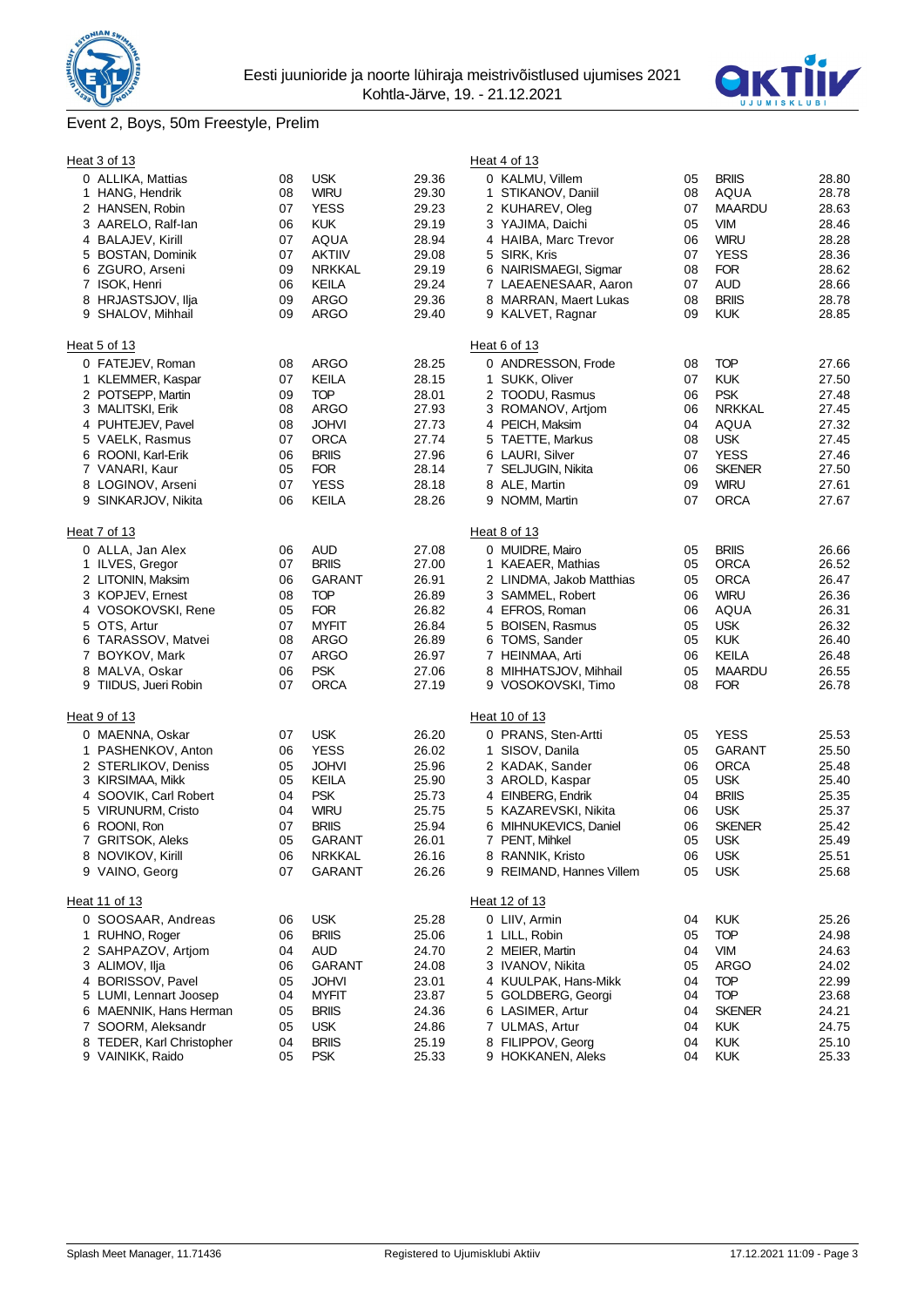Eesti juunioride ja noorte lühiraja meistrivõistlused ujumises 2021
Kohtla-Järve, 19. - 21.12.2021

## Event 2, Boys, 50m Freestyle, Prelim

### Heat 3 of 13

| Lane | Name | YoB | Club | Time |
|---|---|---|---|---|
| 0 | ALLIKA, Mattias | 08 | USK | 29.36 |
| 1 | HANG, Hendrik | 08 | WIRU | 29.30 |
| 2 | HANSEN, Robin | 07 | YESS | 29.23 |
| 3 | AARELO, Ralf-Ian | 06 | KUK | 29.19 |
| 4 | BALAJEV, Kirill | 07 | AQUA | 28.94 |
| 5 | BOSTAN, Dominik | 07 | AKTIIV | 29.08 |
| 6 | ZGURO, Arseni | 09 | NRKKAL | 29.19 |
| 7 | ISOK, Henri | 06 | KEILA | 29.24 |
| 8 | HRJASTSJOV, Ilja | 09 | ARGO | 29.36 |
| 9 | SHALOV, Mihhail | 09 | ARGO | 29.40 |

### Heat 4 of 13

| Lane | Name | YoB | Club | Time |
|---|---|---|---|---|
| 0 | KALMU, Villem | 05 | BRIIS | 28.80 |
| 1 | STIKANOV, Daniil | 08 | AQUA | 28.78 |
| 2 | KUHAREV, Oleg | 07 | MAARDU | 28.63 |
| 3 | YAJIMA, Daichi | 05 | VIM | 28.46 |
| 4 | HAIBA, Marc Trevor | 06 | WIRU | 28.28 |
| 5 | SIRK, Kris | 07 | YESS | 28.36 |
| 6 | NAIRISMAEGI, Sigmar | 08 | FOR | 28.62 |
| 7 | LAEAENESAAR, Aaron | 07 | AUD | 28.66 |
| 8 | MARRAN, Maert Lukas | 08 | BRIIS | 28.78 |
| 9 | KALVET, Ragnar | 09 | KUK | 28.85 |

### Heat 5 of 13

| Lane | Name | YoB | Club | Time |
|---|---|---|---|---|
| 0 | FATEJEV, Roman | 08 | ARGO | 28.25 |
| 1 | KLEMMER, Kaspar | 07 | KEILA | 28.15 |
| 2 | POTSEPP, Martin | 09 | TOP | 28.01 |
| 3 | MALITSKI, Erik | 08 | ARGO | 27.93 |
| 4 | PUHTEJEV, Pavel | 08 | JOHVI | 27.73 |
| 5 | VAELK, Rasmus | 07 | ORCA | 27.74 |
| 6 | ROONI, Karl-Erik | 06 | BRIIS | 27.96 |
| 7 | VANARI, Kaur | 05 | FOR | 28.14 |
| 8 | LOGINOV, Arseni | 07 | YESS | 28.18 |
| 9 | SINKARJOV, Nikita | 06 | KEILA | 28.26 |

### Heat 6 of 13

| Lane | Name | YoB | Club | Time |
|---|---|---|---|---|
| 0 | ANDRESSON, Frode | 08 | TOP | 27.66 |
| 1 | SUKK, Oliver | 07 | KUK | 27.50 |
| 2 | TOODU, Rasmus | 06 | PSK | 27.48 |
| 3 | ROMANOV, Artjom | 06 | NRKKAL | 27.45 |
| 4 | PEICH, Maksim | 04 | AQUA | 27.32 |
| 5 | TAETTE, Markus | 08 | USK | 27.45 |
| 6 | LAURI, Silver | 07 | YESS | 27.46 |
| 7 | SELJUGIN, Nikita | 06 | SKENER | 27.50 |
| 8 | ALE, Martin | 09 | WIRU | 27.61 |
| 9 | NOMM, Martin | 07 | ORCA | 27.67 |

### Heat 7 of 13

| Lane | Name | YoB | Club | Time |
|---|---|---|---|---|
| 0 | ALLA, Jan Alex | 06 | AUD | 27.08 |
| 1 | ILVES, Gregor | 07 | BRIIS | 27.00 |
| 2 | LITONIN, Maksim | 06 | GARANT | 26.91 |
| 3 | KOPJEV, Ernest | 08 | TOP | 26.89 |
| 4 | VOSOKOVSKI, Rene | 05 | FOR | 26.82 |
| 5 | OTS, Artur | 07 | MYFIT | 26.84 |
| 6 | TARASSOV, Matvei | 08 | ARGO | 26.89 |
| 7 | BOYKOV, Mark | 07 | ARGO | 26.97 |
| 8 | MALVA, Oskar | 06 | PSK | 27.06 |
| 9 | TIIDUS, Jueri Robin | 07 | ORCA | 27.19 |

### Heat 8 of 13

| Lane | Name | YoB | Club | Time |
|---|---|---|---|---|
| 0 | MUIDRE, Mairo | 05 | BRIIS | 26.66 |
| 1 | KAEAER, Mathias | 05 | ORCA | 26.52 |
| 2 | LINDMA, Jakob Matthias | 05 | ORCA | 26.47 |
| 3 | SAMMEL, Robert | 06 | WIRU | 26.36 |
| 4 | EFROS, Roman | 06 | AQUA | 26.31 |
| 5 | BOISEN, Rasmus | 05 | USK | 26.32 |
| 6 | TOMS, Sander | 05 | KUK | 26.40 |
| 7 | HEINMAA, Arti | 06 | KEILA | 26.48 |
| 8 | MIHHATSJOV, Mihhail | 05 | MAARDU | 26.55 |
| 9 | VOSOKOVSKI, Timo | 08 | FOR | 26.78 |

### Heat 9 of 13

| Lane | Name | YoB | Club | Time |
|---|---|---|---|---|
| 0 | MAENNA, Oskar | 07 | USK | 26.20 |
| 1 | PASHENKOV, Anton | 06 | YESS | 26.02 |
| 2 | STERLIKOV, Deniss | 05 | JOHVI | 25.96 |
| 3 | KIRSIMAA, Mikk | 05 | KEILA | 25.90 |
| 4 | SOOVIK, Carl Robert | 04 | PSK | 25.73 |
| 5 | VIRUNURM, Cristo | 04 | WIRU | 25.75 |
| 6 | ROONI, Ron | 07 | BRIIS | 25.94 |
| 7 | GRITSOK, Aleks | 05 | GARANT | 26.01 |
| 8 | NOVIKOV, Kirill | 06 | NRKKAL | 26.16 |
| 9 | VAINO, Georg | 07 | GARANT | 26.26 |

### Heat 10 of 13

| Lane | Name | YoB | Club | Time |
|---|---|---|---|---|
| 0 | PRANS, Sten-Artti | 05 | YESS | 25.53 |
| 1 | SISOV, Danila | 05 | GARANT | 25.50 |
| 2 | KADAK, Sander | 06 | ORCA | 25.48 |
| 3 | AROLD, Kaspar | 05 | USK | 25.40 |
| 4 | EINBERG, Endrik | 04 | BRIIS | 25.35 |
| 5 | KAZAREVSKI, Nikita | 06 | USK | 25.37 |
| 6 | MIHNUKEVICS, Daniel | 06 | SKENER | 25.42 |
| 7 | PENT, Mihkel | 05 | USK | 25.49 |
| 8 | RANNIK, Kristo | 06 | USK | 25.51 |
| 9 | REIMAND, Hannes Villem | 05 | USK | 25.68 |

### Heat 11 of 13

| Lane | Name | YoB | Club | Time |
|---|---|---|---|---|
| 0 | SOOSAAR, Andreas | 06 | USK | 25.28 |
| 1 | RUHNO, Roger | 06 | BRIIS | 25.06 |
| 2 | SAHPAZOV, Artjom | 04 | AUD | 24.70 |
| 3 | ALIMOV, Ilja | 06 | GARANT | 24.08 |
| 4 | BORISSOV, Pavel | 05 | JOHVI | 23.01 |
| 5 | LUMI, Lennart Joosep | 04 | MYFIT | 23.87 |
| 6 | MAENNIK, Hans Herman | 05 | BRIIS | 24.36 |
| 7 | SOORM, Aleksandr | 05 | USK | 24.86 |
| 8 | TEDER, Karl Christopher | 04 | BRIIS | 25.19 |
| 9 | VAINIKK, Raido | 05 | PSK | 25.33 |

### Heat 12 of 13

| Lane | Name | YoB | Club | Time |
|---|---|---|---|---|
| 0 | LIIV, Armin | 04 | KUK | 25.26 |
| 1 | LILL, Robin | 05 | TOP | 24.98 |
| 2 | MEIER, Martin | 04 | VIM | 24.63 |
| 3 | IVANOV, Nikita | 05 | ARGO | 24.02 |
| 4 | KUULPAK, Hans-Mikk | 04 | TOP | 22.99 |
| 5 | GOLDBERG, Georgi | 04 | TOP | 23.68 |
| 6 | LASIMER, Artur | 04 | SKENER | 24.21 |
| 7 | ULMAS, Artur | 04 | KUK | 24.75 |
| 8 | FILIPPOV, Georg | 04 | KUK | 25.10 |
| 9 | HOKKANEN, Aleks | 04 | KUK | 25.33 |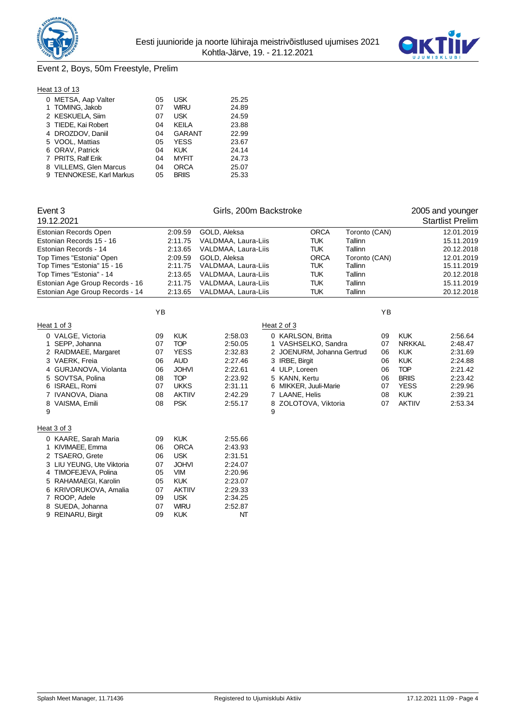## Event 2, Boys, 50m Freestyle, Prelim

Heat 13 of 13

| Lane | Name | YB | Club | Time |
|---|---|---|---|---|
| 0 | METSA, Aap Valter | 05 | USK | 25.25 |
| 1 | TOMING, Jakob | 07 | WIRU | 24.89 |
| 2 | KESKUELA, Siim | 07 | USK | 24.59 |
| 3 | TIEDE, Kai Robert | 04 | KEILA | 23.88 |
| 4 | DROZDOV, Daniil | 04 | GARANT | 22.99 |
| 5 | VOOL, Mattias | 05 | YESS | 23.67 |
| 6 | ORAV, Patrick | 04 | KUK | 24.14 |
| 7 | PRITS, Ralf Erik | 04 | MYFIT | 24.73 |
| 8 | VILLEMS, Glen Marcus | 04 | ORCA | 25.07 |
| 9 | TENNOKESE, Karl Markus | 05 | BRIIS | 25.33 |

## Event 3 — Girls, 200m Backstroke — 2005 and younger

19.12.2021 — Startlist Prelim

| Record | Time | Name | Club | Place | Date |
|---|---|---|---|---|---|
| Estonian Records Open | 2:09.59 | GOLD, Aleksa | ORCA | Toronto (CAN) | 12.01.2019 |
| Estonian Records 15 - 16 | 2:11.75 | VALDMAA, Laura-Liis | TUK | Tallinn | 15.11.2019 |
| Estonian Records - 14 | 2:13.65 | VALDMAA, Laura-Liis | TUK | Tallinn | 20.12.2018 |
| Top Times "Estonia" Open | 2:09.59 | GOLD, Aleksa | ORCA | Toronto (CAN) | 12.01.2019 |
| Top Times "Estonia" 15 - 16 | 2:11.75 | VALDMAA, Laura-Liis | TUK | Tallinn | 15.11.2019 |
| Top Times "Estonia" - 14 | 2:13.65 | VALDMAA, Laura-Liis | TUK | Tallinn | 20.12.2018 |
| Estonian Age Group Records - 16 | 2:11.75 | VALDMAA, Laura-Liis | TUK | Tallinn | 15.11.2019 |
| Estonian Age Group Records - 14 | 2:13.65 | VALDMAA, Laura-Liis | TUK | Tallinn | 20.12.2018 |

Heat 1 of 3

| Lane | Name | YB | Club | Time |
|---|---|---|---|---|
| 0 | VALGE, Victoria | 09 | KUK | 2:58.03 |
| 1 | SEPP, Johanna | 07 | TOP | 2:50.05 |
| 2 | RAIDMAEE, Margaret | 07 | YESS | 2:32.83 |
| 3 | VAERK, Freia | 06 | AUD | 2:27.46 |
| 4 | GURJANOVA, Violanta | 06 | JOHVI | 2:22.61 |
| 5 | SOVTSA, Polina | 08 | TOP | 2:23.92 |
| 6 | ISRAEL, Romi | 07 | UKKS | 2:31.11 |
| 7 | IVANOVA, Diana | 08 | AKTIIV | 2:42.29 |
| 8 | VAISMA, Emili | 08 | PSK | 2:55.17 |
| 9 | | | | |

Heat 2 of 3

| Lane | Name | YB | Club | Time |
|---|---|---|---|---|
| 0 | KARLSON, Britta | 09 | KUK | 2:56.64 |
| 1 | VASHSELKO, Sandra | 07 | NRKKAL | 2:48.47 |
| 2 | JOENURM, Johanna Gertrud | 06 | KUK | 2:31.69 |
| 3 | IRBE, Birgit | 06 | KUK | 2:24.88 |
| 4 | ULP, Loreen | 06 | TOP | 2:21.42 |
| 5 | KANN, Kertu | 06 | BRIIS | 2:23.42 |
| 6 | MIKKER, Juuli-Marie | 07 | YESS | 2:29.96 |
| 7 | LAANE, Helis | 08 | KUK | 2:39.21 |
| 8 | ZOLOTOVA, Viktoria | 07 | AKTIIV | 2:53.34 |
| 9 | | | | |

Heat 3 of 3

| Lane | Name | YB | Club | Time |
|---|---|---|---|---|
| 0 | KAARE, Sarah Maria | 09 | KUK | 2:55.66 |
| 1 | KIVIMAEE, Emma | 06 | ORCA | 2:43.93 |
| 2 | TSAERO, Grete | 06 | USK | 2:31.51 |
| 3 | LIU YEUNG, Ute Viktoria | 07 | JOHVI | 2:24.07 |
| 4 | TIMOFEJEVA, Polina | 05 | VIM | 2:20.96 |
| 5 | RAHAMAEGI, Karolin | 05 | KUK | 2:23.07 |
| 6 | KRIVORUKOVA, Amalia | 07 | AKTIIV | 2:29.33 |
| 7 | ROOP, Adele | 09 | USK | 2:34.25 |
| 8 | SUEDA, Johanna | 07 | WIRU | 2:52.87 |
| 9 | REINARU, Birgit | 09 | KUK | NT |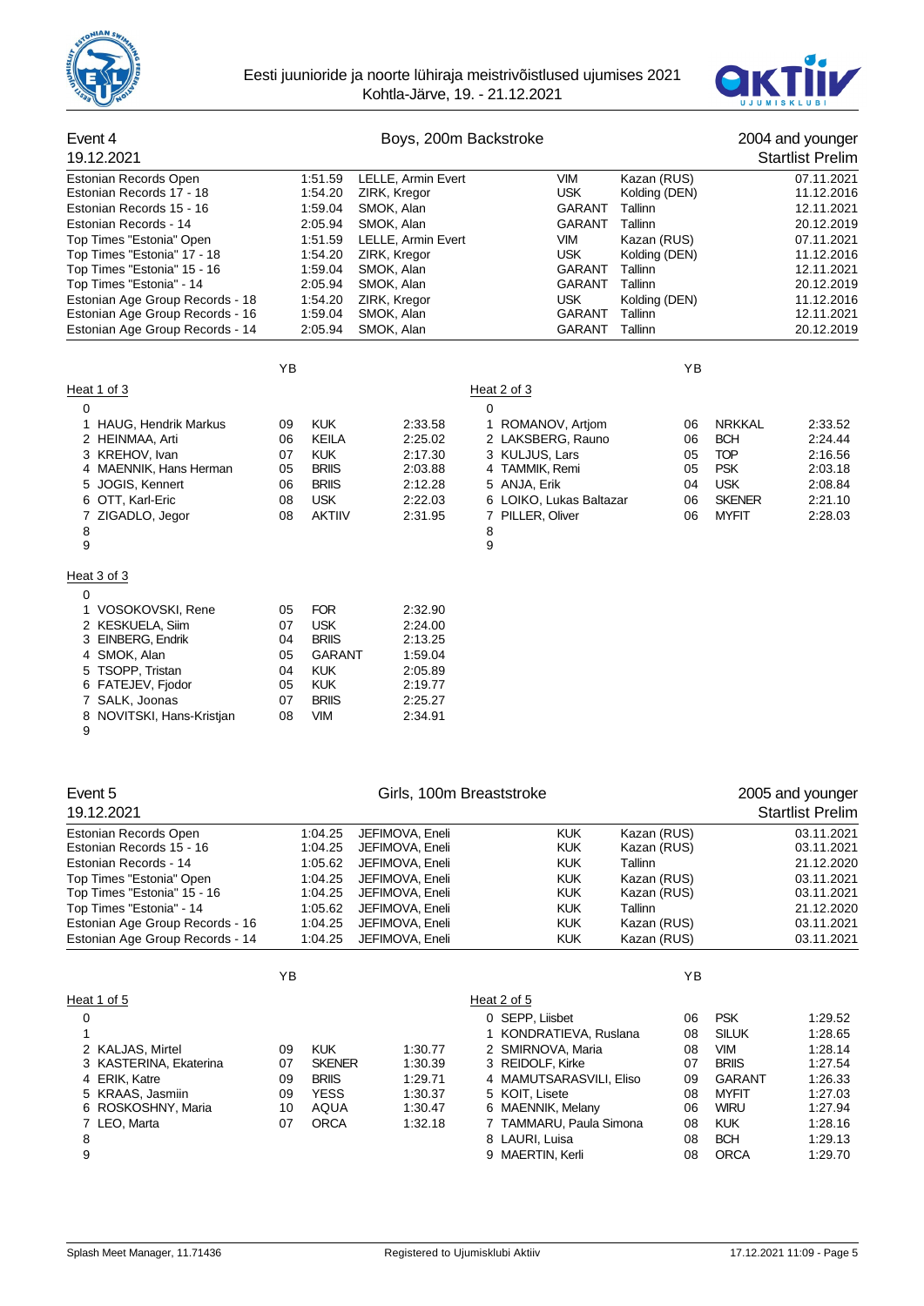Eesti juunioride ja noorte lühiraja meistrivõistlused ujumises 2021
Kohtla-Järve, 19. - 21.12.2021

## Event 4 — Boys, 200m Backstroke — 2004 and younger

19.12.2021 — Startlist Prelim

| Record | Time | Name | Club | Place | Date |
|---|---|---|---|---|---|
| Estonian Records Open | 1:51.59 | LELLE, Armin Evert | VIM | Kazan (RUS) | 07.11.2021 |
| Estonian Records 17 - 18 | 1:54.20 | ZIRK, Kregor | USK | Kolding (DEN) | 11.12.2016 |
| Estonian Records 15 - 16 | 1:59.04 | SMOK, Alan | GARANT | Tallinn | 12.11.2021 |
| Estonian Records - 14 | 2:05.94 | SMOK, Alan | GARANT | Tallinn | 20.12.2019 |
| Top Times "Estonia" Open | 1:51.59 | LELLE, Armin Evert | VIM | Kazan (RUS) | 07.11.2021 |
| Top Times "Estonia" 17 - 18 | 1:54.20 | ZIRK, Kregor | USK | Kolding (DEN) | 11.12.2016 |
| Top Times "Estonia" 15 - 16 | 1:59.04 | SMOK, Alan | GARANT | Tallinn | 12.11.2021 |
| Top Times "Estonia" - 14 | 2:05.94 | SMOK, Alan | GARANT | Tallinn | 20.12.2019 |
| Estonian Age Group Records - 18 | 1:54.20 | ZIRK, Kregor | USK | Kolding (DEN) | 11.12.2016 |
| Estonian Age Group Records - 16 | 1:59.04 | SMOK, Alan | GARANT | Tallinn | 12.11.2021 |
| Estonian Age Group Records - 14 | 2:05.94 | SMOK, Alan | GARANT | Tallinn | 20.12.2019 |

### Heat 1 of 3

| Lane | Name | YB | Club | Time |
|---|---|---|---|---|
| 0 | | | | |
| 1 | HAUG, Hendrik Markus | 09 | KUK | 2:33.58 |
| 2 | HEINMAA, Arti | 06 | KEILA | 2:25.02 |
| 3 | KREHOV, Ivan | 07 | KUK | 2:17.30 |
| 4 | MAENNIK, Hans Herman | 05 | BRIIS | 2:03.88 |
| 5 | JOGIS, Kennert | 06 | BRIIS | 2:12.28 |
| 6 | OTT, Karl-Eric | 08 | USK | 2:22.03 |
| 7 | ZIGADLO, Jegor | 08 | AKTIIV | 2:31.95 |
| 8 | | | | |
| 9 | | | | |

### Heat 2 of 3

| Lane | Name | YB | Club | Time |
|---|---|---|---|---|
| 0 | | | | |
| 1 | ROMANOV, Artjom | 06 | NRKKAL | 2:33.52 |
| 2 | LAKSBERG, Rauno | 06 | BCH | 2:24.44 |
| 3 | KULJUS, Lars | 05 | TOP | 2:16.56 |
| 4 | TAMMIK, Remi | 05 | PSK | 2:03.18 |
| 5 | ANJA, Erik | 04 | USK | 2:08.84 |
| 6 | LOIKO, Lukas Baltazar | 06 | SKENER | 2:21.10 |
| 7 | PILLER, Oliver | 06 | MYFIT | 2:28.03 |
| 8 | | | | |
| 9 | | | | |

### Heat 3 of 3

| Lane | Name | YB | Club | Time |
|---|---|---|---|---|
| 0 | | | | |
| 1 | VOSOKOVSKI, Rene | 05 | FOR | 2:32.90 |
| 2 | KESKUELA, Siim | 07 | USK | 2:24.00 |
| 3 | EINBERG, Endrik | 04 | BRIIS | 2:13.25 |
| 4 | SMOK, Alan | 05 | GARANT | 1:59.04 |
| 5 | TSOPP, Tristan | 04 | KUK | 2:05.89 |
| 6 | FATEJEV, Fjodor | 05 | KUK | 2:19.77 |
| 7 | SALK, Joonas | 07 | BRIIS | 2:25.27 |
| 8 | NOVITSKI, Hans-Kristjan | 08 | VIM | 2:34.91 |
| 9 | | | | |

## Event 5 — Girls, 100m Breaststroke — 2005 and younger

19.12.2021 — Startlist Prelim

| Record | Time | Name | Club | Place | Date |
|---|---|---|---|---|---|
| Estonian Records Open | 1:04.25 | JEFIMOVA, Eneli | KUK | Kazan (RUS) | 03.11.2021 |
| Estonian Records 15 - 16 | 1:04.25 | JEFIMOVA, Eneli | KUK | Kazan (RUS) | 03.11.2021 |
| Estonian Records - 14 | 1:05.62 | JEFIMOVA, Eneli | KUK | Tallinn | 21.12.2020 |
| Top Times "Estonia" Open | 1:04.25 | JEFIMOVA, Eneli | KUK | Kazan (RUS) | 03.11.2021 |
| Top Times "Estonia" 15 - 16 | 1:04.25 | JEFIMOVA, Eneli | KUK | Kazan (RUS) | 03.11.2021 |
| Top Times "Estonia" - 14 | 1:05.62 | JEFIMOVA, Eneli | KUK | Tallinn | 21.12.2020 |
| Estonian Age Group Records - 16 | 1:04.25 | JEFIMOVA, Eneli | KUK | Kazan (RUS) | 03.11.2021 |
| Estonian Age Group Records - 14 | 1:04.25 | JEFIMOVA, Eneli | KUK | Kazan (RUS) | 03.11.2021 |

### Heat 1 of 5

| Lane | Name | YB | Club | Time |
|---|---|---|---|---|
| 0 | | | | |
| 1 | | | | |
| 2 | KALJAS, Mirtel | 09 | KUK | 1:30.77 |
| 3 | KASTERINA, Ekaterina | 07 | SKENER | 1:30.39 |
| 4 | ERIK, Katre | 09 | BRIIS | 1:29.71 |
| 5 | KRAAS, Jasmiin | 09 | YESS | 1:30.37 |
| 6 | ROSKOSHNY, Maria | 10 | AQUA | 1:30.47 |
| 7 | LEO, Marta | 07 | ORCA | 1:32.18 |
| 8 | | | | |
| 9 | | | | |

### Heat 2 of 5

| Lane | Name | YB | Club | Time |
|---|---|---|---|---|
| 0 | SEPP, Liisbet | 06 | PSK | 1:29.52 |
| 1 | KONDRATIEVA, Ruslana | 08 | SILUK | 1:28.65 |
| 2 | SMIRNOVA, Maria | 08 | VIM | 1:28.14 |
| 3 | REIDOLF, Kirke | 07 | BRIIS | 1:27.54 |
| 4 | MAMUTSARASVILI, Eliso | 09 | GARANT | 1:26.33 |
| 5 | KOIT, Lisete | 08 | MYFIT | 1:27.03 |
| 6 | MAENNIK, Melany | 06 | WIRU | 1:27.94 |
| 7 | TAMMARU, Paula Simona | 08 | KUK | 1:28.16 |
| 8 | LAURI, Luisa | 08 | BCH | 1:29.13 |
| 9 | MAERTIN, Kerli | 08 | ORCA | 1:29.70 |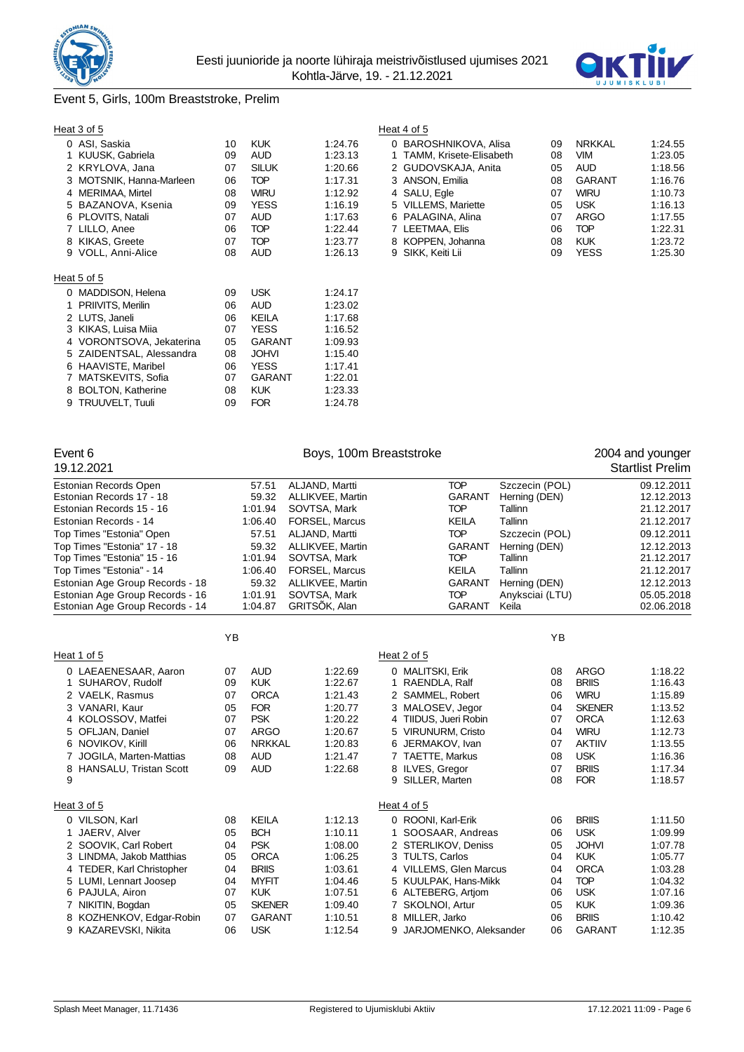## Event 5, Girls, 100m Breaststroke, Prelim

**Heat 3 of 5**

| Lane | Name | YB | Club | Time |
|---|---|---|---|---|
| 0 | ASI, Saskia | 10 | KUK | 1:24.76 |
| 1 | KUUSK, Gabriela | 09 | AUD | 1:23.13 |
| 2 | KRYLOVA, Jana | 07 | SILUK | 1:20.66 |
| 3 | MOTSNIK, Hanna-Marleen | 06 | TOP | 1:17.31 |
| 4 | MERIMAA, Mirtel | 08 | WIRU | 1:12.92 |
| 5 | BAZANOVA, Ksenia | 09 | YESS | 1:16.19 |
| 6 | PLOVITS, Natali | 07 | AUD | 1:17.63 |
| 7 | LILLO, Anee | 06 | TOP | 1:22.44 |
| 8 | KIKAS, Greete | 07 | TOP | 1:23.77 |
| 9 | VOLL, Anni-Alice | 08 | AUD | 1:26.13 |

**Heat 4 of 5**

| Lane | Name | YB | Club | Time |
|---|---|---|---|---|
| 0 | BAROSHNIKOVA, Alisa | 09 | NRKKAL | 1:24.55 |
| 1 | TAMM, Krisete-Elisabeth | 08 | VIM | 1:23.05 |
| 2 | GUDOVSKAJA, Anita | 05 | AUD | 1:18.56 |
| 3 | ANSON, Emilia | 08 | GARANT | 1:16.76 |
| 4 | SALU, Egle | 07 | WIRU | 1:10.73 |
| 5 | VILLEMS, Mariette | 05 | USK | 1:16.13 |
| 6 | PALAGINA, Alina | 07 | ARGO | 1:17.55 |
| 7 | LEETMAA, Elis | 06 | TOP | 1:22.31 |
| 8 | KOPPEN, Johanna | 08 | KUK | 1:23.72 |
| 9 | SIKK, Keiti Lii | 09 | YESS | 1:25.30 |

**Heat 5 of 5**

| Lane | Name | YB | Club | Time |
|---|---|---|---|---|
| 0 | MADDISON, Helena | 09 | USK | 1:24.17 |
| 1 | PRIIVITS, Merilin | 06 | AUD | 1:23.02 |
| 2 | LUTS, Janeli | 06 | KEILA | 1:17.68 |
| 3 | KIKAS, Luisa Miia | 07 | YESS | 1:16.52 |
| 4 | VORONTSOVA, Jekaterina | 05 | GARANT | 1:09.93 |
| 5 | ZAIDENTSAL, Alessandra | 08 | JOHVI | 1:15.40 |
| 6 | HAAVISTE, Maribel | 06 | YESS | 1:17.41 |
| 7 | MATSKEVITS, Sofia | 07 | GARANT | 1:22.01 |
| 8 | BOLTON, Katherine | 08 | KUK | 1:23.33 |
| 9 | TRUUVELT, Tuuli | 09 | FOR | 1:24.78 |

## Event 6 — Boys, 100m Breaststroke — 2004 and younger

19.12.2021 — Startlist Prelim

| Record | Time | Name | Club | Place | Date |
|---|---|---|---|---|---|
| Estonian Records Open | 57.51 | ALJAND, Martti | TOP | Szczecin (POL) | 09.12.2011 |
| Estonian Records 17 - 18 | 59.32 | ALLIKVEE, Martin | GARANT | Herning (DEN) | 12.12.2013 |
| Estonian Records 15 - 16 | 1:01.94 | SOVTSA, Mark | TOP | Tallinn | 21.12.2017 |
| Estonian Records - 14 | 1:06.40 | FORSEL, Marcus | KEILA | Tallinn | 21.12.2017 |
| Top Times "Estonia" Open | 57.51 | ALJAND, Martti | TOP | Szczecin (POL) | 09.12.2011 |
| Top Times "Estonia" 17 - 18 | 59.32 | ALLIKVEE, Martin | GARANT | Herning (DEN) | 12.12.2013 |
| Top Times "Estonia" 15 - 16 | 1:01.94 | SOVTSA, Mark | TOP | Tallinn | 21.12.2017 |
| Top Times "Estonia" - 14 | 1:06.40 | FORSEL, Marcus | KEILA | Tallinn | 21.12.2017 |
| Estonian Age Group Records - 18 | 59.32 | ALLIKVEE, Martin | GARANT | Herning (DEN) | 12.12.2013 |
| Estonian Age Group Records - 16 | 1:01.91 | SOVTSA, Mark | TOP | Anyksciai (LTU) | 05.05.2018 |
| Estonian Age Group Records - 14 | 1:04.87 | GRITSÕK, Alan | GARANT | Keila | 02.06.2018 |

**Heat 1 of 5**

| Lane | Name | YB | Club | Time |
|---|---|---|---|---|
| 0 | LAEAENESAAR, Aaron | 07 | AUD | 1:22.69 |
| 1 | SUHAROV, Rudolf | 09 | KUK | 1:22.67 |
| 2 | VAELK, Rasmus | 07 | ORCA | 1:21.43 |
| 3 | VANARI, Kaur | 05 | FOR | 1:20.77 |
| 4 | KOLOSSOV, Matfei | 07 | PSK | 1:20.22 |
| 5 | OFLJAN, Daniel | 07 | ARGO | 1:20.67 |
| 6 | NOVIKOV, Kirill | 06 | NRKKAL | 1:20.83 |
| 7 | JOGILA, Marten-Mattias | 08 | AUD | 1:21.47 |
| 8 | HANSALU, Tristan Scott | 09 | AUD | 1:22.68 |
| 9 | | | | |

**Heat 2 of 5**

| Lane | Name | YB | Club | Time |
|---|---|---|---|---|
| 0 | MALITSKI, Erik | 08 | ARGO | 1:18.22 |
| 1 | RAENDLA, Ralf | 08 | BRIIS | 1:16.43 |
| 2 | SAMMEL, Robert | 06 | WIRU | 1:15.89 |
| 3 | MALOSEV, Jegor | 04 | SKENER | 1:13.52 |
| 4 | TIIDUS, Jueri Robin | 07 | ORCA | 1:12.63 |
| 5 | VIRUNURM, Cristo | 04 | WIRU | 1:12.73 |
| 6 | JERMAKOV, Ivan | 07 | AKTIIV | 1:13.55 |
| 7 | TAETTE, Markus | 08 | USK | 1:16.36 |
| 8 | ILVES, Gregor | 07 | BRIIS | 1:17.34 |
| 9 | SILLER, Marten | 08 | FOR | 1:18.57 |

**Heat 3 of 5**

| Lane | Name | YB | Club | Time |
|---|---|---|---|---|
| 0 | VILSON, Karl | 08 | KEILA | 1:12.13 |
| 1 | JAERV, Alver | 05 | BCH | 1:10.11 |
| 2 | SOOVIK, Carl Robert | 04 | PSK | 1:08.00 |
| 3 | LINDMA, Jakob Matthias | 05 | ORCA | 1:06.25 |
| 4 | TEDER, Karl Christopher | 04 | BRIIS | 1:03.61 |
| 5 | LUMI, Lennart Joosep | 04 | MYFIT | 1:04.46 |
| 6 | PAJULA, Airon | 07 | KUK | 1:07.51 |
| 7 | NIKITIN, Bogdan | 05 | SKENER | 1:09.40 |
| 8 | KOZHENKOV, Edgar-Robin | 07 | GARANT | 1:10.51 |
| 9 | KAZAREVSKI, Nikita | 06 | USK | 1:12.54 |

**Heat 4 of 5**

| Lane | Name | YB | Club | Time |
|---|---|---|---|---|
| 0 | ROONI, Karl-Erik | 06 | BRIIS | 1:11.50 |
| 1 | SOOSAAR, Andreas | 06 | USK | 1:09.99 |
| 2 | STERLIKOV, Deniss | 05 | JOHVI | 1:07.78 |
| 3 | TULTS, Carlos | 04 | KUK | 1:05.77 |
| 4 | VILLEMS, Glen Marcus | 04 | ORCA | 1:03.28 |
| 5 | KUULPAK, Hans-Mikk | 04 | TOP | 1:04.32 |
| 6 | ALTEBERG, Artjom | 06 | USK | 1:07.16 |
| 7 | SKOLNOI, Artur | 05 | KUK | 1:09.36 |
| 8 | MILLER, Jarko | 06 | BRIIS | 1:10.42 |
| 9 | JARJOMENKO, Aleksander | 06 | GARANT | 1:12.35 |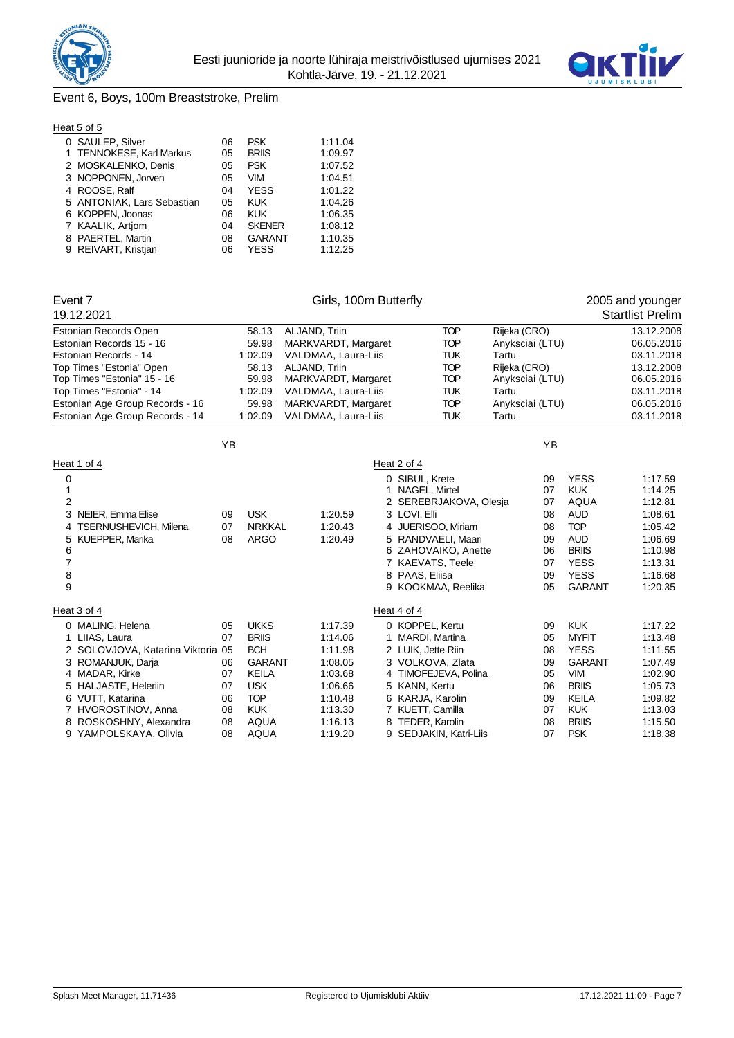## Event 6, Boys, 100m Breaststroke, Prelim

Heat 5 of 5

| Lane | Name | YB | Club | Time |
|---|---|---|---|---|
| 0 | SAULEP, Silver | 06 | PSK | 1:11.04 |
| 1 | TENNOKESE, Karl Markus | 05 | BRIIS | 1:09.97 |
| 2 | MOSKALENKO, Denis | 05 | PSK | 1:07.52 |
| 3 | NOPPONEN, Jorven | 05 | VIM | 1:04.51 |
| 4 | ROOSE, Ralf | 04 | YESS | 1:01.22 |
| 5 | ANTONIAK, Lars Sebastian | 05 | KUK | 1:04.26 |
| 6 | KOPPEN, Joonas | 06 | KUK | 1:06.35 |
| 7 | KAALIK, Artjom | 04 | SKENER | 1:08.12 |
| 8 | PAERTEL, Martin | 08 | GARANT | 1:10.35 |
| 9 | REIVART, Kristjan | 06 | YESS | 1:12.25 |

## Event 7 — Girls, 100m Butterfly — 2005 and younger

19.12.2021 — Startlist Prelim

| Record | Time | Name | Club | Place | Date |
|---|---|---|---|---|---|
| Estonian Records Open | 58.13 | ALJAND, Triin | TOP | Rijeka (CRO) | 13.12.2008 |
| Estonian Records 15 - 16 | 59.98 | MARKVARDT, Margaret | TOP | Anyksciai (LTU) | 06.05.2016 |
| Estonian Records - 14 | 1:02.09 | VALDMAA, Laura-Liis | TUK | Tartu | 03.11.2018 |
| Top Times "Estonia" Open | 58.13 | ALJAND, Triin | TOP | Rijeka (CRO) | 13.12.2008 |
| Top Times "Estonia" 15 - 16 | 59.98 | MARKVARDT, Margaret | TOP | Anyksciai (LTU) | 06.05.2016 |
| Top Times "Estonia" - 14 | 1:02.09 | VALDMAA, Laura-Liis | TUK | Tartu | 03.11.2018 |
| Estonian Age Group Records - 16 | 59.98 | MARKVARDT, Margaret | TOP | Anyksciai (LTU) | 06.05.2016 |
| Estonian Age Group Records - 14 | 1:02.09 | VALDMAA, Laura-Liis | TUK | Tartu | 03.11.2018 |

Heat 1 of 4

| Lane | Name | YB | Club | Time |
|---|---|---|---|---|
| 0 | | | | |
| 1 | | | | |
| 2 | | | | |
| 3 | NEIER, Emma Elise | 09 | USK | 1:20.59 |
| 4 | TSERNUSHEVICH, Milena | 07 | NRKKAL | 1:20.43 |
| 5 | KUEPPER, Marika | 08 | ARGO | 1:20.49 |
| 6 | | | | |
| 7 | | | | |
| 8 | | | | |
| 9 | | | | |

Heat 2 of 4

| Lane | Name | YB | Club | Time |
|---|---|---|---|---|
| 0 | SIBUL, Krete | 09 | YESS | 1:17.59 |
| 1 | NAGEL, Mirtel | 07 | KUK | 1:14.25 |
| 2 | SEREBRJAKOVA, Olesja | 07 | AQUA | 1:12.81 |
| 3 | LOVI, Elli | 08 | AUD | 1:08.61 |
| 4 | JUERISOO, Miriam | 08 | TOP | 1:05.42 |
| 5 | RANDVAELI, Maari | 09 | AUD | 1:06.69 |
| 6 | ZAHOVAIKO, Anette | 06 | BRIIS | 1:10.98 |
| 7 | KAEVATS, Teele | 07 | YESS | 1:13.31 |
| 8 | PAAS, Eliisa | 09 | YESS | 1:16.68 |
| 9 | KOOKMAA, Reelika | 05 | GARANT | 1:20.35 |

Heat 3 of 4

| Lane | Name | YB | Club | Time |
|---|---|---|---|---|
| 0 | MALING, Helena | 05 | UKKS | 1:17.39 |
| 1 | LIIAS, Laura | 07 | BRIIS | 1:14.06 |
| 2 | SOLOVJOVA, Katarina Viktoria | 05 | BCH | 1:11.98 |
| 3 | ROMANJUK, Darja | 06 | GARANT | 1:08.05 |
| 4 | MADAR, Kirke | 07 | KEILA | 1:03.68 |
| 5 | HALJASTE, Heleriin | 07 | USK | 1:06.66 |
| 6 | VUTT, Katarina | 06 | TOP | 1:10.48 |
| 7 | HVOROSTINOV, Anna | 08 | KUK | 1:13.30 |
| 8 | ROSKOSHNY, Alexandra | 08 | AQUA | 1:16.13 |
| 9 | YAMPOLSKAYA, Olivia | 08 | AQUA | 1:19.20 |

Heat 4 of 4

| Lane | Name | YB | Club | Time |
|---|---|---|---|---|
| 0 | KOPPEL, Kertu | 09 | KUK | 1:17.22 |
| 1 | MARDI, Martina | 05 | MYFIT | 1:13.48 |
| 2 | LUIK, Jette Riin | 08 | YESS | 1:11.55 |
| 3 | VOLKOVA, Zlata | 09 | GARANT | 1:07.49 |
| 4 | TIMOFEJEVA, Polina | 05 | VIM | 1:02.90 |
| 5 | KANN, Kertu | 06 | BRIIS | 1:05.73 |
| 6 | KARJA, Karolin | 09 | KEILA | 1:09.82 |
| 7 | KUETT, Camilla | 07 | KUK | 1:13.03 |
| 8 | TEDER, Karolin | 08 | BRIIS | 1:15.50 |
| 9 | SEDJAKIN, Katri-Liis | 07 | PSK | 1:18.38 |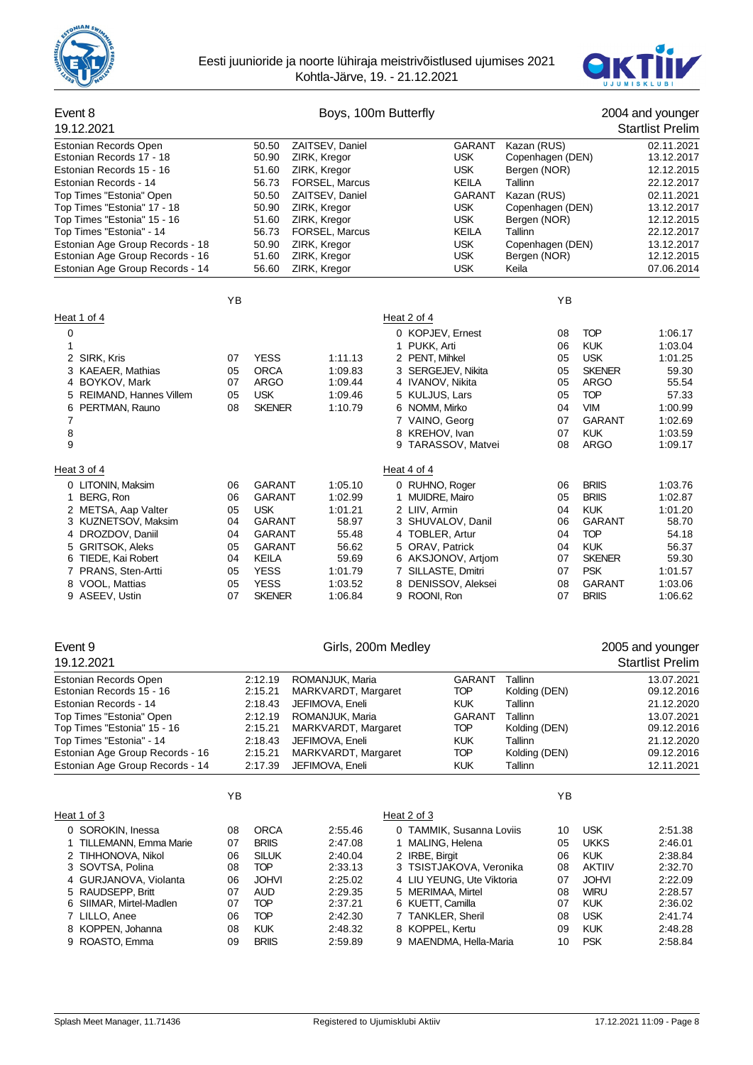Eesti juunioride ja noorte lühiraja meistrivõistlused ujumises 2021
Kohtla-Järve, 19. - 21.12.2021

## Event 8 — Boys, 100m Butterfly — 2004 and younger

19.12.2021 — Startlist Prelim

| Record | Time | Name | Club | Place | Date |
|---|---|---|---|---|---|
| Estonian Records Open | 50.50 | ZAITSEV, Daniel | GARANT | Kazan (RUS) | 02.11.2021 |
| Estonian Records 17 - 18 | 50.90 | ZIRK, Kregor | USK | Copenhagen (DEN) | 13.12.2017 |
| Estonian Records 15 - 16 | 51.60 | ZIRK, Kregor | USK | Bergen (NOR) | 12.12.2015 |
| Estonian Records - 14 | 56.73 | FORSEL, Marcus | KEILA | Tallinn | 22.12.2017 |
| Top Times "Estonia" Open | 50.50 | ZAITSEV, Daniel | GARANT | Kazan (RUS) | 02.11.2021 |
| Top Times "Estonia" 17 - 18 | 50.90 | ZIRK, Kregor | USK | Copenhagen (DEN) | 13.12.2017 |
| Top Times "Estonia" 15 - 16 | 51.60 | ZIRK, Kregor | USK | Bergen (NOR) | 12.12.2015 |
| Top Times "Estonia" - 14 | 56.73 | FORSEL, Marcus | KEILA | Tallinn | 22.12.2017 |
| Estonian Age Group Records - 18 | 50.90 | ZIRK, Kregor | USK | Copenhagen (DEN) | 13.12.2017 |
| Estonian Age Group Records - 16 | 51.60 | ZIRK, Kregor | USK | Bergen (NOR) | 12.12.2015 |
| Estonian Age Group Records - 14 | 56.60 | ZIRK, Kregor | USK | Keila | 07.06.2014 |

### Heat 1 of 4

| Lane | Name | YB | Club | Time |
|---|---|---|---|---|
| 0 | | | | |
| 1 | | | | |
| 2 | SIRK, Kris | 07 | YESS | 1:11.13 |
| 3 | KAEAER, Mathias | 05 | ORCA | 1:09.83 |
| 4 | BOYKOV, Mark | 07 | ARGO | 1:09.44 |
| 5 | REIMAND, Hannes Villem | 05 | USK | 1:09.46 |
| 6 | PERTMAN, Rauno | 08 | SKENER | 1:10.79 |
| 7 | | | | |
| 8 | | | | |
| 9 | | | | |

### Heat 2 of 4

| Lane | Name | YB | Club | Time |
|---|---|---|---|---|
| 0 | KOPJEV, Ernest | 08 | TOP | 1:06.17 |
| 1 | PUKK, Arti | 06 | KUK | 1:03.04 |
| 2 | PENT, Mihkel | 05 | USK | 1:01.25 |
| 3 | SERGEJEV, Nikita | 05 | SKENER | 59.30 |
| 4 | IVANOV, Nikita | 05 | ARGO | 55.54 |
| 5 | KULJUS, Lars | 05 | TOP | 57.33 |
| 6 | NOMM, Mirko | 04 | VIM | 1:00.99 |
| 7 | VAINO, Georg | 07 | GARANT | 1:02.69 |
| 8 | KREHOV, Ivan | 07 | KUK | 1:03.59 |
| 9 | TARASSOV, Matvei | 08 | ARGO | 1:09.17 |

### Heat 3 of 4

| Lane | Name | YB | Club | Time |
|---|---|---|---|---|
| 0 | LITONIN, Maksim | 06 | GARANT | 1:05.10 |
| 1 | BERG, Ron | 06 | GARANT | 1:02.99 |
| 2 | METSA, Aap Valter | 05 | USK | 1:01.21 |
| 3 | KUZNETSOV, Maksim | 04 | GARANT | 58.97 |
| 4 | DROZDOV, Daniil | 04 | GARANT | 55.48 |
| 5 | GRITSOK, Aleks | 05 | GARANT | 56.62 |
| 6 | TIEDE, Kai Robert | 04 | KEILA | 59.69 |
| 7 | PRANS, Sten-Artti | 05 | YESS | 1:01.79 |
| 8 | VOOL, Mattias | 05 | YESS | 1:03.52 |
| 9 | ASEEV, Ustin | 07 | SKENER | 1:06.84 |

### Heat 4 of 4

| Lane | Name | YB | Club | Time |
|---|---|---|---|---|
| 0 | RUHNO, Roger | 06 | BRIIS | 1:03.76 |
| 1 | MUIDRE, Mairo | 05 | BRIIS | 1:02.87 |
| 2 | LIIV, Armin | 04 | KUK | 1:01.20 |
| 3 | SHUVALOV, Danil | 06 | GARANT | 58.70 |
| 4 | TOBLER, Artur | 04 | TOP | 54.18 |
| 5 | ORAV, Patrick | 04 | KUK | 56.37 |
| 6 | AKSJONOV, Artjom | 07 | SKENER | 59.30 |
| 7 | SILLASTE, Dmitri | 07 | PSK | 1:01.57 |
| 8 | DENISSOV, Aleksei | 08 | GARANT | 1:03.06 |
| 9 | ROONI, Ron | 07 | BRIIS | 1:06.62 |

## Event 9 — Girls, 200m Medley — 2005 and younger

19.12.2021 — Startlist Prelim

| Record | Time | Name | Club | Place | Date |
|---|---|---|---|---|---|
| Estonian Records Open | 2:12.19 | ROMANJUK, Maria | GARANT | Tallinn | 13.07.2021 |
| Estonian Records 15 - 16 | 2:15.21 | MARKVARDT, Margaret | TOP | Kolding (DEN) | 09.12.2016 |
| Estonian Records - 14 | 2:18.43 | JEFIMOVA, Eneli | KUK | Tallinn | 21.12.2020 |
| Top Times "Estonia" Open | 2:12.19 | ROMANJUK, Maria | GARANT | Tallinn | 13.07.2021 |
| Top Times "Estonia" 15 - 16 | 2:15.21 | MARKVARDT, Margaret | TOP | Kolding (DEN) | 09.12.2016 |
| Top Times "Estonia" - 14 | 2:18.43 | JEFIMOVA, Eneli | KUK | Tallinn | 21.12.2020 |
| Estonian Age Group Records - 16 | 2:15.21 | MARKVARDT, Margaret | TOP | Kolding (DEN) | 09.12.2016 |
| Estonian Age Group Records - 14 | 2:17.39 | JEFIMOVA, Eneli | KUK | Tallinn | 12.11.2021 |

### Heat 1 of 3

| Lane | Name | YB | Club | Time |
|---|---|---|---|---|
| 0 | SOROKIN, Inessa | 08 | ORCA | 2:55.46 |
| 1 | TILLEMANN, Emma Marie | 07 | BRIIS | 2:47.08 |
| 2 | TIHHONOVA, Nikol | 06 | SILUK | 2:40.04 |
| 3 | SOVTSA, Polina | 08 | TOP | 2:33.13 |
| 4 | GURJANOVA, Violanta | 06 | JOHVI | 2:25.02 |
| 5 | RAUDSEPP, Britt | 07 | AUD | 2:29.35 |
| 6 | SIIMAR, Mirtel-Madlen | 07 | TOP | 2:37.21 |
| 7 | LILLO, Anee | 06 | TOP | 2:42.30 |
| 8 | KOPPEN, Johanna | 08 | KUK | 2:48.32 |
| 9 | ROASTO, Emma | 09 | BRIIS | 2:59.89 |

### Heat 2 of 3

| Lane | Name | YB | Club | Time |
|---|---|---|---|---|
| 0 | TAMMIK, Susanna Loviis | 10 | USK | 2:51.38 |
| 1 | MALING, Helena | 05 | UKKS | 2:46.01 |
| 2 | IRBE, Birgit | 06 | KUK | 2:38.84 |
| 3 | TSISTJAKOVA, Veronika | 08 | AKTIIV | 2:32.70 |
| 4 | LIU YEUNG, Ute Viktoria | 07 | JOHVI | 2:22.09 |
| 5 | MERIMAA, Mirtel | 08 | WIRU | 2:28.57 |
| 6 | KUETT, Camilla | 07 | KUK | 2:36.02 |
| 7 | TANKLER, Sheril | 08 | USK | 2:41.74 |
| 8 | KOPPEL, Kertu | 09 | KUK | 2:48.28 |
| 9 | MAENDMA, Hella-Maria | 10 | PSK | 2:58.84 |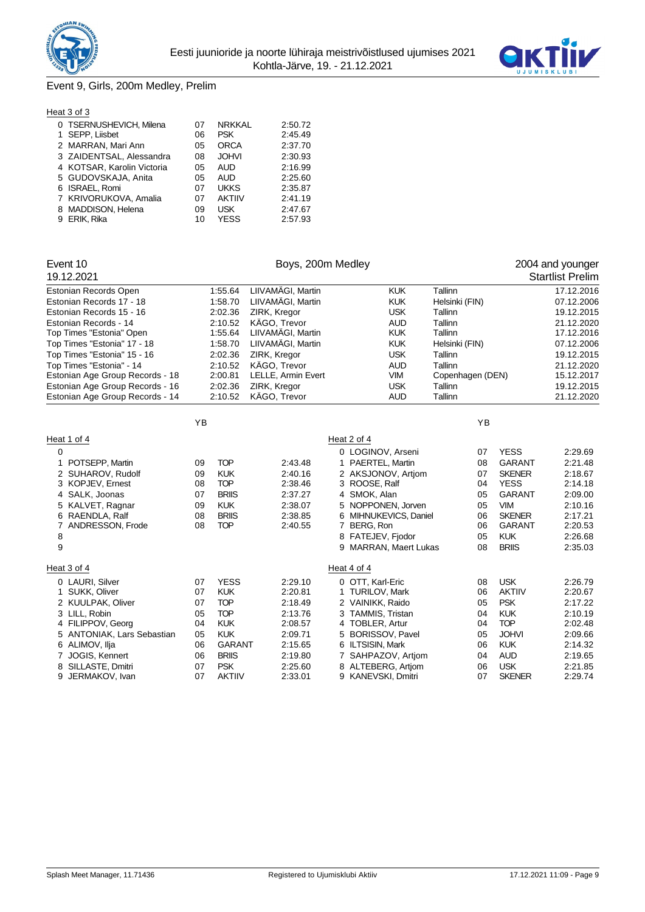## Event 9, Girls, 200m Medley, Prelim

Heat 3 of 3

| Lane | Name | YB | Club | Time |
|---|---|---|---|---|
| 0 | TSERNUSHEVICH, Milena | 07 | NRKKAL | 2:50.72 |
| 1 | SEPP, Liisbet | 06 | PSK | 2:45.49 |
| 2 | MARRAN, Mari Ann | 05 | ORCA | 2:37.70 |
| 3 | ZAIDENTSAL, Alessandra | 08 | JOHVI | 2:30.93 |
| 4 | KOTSAR, Karolin Victoria | 05 | AUD | 2:16.99 |
| 5 | GUDOVSKAJA, Anita | 05 | AUD | 2:25.60 |
| 6 | ISRAEL, Romi | 07 | UKKS | 2:35.87 |
| 7 | KRIVORUKOVA, Amalia | 07 | AKTIIV | 2:41.19 |
| 8 | MADDISON, Helena | 09 | USK | 2:47.67 |
| 9 | ERIK, Rika | 10 | YESS | 2:57.93 |

## Event 10 — Boys, 200m Medley — 2004 and younger

19.12.2021 — Startlist Prelim

| Record | Time | Name | Club | Place | Date |
|---|---|---|---|---|---|
| Estonian Records Open | 1:55.64 | LIIVAMÄGI, Martin | KUK | Tallinn | 17.12.2016 |
| Estonian Records 17 - 18 | 1:58.70 | LIIVAMÄGI, Martin | KUK | Helsinki (FIN) | 07.12.2006 |
| Estonian Records 15 - 16 | 2:02.36 | ZIRK, Kregor | USK | Tallinn | 19.12.2015 |
| Estonian Records - 14 | 2:10.52 | KÄGO, Trevor | AUD | Tallinn | 21.12.2020 |
| Top Times "Estonia" Open | 1:55.64 | LIIVAMÄGI, Martin | KUK | Tallinn | 17.12.2016 |
| Top Times "Estonia" 17 - 18 | 1:58.70 | LIIVAMÄGI, Martin | KUK | Helsinki (FIN) | 07.12.2006 |
| Top Times "Estonia" 15 - 16 | 2:02.36 | ZIRK, Kregor | USK | Tallinn | 19.12.2015 |
| Top Times "Estonia" - 14 | 2:10.52 | KÄGO, Trevor | AUD | Tallinn | 21.12.2020 |
| Estonian Age Group Records - 18 | 2:00.81 | LELLE, Armin Evert | VIM | Copenhagen (DEN) | 15.12.2017 |
| Estonian Age Group Records - 16 | 2:02.36 | ZIRK, Kregor | USK | Tallinn | 19.12.2015 |
| Estonian Age Group Records - 14 | 2:10.52 | KÄGO, Trevor | AUD | Tallinn | 21.12.2020 |

Heat 1 of 4

| Lane | Name | YB | Club | Time |
|---|---|---|---|---|
| 0 | | | | |
| 1 | POTSEPP, Martin | 09 | TOP | 2:43.48 |
| 2 | SUHAROV, Rudolf | 09 | KUK | 2:40.16 |
| 3 | KOPJEV, Ernest | 08 | TOP | 2:38.46 |
| 4 | SALK, Joonas | 07 | BRIIS | 2:37.27 |
| 5 | KALVET, Ragnar | 09 | KUK | 2:38.07 |
| 6 | RAENDLA, Ralf | 08 | BRIIS | 2:38.85 |
| 7 | ANDRESSON, Frode | 08 | TOP | 2:40.55 |
| 8 | | | | |
| 9 | | | | |

Heat 2 of 4

| Lane | Name | YB | Club | Time |
|---|---|---|---|---|
| 0 | LOGINOV, Arseni | 07 | YESS | 2:29.69 |
| 1 | PAERTEL, Martin | 08 | GARANT | 2:21.48 |
| 2 | AKSJONOV, Artjom | 07 | SKENER | 2:18.67 |
| 3 | ROOSE, Ralf | 04 | YESS | 2:14.18 |
| 4 | SMOK, Alan | 05 | GARANT | 2:09.00 |
| 5 | NOPPONEN, Jorven | 05 | VIM | 2:10.16 |
| 6 | MIHNUKEVICS, Daniel | 06 | SKENER | 2:17.21 |
| 7 | BERG, Ron | 06 | GARANT | 2:20.53 |
| 8 | FATEJEV, Fjodor | 05 | KUK | 2:26.68 |
| 9 | MARRAN, Maert Lukas | 08 | BRIIS | 2:35.03 |

Heat 3 of 4

| Lane | Name | YB | Club | Time |
|---|---|---|---|---|
| 0 | LAURI, Silver | 07 | YESS | 2:29.10 |
| 1 | SUKK, Oliver | 07 | KUK | 2:20.81 |
| 2 | KUULPAK, Oliver | 07 | TOP | 2:18.49 |
| 3 | LILL, Robin | 05 | TOP | 2:13.76 |
| 4 | FILIPPOV, Georg | 04 | KUK | 2:08.57 |
| 5 | ANTONIAK, Lars Sebastian | 05 | KUK | 2:09.71 |
| 6 | ALIMOV, Ilja | 06 | GARANT | 2:15.65 |
| 7 | JOGIS, Kennert | 06 | BRIIS | 2:19.80 |
| 8 | SILLASTE, Dmitri | 07 | PSK | 2:25.60 |
| 9 | JERMAKOV, Ivan | 07 | AKTIIV | 2:33.01 |

Heat 4 of 4

| Lane | Name | YB | Club | Time |
|---|---|---|---|---|
| 0 | OTT, Karl-Eric | 08 | USK | 2:26.79 |
| 1 | TURILOV, Mark | 06 | AKTIIV | 2:20.67 |
| 2 | VAINIKK, Raido | 05 | PSK | 2:17.22 |
| 3 | TAMMIS, Tristan | 04 | KUK | 2:10.19 |
| 4 | TOBLER, Artur | 04 | TOP | 2:02.48 |
| 5 | BORISSOV, Pavel | 05 | JOHVI | 2:09.66 |
| 6 | ILTSISIN, Mark | 06 | KUK | 2:14.32 |
| 7 | SAHPAZOV, Artjom | 04 | AUD | 2:19.65 |
| 8 | ALTEBERG, Artjom | 06 | USK | 2:21.85 |
| 9 | KANEVSKI, Dmitri | 07 | SKENER | 2:29.74 |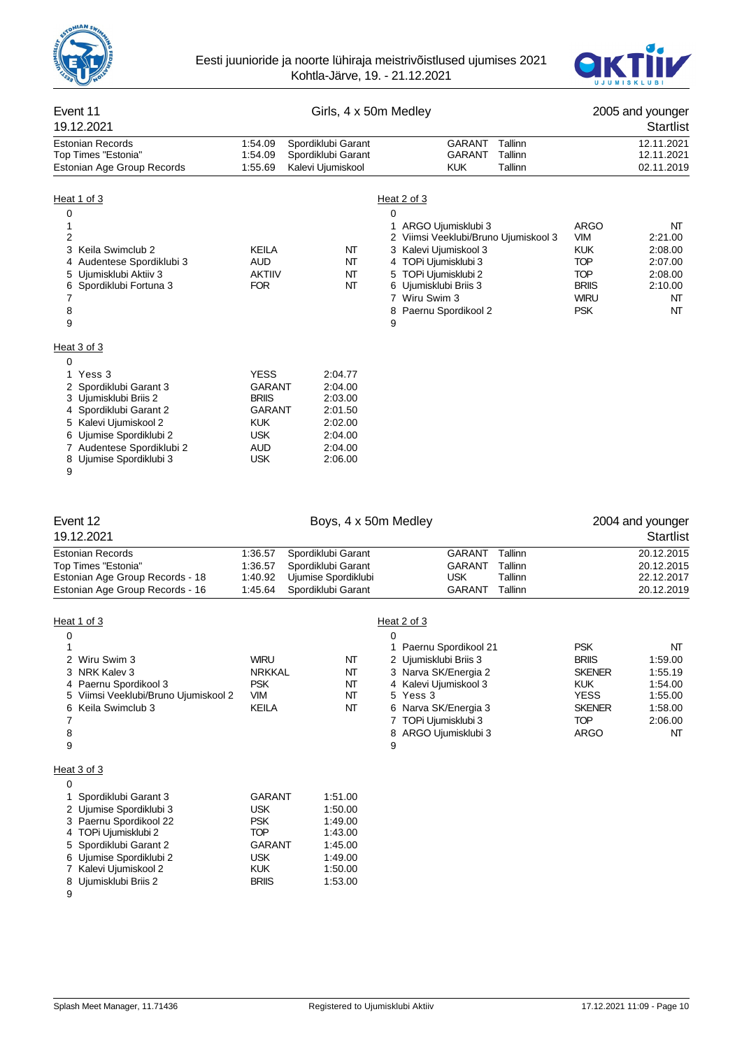## Event 11 — Girls, 4 x 50m Medley — 2005 and younger

19.12.2021 — Startlist

| Record | Time | Club | Code | City | Date |
|---|---|---|---|---|---|
| Estonian Records | 1:54.09 | Spordiklubi Garant | GARANT | Tallinn | 12.11.2021 |
| Top Times "Estonia" | 1:54.09 | Spordiklubi Garant | GARANT | Tallinn | 12.11.2021 |
| Estonian Age Group Records | 1:55.69 | Kalevi Ujumiskool | KUK | Tallinn | 02.11.2019 |

### Heat 1 of 3

| Lane | Team | Code | Time |
|---|---|---|---|
| 0 | | | |
| 1 | | | |
| 2 | | | |
| 3 | Keila Swimclub 2 | KEILA | NT |
| 4 | Audentese Spordiklubi 3 | AUD | NT |
| 5 | Ujumisklubi Aktiiv 3 | AKTIIV | NT |
| 6 | Spordiklubi Fortuna 3 | FOR | NT |
| 7 | | | |
| 8 | | | |
| 9 | | | |

### Heat 2 of 3

| Lane | Team | Code | Time |
|---|---|---|---|
| 0 | | | |
| 1 | ARGO Ujumisklubi 3 | ARGO | NT |
| 2 | Viimsi Veeklubi/Bruno Ujumiskool 3 | VIM | 2:21.00 |
| 3 | Kalevi Ujumiskool 3 | KUK | 2:08.00 |
| 4 | TOPi Ujumisklubi 3 | TOP | 2:07.00 |
| 5 | TOPi Ujumisklubi 2 | TOP | 2:08.00 |
| 6 | Ujumisklubi Briis 3 | BRIIS | 2:10.00 |
| 7 | Wiru Swim 3 | WIRU | NT |
| 8 | Paernu Spordikool 2 | PSK | NT |
| 9 | | | |

### Heat 3 of 3

| Lane | Team | Code | Time |
|---|---|---|---|
| 0 | | | |
| 1 | Yess 3 | YESS | 2:04.77 |
| 2 | Spordiklubi Garant 3 | GARANT | 2:04.00 |
| 3 | Ujumisklubi Briis 2 | BRIIS | 2:03.00 |
| 4 | Spordiklubi Garant 2 | GARANT | 2:01.50 |
| 5 | Kalevi Ujumiskool 2 | KUK | 2:02.00 |
| 6 | Ujumise Spordiklubi 2 | USK | 2:04.00 |
| 7 | Audentese Spordiklubi 2 | AUD | 2:04.00 |
| 8 | Ujumise Spordiklubi 3 | USK | 2:06.00 |
| 9 | | | |

## Event 12 — Boys, 4 x 50m Medley — 2004 and younger

19.12.2021 — Startlist

| Record | Time | Club | Code | City | Date |
|---|---|---|---|---|---|
| Estonian Records | 1:36.57 | Spordiklubi Garant | GARANT | Tallinn | 20.12.2015 |
| Top Times "Estonia" | 1:36.57 | Spordiklubi Garant | GARANT | Tallinn | 20.12.2015 |
| Estonian Age Group Records - 18 | 1:40.92 | Ujumise Spordiklubi | USK | Tallinn | 22.12.2017 |
| Estonian Age Group Records - 16 | 1:45.64 | Spordiklubi Garant | GARANT | Tallinn | 20.12.2019 |

### Heat 1 of 3

| Lane | Team | Code | Time |
|---|---|---|---|
| 0 | | | |
| 1 | | | |
| 2 | Wiru Swim 3 | WIRU | NT |
| 3 | NRK Kalev 3 | NRKKAL | NT |
| 4 | Paernu Spordikool 3 | PSK | NT |
| 5 | Viimsi Veeklubi/Bruno Ujumiskool 2 | VIM | NT |
| 6 | Keila Swimclub 3 | KEILA | NT |
| 7 | | | |
| 8 | | | |
| 9 | | | |

### Heat 2 of 3

| Lane | Team | Code | Time |
|---|---|---|---|
| 0 | | | |
| 1 | Paernu Spordikool 21 | PSK | NT |
| 2 | Ujumisklubi Briis 3 | BRIIS | 1:59.00 |
| 3 | Narva SK/Energia 2 | SKENER | 1:55.19 |
| 4 | Kalevi Ujumiskool 3 | KUK | 1:54.00 |
| 5 | Yess 3 | YESS | 1:55.00 |
| 6 | Narva SK/Energia 3 | SKENER | 1:58.00 |
| 7 | TOPi Ujumisklubi 3 | TOP | 2:06.00 |
| 8 | ARGO Ujumisklubi 3 | ARGO | NT |
| 9 | | | |

### Heat 3 of 3

| Lane | Team | Code | Time |
|---|---|---|---|
| 0 | | | |
| 1 | Spordiklubi Garant 3 | GARANT | 1:51.00 |
| 2 | Ujumise Spordiklubi 3 | USK | 1:50.00 |
| 3 | Paernu Spordikool 22 | PSK | 1:49.00 |
| 4 | TOPi Ujumisklubi 2 | TOP | 1:43.00 |
| 5 | Spordiklubi Garant 2 | GARANT | 1:45.00 |
| 6 | Ujumise Spordiklubi 2 | USK | 1:49.00 |
| 7 | Kalevi Ujumiskool 2 | KUK | 1:50.00 |
| 8 | Ujumisklubi Briis 2 | BRIIS | 1:53.00 |
| 9 | | | |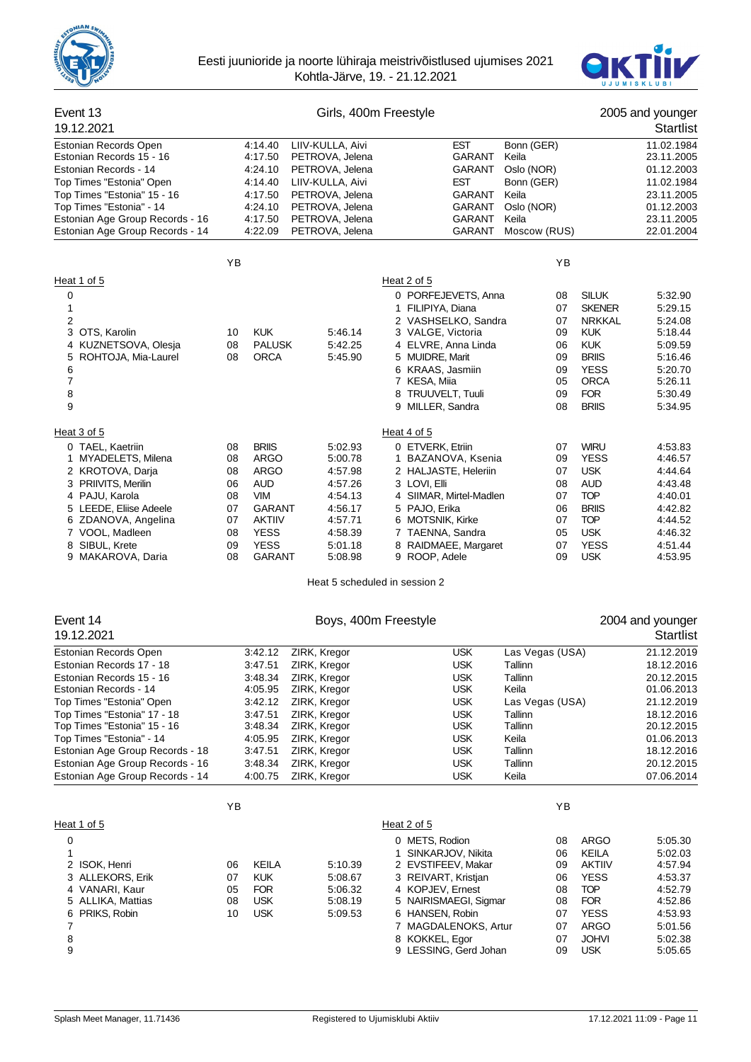Eesti juunioride ja noorte lühiraja meistrivõistlused ujumises 2021
Kohtla-Järve, 19. - 21.12.2021

## Event 13 — Girls, 400m Freestyle — 2005 and younger

19.12.2021 — Startlist

| Record | Time | Name | Club | Place | Date |
|---|---|---|---|---|---|
| Estonian Records Open | 4:14.40 | LIIV-KULLA, Aivi | EST | Bonn (GER) | 11.02.1984 |
| Estonian Records 15 - 16 | 4:17.50 | PETROVA, Jelena | GARANT | Keila | 23.11.2005 |
| Estonian Records - 14 | 4:24.10 | PETROVA, Jelena | GARANT | Oslo (NOR) | 01.12.2003 |
| Top Times "Estonia" Open | 4:14.40 | LIIV-KULLA, Aivi | EST | Bonn (GER) | 11.02.1984 |
| Top Times "Estonia" 15 - 16 | 4:17.50 | PETROVA, Jelena | GARANT | Keila | 23.11.2005 |
| Top Times "Estonia" - 14 | 4:24.10 | PETROVA, Jelena | GARANT | Oslo (NOR) | 01.12.2003 |
| Estonian Age Group Records - 16 | 4:17.50 | PETROVA, Jelena | GARANT | Keila | 23.11.2005 |
| Estonian Age Group Records - 14 | 4:22.09 | PETROVA, Jelena | GARANT | Moscow (RUS) | 22.01.2004 |

**Heat 1 of 5**

| Lane | Name | YB | Club | Entry |
|---|---|---|---|---|
| 0 | | | | |
| 1 | | | | |
| 2 | | | | |
| 3 | OTS, Karolin | 10 | KUK | 5:46.14 |
| 4 | KUZNETSOVA, Olesja | 08 | PALUSK | 5:42.25 |
| 5 | ROHTOJA, Mia-Laurel | 08 | ORCA | 5:45.90 |
| 6 | | | | |
| 7 | | | | |
| 8 | | | | |
| 9 | | | | |

**Heat 2 of 5**

| Lane | Name | YB | Club | Entry |
|---|---|---|---|---|
| 0 | PORFEJEVETS, Anna | 08 | SILUK | 5:32.90 |
| 1 | FILIPIYA, Diana | 07 | SKENER | 5:29.15 |
| 2 | VASHSELKO, Sandra | 07 | NRKKAL | 5:24.08 |
| 3 | VALGE, Victoria | 09 | KUK | 5:18.44 |
| 4 | ELVRE, Anna Linda | 06 | KUK | 5:09.59 |
| 5 | MUIDRE, Marit | 09 | BRIIS | 5:16.46 |
| 6 | KRAAS, Jasmiin | 09 | YESS | 5:20.70 |
| 7 | KESA, Miia | 05 | ORCA | 5:26.11 |
| 8 | TRUUVELT, Tuuli | 09 | FOR | 5:30.49 |
| 9 | MILLER, Sandra | 08 | BRIIS | 5:34.95 |

**Heat 3 of 5**

| Lane | Name | YB | Club | Entry |
|---|---|---|---|---|
| 0 | TAEL, Kaetriin | 08 | BRIIS | 5:02.93 |
| 1 | MYADELETS, Milena | 08 | ARGO | 5:00.78 |
| 2 | KROTOVA, Darja | 08 | ARGO | 4:57.98 |
| 3 | PRIIVITS, Merilin | 06 | AUD | 4:57.26 |
| 4 | PAJU, Karola | 08 | VIM | 4:54.13 |
| 5 | LEEDE, Eliise Adeele | 07 | GARANT | 4:56.17 |
| 6 | ZDANOVA, Angelina | 07 | AKTIIV | 4:57.71 |
| 7 | VOOL, Madleen | 08 | YESS | 4:58.39 |
| 8 | SIBUL, Krete | 09 | YESS | 5:01.18 |
| 9 | MAKAROVA, Daria | 08 | GARANT | 5:08.98 |

**Heat 4 of 5**

| Lane | Name | YB | Club | Entry |
|---|---|---|---|---|
| 0 | ETVERK, Etriin | 07 | WIRU | 4:53.83 |
| 1 | BAZANOVA, Ksenia | 09 | YESS | 4:46.57 |
| 2 | HALJASTE, Heleriin | 07 | USK | 4:44.64 |
| 3 | LOVI, Elli | 08 | AUD | 4:43.48 |
| 4 | SIIMAR, Mirtel-Madlen | 07 | TOP | 4:40.01 |
| 5 | PAJO, Erika | 06 | BRIIS | 4:42.82 |
| 6 | MOTSNIK, Kirke | 07 | TOP | 4:44.52 |
| 7 | TAENNA, Sandra | 05 | USK | 4:46.32 |
| 8 | RAIDMAEE, Margaret | 07 | YESS | 4:51.44 |
| 9 | ROOP, Adele | 09 | USK | 4:53.95 |

Heat 5 scheduled in session 2

## Event 14 — Boys, 400m Freestyle — 2004 and younger

19.12.2021 — Startlist

| Record | Time | Name | Club | Place | Date |
|---|---|---|---|---|---|
| Estonian Records Open | 3:42.12 | ZIRK, Kregor | USK | Las Vegas (USA) | 21.12.2019 |
| Estonian Records 17 - 18 | 3:47.51 | ZIRK, Kregor | USK | Tallinn | 18.12.2016 |
| Estonian Records 15 - 16 | 3:48.34 | ZIRK, Kregor | USK | Tallinn | 20.12.2015 |
| Estonian Records - 14 | 4:05.95 | ZIRK, Kregor | USK | Keila | 01.06.2013 |
| Top Times "Estonia" Open | 3:42.12 | ZIRK, Kregor | USK | Las Vegas (USA) | 21.12.2019 |
| Top Times "Estonia" 17 - 18 | 3:47.51 | ZIRK, Kregor | USK | Tallinn | 18.12.2016 |
| Top Times "Estonia" 15 - 16 | 3:48.34 | ZIRK, Kregor | USK | Tallinn | 20.12.2015 |
| Top Times "Estonia" - 14 | 4:05.95 | ZIRK, Kregor | USK | Keila | 01.06.2013 |
| Estonian Age Group Records - 18 | 3:47.51 | ZIRK, Kregor | USK | Tallinn | 18.12.2016 |
| Estonian Age Group Records - 16 | 3:48.34 | ZIRK, Kregor | USK | Tallinn | 20.12.2015 |
| Estonian Age Group Records - 14 | 4:00.75 | ZIRK, Kregor | USK | Keila | 07.06.2014 |

**Heat 1 of 5**

| Lane | Name | YB | Club | Entry |
|---|---|---|---|---|
| 0 | | | | |
| 1 | | | | |
| 2 | ISOK, Henri | 06 | KEILA | 5:10.39 |
| 3 | ALLEKORS, Erik | 07 | KUK | 5:08.67 |
| 4 | VANARI, Kaur | 05 | FOR | 5:06.32 |
| 5 | ALLIKA, Mattias | 08 | USK | 5:08.19 |
| 6 | PRIKS, Robin | 10 | USK | 5:09.53 |
| 7 | | | | |
| 8 | | | | |
| 9 | | | | |

**Heat 2 of 5**

| Lane | Name | YB | Club | Entry |
|---|---|---|---|---|
| 0 | METS, Rodion | 08 | ARGO | 5:05.30 |
| 1 | SINKARJOV, Nikita | 06 | KEILA | 5:02.03 |
| 2 | EVSTIFEEV, Makar | 09 | AKTIIV | 4:57.94 |
| 3 | REIVART, Kristjan | 06 | YESS | 4:53.37 |
| 4 | KOPJEV, Ernest | 08 | TOP | 4:52.79 |
| 5 | NAIRISMAEGI, Sigmar | 08 | FOR | 4:52.86 |
| 6 | HANSEN, Robin | 07 | YESS | 4:53.93 |
| 7 | MAGDALENOKS, Artur | 07 | ARGO | 5:01.56 |
| 8 | KOKKEL, Egor | 07 | JOHVI | 5:02.38 |
| 9 | LESSING, Gerd Johan | 09 | USK | 5:05.65 |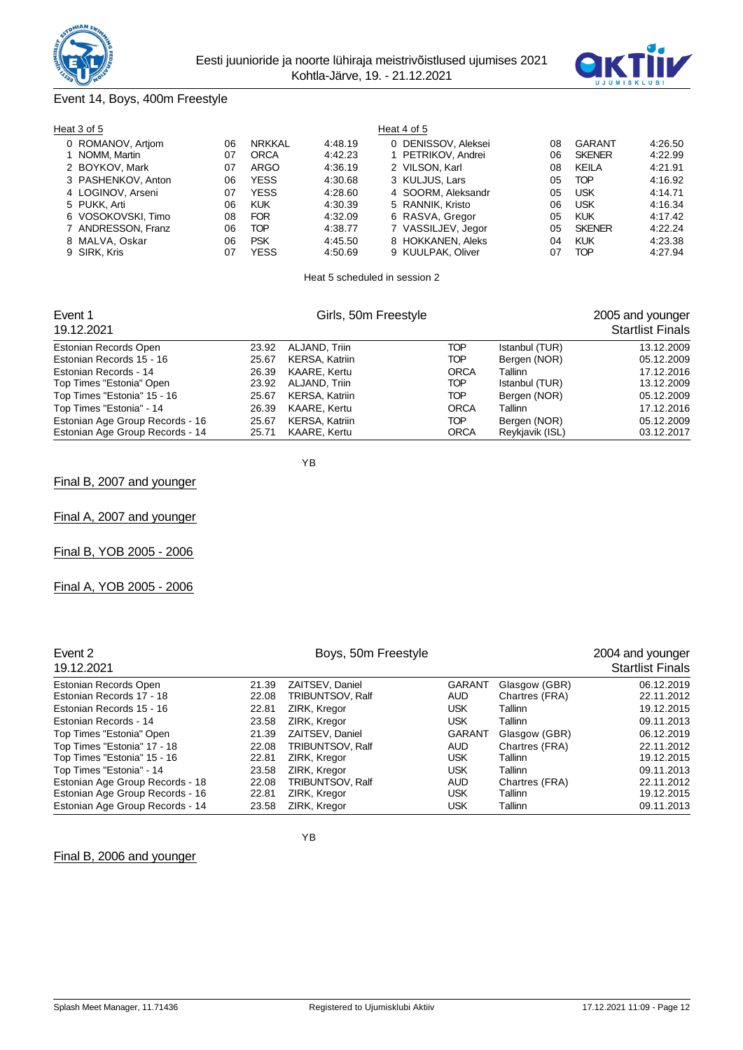## Event 14, Boys, 400m Freestyle

**Heat 3 of 5**

| Lane | Name | YOB | Club | Time |
|---|---|---|---|---|
| 0 | ROMANOV, Artjom | 06 | NRKKAL | 4:48.19 |
| 1 | NOMM, Martin | 07 | ORCA | 4:42.23 |
| 2 | BOYKOV, Mark | 07 | ARGO | 4:36.19 |
| 3 | PASHENKOV, Anton | 06 | YESS | 4:30.68 |
| 4 | LOGINOV, Arseni | 07 | YESS | 4:28.60 |
| 5 | PUKK, Arti | 06 | KUK | 4:30.39 |
| 6 | VOSOKOVSKI, Timo | 08 | FOR | 4:32.09 |
| 7 | ANDRESSON, Franz | 06 | TOP | 4:38.77 |
| 8 | MALVA, Oskar | 06 | PSK | 4:45.50 |
| 9 | SIRK, Kris | 07 | YESS | 4:50.69 |

**Heat 4 of 5**

| Lane | Name | YOB | Club | Time |
|---|---|---|---|---|
| 0 | DENISSOV, Aleksei | 08 | GARANT | 4:26.50 |
| 1 | PETRIKOV, Andrei | 06 | SKENER | 4:22.99 |
| 2 | VILSON, Karl | 08 | KEILA | 4:21.91 |
| 3 | KULJUS, Lars | 05 | TOP | 4:16.92 |
| 4 | SOORM, Aleksandr | 05 | USK | 4:14.71 |
| 5 | RANNIK, Kristo | 06 | USK | 4:16.34 |
| 6 | RASVA, Gregor | 05 | KUK | 4:17.42 |
| 7 | VASSILJEV, Jegor | 05 | SKENER | 4:22.24 |
| 8 | HOKKANEN, Aleks | 04 | KUK | 4:23.38 |
| 9 | KUULPAK, Oliver | 07 | TOP | 4:27.94 |

Heat 5 scheduled in session 2

## Event 1 — Girls, 50m Freestyle — 2005 and younger

19.12.2021 — Startlist Finals

| Record | Time | Name | Club | Place | Date |
|---|---|---|---|---|---|
| Estonian Records Open | 23.92 | ALJAND, Triin | TOP | Istanbul (TUR) | 13.12.2009 |
| Estonian Records 15 - 16 | 25.67 | KERSA, Katriin | TOP | Bergen (NOR) | 05.12.2009 |
| Estonian Records - 14 | 26.39 | KAARE, Kertu | ORCA | Tallinn | 17.12.2016 |
| Top Times "Estonia" Open | 23.92 | ALJAND, Triin | TOP | Istanbul (TUR) | 13.12.2009 |
| Top Times "Estonia" 15 - 16 | 25.67 | KERSA, Katriin | TOP | Bergen (NOR) | 05.12.2009 |
| Top Times "Estonia" - 14 | 26.39 | KAARE, Kertu | ORCA | Tallinn | 17.12.2016 |
| Estonian Age Group Records - 16 | 25.67 | KERSA, Katriin | TOP | Bergen (NOR) | 05.12.2009 |
| Estonian Age Group Records - 14 | 25.71 | KAARE, Kertu | ORCA | Reykjavik (ISL) | 03.12.2017 |

YB

Final B, 2007 and younger

Final A, 2007 and younger

Final B, YOB 2005 - 2006

Final A, YOB 2005 - 2006

## Event 2 — Boys, 50m Freestyle — 2004 and younger

19.12.2021 — Startlist Finals

| Record | Time | Name | Club | Place | Date |
|---|---|---|---|---|---|
| Estonian Records Open | 21.39 | ZAITSEV, Daniel | GARANT | Glasgow (GBR) | 06.12.2019 |
| Estonian Records 17 - 18 | 22.08 | TRIBUNTSOV, Ralf | AUD | Chartres (FRA) | 22.11.2012 |
| Estonian Records 15 - 16 | 22.81 | ZIRK, Kregor | USK | Tallinn | 19.12.2015 |
| Estonian Records - 14 | 23.58 | ZIRK, Kregor | USK | Tallinn | 09.11.2013 |
| Top Times "Estonia" Open | 21.39 | ZAITSEV, Daniel | GARANT | Glasgow (GBR) | 06.12.2019 |
| Top Times "Estonia" 17 - 18 | 22.08 | TRIBUNTSOV, Ralf | AUD | Chartres (FRA) | 22.11.2012 |
| Top Times "Estonia" 15 - 16 | 22.81 | ZIRK, Kregor | USK | Tallinn | 19.12.2015 |
| Top Times "Estonia" - 14 | 23.58 | ZIRK, Kregor | USK | Tallinn | 09.11.2013 |
| Estonian Age Group Records - 18 | 22.08 | TRIBUNTSOV, Ralf | AUD | Chartres (FRA) | 22.11.2012 |
| Estonian Age Group Records - 16 | 22.81 | ZIRK, Kregor | USK | Tallinn | 19.12.2015 |
| Estonian Age Group Records - 14 | 23.58 | ZIRK, Kregor | USK | Tallinn | 09.11.2013 |

YB

Final B, 2006 and younger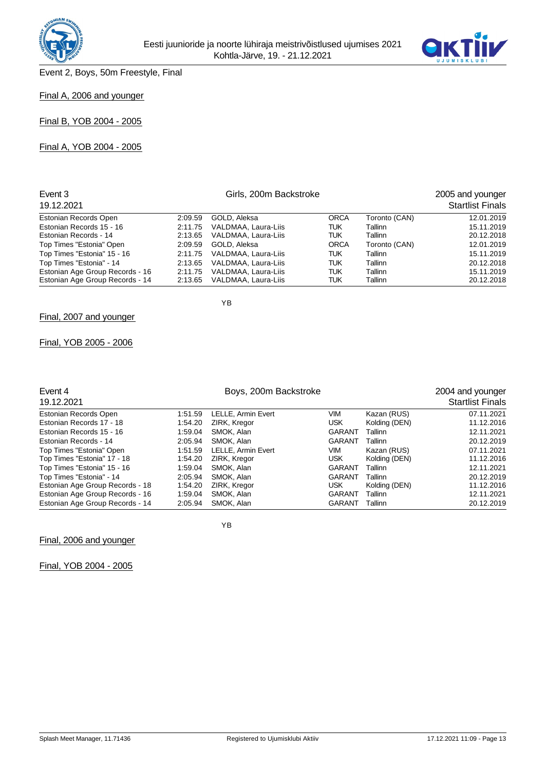Event 2, Boys, 50m Freestyle, Final

Final A, 2006 and younger

Final B, YOB 2004 - 2005

Final A, YOB 2004 - 2005

| Event 3 | | Girls, 200m Backstroke | | | 2005 and younger |
|---|---|---|---|---|---|
| 19.12.2021 | | | | | Startlist Finals |
| Estonian Records Open | 2:09.59 | GOLD, Aleksa | ORCA | Toronto (CAN) | 12.01.2019 |
| Estonian Records 15 - 16 | 2:11.75 | VALDMAA, Laura-Liis | TUK | Tallinn | 15.11.2019 |
| Estonian Records - 14 | 2:13.65 | VALDMAA, Laura-Liis | TUK | Tallinn | 20.12.2018 |
| Top Times "Estonia" Open | 2:09.59 | GOLD, Aleksa | ORCA | Toronto (CAN) | 12.01.2019 |
| Top Times "Estonia" 15 - 16 | 2:11.75 | VALDMAA, Laura-Liis | TUK | Tallinn | 15.11.2019 |
| Top Times "Estonia" - 14 | 2:13.65 | VALDMAA, Laura-Liis | TUK | Tallinn | 20.12.2018 |
| Estonian Age Group Records - 16 | 2:11.75 | VALDMAA, Laura-Liis | TUK | Tallinn | 15.11.2019 |
| Estonian Age Group Records - 14 | 2:13.65 | VALDMAA, Laura-Liis | TUK | Tallinn | 20.12.2018 |

YB

Final, 2007 and younger

Final, YOB 2005 - 2006

| Event 4 | | Boys, 200m Backstroke | | | 2004 and younger |
|---|---|---|---|---|---|
| 19.12.2021 | | | | | Startlist Finals |
| Estonian Records Open | 1:51.59 | LELLE, Armin Evert | VIM | Kazan (RUS) | 07.11.2021 |
| Estonian Records 17 - 18 | 1:54.20 | ZIRK, Kregor | USK | Kolding (DEN) | 11.12.2016 |
| Estonian Records 15 - 16 | 1:59.04 | SMOK, Alan | GARANT | Tallinn | 12.11.2021 |
| Estonian Records - 14 | 2:05.94 | SMOK, Alan | GARANT | Tallinn | 20.12.2019 |
| Top Times "Estonia" Open | 1:51.59 | LELLE, Armin Evert | VIM | Kazan (RUS) | 07.11.2021 |
| Top Times "Estonia" 17 - 18 | 1:54.20 | ZIRK, Kregor | USK | Kolding (DEN) | 11.12.2016 |
| Top Times "Estonia" 15 - 16 | 1:59.04 | SMOK, Alan | GARANT | Tallinn | 12.11.2021 |
| Top Times "Estonia" - 14 | 2:05.94 | SMOK, Alan | GARANT | Tallinn | 20.12.2019 |
| Estonian Age Group Records - 18 | 1:54.20 | ZIRK, Kregor | USK | Kolding (DEN) | 11.12.2016 |
| Estonian Age Group Records - 16 | 1:59.04 | SMOK, Alan | GARANT | Tallinn | 12.11.2021 |
| Estonian Age Group Records - 14 | 2:05.94 | SMOK, Alan | GARANT | Tallinn | 20.12.2019 |

YB

Final, 2006 and younger

Final, YOB 2004 - 2005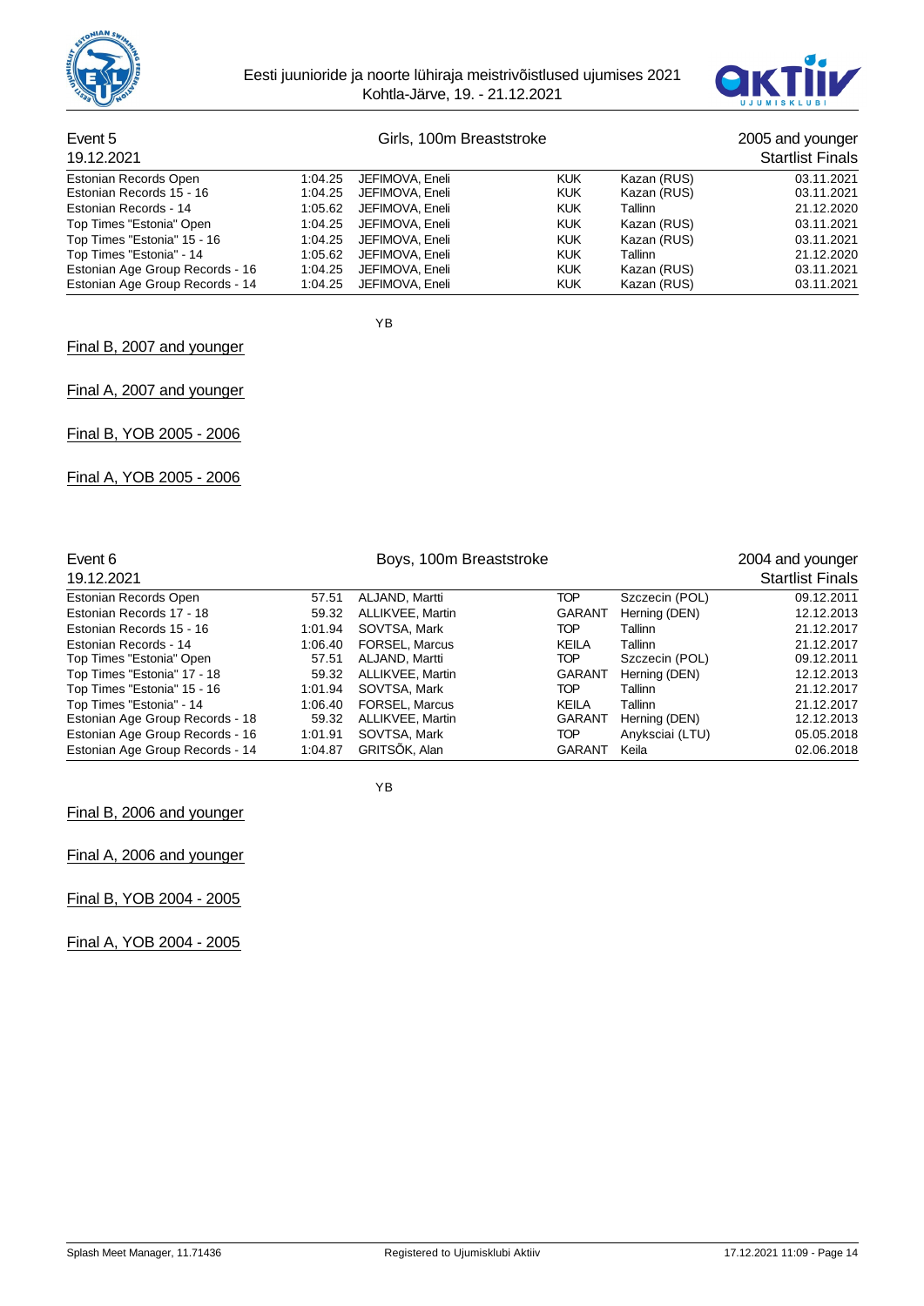## Event 5 — Girls, 100m Breaststroke — 2005 and younger

19.12.2021 — Startlist Finals

| Record | Time | Name | Club | Place | Date |
|---|---|---|---|---|---|
| Estonian Records Open | 1:04.25 | JEFIMOVA, Eneli | KUK | Kazan (RUS) | 03.11.2021 |
| Estonian Records 15 - 16 | 1:04.25 | JEFIMOVA, Eneli | KUK | Kazan (RUS) | 03.11.2021 |
| Estonian Records - 14 | 1:05.62 | JEFIMOVA, Eneli | KUK | Tallinn | 21.12.2020 |
| Top Times "Estonia" Open | 1:04.25 | JEFIMOVA, Eneli | KUK | Kazan (RUS) | 03.11.2021 |
| Top Times "Estonia" 15 - 16 | 1:04.25 | JEFIMOVA, Eneli | KUK | Kazan (RUS) | 03.11.2021 |
| Top Times "Estonia" - 14 | 1:05.62 | JEFIMOVA, Eneli | KUK | Tallinn | 21.12.2020 |
| Estonian Age Group Records - 16 | 1:04.25 | JEFIMOVA, Eneli | KUK | Kazan (RUS) | 03.11.2021 |
| Estonian Age Group Records - 14 | 1:04.25 | JEFIMOVA, Eneli | KUK | Kazan (RUS) | 03.11.2021 |

YB

Final B, 2007 and younger

Final A, 2007 and younger

Final B, YOB 2005 - 2006

Final A, YOB 2005 - 2006

## Event 6 — Boys, 100m Breaststroke — 2004 and younger

19.12.2021 — Startlist Finals

| Record | Time | Name | Club | Place | Date |
|---|---|---|---|---|---|
| Estonian Records Open | 57.51 | ALJAND, Martti | TOP | Szczecin (POL) | 09.12.2011 |
| Estonian Records 17 - 18 | 59.32 | ALLIKVEE, Martin | GARANT | Herning (DEN) | 12.12.2013 |
| Estonian Records 15 - 16 | 1:01.94 | SOVTSA, Mark | TOP | Tallinn | 21.12.2017 |
| Estonian Records - 14 | 1:06.40 | FORSEL, Marcus | KEILA | Tallinn | 21.12.2017 |
| Top Times "Estonia" Open | 57.51 | ALJAND, Martti | TOP | Szczecin (POL) | 09.12.2011 |
| Top Times "Estonia" 17 - 18 | 59.32 | ALLIKVEE, Martin | GARANT | Herning (DEN) | 12.12.2013 |
| Top Times "Estonia" 15 - 16 | 1:01.94 | SOVTSA, Mark | TOP | Tallinn | 21.12.2017 |
| Top Times "Estonia" - 14 | 1:06.40 | FORSEL, Marcus | KEILA | Tallinn | 21.12.2017 |
| Estonian Age Group Records - 18 | 59.32 | ALLIKVEE, Martin | GARANT | Herning (DEN) | 12.12.2013 |
| Estonian Age Group Records - 16 | 1:01.91 | SOVTSA, Mark | TOP | Anyksciai (LTU) | 05.05.2018 |
| Estonian Age Group Records - 14 | 1:04.87 | GRITSÕK, Alan | GARANT | Keila | 02.06.2018 |

YB

Final B, 2006 and younger

Final A, 2006 and younger

Final B, YOB 2004 - 2005

Final A, YOB 2004 - 2005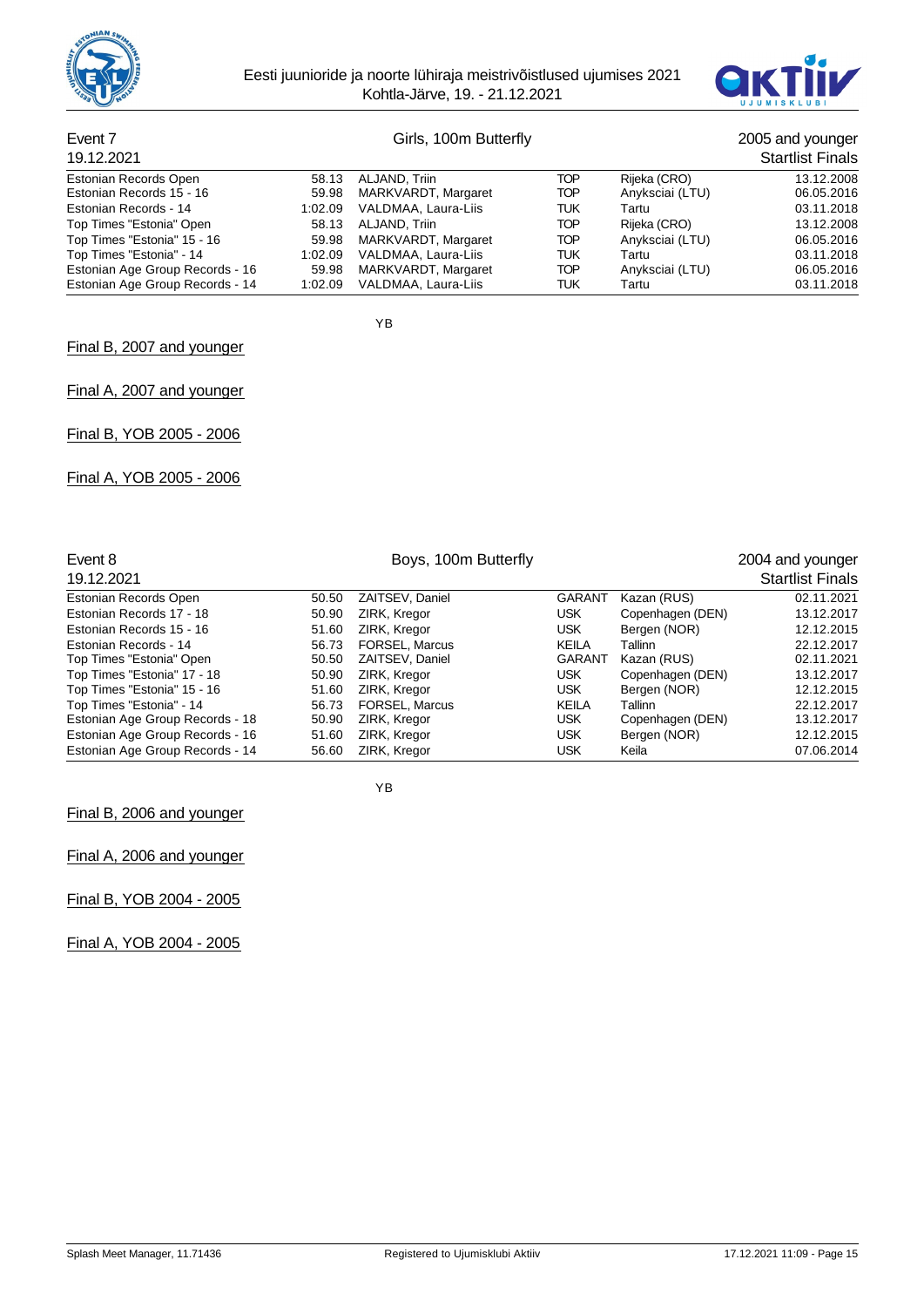Event 7 — Girls, 100m Butterfly — 2005 and younger

19.12.2021 — Startlist Finals

| | | | | | |
|---|---|---|---|---|---|
| Estonian Records Open | 58.13 | ALJAND, Triin | TOP | Rijeka (CRO) | 13.12.2008 |
| Estonian Records 15 - 16 | 59.98 | MARKVARDT, Margaret | TOP | Anyksciai (LTU) | 06.05.2016 |
| Estonian Records - 14 | 1:02.09 | VALDMAA, Laura-Liis | TUK | Tartu | 03.11.2018 |
| Top Times "Estonia" Open | 58.13 | ALJAND, Triin | TOP | Rijeka (CRO) | 13.12.2008 |
| Top Times "Estonia" 15 - 16 | 59.98 | MARKVARDT, Margaret | TOP | Anyksciai (LTU) | 06.05.2016 |
| Top Times "Estonia" - 14 | 1:02.09 | VALDMAA, Laura-Liis | TUK | Tartu | 03.11.2018 |
| Estonian Age Group Records - 16 | 59.98 | MARKVARDT, Margaret | TOP | Anyksciai (LTU) | 06.05.2016 |
| Estonian Age Group Records - 14 | 1:02.09 | VALDMAA, Laura-Liis | TUK | Tartu | 03.11.2018 |

YB

Final B, 2007 and younger

Final A, 2007 and younger

Final B, YOB 2005 - 2006

Final A, YOB 2005 - 2006

Event 8 — Boys, 100m Butterfly — 2004 and younger

19.12.2021 — Startlist Finals

| | | | | | |
|---|---|---|---|---|---|
| Estonian Records Open | 50.50 | ZAITSEV, Daniel | GARANT | Kazan (RUS) | 02.11.2021 |
| Estonian Records 17 - 18 | 50.90 | ZIRK, Kregor | USK | Copenhagen (DEN) | 13.12.2017 |
| Estonian Records 15 - 16 | 51.60 | ZIRK, Kregor | USK | Bergen (NOR) | 12.12.2015 |
| Estonian Records - 14 | 56.73 | FORSEL, Marcus | KEILA | Tallinn | 22.12.2017 |
| Top Times "Estonia" Open | 50.50 | ZAITSEV, Daniel | GARANT | Kazan (RUS) | 02.11.2021 |
| Top Times "Estonia" 17 - 18 | 50.90 | ZIRK, Kregor | USK | Copenhagen (DEN) | 13.12.2017 |
| Top Times "Estonia" 15 - 16 | 51.60 | ZIRK, Kregor | USK | Bergen (NOR) | 12.12.2015 |
| Top Times "Estonia" - 14 | 56.73 | FORSEL, Marcus | KEILA | Tallinn | 22.12.2017 |
| Estonian Age Group Records - 18 | 50.90 | ZIRK, Kregor | USK | Copenhagen (DEN) | 13.12.2017 |
| Estonian Age Group Records - 16 | 51.60 | ZIRK, Kregor | USK | Bergen (NOR) | 12.12.2015 |
| Estonian Age Group Records - 14 | 56.60 | ZIRK, Kregor | USK | Keila | 07.06.2014 |

YB

Final B, 2006 and younger

Final A, 2006 and younger

Final B, YOB 2004 - 2005

Final A, YOB 2004 - 2005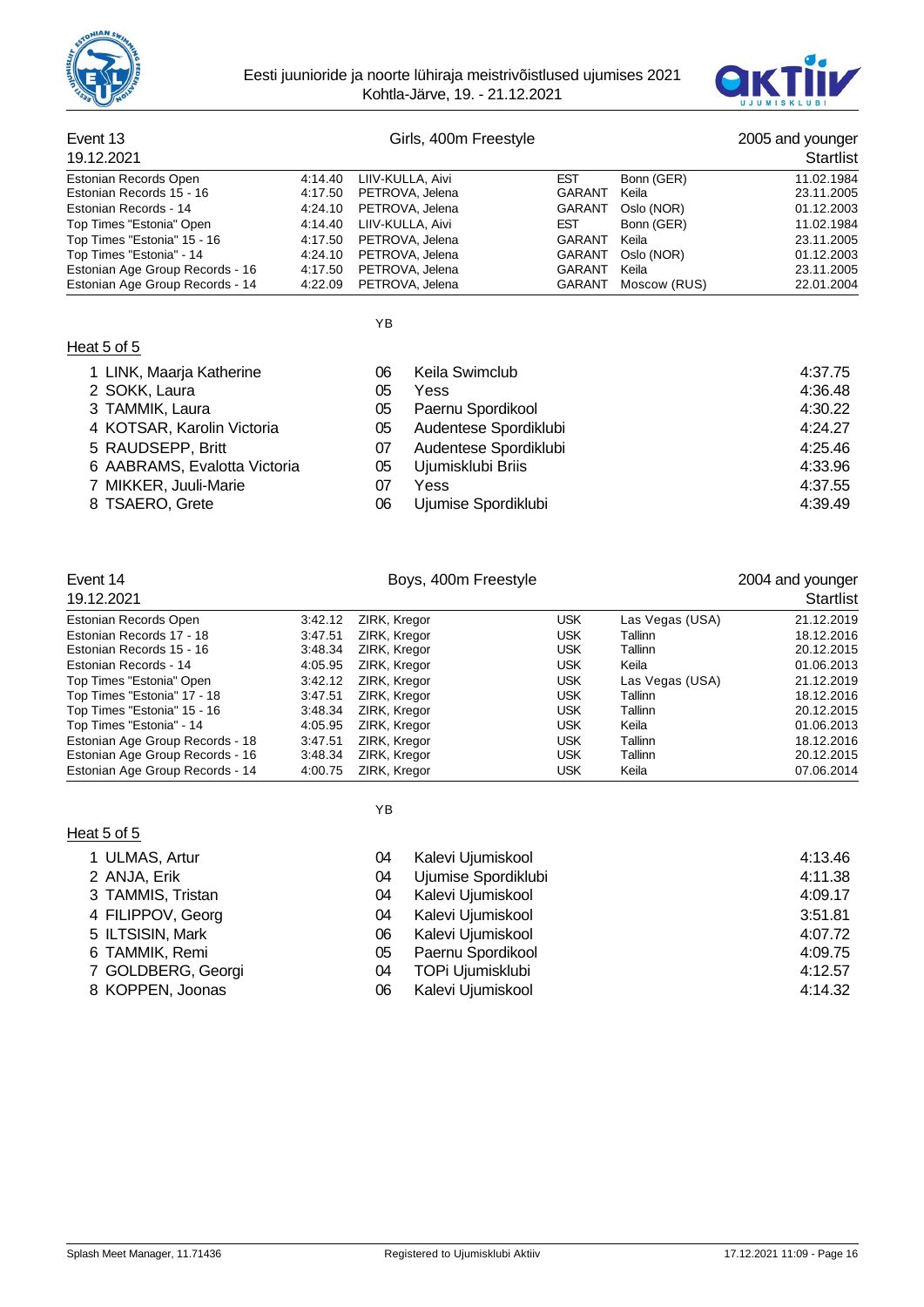## Event 13 — Girls, 400m Freestyle — 2005 and younger

19.12.2021 — Startlist

| Record | Time | Name | Club | Place | Date |
|---|---|---|---|---|---|
| Estonian Records Open | 4:14.40 | LIIV-KULLA, Aivi | EST | Bonn (GER) | 11.02.1984 |
| Estonian Records 15 - 16 | 4:17.50 | PETROVA, Jelena | GARANT | Keila | 23.11.2005 |
| Estonian Records - 14 | 4:24.10 | PETROVA, Jelena | GARANT | Oslo (NOR) | 01.12.2003 |
| Top Times "Estonia" Open | 4:14.40 | LIIV-KULLA, Aivi | EST | Bonn (GER) | 11.02.1984 |
| Top Times "Estonia" 15 - 16 | 4:17.50 | PETROVA, Jelena | GARANT | Keila | 23.11.2005 |
| Top Times "Estonia" - 14 | 4:24.10 | PETROVA, Jelena | GARANT | Oslo (NOR) | 01.12.2003 |
| Estonian Age Group Records - 16 | 4:17.50 | PETROVA, Jelena | GARANT | Keila | 23.11.2005 |
| Estonian Age Group Records - 14 | 4:22.09 | PETROVA, Jelena | GARANT | Moscow (RUS) | 22.01.2004 |

### Heat 5 of 5

| Lane | Name | YB | Club | Time |
|---|---|---|---|---|
| 1 | LINK, Maarja Katherine | 06 | Keila Swimclub | 4:37.75 |
| 2 | SOKK, Laura | 05 | Yess | 4:36.48 |
| 3 | TAMMIK, Laura | 05 | Paernu Spordikool | 4:30.22 |
| 4 | KOTSAR, Karolin Victoria | 05 | Audentese Spordiklubi | 4:24.27 |
| 5 | RAUDSEPP, Britt | 07 | Audentese Spordiklubi | 4:25.46 |
| 6 | AABRAMS, Evalotta Victoria | 05 | Ujumisklubi Briis | 4:33.96 |
| 7 | MIKKER, Juuli-Marie | 07 | Yess | 4:37.55 |
| 8 | TSAERO, Grete | 06 | Ujumise Spordiklubi | 4:39.49 |

## Event 14 — Boys, 400m Freestyle — 2004 and younger

19.12.2021 — Startlist

| Record | Time | Name | Club | Place | Date |
|---|---|---|---|---|---|
| Estonian Records Open | 3:42.12 | ZIRK, Kregor | USK | Las Vegas (USA) | 21.12.2019 |
| Estonian Records 17 - 18 | 3:47.51 | ZIRK, Kregor | USK | Tallinn | 18.12.2016 |
| Estonian Records 15 - 16 | 3:48.34 | ZIRK, Kregor | USK | Tallinn | 20.12.2015 |
| Estonian Records - 14 | 4:05.95 | ZIRK, Kregor | USK | Keila | 01.06.2013 |
| Top Times "Estonia" Open | 3:42.12 | ZIRK, Kregor | USK | Las Vegas (USA) | 21.12.2019 |
| Top Times "Estonia" 17 - 18 | 3:47.51 | ZIRK, Kregor | USK | Tallinn | 18.12.2016 |
| Top Times "Estonia" 15 - 16 | 3:48.34 | ZIRK, Kregor | USK | Tallinn | 20.12.2015 |
| Top Times "Estonia" - 14 | 4:05.95 | ZIRK, Kregor | USK | Keila | 01.06.2013 |
| Estonian Age Group Records - 18 | 3:47.51 | ZIRK, Kregor | USK | Tallinn | 18.12.2016 |
| Estonian Age Group Records - 16 | 3:48.34 | ZIRK, Kregor | USK | Tallinn | 20.12.2015 |
| Estonian Age Group Records - 14 | 4:00.75 | ZIRK, Kregor | USK | Keila | 07.06.2014 |

### Heat 5 of 5

| Lane | Name | YB | Club | Time |
|---|---|---|---|---|
| 1 | ULMAS, Artur | 04 | Kalevi Ujumiskool | 4:13.46 |
| 2 | ANJA, Erik | 04 | Ujumise Spordiklubi | 4:11.38 |
| 3 | TAMMIS, Tristan | 04 | Kalevi Ujumiskool | 4:09.17 |
| 4 | FILIPPOV, Georg | 04 | Kalevi Ujumiskool | 3:51.81 |
| 5 | ILTSISIN, Mark | 06 | Kalevi Ujumiskool | 4:07.72 |
| 6 | TAMMIK, Remi | 05 | Paernu Spordikool | 4:09.75 |
| 7 | GOLDBERG, Georgi | 04 | TOPi Ujumisklubi | 4:12.57 |
| 8 | KOPPEN, Joonas | 06 | Kalevi Ujumiskool | 4:14.32 |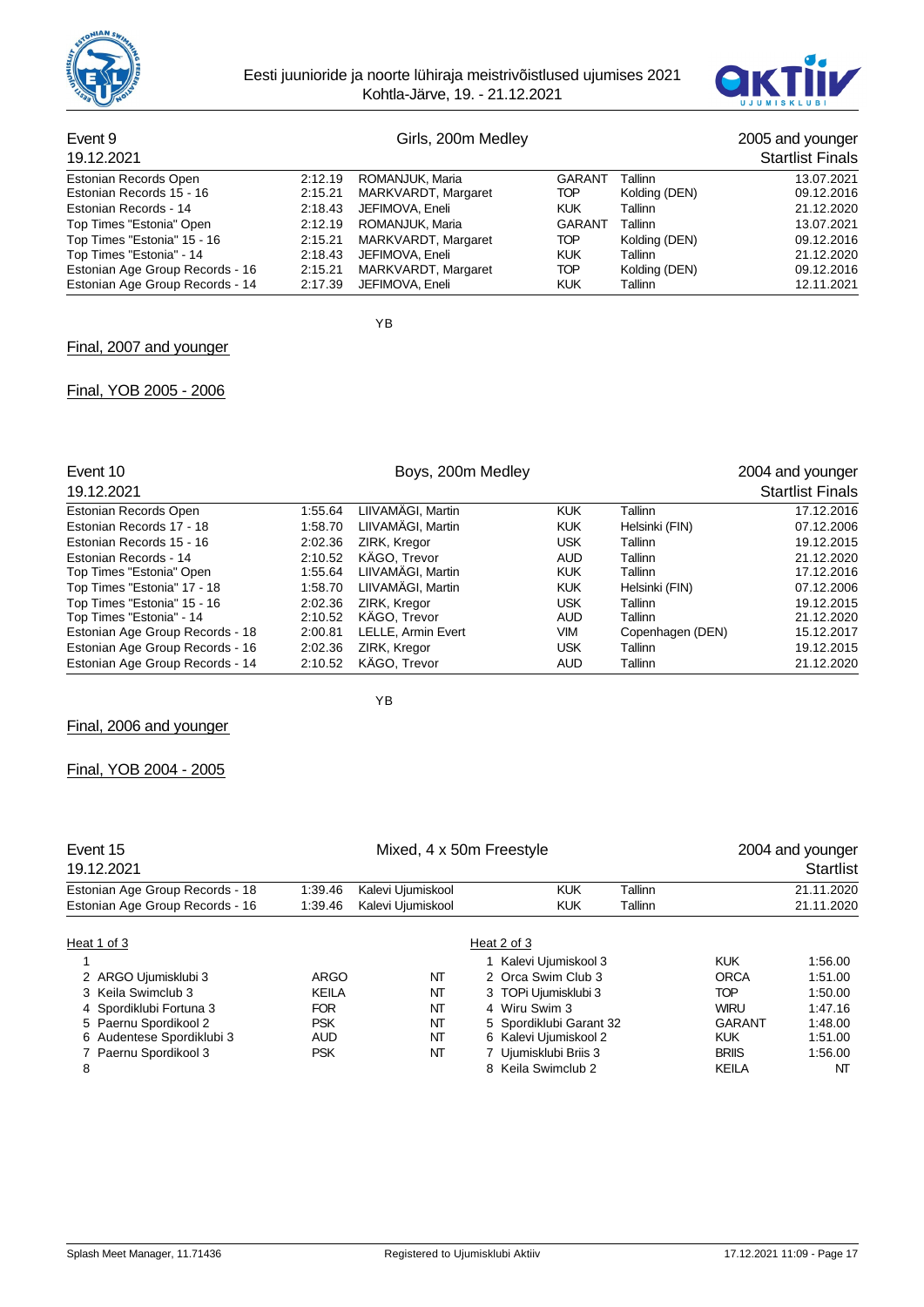## Event 9 — Girls, 200m Medley — 2005 and younger

19.12.2021 — Startlist Finals

| | | | | | |
|---|---|---|---|---|---|
| Estonian Records Open | 2:12.19 | ROMANJUK, Maria | GARANT | Tallinn | 13.07.2021 |
| Estonian Records 15 - 16 | 2:15.21 | MARKVARDT, Margaret | TOP | Kolding (DEN) | 09.12.2016 |
| Estonian Records - 14 | 2:18.43 | JEFIMOVA, Eneli | KUK | Tallinn | 21.12.2020 |
| Top Times "Estonia" Open | 2:12.19 | ROMANJUK, Maria | GARANT | Tallinn | 13.07.2021 |
| Top Times "Estonia" 15 - 16 | 2:15.21 | MARKVARDT, Margaret | TOP | Kolding (DEN) | 09.12.2016 |
| Top Times "Estonia" - 14 | 2:18.43 | JEFIMOVA, Eneli | KUK | Tallinn | 21.12.2020 |
| Estonian Age Group Records - 16 | 2:15.21 | MARKVARDT, Margaret | TOP | Kolding (DEN) | 09.12.2016 |
| Estonian Age Group Records - 14 | 2:17.39 | JEFIMOVA, Eneli | KUK | Tallinn | 12.11.2021 |

YB

Final, 2007 and younger

Final, YOB 2005 - 2006

## Event 10 — Boys, 200m Medley — 2004 and younger

19.12.2021 — Startlist Finals

| | | | | | |
|---|---|---|---|---|---|
| Estonian Records Open | 1:55.64 | LIIVAMÄGI, Martin | KUK | Tallinn | 17.12.2016 |
| Estonian Records 17 - 18 | 1:58.70 | LIIVAMÄGI, Martin | KUK | Helsinki (FIN) | 07.12.2006 |
| Estonian Records 15 - 16 | 2:02.36 | ZIRK, Kregor | USK | Tallinn | 19.12.2015 |
| Estonian Records - 14 | 2:10.52 | KÄGO, Trevor | AUD | Tallinn | 21.12.2020 |
| Top Times "Estonia" Open | 1:55.64 | LIIVAMÄGI, Martin | KUK | Tallinn | 17.12.2016 |
| Top Times "Estonia" 17 - 18 | 1:58.70 | LIIVAMÄGI, Martin | KUK | Helsinki (FIN) | 07.12.2006 |
| Top Times "Estonia" 15 - 16 | 2:02.36 | ZIRK, Kregor | USK | Tallinn | 19.12.2015 |
| Top Times "Estonia" - 14 | 2:10.52 | KÄGO, Trevor | AUD | Tallinn | 21.12.2020 |
| Estonian Age Group Records - 18 | 2:00.81 | LELLE, Armin Evert | VIM | Copenhagen (DEN) | 15.12.2017 |
| Estonian Age Group Records - 16 | 2:02.36 | ZIRK, Kregor | USK | Tallinn | 19.12.2015 |
| Estonian Age Group Records - 14 | 2:10.52 | KÄGO, Trevor | AUD | Tallinn | 21.12.2020 |

YB

Final, 2006 and younger

Final, YOB 2004 - 2005

## Event 15 — Mixed, 4 x 50m Freestyle — 2004 and younger

19.12.2021 — Startlist

| | | | | | |
|---|---|---|---|---|---|
| Estonian Age Group Records - 18 | 1:39.46 | Kalevi Ujumiskool | KUK | Tallinn | 21.11.2020 |
| Estonian Age Group Records - 16 | 1:39.46 | Kalevi Ujumiskool | KUK | Tallinn | 21.11.2020 |

Heat 1 of 3

| Lane | Team | Club | Time |
|---|---|---|---|
| 1 | | | |
| 2 | ARGO Ujumisklubi 3 | ARGO | NT |
| 3 | Keila Swimclub 3 | KEILA | NT |
| 4 | Spordiklubi Fortuna 3 | FOR | NT |
| 5 | Paernu Spordikool 2 | PSK | NT |
| 6 | Audentese Spordiklubi 3 | AUD | NT |
| 7 | Paernu Spordikool 3 | PSK | NT |
| 8 | | | |

Heat 2 of 3

| Lane | Team | Club | Time |
|---|---|---|---|
| 1 | Kalevi Ujumiskool 3 | KUK | 1:56.00 |
| 2 | Orca Swim Club 3 | ORCA | 1:51.00 |
| 3 | TOPi Ujumisklubi 3 | TOP | 1:50.00 |
| 4 | Wiru Swim 3 | WIRU | 1:47.16 |
| 5 | Spordiklubi Garant 32 | GARANT | 1:48.00 |
| 6 | Kalevi Ujumiskool 2 | KUK | 1:51.00 |
| 7 | Ujumisklubi Briis 3 | BRIIS | 1:56.00 |
| 8 | Keila Swimclub 2 | KEILA | NT |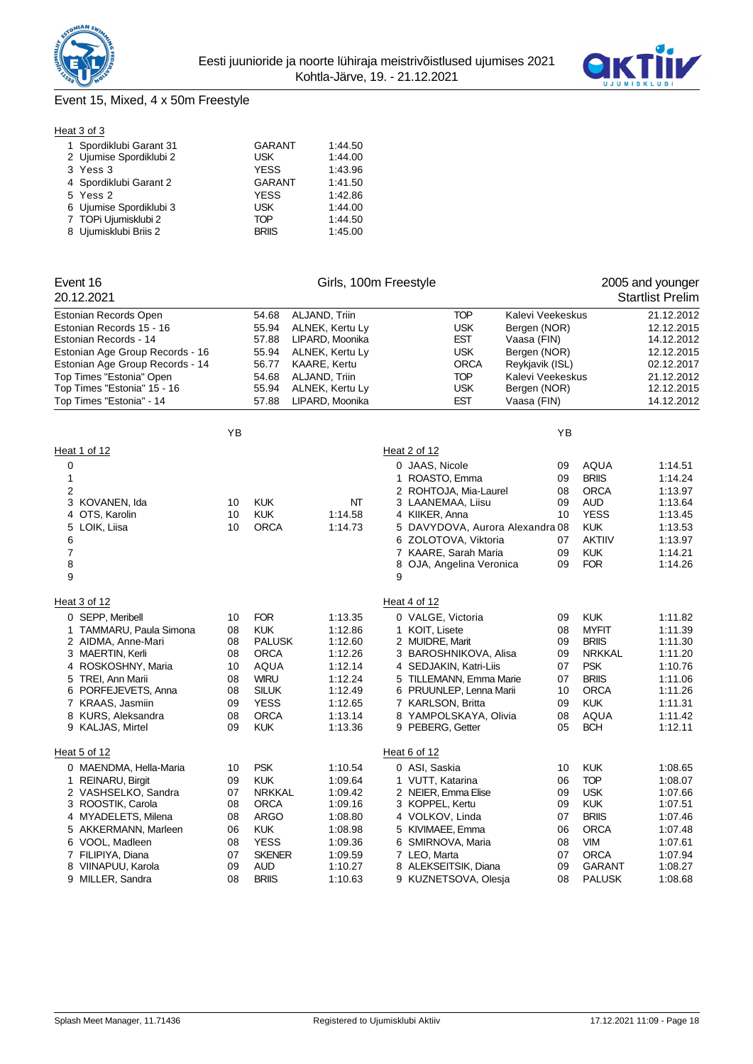## Event 15, Mixed, 4 x 50m Freestyle

Heat 3 of 3

| Lane | Team | Club | Time |
|---|---|---|---|
| 1 | Spordiklubi Garant 31 | GARANT | 1:44.50 |
| 2 | Ujumise Spordiklubi 2 | USK | 1:44.00 |
| 3 | Yess 3 | YESS | 1:43.96 |
| 4 | Spordiklubi Garant 2 | GARANT | 1:41.50 |
| 5 | Yess 2 | YESS | 1:42.86 |
| 6 | Ujumise Spordiklubi 3 | USK | 1:44.00 |
| 7 | TOPi Ujumisklubi 2 | TOP | 1:44.50 |
| 8 | Ujumisklubi Briis 2 | BRIIS | 1:45.00 |

## Event 16 — Girls, 100m Freestyle — 2005 and younger

20.12.2021 — Startlist Prelim

| Record | Time | Name | Club | Place | Date |
|---|---|---|---|---|---|
| Estonian Records Open | 54.68 | ALJAND, Triin | TOP | Kalevi Veekeskus | 21.12.2012 |
| Estonian Records 15 - 16 | 55.94 | ALNEK, Kertu Ly | USK | Bergen (NOR) | 12.12.2015 |
| Estonian Records - 14 | 57.88 | LIPARD, Moonika | EST | Vaasa (FIN) | 14.12.2012 |
| Estonian Age Group Records - 16 | 55.94 | ALNEK, Kertu Ly | USK | Bergen (NOR) | 12.12.2015 |
| Estonian Age Group Records - 14 | 56.77 | KAARE, Kertu | ORCA | Reykjavik (ISL) | 02.12.2017 |
| Top Times "Estonia" Open | 54.68 | ALJAND, Triin | TOP | Kalevi Veekeskus | 21.12.2012 |
| Top Times "Estonia" 15 - 16 | 55.94 | ALNEK, Kertu Ly | USK | Bergen (NOR) | 12.12.2015 |
| Top Times "Estonia" - 14 | 57.88 | LIPARD, Moonika | EST | Vaasa (FIN) | 14.12.2012 |

Heat 1 of 12

| Lane | Name | YB | Club | Time |
|---|---|---|---|---|
| 0 | | | | |
| 1 | | | | |
| 2 | | | | |
| 3 | KOVANEN, Ida | 10 | KUK | NT |
| 4 | OTS, Karolin | 10 | KUK | 1:14.58 |
| 5 | LOIK, Liisa | 10 | ORCA | 1:14.73 |
| 6 | | | | |
| 7 | | | | |
| 8 | | | | |
| 9 | | | | |

Heat 2 of 12

| Lane | Name | YB | Club | Time |
|---|---|---|---|---|
| 0 | JAAS, Nicole | 09 | AQUA | 1:14.51 |
| 1 | ROASTO, Emma | 09 | BRIIS | 1:14.24 |
| 2 | ROHTOJA, Mia-Laurel | 08 | ORCA | 1:13.97 |
| 3 | LAANEMAA, Liisu | 09 | AUD | 1:13.64 |
| 4 | KIIKER, Anna | 10 | YESS | 1:13.45 |
| 5 | DAVYDOVA, Aurora Alexandra | 08 | KUK | 1:13.53 |
| 6 | ZOLOTOVA, Viktoria | 07 | AKTIIV | 1:13.97 |
| 7 | KAARE, Sarah Maria | 09 | KUK | 1:14.21 |
| 8 | OJA, Angelina Veronica | 09 | FOR | 1:14.26 |
| 9 | | | | |

Heat 3 of 12

| Lane | Name | YB | Club | Time |
|---|---|---|---|---|
| 0 | SEPP, Meribell | 10 | FOR | 1:13.35 |
| 1 | TAMMARU, Paula Simona | 08 | KUK | 1:12.86 |
| 2 | AIDMA, Anne-Mari | 08 | PALUSK | 1:12.60 |
| 3 | MAERTIN, Kerli | 08 | ORCA | 1:12.26 |
| 4 | ROSKOSHNY, Maria | 10 | AQUA | 1:12.14 |
| 5 | TREI, Ann Marii | 08 | WIRU | 1:12.24 |
| 6 | PORFEJEVETS, Anna | 08 | SILUK | 1:12.49 |
| 7 | KRAAS, Jasmiin | 09 | YESS | 1:12.65 |
| 8 | KURS, Aleksandra | 08 | ORCA | 1:13.14 |
| 9 | KALJAS, Mirtel | 09 | KUK | 1:13.36 |

Heat 4 of 12

| Lane | Name | YB | Club | Time |
|---|---|---|---|---|
| 0 | VALGE, Victoria | 09 | KUK | 1:11.82 |
| 1 | KOIT, Lisete | 08 | MYFIT | 1:11.39 |
| 2 | MUIDRE, Marit | 09 | BRIIS | 1:11.30 |
| 3 | BAROSHNIKOVA, Alisa | 09 | NRKKAL | 1:11.20 |
| 4 | SEDJAKIN, Katri-Liis | 07 | PSK | 1:10.76 |
| 5 | TILLEMANN, Emma Marie | 07 | BRIIS | 1:11.06 |
| 6 | PRUUNLEP, Lenna Marii | 10 | ORCA | 1:11.26 |
| 7 | KARLSON, Britta | 09 | KUK | 1:11.31 |
| 8 | YAMPOLSKAYA, Olivia | 08 | AQUA | 1:11.42 |
| 9 | PEBERG, Getter | 05 | BCH | 1:12.11 |

Heat 5 of 12

| Lane | Name | YB | Club | Time |
|---|---|---|---|---|
| 0 | MAENDMA, Hella-Maria | 10 | PSK | 1:10.54 |
| 1 | REINARU, Birgit | 09 | KUK | 1:09.64 |
| 2 | VASHSELKO, Sandra | 07 | NRKKAL | 1:09.42 |
| 3 | ROOSTIK, Carola | 08 | ORCA | 1:09.16 |
| 4 | MYADELETS, Milena | 08 | ARGO | 1:08.80 |
| 5 | AKKERMANN, Marleen | 06 | KUK | 1:08.98 |
| 6 | VOOL, Madleen | 08 | YESS | 1:09.36 |
| 7 | FILIPIYA, Diana | 07 | SKENER | 1:09.59 |
| 8 | VIINAPUU, Karola | 09 | AUD | 1:10.27 |
| 9 | MILLER, Sandra | 08 | BRIIS | 1:10.63 |

Heat 6 of 12

| Lane | Name | YB | Club | Time |
|---|---|---|---|---|
| 0 | ASI, Saskia | 10 | KUK | 1:08.65 |
| 1 | VUTT, Katarina | 06 | TOP | 1:08.07 |
| 2 | NEIER, Emma Elise | 09 | USK | 1:07.66 |
| 3 | KOPPEL, Kertu | 09 | KUK | 1:07.51 |
| 4 | VOLKOV, Linda | 07 | BRIIS | 1:07.46 |
| 5 | KIVIMAEE, Emma | 06 | ORCA | 1:07.48 |
| 6 | SMIRNOVA, Maria | 08 | VIM | 1:07.61 |
| 7 | LEO, Marta | 07 | ORCA | 1:07.94 |
| 8 | ALEKSEITSIK, Diana | 09 | GARANT | 1:08.27 |
| 9 | KUZNETSOVA, Olesja | 08 | PALUSK | 1:08.68 |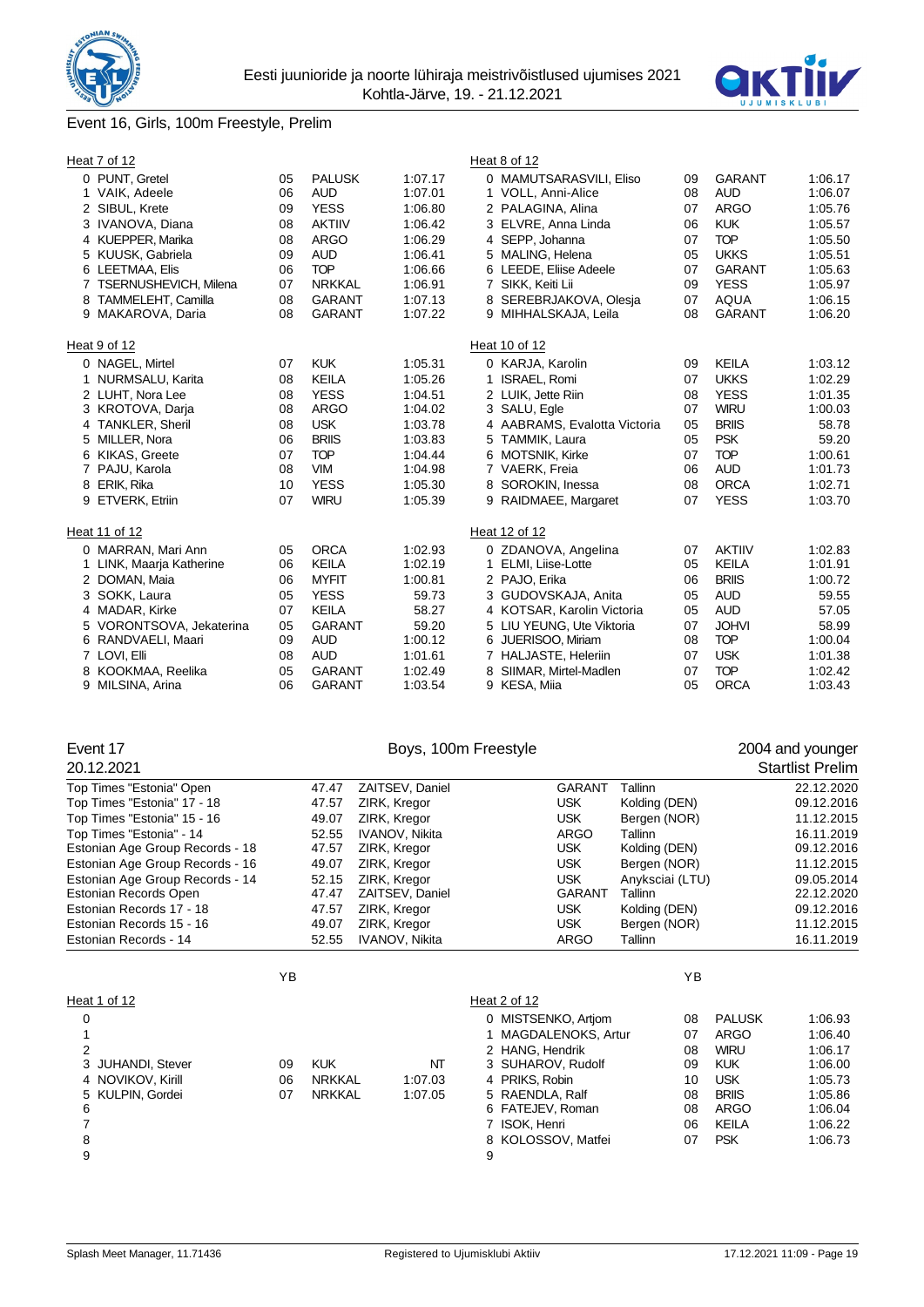Eesti juunioride ja noorte lühiraja meistrivõistlused ujumises 2021
Kohtla-Järve, 19. - 21.12.2021

## Event 16, Girls, 100m Freestyle, Prelim

### Heat 7 of 12

| Lane | Name | YB | Club | Entry |
|---|---|---|---|---|
| 0 | PUNT, Gretel | 05 | PALUSK | 1:07.17 |
| 1 | VAIK, Adeele | 06 | AUD | 1:07.01 |
| 2 | SIBUL, Krete | 09 | YESS | 1:06.80 |
| 3 | IVANOVA, Diana | 08 | AKTIIV | 1:06.42 |
| 4 | KUEPPER, Marika | 08 | ARGO | 1:06.29 |
| 5 | KUUSK, Gabriela | 09 | AUD | 1:06.41 |
| 6 | LEETMAA, Elis | 06 | TOP | 1:06.66 |
| 7 | TSERNUSHEVICH, Milena | 07 | NRKKAL | 1:06.91 |
| 8 | TAMMELEHT, Camilla | 08 | GARANT | 1:07.13 |
| 9 | MAKAROVA, Daria | 08 | GARANT | 1:07.22 |

### Heat 8 of 12

| Lane | Name | YB | Club | Entry |
|---|---|---|---|---|
| 0 | MAMUTSARASVILI, Eliso | 09 | GARANT | 1:06.17 |
| 1 | VOLL, Anni-Alice | 08 | AUD | 1:06.07 |
| 2 | PALAGINA, Alina | 07 | ARGO | 1:05.76 |
| 3 | ELVRE, Anna Linda | 06 | KUK | 1:05.57 |
| 4 | SEPP, Johanna | 07 | TOP | 1:05.50 |
| 5 | MALING, Helena | 05 | UKKS | 1:05.51 |
| 6 | LEEDE, Eliise Adeele | 07 | GARANT | 1:05.63 |
| 7 | SIKK, Keiti Lii | 09 | YESS | 1:05.97 |
| 8 | SEREBRJAKOVA, Olesja | 07 | AQUA | 1:06.15 |
| 9 | MIHHALSKAJA, Leila | 08 | GARANT | 1:06.20 |

### Heat 9 of 12

| Lane | Name | YB | Club | Entry |
|---|---|---|---|---|
| 0 | NAGEL, Mirtel | 07 | KUK | 1:05.31 |
| 1 | NURMSALU, Karita | 08 | KEILA | 1:05.26 |
| 2 | LUHT, Nora Lee | 08 | YESS | 1:04.51 |
| 3 | KROTOVA, Darja | 08 | ARGO | 1:04.02 |
| 4 | TANKLER, Sheril | 08 | USK | 1:03.78 |
| 5 | MILLER, Nora | 06 | BRIIS | 1:03.83 |
| 6 | KIKAS, Greete | 07 | TOP | 1:04.44 |
| 7 | PAJU, Karola | 08 | VIM | 1:04.98 |
| 8 | ERIK, Rika | 10 | YESS | 1:05.30 |
| 9 | ETVERK, Etriin | 07 | WIRU | 1:05.39 |

### Heat 10 of 12

| Lane | Name | YB | Club | Entry |
|---|---|---|---|---|
| 0 | KARJA, Karolin | 09 | KEILA | 1:03.12 |
| 1 | ISRAEL, Romi | 07 | UKKS | 1:02.29 |
| 2 | LUIK, Jette Riin | 08 | YESS | 1:01.35 |
| 3 | SALU, Egle | 07 | WIRU | 1:00.03 |
| 4 | AABRAMS, Evalotta Victoria | 05 | BRIIS | 58.78 |
| 5 | TAMMIK, Laura | 05 | PSK | 59.20 |
| 6 | MOTSNIK, Kirke | 07 | TOP | 1:00.61 |
| 7 | VAERK, Freia | 06 | AUD | 1:01.73 |
| 8 | SOROKIN, Inessa | 08 | ORCA | 1:02.71 |
| 9 | RAIDMAEE, Margaret | 07 | YESS | 1:03.70 |

### Heat 11 of 12

| Lane | Name | YB | Club | Entry |
|---|---|---|---|---|
| 0 | MARRAN, Mari Ann | 05 | ORCA | 1:02.93 |
| 1 | LINK, Maarja Katherine | 06 | KEILA | 1:02.19 |
| 2 | DOMAN, Maia | 06 | MYFIT | 1:00.81 |
| 3 | SOKK, Laura | 05 | YESS | 59.73 |
| 4 | MADAR, Kirke | 07 | KEILA | 58.27 |
| 5 | VORONTSOVA, Jekaterina | 05 | GARANT | 59.20 |
| 6 | RANDVAELI, Maari | 09 | AUD | 1:00.12 |
| 7 | LOVI, Elli | 08 | AUD | 1:01.61 |
| 8 | KOOKMAA, Reelika | 05 | GARANT | 1:02.49 |
| 9 | MILSINA, Arina | 06 | GARANT | 1:03.54 |

### Heat 12 of 12

| Lane | Name | YB | Club | Entry |
|---|---|---|---|---|
| 0 | ZDANOVA, Angelina | 07 | AKTIIV | 1:02.83 |
| 1 | ELMI, Liise-Lotte | 05 | KEILA | 1:01.91 |
| 2 | PAJO, Erika | 06 | BRIIS | 1:00.72 |
| 3 | GUDOVSKAJA, Anita | 05 | AUD | 59.55 |
| 4 | KOTSAR, Karolin Victoria | 05 | AUD | 57.05 |
| 5 | LIU YEUNG, Ute Viktoria | 07 | JOHVI | 58.99 |
| 6 | JUERISOO, Miriam | 08 | TOP | 1:00.04 |
| 7 | HALJASTE, Heleriin | 07 | USK | 1:01.38 |
| 8 | SIIMAR, Mirtel-Madlen | 07 | TOP | 1:02.42 |
| 9 | KESA, Miia | 05 | ORCA | 1:03.43 |

## Event 17 — Boys, 100m Freestyle — 2004 and younger

20.12.2021 — Startlist Prelim

| Record | Time | Name | Club | Place | Date |
|---|---|---|---|---|---|
| Top Times "Estonia" Open | 47.47 | ZAITSEV, Daniel | GARANT | Tallinn | 22.12.2020 |
| Top Times "Estonia" 17 - 18 | 47.57 | ZIRK, Kregor | USK | Kolding (DEN) | 09.12.2016 |
| Top Times "Estonia" 15 - 16 | 49.07 | ZIRK, Kregor | USK | Bergen (NOR) | 11.12.2015 |
| Top Times "Estonia" - 14 | 52.55 | IVANOV, Nikita | ARGO | Tallinn | 16.11.2019 |
| Estonian Age Group Records - 18 | 47.57 | ZIRK, Kregor | USK | Kolding (DEN) | 09.12.2016 |
| Estonian Age Group Records - 16 | 49.07 | ZIRK, Kregor | USK | Bergen (NOR) | 11.12.2015 |
| Estonian Age Group Records - 14 | 52.15 | ZIRK, Kregor | USK | Anyksciai (LTU) | 09.05.2014 |
| Estonian Records Open | 47.47 | ZAITSEV, Daniel | GARANT | Tallinn | 22.12.2020 |
| Estonian Records 17 - 18 | 47.57 | ZIRK, Kregor | USK | Kolding (DEN) | 09.12.2016 |
| Estonian Records 15 - 16 | 49.07 | ZIRK, Kregor | USK | Bergen (NOR) | 11.12.2015 |
| Estonian Records - 14 | 52.55 | IVANOV, Nikita | ARGO | Tallinn | 16.11.2019 |

### Heat 1 of 12

| Lane | Name | YB | Club | Entry |
|---|---|---|---|---|
| 0 | | | | |
| 1 | | | | |
| 2 | | | | |
| 3 | JUHANDI, Stever | 09 | KUK | NT |
| 4 | NOVIKOV, Kirill | 06 | NRKKAL | 1:07.03 |
| 5 | KULPIN, Gordei | 07 | NRKKAL | 1:07.05 |
| 6 | | | | |
| 7 | | | | |
| 8 | | | | |
| 9 | | | | |

### Heat 2 of 12

| Lane | Name | YB | Club | Entry |
|---|---|---|---|---|
| 0 | MISTSENKO, Artjom | 08 | PALUSK | 1:06.93 |
| 1 | MAGDALENOKS, Artur | 07 | ARGO | 1:06.40 |
| 2 | HANG, Hendrik | 08 | WIRU | 1:06.17 |
| 3 | SUHAROV, Rudolf | 09 | KUK | 1:06.00 |
| 4 | PRIKS, Robin | 10 | USK | 1:05.73 |
| 5 | RAENDLA, Ralf | 08 | BRIIS | 1:05.86 |
| 6 | FATEJEV, Roman | 08 | ARGO | 1:06.04 |
| 7 | ISOK, Henri | 06 | KEILA | 1:06.22 |
| 8 | KOLOSSOV, Matfei | 07 | PSK | 1:06.73 |
| 9 | | | | |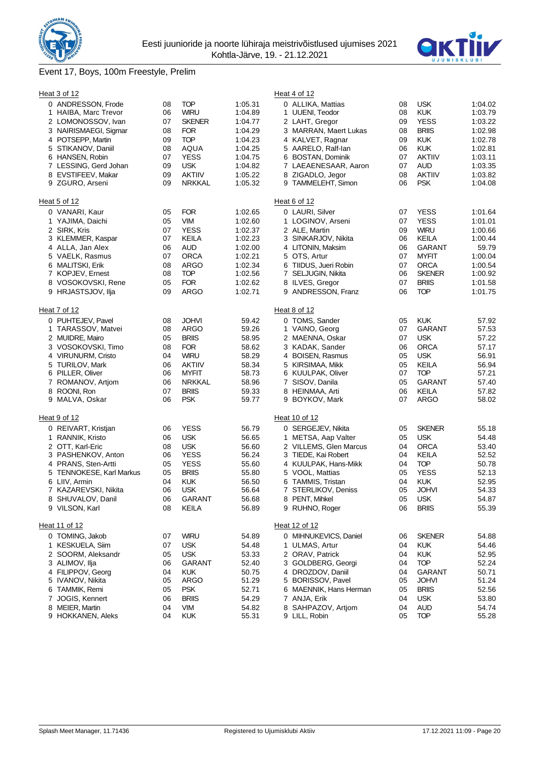Eesti juunioride ja noorte lühiraja meistrivõistlused ujumises 2021
Kohtla-Järve, 19. - 21.12.2021

# Event 17, Boys, 100m Freestyle, Prelim

## Heat 3 of 12

| Lane | Name | YoB | Club | Entry |
|---|---|---|---|---|
| 0 | ANDRESSON, Frode | 08 | TOP | 1:05.31 |
| 1 | HAIBA, Marc Trevor | 06 | WIRU | 1:04.89 |
| 2 | LOMONOSSOV, Ivan | 07 | SKENER | 1:04.77 |
| 3 | NAIRISMAEGI, Sigmar | 08 | FOR | 1:04.29 |
| 4 | POTSEPP, Martin | 09 | TOP | 1:04.23 |
| 5 | STIKANOV, Daniil | 08 | AQUA | 1:04.25 |
| 6 | HANSEN, Robin | 07 | YESS | 1:04.75 |
| 7 | LESSING, Gerd Johan | 09 | USK | 1:04.82 |
| 8 | EVSTIFEEV, Makar | 09 | AKTIIV | 1:05.22 |
| 9 | ZGURO, Arseni | 09 | NRKKAL | 1:05.32 |

## Heat 4 of 12

| Lane | Name | YoB | Club | Entry |
|---|---|---|---|---|
| 0 | ALLIKA, Mattias | 08 | USK | 1:04.02 |
| 1 | UUENI, Teodor | 08 | KUK | 1:03.79 |
| 2 | LAHT, Gregor | 09 | YESS | 1:03.22 |
| 3 | MARRAN, Maert Lukas | 08 | BRIIS | 1:02.98 |
| 4 | KALVET, Ragnar | 09 | KUK | 1:02.78 |
| 5 | AARELO, Ralf-Ian | 06 | KUK | 1:02.81 |
| 6 | BOSTAN, Dominik | 07 | AKTIIV | 1:03.11 |
| 7 | LAEAENESAAR, Aaron | 07 | AUD | 1:03.35 |
| 8 | ZIGADLO, Jegor | 08 | AKTIIV | 1:03.82 |
| 9 | TAMMELEHT, Simon | 06 | PSK | 1:04.08 |

## Heat 5 of 12

| Lane | Name | YoB | Club | Entry |
|---|---|---|---|---|
| 0 | VANARI, Kaur | 05 | FOR | 1:02.65 |
| 1 | YAJIMA, Daichi | 05 | VIM | 1:02.60 |
| 2 | SIRK, Kris | 07 | YESS | 1:02.37 |
| 3 | KLEMMER, Kaspar | 07 | KEILA | 1:02.23 |
| 4 | ALLA, Jan Alex | 06 | AUD | 1:02.00 |
| 5 | VAELK, Rasmus | 07 | ORCA | 1:02.21 |
| 6 | MALITSKI, Erik | 08 | ARGO | 1:02.34 |
| 7 | KOPJEV, Ernest | 08 | TOP | 1:02.56 |
| 8 | VOSOKOVSKI, Rene | 05 | FOR | 1:02.62 |
| 9 | HRJASTSJOV, Ilja | 09 | ARGO | 1:02.71 |

## Heat 6 of 12

| Lane | Name | YoB | Club | Entry |
|---|---|---|---|---|
| 0 | LAURI, Silver | 07 | YESS | 1:01.64 |
| 1 | LOGINOV, Arseni | 07 | YESS | 1:01.01 |
| 2 | ALE, Martin | 09 | WIRU | 1:00.66 |
| 3 | SINKARJOV, Nikita | 06 | KEILA | 1:00.44 |
| 4 | LITONIN, Maksim | 06 | GARANT | 59.79 |
| 5 | OTS, Artur | 07 | MYFIT | 1:00.04 |
| 6 | TIIDUS, Jueri Robin | 07 | ORCA | 1:00.54 |
| 7 | SELJUGIN, Nikita | 06 | SKENER | 1:00.92 |
| 8 | ILVES, Gregor | 07 | BRIIS | 1:01.58 |
| 9 | ANDRESSON, Franz | 06 | TOP | 1:01.75 |

## Heat 7 of 12

| Lane | Name | YoB | Club | Entry |
|---|---|---|---|---|
| 0 | PUHTEJEV, Pavel | 08 | JOHVI | 59.42 |
| 1 | TARASSOV, Matvei | 08 | ARGO | 59.26 |
| 2 | MUIDRE, Mairo | 05 | BRIIS | 58.95 |
| 3 | VOSOKOVSKI, Timo | 08 | FOR | 58.62 |
| 4 | VIRUNURM, Cristo | 04 | WIRU | 58.29 |
| 5 | TURILOV, Mark | 06 | AKTIIV | 58.34 |
| 6 | PILLER, Oliver | 06 | MYFIT | 58.73 |
| 7 | ROMANOV, Artjom | 06 | NRKKAL | 58.96 |
| 8 | ROONI, Ron | 07 | BRIIS | 59.33 |
| 9 | MALVA, Oskar | 06 | PSK | 59.77 |

## Heat 8 of 12

| Lane | Name | YoB | Club | Entry |
|---|---|---|---|---|
| 0 | TOMS, Sander | 05 | KUK | 57.92 |
| 1 | VAINO, Georg | 07 | GARANT | 57.53 |
| 2 | MAENNA, Oskar | 07 | USK | 57.22 |
| 3 | KADAK, Sander | 06 | ORCA | 57.17 |
| 4 | BOISEN, Rasmus | 05 | USK | 56.91 |
| 5 | KIRSIMAA, Mikk | 05 | KEILA | 56.94 |
| 6 | KUULPAK, Oliver | 07 | TOP | 57.21 |
| 7 | SISOV, Danila | 05 | GARANT | 57.40 |
| 8 | HEINMAA, Arti | 06 | KEILA | 57.82 |
| 9 | BOYKOV, Mark | 07 | ARGO | 58.02 |

## Heat 9 of 12

| Lane | Name | YoB | Club | Entry |
|---|---|---|---|---|
| 0 | REIVART, Kristjan | 06 | YESS | 56.79 |
| 1 | RANNIK, Kristo | 06 | USK | 56.65 |
| 2 | OTT, Karl-Eric | 08 | USK | 56.60 |
| 3 | PASHENKOV, Anton | 06 | YESS | 56.24 |
| 4 | PRANS, Sten-Artti | 05 | YESS | 55.60 |
| 5 | TENNOKESE, Karl Markus | 05 | BRIIS | 55.80 |
| 6 | LIIV, Armin | 04 | KUK | 56.50 |
| 7 | KAZAREVSKI, Nikita | 06 | USK | 56.64 |
| 8 | SHUVALOV, Danil | 06 | GARANT | 56.68 |
| 9 | VILSON, Karl | 08 | KEILA | 56.89 |

## Heat 10 of 12

| Lane | Name | YoB | Club | Entry |
|---|---|---|---|---|
| 0 | SERGEJEV, Nikita | 05 | SKENER | 55.18 |
| 1 | METSA, Aap Valter | 05 | USK | 54.48 |
| 2 | VILLEMS, Glen Marcus | 04 | ORCA | 53.40 |
| 3 | TIEDE, Kai Robert | 04 | KEILA | 52.52 |
| 4 | KUULPAK, Hans-Mikk | 04 | TOP | 50.78 |
| 5 | VOOL, Mattias | 05 | YESS | 52.13 |
| 6 | TAMMIS, Tristan | 04 | KUK | 52.95 |
| 7 | STERLIKOV, Deniss | 05 | JOHVI | 54.33 |
| 8 | PENT, Mihkel | 05 | USK | 54.87 |
| 9 | RUHNO, Roger | 06 | BRIIS | 55.39 |

## Heat 11 of 12

| Lane | Name | YoB | Club | Entry |
|---|---|---|---|---|
| 0 | TOMING, Jakob | 07 | WIRU | 54.89 |
| 1 | KESKUELA, Siim | 07 | USK | 54.48 |
| 2 | SOORM, Aleksandr | 05 | USK | 53.33 |
| 3 | ALIMOV, Ilja | 06 | GARANT | 52.40 |
| 4 | FILIPPOV, Georg | 04 | KUK | 50.75 |
| 5 | IVANOV, Nikita | 05 | ARGO | 51.29 |
| 6 | TAMMIK, Remi | 05 | PSK | 52.71 |
| 7 | JOGIS, Kennert | 06 | BRIIS | 54.29 |
| 8 | MEIER, Martin | 04 | VIM | 54.82 |
| 9 | HOKKANEN, Aleks | 04 | KUK | 55.31 |

## Heat 12 of 12

| Lane | Name | YoB | Club | Entry |
|---|---|---|---|---|
| 0 | MIHNUKEVICS, Daniel | 06 | SKENER | 54.88 |
| 1 | ULMAS, Artur | 04 | KUK | 54.46 |
| 2 | ORAV, Patrick | 04 | KUK | 52.95 |
| 3 | GOLDBERG, Georgi | 04 | TOP | 52.24 |
| 4 | DROZDOV, Daniil | 04 | GARANT | 50.71 |
| 5 | BORISSOV, Pavel | 05 | JOHVI | 51.24 |
| 6 | MAENNIK, Hans Herman | 05 | BRIIS | 52.56 |
| 7 | ANJA, Erik | 04 | USK | 53.80 |
| 8 | SAHPAZOV, Artjom | 04 | AUD | 54.74 |
| 9 | LILL, Robin | 05 | TOP | 55.28 |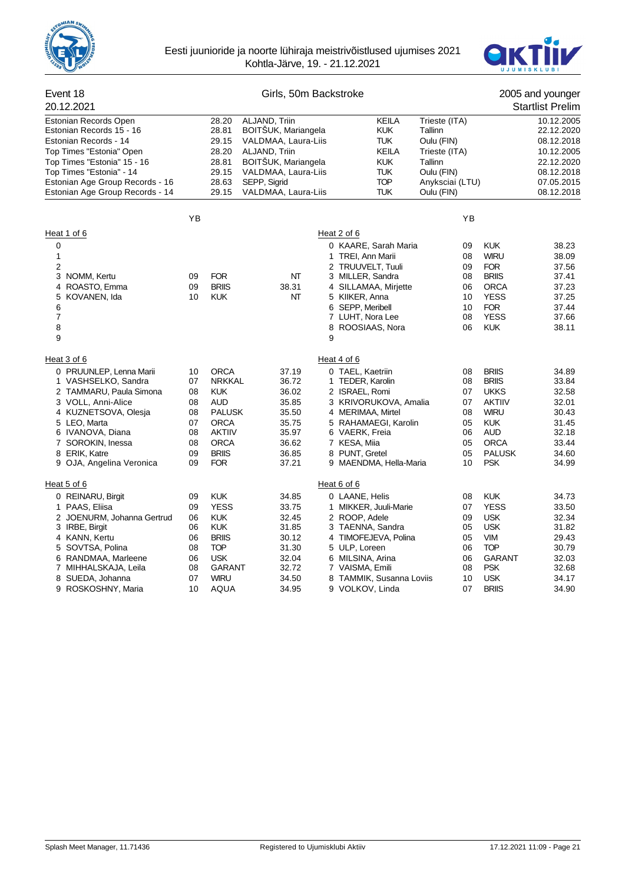Eesti juunioride ja noorte lühiraja meistrivõistlused ujumises 2021
Kohtla-Järve, 19. - 21.12.2021

## Event 18 — Girls, 50m Backstroke — 2005 and younger

20.12.2021 — Startlist Prelim

| | | | | | |
|---|---|---|---|---|---|
| Estonian Records Open | 28.20 | ALJAND, Triin | KEILA | Trieste (ITA) | 10.12.2005 |
| Estonian Records 15 - 16 | 28.81 | BOITŠUK, Mariangela | KUK | Tallinn | 22.12.2020 |
| Estonian Records - 14 | 29.15 | VALDMAA, Laura-Liis | TUK | Oulu (FIN) | 08.12.2018 |
| Top Times "Estonia" Open | 28.20 | ALJAND, Triin | KEILA | Trieste (ITA) | 10.12.2005 |
| Top Times "Estonia" 15 - 16 | 28.81 | BOITŠUK, Mariangela | KUK | Tallinn | 22.12.2020 |
| Top Times "Estonia" - 14 | 29.15 | VALDMAA, Laura-Liis | TUK | Oulu (FIN) | 08.12.2018 |
| Estonian Age Group Records - 16 | 28.63 | SEPP, Sigrid | TOP | Anyksciai (LTU) | 07.05.2015 |
| Estonian Age Group Records - 14 | 29.15 | VALDMAA, Laura-Liis | TUK | Oulu (FIN) | 08.12.2018 |

### Heat 1 of 6

| Lane | Name | YB | Club | Time |
|---|---|---|---|---|
| 0 | | | | |
| 1 | | | | |
| 2 | | | | |
| 3 | NOMM, Kertu | 09 | FOR | NT |
| 4 | ROASTO, Emma | 09 | BRIIS | 38.31 |
| 5 | KOVANEN, Ida | 10 | KUK | NT |
| 6 | | | | |
| 7 | | | | |
| 8 | | | | |
| 9 | | | | |

### Heat 2 of 6

| Lane | Name | YB | Club | Time |
|---|---|---|---|---|
| 0 | KAARE, Sarah Maria | 09 | KUK | 38.23 |
| 1 | TREI, Ann Marii | 08 | WIRU | 38.09 |
| 2 | TRUUVELT, Tuuli | 09 | FOR | 37.56 |
| 3 | MILLER, Sandra | 08 | BRIIS | 37.41 |
| 4 | SILLAMAA, Mirjette | 06 | ORCA | 37.23 |
| 5 | KIIKER, Anna | 10 | YESS | 37.25 |
| 6 | SEPP, Meribell | 10 | FOR | 37.44 |
| 7 | LUHT, Nora Lee | 08 | YESS | 37.66 |
| 8 | ROOSIAAS, Nora | 06 | KUK | 38.11 |
| 9 | | | | |

### Heat 3 of 6

| Lane | Name | YB | Club | Time |
|---|---|---|---|---|
| 0 | PRUUNLEP, Lenna Marii | 10 | ORCA | 37.19 |
| 1 | VASHSELKO, Sandra | 07 | NRKKAL | 36.72 |
| 2 | TAMMARU, Paula Simona | 08 | KUK | 36.02 |
| 3 | VOLL, Anni-Alice | 08 | AUD | 35.85 |
| 4 | KUZNETSOVA, Olesja | 08 | PALUSK | 35.50 |
| 5 | LEO, Marta | 07 | ORCA | 35.75 |
| 6 | IVANOVA, Diana | 08 | AKTIIV | 35.97 |
| 7 | SOROKIN, Inessa | 08 | ORCA | 36.62 |
| 8 | ERIK, Katre | 09 | BRIIS | 36.85 |
| 9 | OJA, Angelina Veronica | 09 | FOR | 37.21 |

### Heat 4 of 6

| Lane | Name | YB | Club | Time |
|---|---|---|---|---|
| 0 | TAEL, Kaetriin | 08 | BRIIS | 34.89 |
| 1 | TEDER, Karolin | 08 | BRIIS | 33.84 |
| 2 | ISRAEL, Romi | 07 | UKKS | 32.58 |
| 3 | KRIVORUKOVA, Amalia | 07 | AKTIIV | 32.01 |
| 4 | MERIMAA, Mirtel | 08 | WIRU | 30.43 |
| 5 | RAHAMAEGI, Karolin | 05 | KUK | 31.45 |
| 6 | VAERK, Freia | 06 | AUD | 32.18 |
| 7 | KESA, Miia | 05 | ORCA | 33.44 |
| 8 | PUNT, Gretel | 05 | PALUSK | 34.60 |
| 9 | MAENDMA, Hella-Maria | 10 | PSK | 34.99 |

### Heat 5 of 6

| Lane | Name | YB | Club | Time |
|---|---|---|---|---|
| 0 | REINARU, Birgit | 09 | KUK | 34.85 |
| 1 | PAAS, Eliisa | 09 | YESS | 33.75 |
| 2 | JOENURM, Johanna Gertrud | 06 | KUK | 32.45 |
| 3 | IRBE, Birgit | 06 | KUK | 31.85 |
| 4 | KANN, Kertu | 06 | BRIIS | 30.12 |
| 5 | SOVTSA, Polina | 08 | TOP | 31.30 |
| 6 | RANDMAA, Marleene | 06 | USK | 32.04 |
| 7 | MIHHALSKAJA, Leila | 08 | GARANT | 32.72 |
| 8 | SUEDA, Johanna | 07 | WIRU | 34.50 |
| 9 | ROSKOSHNY, Maria | 10 | AQUA | 34.95 |

### Heat 6 of 6

| Lane | Name | YB | Club | Time |
|---|---|---|---|---|
| 0 | LAANE, Helis | 08 | KUK | 34.73 |
| 1 | MIKKER, Juuli-Marie | 07 | YESS | 33.50 |
| 2 | ROOP, Adele | 09 | USK | 32.34 |
| 3 | TAENNA, Sandra | 05 | USK | 31.82 |
| 4 | TIMOFEJEVA, Polina | 05 | VIM | 29.43 |
| 5 | ULP, Loreen | 06 | TOP | 30.79 |
| 6 | MILSINA, Arina | 06 | GARANT | 32.03 |
| 7 | VAISMA, Emili | 08 | PSK | 32.68 |
| 8 | TAMMIK, Susanna Loviis | 10 | USK | 34.17 |
| 9 | VOLKOV, Linda | 07 | BRIIS | 34.90 |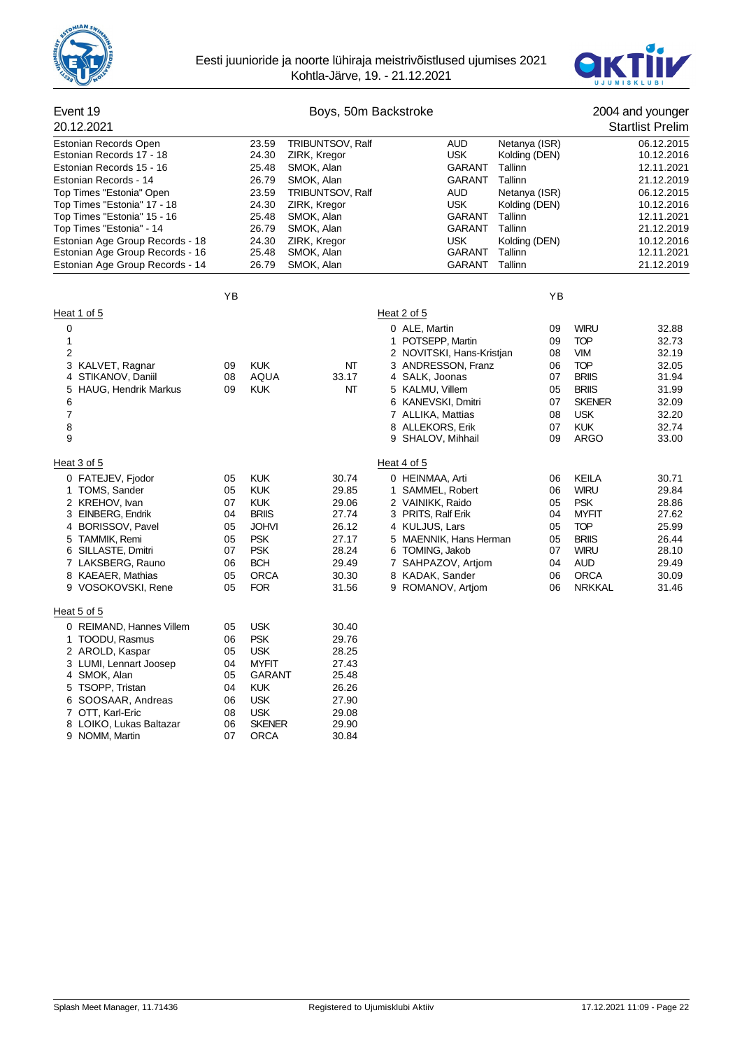# Eesti juunioride ja noorte lühiraja meistrivõistlused ujumises 2021

Kohtla-Järve, 19. - 21.12.2021

## Event 19 — Boys, 50m Backstroke — 2004 and younger

20.12.2021 — Startlist Prelim

| Record | Time | Name | Club | Place | Date |
|---|---|---|---|---|---|
| Estonian Records Open | 23.59 | TRIBUNTSOV, Ralf | AUD | Netanya (ISR) | 06.12.2015 |
| Estonian Records 17 - 18 | 24.30 | ZIRK, Kregor | USK | Kolding (DEN) | 10.12.2016 |
| Estonian Records 15 - 16 | 25.48 | SMOK, Alan | GARANT | Tallinn | 12.11.2021 |
| Estonian Records - 14 | 26.79 | SMOK, Alan | GARANT | Tallinn | 21.12.2019 |
| Top Times "Estonia" Open | 23.59 | TRIBUNTSOV, Ralf | AUD | Netanya (ISR) | 06.12.2015 |
| Top Times "Estonia" 17 - 18 | 24.30 | ZIRK, Kregor | USK | Kolding (DEN) | 10.12.2016 |
| Top Times "Estonia" 15 - 16 | 25.48 | SMOK, Alan | GARANT | Tallinn | 12.11.2021 |
| Top Times "Estonia" - 14 | 26.79 | SMOK, Alan | GARANT | Tallinn | 21.12.2019 |
| Estonian Age Group Records - 18 | 24.30 | ZIRK, Kregor | USK | Kolding (DEN) | 10.12.2016 |
| Estonian Age Group Records - 16 | 25.48 | SMOK, Alan | GARANT | Tallinn | 12.11.2021 |
| Estonian Age Group Records - 14 | 26.79 | SMOK, Alan | GARANT | Tallinn | 21.12.2019 |

### Heat 1 of 5

| Lane | Name | YB | Club | Time |
|---|---|---|---|---|
| 0 | | | | |
| 1 | | | | |
| 2 | | | | |
| 3 | KALVET, Ragnar | 09 | KUK | NT |
| 4 | STIKANOV, Daniil | 08 | AQUA | 33.17 |
| 5 | HAUG, Hendrik Markus | 09 | KUK | NT |
| 6 | | | | |
| 7 | | | | |
| 8 | | | | |
| 9 | | | | |

### Heat 2 of 5

| Lane | Name | YB | Club | Time |
|---|---|---|---|---|
| 0 | ALE, Martin | 09 | WIRU | 32.88 |
| 1 | POTSEPP, Martin | 09 | TOP | 32.73 |
| 2 | NOVITSKI, Hans-Kristjan | 08 | VIM | 32.19 |
| 3 | ANDRESSON, Franz | 06 | TOP | 32.05 |
| 4 | SALK, Joonas | 07 | BRIIS | 31.94 |
| 5 | KALMU, Villem | 05 | BRIIS | 31.99 |
| 6 | KANEVSKI, Dmitri | 07 | SKENER | 32.09 |
| 7 | ALLIKA, Mattias | 08 | USK | 32.20 |
| 8 | ALLEKORS, Erik | 07 | KUK | 32.74 |
| 9 | SHALOV, Mihhail | 09 | ARGO | 33.00 |

### Heat 3 of 5

| Lane | Name | YB | Club | Time |
|---|---|---|---|---|
| 0 | FATEJEV, Fjodor | 05 | KUK | 30.74 |
| 1 | TOMS, Sander | 05 | KUK | 29.85 |
| 2 | KREHOV, Ivan | 07 | KUK | 29.06 |
| 3 | EINBERG, Endrik | 04 | BRIIS | 27.74 |
| 4 | BORISSOV, Pavel | 05 | JOHVI | 26.12 |
| 5 | TAMMIK, Remi | 05 | PSK | 27.17 |
| 6 | SILLASTE, Dmitri | 07 | PSK | 28.24 |
| 7 | LAKSBERG, Rauno | 06 | BCH | 29.49 |
| 8 | KAEAER, Mathias | 05 | ORCA | 30.30 |
| 9 | VOSOKOVSKI, Rene | 05 | FOR | 31.56 |

### Heat 4 of 5

| Lane | Name | YB | Club | Time |
|---|---|---|---|---|
| 0 | HEINMAA, Arti | 06 | KEILA | 30.71 |
| 1 | SAMMEL, Robert | 06 | WIRU | 29.84 |
| 2 | VAINIKK, Raido | 05 | PSK | 28.86 |
| 3 | PRITS, Ralf Erik | 04 | MYFIT | 27.62 |
| 4 | KULJUS, Lars | 05 | TOP | 25.99 |
| 5 | MAENNIK, Hans Herman | 05 | BRIIS | 26.44 |
| 6 | TOMING, Jakob | 07 | WIRU | 28.10 |
| 7 | SAHPAZOV, Artjom | 04 | AUD | 29.49 |
| 8 | KADAK, Sander | 06 | ORCA | 30.09 |
| 9 | ROMANOV, Artjom | 06 | NRKKAL | 31.46 |

### Heat 5 of 5

| Lane | Name | YB | Club | Time |
|---|---|---|---|---|
| 0 | REIMAND, Hannes Villem | 05 | USK | 30.40 |
| 1 | TOODU, Rasmus | 06 | PSK | 29.76 |
| 2 | AROLD, Kaspar | 05 | USK | 28.25 |
| 3 | LUMI, Lennart Joosep | 04 | MYFIT | 27.43 |
| 4 | SMOK, Alan | 05 | GARANT | 25.48 |
| 5 | TSOPP, Tristan | 04 | KUK | 26.26 |
| 6 | SOOSAAR, Andreas | 06 | USK | 27.90 |
| 7 | OTT, Karl-Eric | 08 | USK | 29.08 |
| 8 | LOIKO, Lukas Baltazar | 06 | SKENER | 29.90 |
| 9 | NOMM, Martin | 07 | ORCA | 30.84 |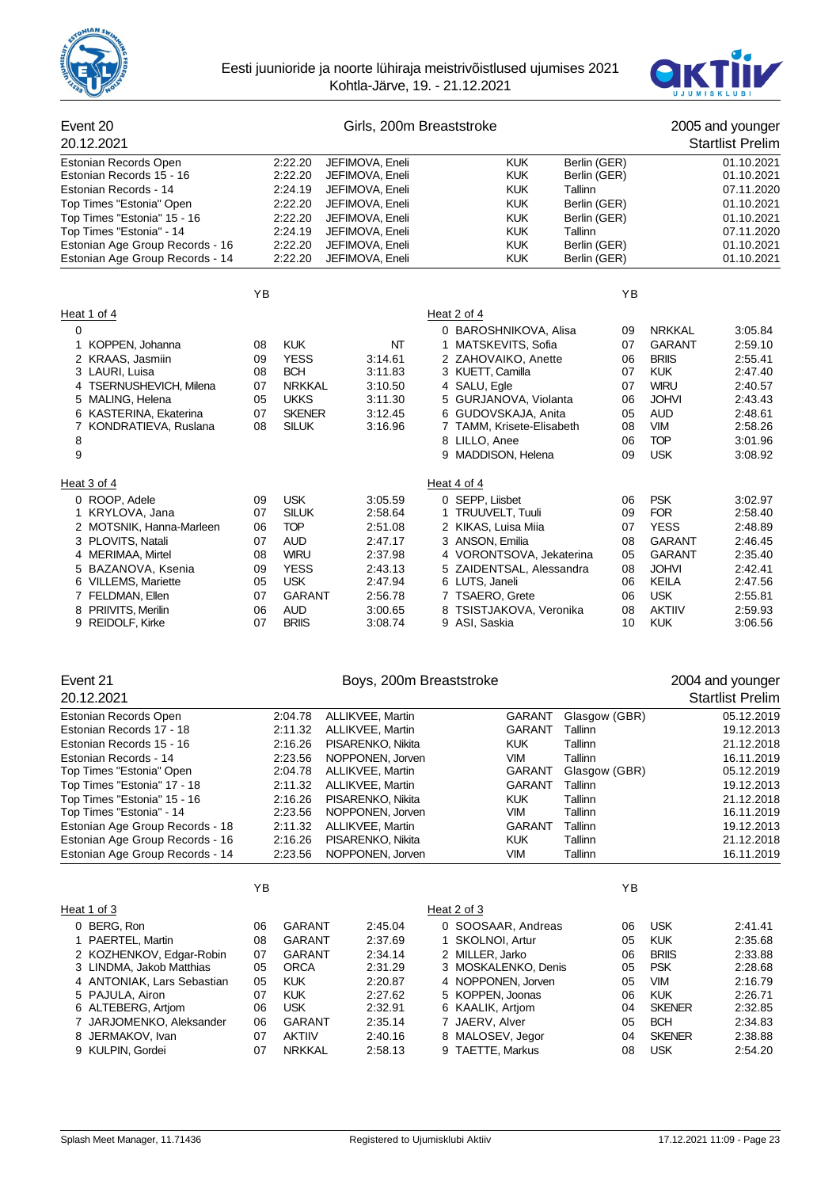Eesti juunioride ja noorte lühiraja meistrivõistlused ujumises 2021
Kohtla-Järve, 19. - 21.12.2021

## Event 20 — Girls, 200m Breaststroke — 2005 and younger

20.12.2021 — Startlist Prelim

| Record | Time | Name | Club | Place | Date |
|---|---|---|---|---|---|
| Estonian Records Open | 2:22.20 | JEFIMOVA, Eneli | KUK | Berlin (GER) | 01.10.2021 |
| Estonian Records 15 - 16 | 2:22.20 | JEFIMOVA, Eneli | KUK | Berlin (GER) | 01.10.2021 |
| Estonian Records - 14 | 2:24.19 | JEFIMOVA, Eneli | KUK | Tallinn | 07.11.2020 |
| Top Times "Estonia" Open | 2:22.20 | JEFIMOVA, Eneli | KUK | Berlin (GER) | 01.10.2021 |
| Top Times "Estonia" 15 - 16 | 2:22.20 | JEFIMOVA, Eneli | KUK | Berlin (GER) | 01.10.2021 |
| Top Times "Estonia" - 14 | 2:24.19 | JEFIMOVA, Eneli | KUK | Tallinn | 07.11.2020 |
| Estonian Age Group Records - 16 | 2:22.20 | JEFIMOVA, Eneli | KUK | Berlin (GER) | 01.10.2021 |
| Estonian Age Group Records - 14 | 2:22.20 | JEFIMOVA, Eneli | KUK | Berlin (GER) | 01.10.2021 |

### Heat 1 of 4

| Lane | Name | YB | Club | Time |
|---|---|---|---|---|
| 0 | | | | |
| 1 | KOPPEN, Johanna | 08 | KUK | NT |
| 2 | KRAAS, Jasmiin | 09 | YESS | 3:14.61 |
| 3 | LAURI, Luisa | 08 | BCH | 3:11.83 |
| 4 | TSERNUSHEVICH, Milena | 07 | NRKKAL | 3:10.50 |
| 5 | MALING, Helena | 05 | UKKS | 3:11.30 |
| 6 | KASTERINA, Ekaterina | 07 | SKENER | 3:12.45 |
| 7 | KONDRATIEVA, Ruslana | 08 | SILUK | 3:16.96 |
| 8 | | | | |
| 9 | | | | |

### Heat 2 of 4

| Lane | Name | YB | Club | Time |
|---|---|---|---|---|
| 0 | BAROSHNIKOVA, Alisa | 09 | NRKKAL | 3:05.84 |
| 1 | MATSKEVITS, Sofia | 07 | GARANT | 2:59.10 |
| 2 | ZAHOVAIKO, Anette | 06 | BRIIS | 2:55.41 |
| 3 | KUETT, Camilla | 07 | KUK | 2:47.40 |
| 4 | SALU, Egle | 07 | WIRU | 2:40.57 |
| 5 | GURJANOVA, Violanta | 06 | JOHVI | 2:43.43 |
| 6 | GUDOVSKAJA, Anita | 05 | AUD | 2:48.61 |
| 7 | TAMM, Krisete-Elisabeth | 08 | VIM | 2:58.26 |
| 8 | LILLO, Anee | 06 | TOP | 3:01.96 |
| 9 | MADDISON, Helena | 09 | USK | 3:08.92 |

### Heat 3 of 4

| Lane | Name | YB | Club | Time |
|---|---|---|---|---|
| 0 | ROOP, Adele | 09 | USK | 3:05.59 |
| 1 | KRYLOVA, Jana | 07 | SILUK | 2:58.64 |
| 2 | MOTSNIK, Hanna-Marleen | 06 | TOP | 2:51.08 |
| 3 | PLOVITS, Natali | 07 | AUD | 2:47.17 |
| 4 | MERIMAA, Mirtel | 08 | WIRU | 2:37.98 |
| 5 | BAZANOVA, Ksenia | 09 | YESS | 2:43.13 |
| 6 | VILLEMS, Mariette | 05 | USK | 2:47.94 |
| 7 | FELDMAN, Ellen | 07 | GARANT | 2:56.78 |
| 8 | PRIIVITS, Merilin | 06 | AUD | 3:00.65 |
| 9 | REIDOLF, Kirke | 07 | BRIIS | 3:08.74 |

### Heat 4 of 4

| Lane | Name | YB | Club | Time |
|---|---|---|---|---|
| 0 | SEPP, Liisbet | 06 | PSK | 3:02.97 |
| 1 | TRUUVELT, Tuuli | 09 | FOR | 2:58.40 |
| 2 | KIKAS, Luisa Miia | 07 | YESS | 2:48.89 |
| 3 | ANSON, Emilia | 08 | GARANT | 2:46.45 |
| 4 | VORONTSOVA, Jekaterina | 05 | GARANT | 2:35.40 |
| 5 | ZAIDENTSAL, Alessandra | 08 | JOHVI | 2:42.41 |
| 6 | LUTS, Janeli | 06 | KEILA | 2:47.56 |
| 7 | TSAERO, Grete | 06 | USK | 2:55.81 |
| 8 | TSISTJAKOVA, Veronika | 08 | AKTIIV | 2:59.93 |
| 9 | ASI, Saskia | 10 | KUK | 3:06.56 |

## Event 21 — Boys, 200m Breaststroke — 2004 and younger

20.12.2021 — Startlist Prelim

| Record | Time | Name | Club | Place | Date |
|---|---|---|---|---|---|
| Estonian Records Open | 2:04.78 | ALLIKVEE, Martin | GARANT | Glasgow (GBR) | 05.12.2019 |
| Estonian Records 17 - 18 | 2:11.32 | ALLIKVEE, Martin | GARANT | Tallinn | 19.12.2013 |
| Estonian Records 15 - 16 | 2:16.26 | PISARENKO, Nikita | KUK | Tallinn | 21.12.2018 |
| Estonian Records - 14 | 2:23.56 | NOPPONEN, Jorven | VIM | Tallinn | 16.11.2019 |
| Top Times "Estonia" Open | 2:04.78 | ALLIKVEE, Martin | GARANT | Glasgow (GBR) | 05.12.2019 |
| Top Times "Estonia" 17 - 18 | 2:11.32 | ALLIKVEE, Martin | GARANT | Tallinn | 19.12.2013 |
| Top Times "Estonia" 15 - 16 | 2:16.26 | PISARENKO, Nikita | KUK | Tallinn | 21.12.2018 |
| Top Times "Estonia" - 14 | 2:23.56 | NOPPONEN, Jorven | VIM | Tallinn | 16.11.2019 |
| Estonian Age Group Records - 18 | 2:11.32 | ALLIKVEE, Martin | GARANT | Tallinn | 19.12.2013 |
| Estonian Age Group Records - 16 | 2:16.26 | PISARENKO, Nikita | KUK | Tallinn | 21.12.2018 |
| Estonian Age Group Records - 14 | 2:23.56 | NOPPONEN, Jorven | VIM | Tallinn | 16.11.2019 |

### Heat 1 of 3

| Lane | Name | YB | Club | Time |
|---|---|---|---|---|
| 0 | BERG, Ron | 06 | GARANT | 2:45.04 |
| 1 | PAERTEL, Martin | 08 | GARANT | 2:37.69 |
| 2 | KOZHENKOV, Edgar-Robin | 07 | GARANT | 2:34.14 |
| 3 | LINDMA, Jakob Matthias | 05 | ORCA | 2:31.29 |
| 4 | ANTONIAK, Lars Sebastian | 05 | KUK | 2:20.87 |
| 5 | PAJULA, Airon | 07 | KUK | 2:27.62 |
| 6 | ALTEBERG, Artjom | 06 | USK | 2:32.91 |
| 7 | JARJOMENKO, Aleksander | 06 | GARANT | 2:35.14 |
| 8 | JERMAKOV, Ivan | 07 | AKTIIV | 2:40.16 |
| 9 | KULPIN, Gordei | 07 | NRKKAL | 2:58.13 |

### Heat 2 of 3

| Lane | Name | YB | Club | Time |
|---|---|---|---|---|
| 0 | SOOSAAR, Andreas | 06 | USK | 2:41.41 |
| 1 | SKOLNOI, Artur | 05 | KUK | 2:35.68 |
| 2 | MILLER, Jarko | 06 | BRIIS | 2:33.88 |
| 3 | MOSKALENKO, Denis | 05 | PSK | 2:28.68 |
| 4 | NOPPONEN, Jorven | 05 | VIM | 2:16.79 |
| 5 | KOPPEN, Joonas | 06 | KUK | 2:26.71 |
| 6 | KAALIK, Artjom | 04 | SKENER | 2:32.85 |
| 7 | JAERV, Alver | 05 | BCH | 2:34.83 |
| 8 | MALOSEV, Jegor | 04 | SKENER | 2:38.88 |
| 9 | TAETTE, Markus | 08 | USK | 2:54.20 |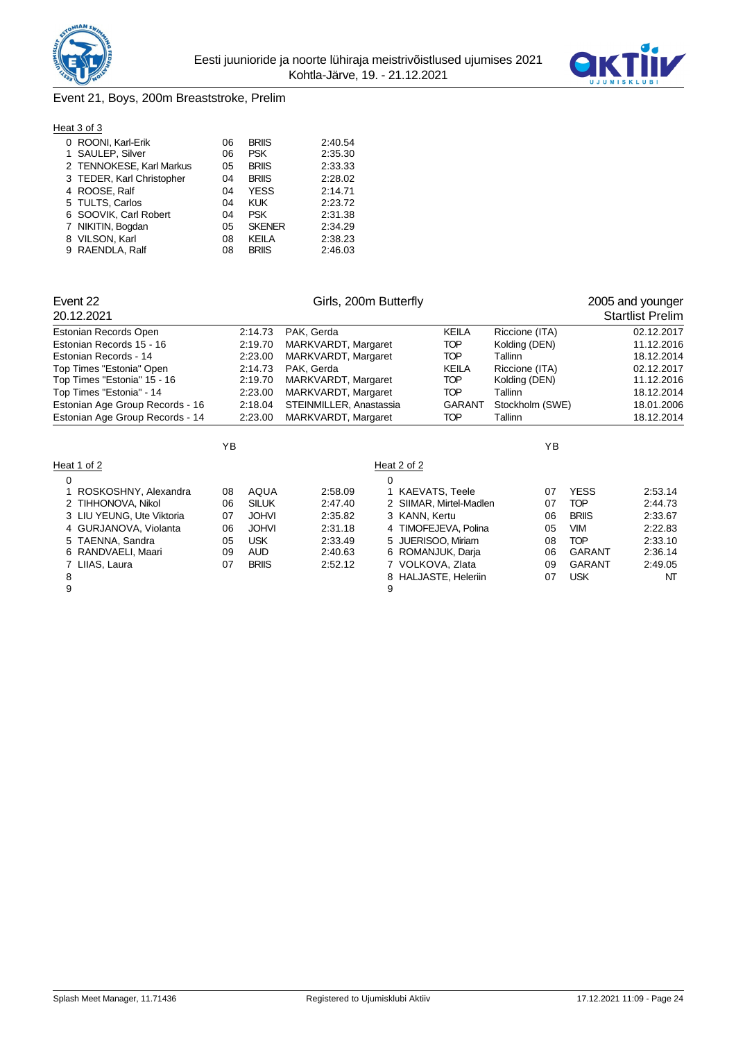## Event 21, Boys, 200m Breaststroke, Prelim

Heat 3 of 3

| Lane | Name | YB | Club | Entry time |
|---|---|---|---|---|
| 0 | ROONI, Karl-Erik | 06 | BRIIS | 2:40.54 |
| 1 | SAULEP, Silver | 06 | PSK | 2:35.30 |
| 2 | TENNOKESE, Karl Markus | 05 | BRIIS | 2:33.33 |
| 3 | TEDER, Karl Christopher | 04 | BRIIS | 2:28.02 |
| 4 | ROOSE, Ralf | 04 | YESS | 2:14.71 |
| 5 | TULTS, Carlos | 04 | KUK | 2:23.72 |
| 6 | SOOVIK, Carl Robert | 04 | PSK | 2:31.38 |
| 7 | NIKITIN, Bogdan | 05 | SKENER | 2:34.29 |
| 8 | VILSON, Karl | 08 | KEILA | 2:38.23 |
| 9 | RAENDLA, Ralf | 08 | BRIIS | 2:46.03 |

## Event 22 — Girls, 200m Butterfly — 2005 and younger

20.12.2021 — Startlist Prelim

| Record | Time | Name | Club | Place | Date |
|---|---|---|---|---|---|
| Estonian Records Open | 2:14.73 | PAK, Gerda | KEILA | Riccione (ITA) | 02.12.2017 |
| Estonian Records 15 - 16 | 2:19.70 | MARKVARDT, Margaret | TOP | Kolding (DEN) | 11.12.2016 |
| Estonian Records - 14 | 2:23.00 | MARKVARDT, Margaret | TOP | Tallinn | 18.12.2014 |
| Top Times "Estonia" Open | 2:14.73 | PAK, Gerda | KEILA | Riccione (ITA) | 02.12.2017 |
| Top Times "Estonia" 15 - 16 | 2:19.70 | MARKVARDT, Margaret | TOP | Kolding (DEN) | 11.12.2016 |
| Top Times "Estonia" - 14 | 2:23.00 | MARKVARDT, Margaret | TOP | Tallinn | 18.12.2014 |
| Estonian Age Group Records - 16 | 2:18.04 | STEINMILLER, Anastassia | GARANT | Stockholm (SWE) | 18.01.2006 |
| Estonian Age Group Records - 14 | 2:23.00 | MARKVARDT, Margaret | TOP | Tallinn | 18.12.2014 |

Heat 1 of 2

| Lane | Name | YB | Club | Entry time |
|---|---|---|---|---|
| 0 | | | | |
| 1 | ROSKOSHNY, Alexandra | 08 | AQUA | 2:58.09 |
| 2 | TIHHONOVA, Nikol | 06 | SILUK | 2:47.40 |
| 3 | LIU YEUNG, Ute Viktoria | 07 | JOHVI | 2:35.82 |
| 4 | GURJANOVA, Violanta | 06 | JOHVI | 2:31.18 |
| 5 | TAENNA, Sandra | 05 | USK | 2:33.49 |
| 6 | RANDVAELI, Maari | 09 | AUD | 2:40.63 |
| 7 | LIIAS, Laura | 07 | BRIIS | 2:52.12 |
| 8 | | | | |
| 9 | | | | |

Heat 2 of 2

| Lane | Name | YB | Club | Entry time |
|---|---|---|---|---|
| 0 | | | | |
| 1 | KAEVATS, Teele | 07 | YESS | 2:53.14 |
| 2 | SIIMAR, Mirtel-Madlen | 07 | TOP | 2:44.73 |
| 3 | KANN, Kertu | 06 | BRIIS | 2:33.67 |
| 4 | TIMOFEJEVA, Polina | 05 | VIM | 2:22.83 |
| 5 | JUERISOO, Miriam | 08 | TOP | 2:33.10 |
| 6 | ROMANJUK, Darja | 06 | GARANT | 2:36.14 |
| 7 | VOLKOVA, Zlata | 09 | GARANT | 2:49.05 |
| 8 | HALJASTE, Heleriin | 07 | USK | NT |
| 9 | | | | |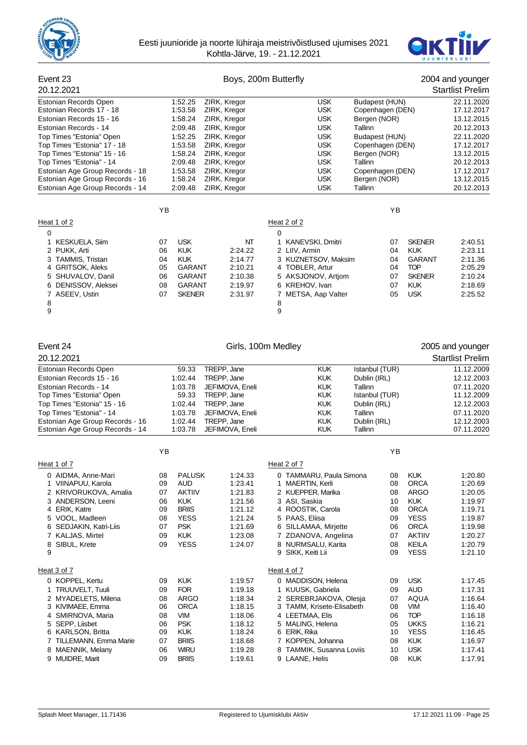Eesti juunioride ja noorte lühiraja meistrivõistlused ujumises 2021
Kohtla-Järve, 19. - 21.12.2021

## Event 23 — Boys, 200m Butterfly — 2004 and younger

20.12.2021 — Startlist Prelim

| Record | Time | Name | Club | Place | Date |
|---|---|---|---|---|---|
| Estonian Records Open | 1:52.25 | ZIRK, Kregor | USK | Budapest (HUN) | 22.11.2020 |
| Estonian Records 17 - 18 | 1:53.58 | ZIRK, Kregor | USK | Copenhagen (DEN) | 17.12.2017 |
| Estonian Records 15 - 16 | 1:58.24 | ZIRK, Kregor | USK | Bergen (NOR) | 13.12.2015 |
| Estonian Records - 14 | 2:09.48 | ZIRK, Kregor | USK | Tallinn | 20.12.2013 |
| Top Times "Estonia" Open | 1:52.25 | ZIRK, Kregor | USK | Budapest (HUN) | 22.11.2020 |
| Top Times "Estonia" 17 - 18 | 1:53.58 | ZIRK, Kregor | USK | Copenhagen (DEN) | 17.12.2017 |
| Top Times "Estonia" 15 - 16 | 1:58.24 | ZIRK, Kregor | USK | Bergen (NOR) | 13.12.2015 |
| Top Times "Estonia" - 14 | 2:09.48 | ZIRK, Kregor | USK | Tallinn | 20.12.2013 |
| Estonian Age Group Records - 18 | 1:53.58 | ZIRK, Kregor | USK | Copenhagen (DEN) | 17.12.2017 |
| Estonian Age Group Records - 16 | 1:58.24 | ZIRK, Kregor | USK | Bergen (NOR) | 13.12.2015 |
| Estonian Age Group Records - 14 | 2:09.48 | ZIRK, Kregor | USK | Tallinn | 20.12.2013 |

### Heat 1 of 2

| Lane | Name | YB | Club | Time |
|---|---|---|---|---|
| 0 | | | | |
| 1 | KESKUELA, Siim | 07 | USK | NT |
| 2 | PUKK, Arti | 06 | KUK | 2:24.22 |
| 3 | TAMMIS, Tristan | 04 | KUK | 2:14.77 |
| 4 | GRITSOK, Aleks | 05 | GARANT | 2:10.21 |
| 5 | SHUVALOV, Danil | 06 | GARANT | 2:10.38 |
| 6 | DENISSOV, Aleksei | 08 | GARANT | 2:19.97 |
| 7 | ASEEV, Ustin | 07 | SKENER | 2:31.97 |
| 8 | | | | |
| 9 | | | | |

### Heat 2 of 2

| Lane | Name | YB | Club | Time |
|---|---|---|---|---|
| 0 | | | | |
| 1 | KANEVSKI, Dmitri | 07 | SKENER | 2:40.51 |
| 2 | LIIV, Armin | 04 | KUK | 2:23.11 |
| 3 | KUZNETSOV, Maksim | 04 | GARANT | 2:11.36 |
| 4 | TOBLER, Artur | 04 | TOP | 2:05.29 |
| 5 | AKSJONOV, Artjom | 07 | SKENER | 2:10.24 |
| 6 | KREHOV, Ivan | 07 | KUK | 2:18.69 |
| 7 | METSA, Aap Valter | 05 | USK | 2:25.52 |
| 8 | | | | |
| 9 | | | | |

## Event 24 — Girls, 100m Medley — 2005 and younger

20.12.2021 — Startlist Prelim

| Record | Time | Name | Club | Place | Date |
|---|---|---|---|---|---|
| Estonian Records Open | 59.33 | TREPP, Jane | KUK | Istanbul (TUR) | 11.12.2009 |
| Estonian Records 15 - 16 | 1:02.44 | TREPP, Jane | KUK | Dublin (IRL) | 12.12.2003 |
| Estonian Records - 14 | 1:03.78 | JEFIMOVA, Eneli | KUK | Tallinn | 07.11.2020 |
| Top Times "Estonia" Open | 59.33 | TREPP, Jane | KUK | Istanbul (TUR) | 11.12.2009 |
| Top Times "Estonia" 15 - 16 | 1:02.44 | TREPP, Jane | KUK | Dublin (IRL) | 12.12.2003 |
| Top Times "Estonia" - 14 | 1:03.78 | JEFIMOVA, Eneli | KUK | Tallinn | 07.11.2020 |
| Estonian Age Group Records - 16 | 1:02.44 | TREPP, Jane | KUK | Dublin (IRL) | 12.12.2003 |
| Estonian Age Group Records - 14 | 1:03.78 | JEFIMOVA, Eneli | KUK | Tallinn | 07.11.2020 |

### Heat 1 of 7

| Lane | Name | YB | Club | Time |
|---|---|---|---|---|
| 0 | AIDMA, Anne-Mari | 08 | PALUSK | 1:24.33 |
| 1 | VIINAPUU, Karola | 09 | AUD | 1:23.41 |
| 2 | KRIVORUKOVA, Amalia | 07 | AKTIIV | 1:21.83 |
| 3 | ANDERSON, Leeni | 06 | KUK | 1:21.56 |
| 4 | ERIK, Katre | 09 | BRIIS | 1:21.12 |
| 5 | VOOL, Madleen | 08 | YESS | 1:21.24 |
| 6 | SEDJAKIN, Katri-Liis | 07 | PSK | 1:21.69 |
| 7 | KALJAS, Mirtel | 09 | KUK | 1:23.08 |
| 8 | SIBUL, Krete | 09 | YESS | 1:24.07 |
| 9 | | | | |

### Heat 2 of 7

| Lane | Name | YB | Club | Time |
|---|---|---|---|---|
| 0 | TAMMARU, Paula Simona | 08 | KUK | 1:20.80 |
| 1 | MAERTIN, Kerli | 08 | ORCA | 1:20.69 |
| 2 | KUEPPER, Marika | 08 | ARGO | 1:20.05 |
| 3 | ASI, Saskia | 10 | KUK | 1:19.97 |
| 4 | ROOSTIK, Carola | 08 | ORCA | 1:19.71 |
| 5 | PAAS, Eliisa | 09 | YESS | 1:19.87 |
| 6 | SILLAMAA, Mirjette | 06 | ORCA | 1:19.98 |
| 7 | ZDANOVA, Angelina | 07 | AKTIIV | 1:20.27 |
| 8 | NURMSALU, Karita | 08 | KEILA | 1:20.79 |
| 9 | SIKK, Keiti Lii | 09 | YESS | 1:21.10 |

### Heat 3 of 7

| Lane | Name | YB | Club | Time |
|---|---|---|---|---|
| 0 | KOPPEL, Kertu | 09 | KUK | 1:19.57 |
| 1 | TRUUVELT, Tuuli | 09 | FOR | 1:19.18 |
| 2 | MYADELETS, Milena | 08 | ARGO | 1:18.34 |
| 3 | KIVIMAEE, Emma | 06 | ORCA | 1:18.15 |
| 4 | SMIRNOVA, Maria | 08 | VIM | 1:18.06 |
| 5 | SEPP, Liisbet | 06 | PSK | 1:18.12 |
| 6 | KARLSON, Britta | 09 | KUK | 1:18.24 |
| 7 | TILLEMANN, Emma Marie | 07 | BRIIS | 1:18.68 |
| 8 | MAENNIK, Melany | 06 | WIRU | 1:19.28 |
| 9 | MUIDRE, Marit | 09 | BRIIS | 1:19.61 |

### Heat 4 of 7

| Lane | Name | YB | Club | Time |
|---|---|---|---|---|
| 0 | MADDISON, Helena | 09 | USK | 1:17.45 |
| 1 | KUUSK, Gabriela | 09 | AUD | 1:17.31 |
| 2 | SEREBRJAKOVA, Olesja | 07 | AQUA | 1:16.64 |
| 3 | TAMM, Krisete-Elisabeth | 08 | VIM | 1:16.40 |
| 4 | LEETMAA, Elis | 06 | TOP | 1:16.18 |
| 5 | MALING, Helena | 05 | UKKS | 1:16.21 |
| 6 | ERIK, Rika | 10 | YESS | 1:16.45 |
| 7 | KOPPEN, Johanna | 08 | KUK | 1:16.97 |
| 8 | TAMMIK, Susanna Loviis | 10 | USK | 1:17.41 |
| 9 | LAANE, Helis | 08 | KUK | 1:17.91 |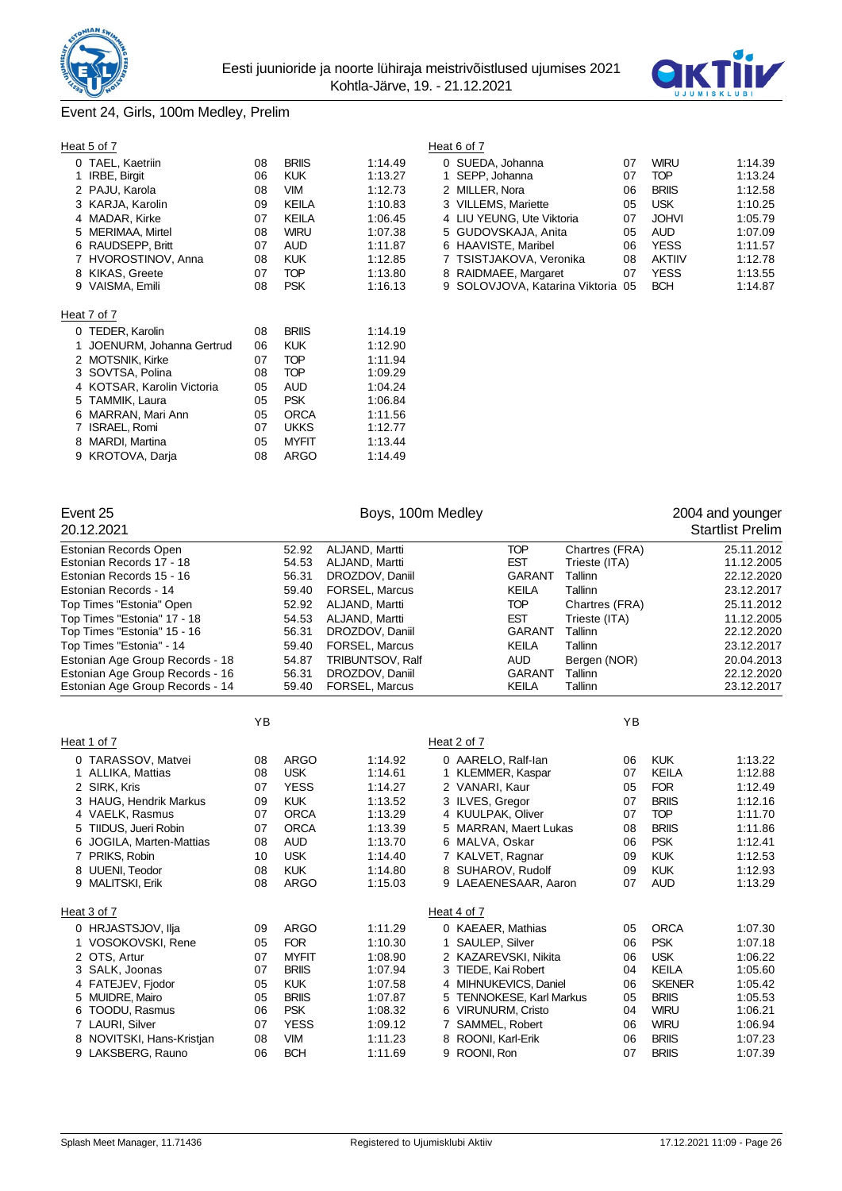Eesti juunioride ja noorte lühiraja meistrivõistlused ujumises 2021
Kohtla-Järve, 19. - 21.12.2021

## Event 24, Girls, 100m Medley, Prelim

### Heat 5 of 7

| Lane | Name | YB | Club | Time |
|---|---|---|---|---|
| 0 | TAEL, Kaetriin | 08 | BRIIS | 1:14.49 |
| 1 | IRBE, Birgit | 06 | KUK | 1:13.27 |
| 2 | PAJU, Karola | 08 | VIM | 1:12.73 |
| 3 | KARJA, Karolin | 09 | KEILA | 1:10.83 |
| 4 | MADAR, Kirke | 07 | KEILA | 1:06.45 |
| 5 | MERIMAA, Mirtel | 08 | WIRU | 1:07.38 |
| 6 | RAUDSEPP, Britt | 07 | AUD | 1:11.87 |
| 7 | HVOROSTINOV, Anna | 08 | KUK | 1:12.85 |
| 8 | KIKAS, Greete | 07 | TOP | 1:13.80 |
| 9 | VAISMA, Emili | 08 | PSK | 1:16.13 |

### Heat 6 of 7

| Lane | Name | YB | Club | Time |
|---|---|---|---|---|
| 0 | SUEDA, Johanna | 07 | WIRU | 1:14.39 |
| 1 | SEPP, Johanna | 07 | TOP | 1:13.24 |
| 2 | MILLER, Nora | 06 | BRIIS | 1:12.58 |
| 3 | VILLEMS, Mariette | 05 | USK | 1:10.25 |
| 4 | LIU YEUNG, Ute Viktoria | 07 | JOHVI | 1:05.79 |
| 5 | GUDOVSKAJA, Anita | 05 | AUD | 1:07.09 |
| 6 | HAAVISTE, Maribel | 06 | YESS | 1:11.57 |
| 7 | TSISTJAKOVA, Veronika | 08 | AKTIIV | 1:12.78 |
| 8 | RAIDMAEE, Margaret | 07 | YESS | 1:13.55 |
| 9 | SOLOVJOVA, Katarina Viktoria | 05 | BCH | 1:14.87 |

### Heat 7 of 7

| Lane | Name | YB | Club | Time |
|---|---|---|---|---|
| 0 | TEDER, Karolin | 08 | BRIIS | 1:14.19 |
| 1 | JOENURM, Johanna Gertrud | 06 | KUK | 1:12.90 |
| 2 | MOTSNIK, Kirke | 07 | TOP | 1:11.94 |
| 3 | SOVTSA, Polina | 08 | TOP | 1:09.29 |
| 4 | KOTSAR, Karolin Victoria | 05 | AUD | 1:04.24 |
| 5 | TAMMIK, Laura | 05 | PSK | 1:06.84 |
| 6 | MARRAN, Mari Ann | 05 | ORCA | 1:11.56 |
| 7 | ISRAEL, Romi | 07 | UKKS | 1:12.77 |
| 8 | MARDI, Martina | 05 | MYFIT | 1:13.44 |
| 9 | KROTOVA, Darja | 08 | ARGO | 1:14.49 |

## Event 25 — Boys, 100m Medley — 2004 and younger

20.12.2021 — Startlist Prelim

| Record | Time | Name | Club | Place | Date |
|---|---|---|---|---|---|
| Estonian Records Open | 52.92 | ALJAND, Martti | TOP | Chartres (FRA) | 25.11.2012 |
| Estonian Records 17 - 18 | 54.53 | ALJAND, Martti | EST | Trieste (ITA) | 11.12.2005 |
| Estonian Records 15 - 16 | 56.31 | DROZDOV, Daniil | GARANT | Tallinn | 22.12.2020 |
| Estonian Records - 14 | 59.40 | FORSEL, Marcus | KEILA | Tallinn | 23.12.2017 |
| Top Times "Estonia" Open | 52.92 | ALJAND, Martti | TOP | Chartres (FRA) | 25.11.2012 |
| Top Times "Estonia" 17 - 18 | 54.53 | ALJAND, Martti | EST | Trieste (ITA) | 11.12.2005 |
| Top Times "Estonia" 15 - 16 | 56.31 | DROZDOV, Daniil | GARANT | Tallinn | 22.12.2020 |
| Top Times "Estonia" - 14 | 59.40 | FORSEL, Marcus | KEILA | Tallinn | 23.12.2017 |
| Estonian Age Group Records - 18 | 54.87 | TRIBUNTSOV, Ralf | AUD | Bergen (NOR) | 20.04.2013 |
| Estonian Age Group Records - 16 | 56.31 | DROZDOV, Daniil | GARANT | Tallinn | 22.12.2020 |
| Estonian Age Group Records - 14 | 59.40 | FORSEL, Marcus | KEILA | Tallinn | 23.12.2017 |

### Heat 1 of 7

| Lane | Name | YB | Club | Time |
|---|---|---|---|---|
| 0 | TARASSOV, Matvei | 08 | ARGO | 1:14.92 |
| 1 | ALLIKA, Mattias | 08 | USK | 1:14.61 |
| 2 | SIRK, Kris | 07 | YESS | 1:14.27 |
| 3 | HAUG, Hendrik Markus | 09 | KUK | 1:13.52 |
| 4 | VAELK, Rasmus | 07 | ORCA | 1:13.29 |
| 5 | TIIDUS, Jueri Robin | 07 | ORCA | 1:13.39 |
| 6 | JOGILA, Marten-Mattias | 08 | AUD | 1:13.70 |
| 7 | PRIKS, Robin | 10 | USK | 1:14.40 |
| 8 | UUENI, Teodor | 08 | KUK | 1:14.80 |
| 9 | MALITSKI, Erik | 08 | ARGO | 1:15.03 |

### Heat 2 of 7

| Lane | Name | YB | Club | Time |
|---|---|---|---|---|
| 0 | AARELO, Ralf-Ian | 06 | KUK | 1:13.22 |
| 1 | KLEMMER, Kaspar | 07 | KEILA | 1:12.88 |
| 2 | VANARI, Kaur | 05 | FOR | 1:12.49 |
| 3 | ILVES, Gregor | 07 | BRIIS | 1:12.16 |
| 4 | KUULPAK, Oliver | 07 | TOP | 1:11.70 |
| 5 | MARRAN, Maert Lukas | 08 | BRIIS | 1:11.86 |
| 6 | MALVA, Oskar | 06 | PSK | 1:12.41 |
| 7 | KALVET, Ragnar | 09 | KUK | 1:12.53 |
| 8 | SUHAROV, Rudolf | 09 | KUK | 1:12.93 |
| 9 | LAEAENESAAR, Aaron | 07 | AUD | 1:13.29 |

### Heat 3 of 7

| Lane | Name | YB | Club | Time |
|---|---|---|---|---|
| 0 | HRJASTSJOV, Ilja | 09 | ARGO | 1:11.29 |
| 1 | VOSOKOVSKI, Rene | 05 | FOR | 1:10.30 |
| 2 | OTS, Artur | 07 | MYFIT | 1:08.90 |
| 3 | SALK, Joonas | 07 | BRIIS | 1:07.94 |
| 4 | FATEJEV, Fjodor | 05 | KUK | 1:07.58 |
| 5 | MUIDRE, Mairo | 05 | BRIIS | 1:07.87 |
| 6 | TOODU, Rasmus | 06 | PSK | 1:08.32 |
| 7 | LAURI, Silver | 07 | YESS | 1:09.12 |
| 8 | NOVITSKI, Hans-Kristjan | 08 | VIM | 1:11.23 |
| 9 | LAKSBERG, Rauno | 06 | BCH | 1:11.69 |

### Heat 4 of 7

| Lane | Name | YB | Club | Time |
|---|---|---|---|---|
| 0 | KAEAER, Mathias | 05 | ORCA | 1:07.30 |
| 1 | SAULEP, Silver | 06 | PSK | 1:07.18 |
| 2 | KAZAREVSKI, Nikita | 06 | USK | 1:06.22 |
| 3 | TIEDE, Kai Robert | 04 | KEILA | 1:05.60 |
| 4 | MIHNUKEVICS, Daniel | 06 | SKENER | 1:05.42 |
| 5 | TENNOKESE, Karl Markus | 05 | BRIIS | 1:05.53 |
| 6 | VIRUNURM, Cristo | 04 | WIRU | 1:06.21 |
| 7 | SAMMEL, Robert | 06 | WIRU | 1:06.94 |
| 8 | ROONI, Karl-Erik | 06 | BRIIS | 1:07.23 |
| 9 | ROONI, Ron | 07 | BRIIS | 1:07.39 |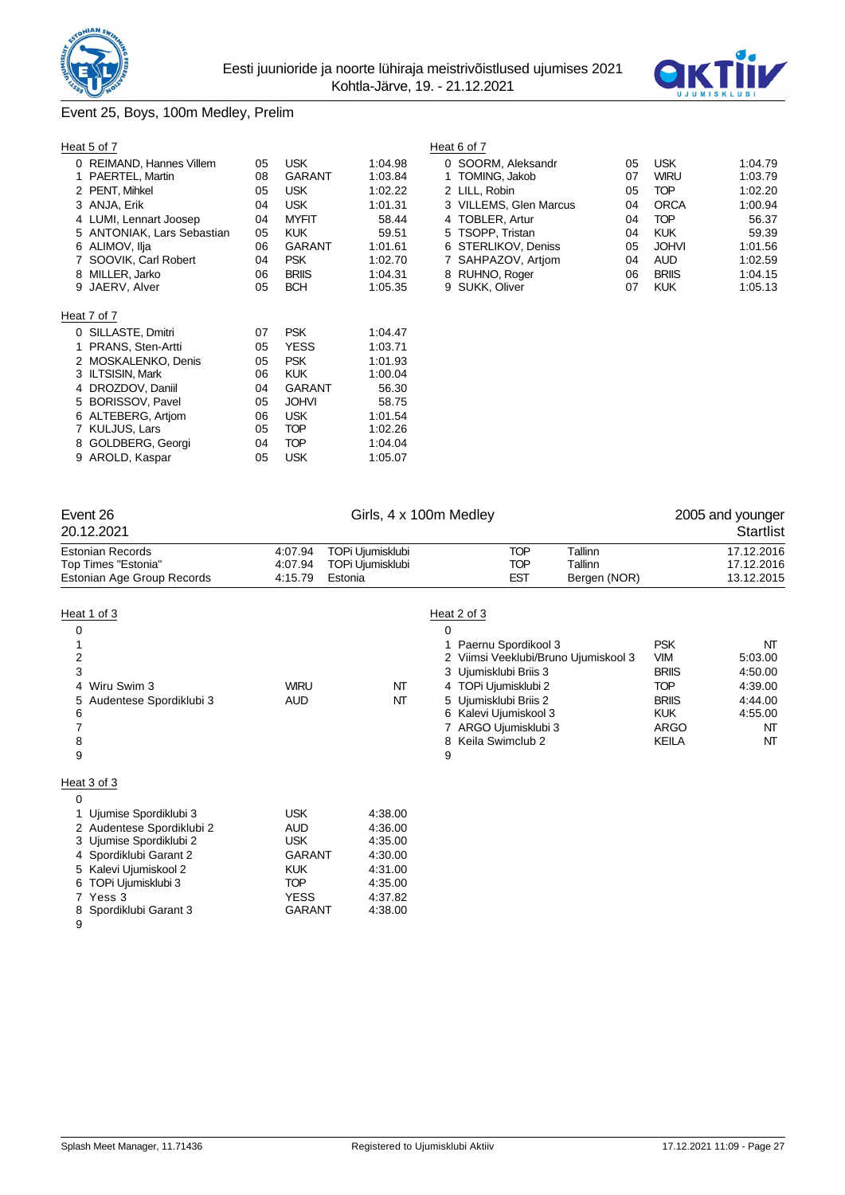## Event 25, Boys, 100m Medley, Prelim

### Heat 5 of 7

| Lane | Name | YoB | Club | Entry |
|---|---|---|---|---|
| 0 | REIMAND, Hannes Villem | 05 | USK | 1:04.98 |
| 1 | PAERTEL, Martin | 08 | GARANT | 1:03.84 |
| 2 | PENT, Mihkel | 05 | USK | 1:02.22 |
| 3 | ANJA, Erik | 04 | USK | 1:01.31 |
| 4 | LUMI, Lennart Joosep | 04 | MYFIT | 58.44 |
| 5 | ANTONIAK, Lars Sebastian | 05 | KUK | 59.51 |
| 6 | ALIMOV, Ilja | 06 | GARANT | 1:01.61 |
| 7 | SOOVIK, Carl Robert | 04 | PSK | 1:02.70 |
| 8 | MILLER, Jarko | 06 | BRIIS | 1:04.31 |
| 9 | JAERV, Alver | 05 | BCH | 1:05.35 |

### Heat 6 of 7

| Lane | Name | YoB | Club | Entry |
|---|---|---|---|---|
| 0 | SOORM, Aleksandr | 05 | USK | 1:04.79 |
| 1 | TOMING, Jakob | 07 | WIRU | 1:03.79 |
| 2 | LILL, Robin | 05 | TOP | 1:02.20 |
| 3 | VILLEMS, Glen Marcus | 04 | ORCA | 1:00.94 |
| 4 | TOBLER, Artur | 04 | TOP | 56.37 |
| 5 | TSOPP, Tristan | 04 | KUK | 59.39 |
| 6 | STERLIKOV, Deniss | 05 | JOHVI | 1:01.56 |
| 7 | SAHPAZOV, Artjom | 04 | AUD | 1:02.59 |
| 8 | RUHNO, Roger | 06 | BRIIS | 1:04.15 |
| 9 | SUKK, Oliver | 07 | KUK | 1:05.13 |

### Heat 7 of 7

| Lane | Name | YoB | Club | Entry |
|---|---|---|---|---|
| 0 | SILLASTE, Dmitri | 07 | PSK | 1:04.47 |
| 1 | PRANS, Sten-Artti | 05 | YESS | 1:03.71 |
| 2 | MOSKALENKO, Denis | 05 | PSK | 1:01.93 |
| 3 | ILTSISIN, Mark | 06 | KUK | 1:00.04 |
| 4 | DROZDOV, Daniil | 04 | GARANT | 56.30 |
| 5 | BORISSOV, Pavel | 05 | JOHVI | 58.75 |
| 6 | ALTEBERG, Artjom | 06 | USK | 1:01.54 |
| 7 | KULJUS, Lars | 05 | TOP | 1:02.26 |
| 8 | GOLDBERG, Georgi | 04 | TOP | 1:04.04 |
| 9 | AROLD, Kaspar | 05 | USK | 1:05.07 |

## Event 26 — Girls, 4 x 100m Medley — 2005 and younger

20.12.2021 — Startlist

| Record | Time | Holder | Code | Place | Date |
|---|---|---|---|---|---|
| Estonian Records | 4:07.94 | TOPi Ujumisklubi | TOP | Tallinn | 17.12.2016 |
| Top Times "Estonia" | 4:07.94 | TOPi Ujumisklubi | TOP | Tallinn | 17.12.2016 |
| Estonian Age Group Records | 4:15.79 | Estonia | EST | Bergen (NOR) | 13.12.2015 |

### Heat 1 of 3

| Lane | Team | Club | Entry |
|---|---|---|---|
| 0 | | | |
| 1 | | | |
| 2 | | | |
| 3 | | | |
| 4 | Wiru Swim 3 | WIRU | NT |
| 5 | Audentese Spordiklubi 3 | AUD | NT |
| 6 | | | |
| 7 | | | |
| 8 | | | |
| 9 | | | |

### Heat 2 of 3

| Lane | Team | Club | Entry |
|---|---|---|---|
| 0 | | | |
| 1 | Paernu Spordikool 3 | PSK | NT |
| 2 | Viimsi Veeklubi/Bruno Ujumiskool 3 | VIM | 5:03.00 |
| 3 | Ujumisklubi Briis 3 | BRIIS | 4:50.00 |
| 4 | TOPi Ujumisklubi 2 | TOP | 4:39.00 |
| 5 | Ujumisklubi Briis 2 | BRIIS | 4:44.00 |
| 6 | Kalevi Ujumiskool 3 | KUK | 4:55.00 |
| 7 | ARGO Ujumisklubi 3 | ARGO | NT |
| 8 | Keila Swimclub 2 | KEILA | NT |
| 9 | | | |

### Heat 3 of 3

| Lane | Team | Club | Entry |
|---|---|---|---|
| 0 | | | |
| 1 | Ujumise Spordiklubi 3 | USK | 4:38.00 |
| 2 | Audentese Spordiklubi 2 | AUD | 4:36.00 |
| 3 | Ujumise Spordiklubi 2 | USK | 4:35.00 |
| 4 | Spordiklubi Garant 2 | GARANT | 4:30.00 |
| 5 | Kalevi Ujumiskool 2 | KUK | 4:31.00 |
| 6 | TOPi Ujumisklubi 3 | TOP | 4:35.00 |
| 7 | Yess 3 | YESS | 4:37.82 |
| 8 | Spordiklubi Garant 3 | GARANT | 4:38.00 |
| 9 | | | |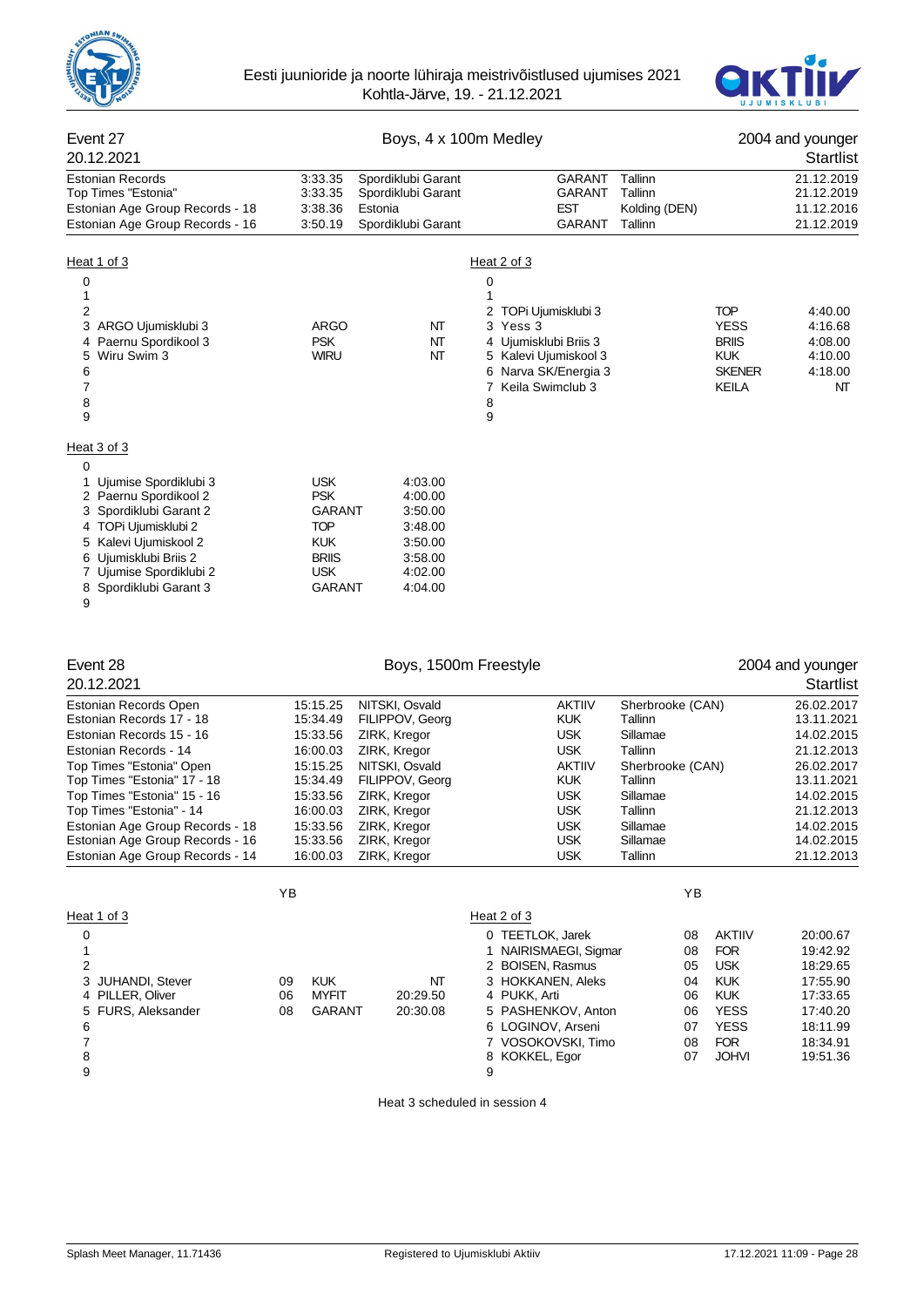## Event 27 — Boys, 4 x 100m Medley — 2004 and younger

20.12.2021 — Startlist

| Record | Time | Name | Club | City | Date |
|---|---|---|---|---|---|
| Estonian Records | 3:33.35 | Spordiklubi Garant | GARANT | Tallinn | 21.12.2019 |
| Top Times "Estonia" | 3:33.35 | Spordiklubi Garant | GARANT | Tallinn | 21.12.2019 |
| Estonian Age Group Records - 18 | 3:38.36 | Estonia | EST | Kolding (DEN) | 11.12.2016 |
| Estonian Age Group Records - 16 | 3:50.19 | Spordiklubi Garant | GARANT | Tallinn | 21.12.2019 |

### Heat 1 of 3

| Lane | Team | Club | Time |
|---|---|---|---|
| 0 | | | |
| 1 | | | |
| 2 | | | |
| 3 | ARGO Ujumisklubi 3 | ARGO | NT |
| 4 | Paernu Spordikool 3 | PSK | NT |
| 5 | Wiru Swim 3 | WIRU | NT |
| 6 | | | |
| 7 | | | |
| 8 | | | |
| 9 | | | |

### Heat 2 of 3

| Lane | Team | Club | Time |
|---|---|---|---|
| 0 | | | |
| 1 | | | |
| 2 | TOPi Ujumisklubi 3 | TOP | 4:40.00 |
| 3 | Yess 3 | YESS | 4:16.68 |
| 4 | Ujumisklubi Briis 3 | BRIIS | 4:08.00 |
| 5 | Kalevi Ujumiskool 3 | KUK | 4:10.00 |
| 6 | Narva SK/Energia 3 | SKENER | 4:18.00 |
| 7 | Keila Swimclub 3 | KEILA | NT |
| 8 | | | |
| 9 | | | |

### Heat 3 of 3

| Lane | Team | Club | Time |
|---|---|---|---|
| 0 | | | |
| 1 | Ujumise Spordiklubi 3 | USK | 4:03.00 |
| 2 | Paernu Spordikool 2 | PSK | 4:00.00 |
| 3 | Spordiklubi Garant 2 | GARANT | 3:50.00 |
| 4 | TOPi Ujumisklubi 2 | TOP | 3:48.00 |
| 5 | Kalevi Ujumiskool 2 | KUK | 3:50.00 |
| 6 | Ujumisklubi Briis 2 | BRIIS | 3:58.00 |
| 7 | Ujumise Spordiklubi 2 | USK | 4:02.00 |
| 8 | Spordiklubi Garant 3 | GARANT | 4:04.00 |
| 9 | | | |

## Event 28 — Boys, 1500m Freestyle — 2004 and younger

20.12.2021 — Startlist

| Record | Time | Name | Club | City | Date |
|---|---|---|---|---|---|
| Estonian Records Open | 15:15.25 | NITSKI, Osvald | AKTIIV | Sherbrooke (CAN) | 26.02.2017 |
| Estonian Records 17 - 18 | 15:34.49 | FILIPPOV, Georg | KUK | Tallinn | 13.11.2021 |
| Estonian Records 15 - 16 | 15:33.56 | ZIRK, Kregor | USK | Sillamae | 14.02.2015 |
| Estonian Records - 14 | 16:00.03 | ZIRK, Kregor | USK | Tallinn | 21.12.2013 |
| Top Times "Estonia" Open | 15:15.25 | NITSKI, Osvald | AKTIIV | Sherbrooke (CAN) | 26.02.2017 |
| Top Times "Estonia" 17 - 18 | 15:34.49 | FILIPPOV, Georg | KUK | Tallinn | 13.11.2021 |
| Top Times "Estonia" 15 - 16 | 15:33.56 | ZIRK, Kregor | USK | Sillamae | 14.02.2015 |
| Top Times "Estonia" - 14 | 16:00.03 | ZIRK, Kregor | USK | Tallinn | 21.12.2013 |
| Estonian Age Group Records - 18 | 15:33.56 | ZIRK, Kregor | USK | Sillamae | 14.02.2015 |
| Estonian Age Group Records - 16 | 15:33.56 | ZIRK, Kregor | USK | Sillamae | 14.02.2015 |
| Estonian Age Group Records - 14 | 16:00.03 | ZIRK, Kregor | USK | Tallinn | 21.12.2013 |

### Heat 1 of 3

| Lane | Name | YB | Club | Time |
|---|---|---|---|---|
| 0 | | | | |
| 1 | | | | |
| 2 | | | | |
| 3 | JUHANDI, Stever | 09 | KUK | NT |
| 4 | PILLER, Oliver | 06 | MYFIT | 20:29.50 |
| 5 | FURS, Aleksander | 08 | GARANT | 20:30.08 |
| 6 | | | | |
| 7 | | | | |
| 8 | | | | |
| 9 | | | | |

### Heat 2 of 3

| Lane | Name | YB | Club | Time |
|---|---|---|---|---|
| 0 | TEETLOK, Jarek | 08 | AKTIIV | 20:00.67 |
| 1 | NAIRISMAEGI, Sigmar | 08 | FOR | 19:42.92 |
| 2 | BOISEN, Rasmus | 05 | USK | 18:29.65 |
| 3 | HOKKANEN, Aleks | 04 | KUK | 17:55.90 |
| 4 | PUKK, Arti | 06 | KUK | 17:33.65 |
| 5 | PASHENKOV, Anton | 06 | YESS | 17:40.20 |
| 6 | LOGINOV, Arseni | 07 | YESS | 18:11.99 |
| 7 | VOSOKOVSKI, Timo | 08 | FOR | 18:34.91 |
| 8 | KOKKEL, Egor | 07 | JOHVI | 19:51.36 |
| 9 | | | | |

Heat 3 scheduled in session 4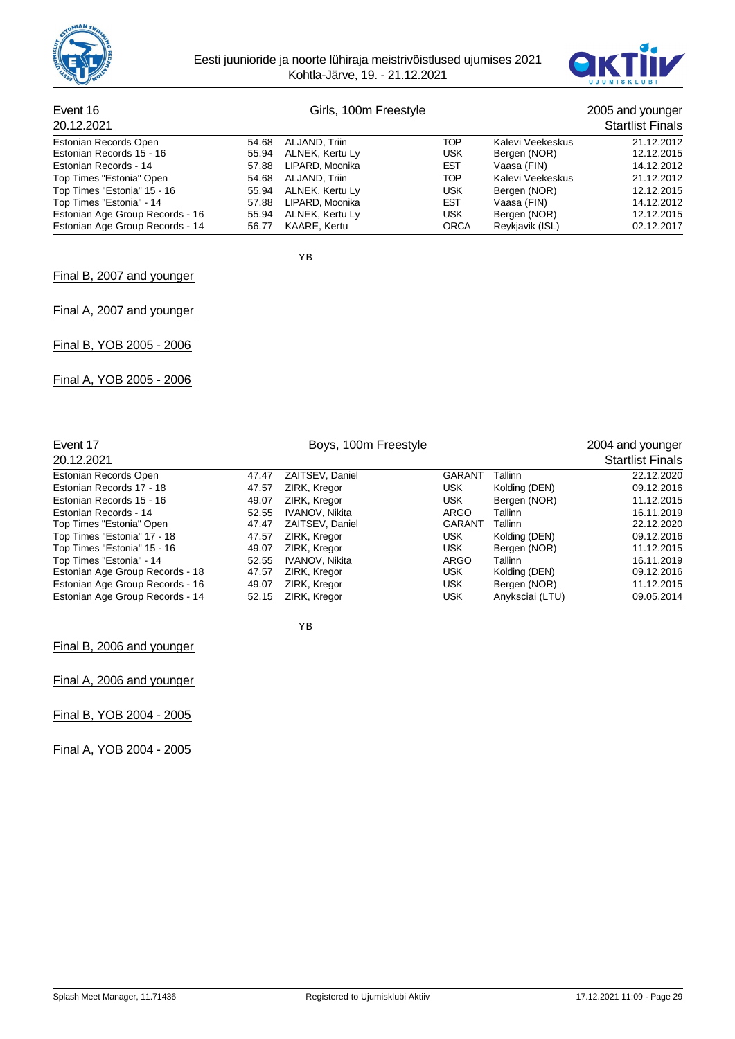Event 16 — Girls, 100m Freestyle — 2005 and younger

20.12.2021 — Startlist Finals

| | | | | | |
|---|---|---|---|---|---|
| Estonian Records Open | 54.68 | ALJAND, Triin | TOP | Kalevi Veekeskus | 21.12.2012 |
| Estonian Records 15 - 16 | 55.94 | ALNEK, Kertu Ly | USK | Bergen (NOR) | 12.12.2015 |
| Estonian Records - 14 | 57.88 | LIPARD, Moonika | EST | Vaasa (FIN) | 14.12.2012 |
| Top Times "Estonia" Open | 54.68 | ALJAND, Triin | TOP | Kalevi Veekeskus | 21.12.2012 |
| Top Times "Estonia" 15 - 16 | 55.94 | ALNEK, Kertu Ly | USK | Bergen (NOR) | 12.12.2015 |
| Top Times "Estonia" - 14 | 57.88 | LIPARD, Moonika | EST | Vaasa (FIN) | 14.12.2012 |
| Estonian Age Group Records - 16 | 55.94 | ALNEK, Kertu Ly | USK | Bergen (NOR) | 12.12.2015 |
| Estonian Age Group Records - 14 | 56.77 | KAARE, Kertu | ORCA | Reykjavik (ISL) | 02.12.2017 |

YB

Final B, 2007 and younger

Final A, 2007 and younger

Final B, YOB 2005 - 2006

Final A, YOB 2005 - 2006

Event 17 — Boys, 100m Freestyle — 2004 and younger

20.12.2021 — Startlist Finals

| | | | | | |
|---|---|---|---|---|---|
| Estonian Records Open | 47.47 | ZAITSEV, Daniel | GARANT | Tallinn | 22.12.2020 |
| Estonian Records 17 - 18 | 47.57 | ZIRK, Kregor | USK | Kolding (DEN) | 09.12.2016 |
| Estonian Records 15 - 16 | 49.07 | ZIRK, Kregor | USK | Bergen (NOR) | 11.12.2015 |
| Estonian Records - 14 | 52.55 | IVANOV, Nikita | ARGO | Tallinn | 16.11.2019 |
| Top Times "Estonia" Open | 47.47 | ZAITSEV, Daniel | GARANT | Tallinn | 22.12.2020 |
| Top Times "Estonia" 17 - 18 | 47.57 | ZIRK, Kregor | USK | Kolding (DEN) | 09.12.2016 |
| Top Times "Estonia" 15 - 16 | 49.07 | ZIRK, Kregor | USK | Bergen (NOR) | 11.12.2015 |
| Top Times "Estonia" - 14 | 52.55 | IVANOV, Nikita | ARGO | Tallinn | 16.11.2019 |
| Estonian Age Group Records - 18 | 47.57 | ZIRK, Kregor | USK | Kolding (DEN) | 09.12.2016 |
| Estonian Age Group Records - 16 | 49.07 | ZIRK, Kregor | USK | Bergen (NOR) | 11.12.2015 |
| Estonian Age Group Records - 14 | 52.15 | ZIRK, Kregor | USK | Anyksciai (LTU) | 09.05.2014 |

YB

Final B, 2006 and younger

Final A, 2006 and younger

Final B, YOB 2004 - 2005

Final A, YOB 2004 - 2005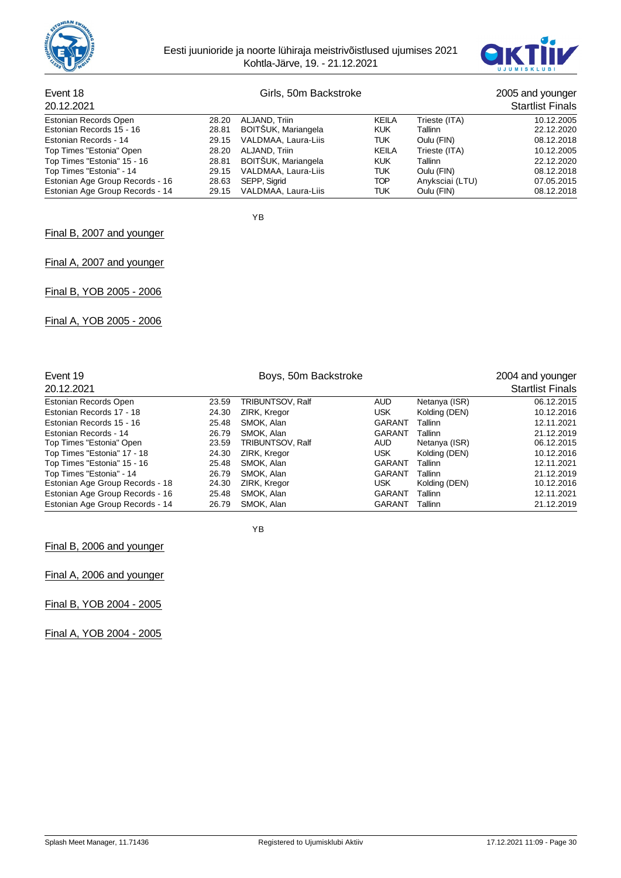## Event 18 — Girls, 50m Backstroke — 2005 and younger

20.12.2021 — Startlist Finals

| | | | | | |
|---|---|---|---|---|---|
| Estonian Records Open | 28.20 | ALJAND, Triin | KEILA | Trieste (ITA) | 10.12.2005 |
| Estonian Records 15 - 16 | 28.81 | BOITŠUK, Mariangela | KUK | Tallinn | 22.12.2020 |
| Estonian Records - 14 | 29.15 | VALDMAA, Laura-Liis | TUK | Oulu (FIN) | 08.12.2018 |
| Top Times "Estonia" Open | 28.20 | ALJAND, Triin | KEILA | Trieste (ITA) | 10.12.2005 |
| Top Times "Estonia" 15 - 16 | 28.81 | BOITŠUK, Mariangela | KUK | Tallinn | 22.12.2020 |
| Top Times "Estonia" - 14 | 29.15 | VALDMAA, Laura-Liis | TUK | Oulu (FIN) | 08.12.2018 |
| Estonian Age Group Records - 16 | 28.63 | SEPP, Sigrid | TOP | Anyksciai (LTU) | 07.05.2015 |
| Estonian Age Group Records - 14 | 29.15 | VALDMAA, Laura-Liis | TUK | Oulu (FIN) | 08.12.2018 |

YB

Final B, 2007 and younger

Final A, 2007 and younger

Final B, YOB 2005 - 2006

Final A, YOB 2005 - 2006

## Event 19 — Boys, 50m Backstroke — 2004 and younger

20.12.2021 — Startlist Finals

| | | | | | |
|---|---|---|---|---|---|
| Estonian Records Open | 23.59 | TRIBUNTSOV, Ralf | AUD | Netanya (ISR) | 06.12.2015 |
| Estonian Records 17 - 18 | 24.30 | ZIRK, Kregor | USK | Kolding (DEN) | 10.12.2016 |
| Estonian Records 15 - 16 | 25.48 | SMOK, Alan | GARANT | Tallinn | 12.11.2021 |
| Estonian Records - 14 | 26.79 | SMOK, Alan | GARANT | Tallinn | 21.12.2019 |
| Top Times "Estonia" Open | 23.59 | TRIBUNTSOV, Ralf | AUD | Netanya (ISR) | 06.12.2015 |
| Top Times "Estonia" 17 - 18 | 24.30 | ZIRK, Kregor | USK | Kolding (DEN) | 10.12.2016 |
| Top Times "Estonia" 15 - 16 | 25.48 | SMOK, Alan | GARANT | Tallinn | 12.11.2021 |
| Top Times "Estonia" - 14 | 26.79 | SMOK, Alan | GARANT | Tallinn | 21.12.2019 |
| Estonian Age Group Records - 18 | 24.30 | ZIRK, Kregor | USK | Kolding (DEN) | 10.12.2016 |
| Estonian Age Group Records - 16 | 25.48 | SMOK, Alan | GARANT | Tallinn | 12.11.2021 |
| Estonian Age Group Records - 14 | 26.79 | SMOK, Alan | GARANT | Tallinn | 21.12.2019 |

YB

Final B, 2006 and younger

Final A, 2006 and younger

Final B, YOB 2004 - 2005

Final A, YOB 2004 - 2005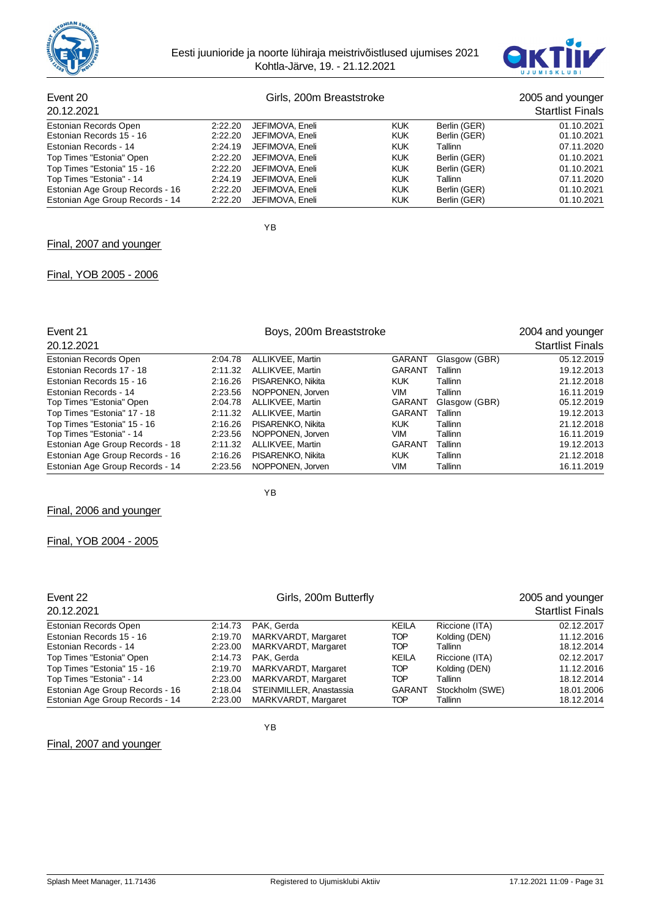## Event 20 — Girls, 200m Breaststroke — 2005 and younger

20.12.2021 — Startlist Finals

| Record | Time | Name | Club | Place | Date |
|---|---|---|---|---|---|
| Estonian Records Open | 2:22.20 | JEFIMOVA, Eneli | KUK | Berlin (GER) | 01.10.2021 |
| Estonian Records 15 - 16 | 2:22.20 | JEFIMOVA, Eneli | KUK | Berlin (GER) | 01.10.2021 |
| Estonian Records - 14 | 2:24.19 | JEFIMOVA, Eneli | KUK | Tallinn | 07.11.2020 |
| Top Times "Estonia" Open | 2:22.20 | JEFIMOVA, Eneli | KUK | Berlin (GER) | 01.10.2021 |
| Top Times "Estonia" 15 - 16 | 2:22.20 | JEFIMOVA, Eneli | KUK | Berlin (GER) | 01.10.2021 |
| Top Times "Estonia" - 14 | 2:24.19 | JEFIMOVA, Eneli | KUK | Tallinn | 07.11.2020 |
| Estonian Age Group Records - 16 | 2:22.20 | JEFIMOVA, Eneli | KUK | Berlin (GER) | 01.10.2021 |
| Estonian Age Group Records - 14 | 2:22.20 | JEFIMOVA, Eneli | KUK | Berlin (GER) | 01.10.2021 |

YB

### Final, 2007 and younger

### Final, YOB 2005 - 2006

## Event 21 — Boys, 200m Breaststroke — 2004 and younger

20.12.2021 — Startlist Finals

| Record | Time | Name | Club | Place | Date |
|---|---|---|---|---|---|
| Estonian Records Open | 2:04.78 | ALLIKVEE, Martin | GARANT | Glasgow (GBR) | 05.12.2019 |
| Estonian Records 17 - 18 | 2:11.32 | ALLIKVEE, Martin | GARANT | Tallinn | 19.12.2013 |
| Estonian Records 15 - 16 | 2:16.26 | PISARENKO, Nikita | KUK | Tallinn | 21.12.2018 |
| Estonian Records - 14 | 2:23.56 | NOPPONEN, Jorven | VIM | Tallinn | 16.11.2019 |
| Top Times "Estonia" Open | 2:04.78 | ALLIKVEE, Martin | GARANT | Glasgow (GBR) | 05.12.2019 |
| Top Times "Estonia" 17 - 18 | 2:11.32 | ALLIKVEE, Martin | GARANT | Tallinn | 19.12.2013 |
| Top Times "Estonia" 15 - 16 | 2:16.26 | PISARENKO, Nikita | KUK | Tallinn | 21.12.2018 |
| Top Times "Estonia" - 14 | 2:23.56 | NOPPONEN, Jorven | VIM | Tallinn | 16.11.2019 |
| Estonian Age Group Records - 18 | 2:11.32 | ALLIKVEE, Martin | GARANT | Tallinn | 19.12.2013 |
| Estonian Age Group Records - 16 | 2:16.26 | PISARENKO, Nikita | KUK | Tallinn | 21.12.2018 |
| Estonian Age Group Records - 14 | 2:23.56 | NOPPONEN, Jorven | VIM | Tallinn | 16.11.2019 |

YB

### Final, 2006 and younger

### Final, YOB 2004 - 2005

## Event 22 — Girls, 200m Butterfly — 2005 and younger

20.12.2021 — Startlist Finals

| Record | Time | Name | Club | Place | Date |
|---|---|---|---|---|---|
| Estonian Records Open | 2:14.73 | PAK, Gerda | KEILA | Riccione (ITA) | 02.12.2017 |
| Estonian Records 15 - 16 | 2:19.70 | MARKVARDT, Margaret | TOP | Kolding (DEN) | 11.12.2016 |
| Estonian Records - 14 | 2:23.00 | MARKVARDT, Margaret | TOP | Tallinn | 18.12.2014 |
| Top Times "Estonia" Open | 2:14.73 | PAK, Gerda | KEILA | Riccione (ITA) | 02.12.2017 |
| Top Times "Estonia" 15 - 16 | 2:19.70 | MARKVARDT, Margaret | TOP | Kolding (DEN) | 11.12.2016 |
| Top Times "Estonia" - 14 | 2:23.00 | MARKVARDT, Margaret | TOP | Tallinn | 18.12.2014 |
| Estonian Age Group Records - 16 | 2:18.04 | STEINMILLER, Anastassia | GARANT | Stockholm (SWE) | 18.01.2006 |
| Estonian Age Group Records - 14 | 2:23.00 | MARKVARDT, Margaret | TOP | Tallinn | 18.12.2014 |

YB

### Final, 2007 and younger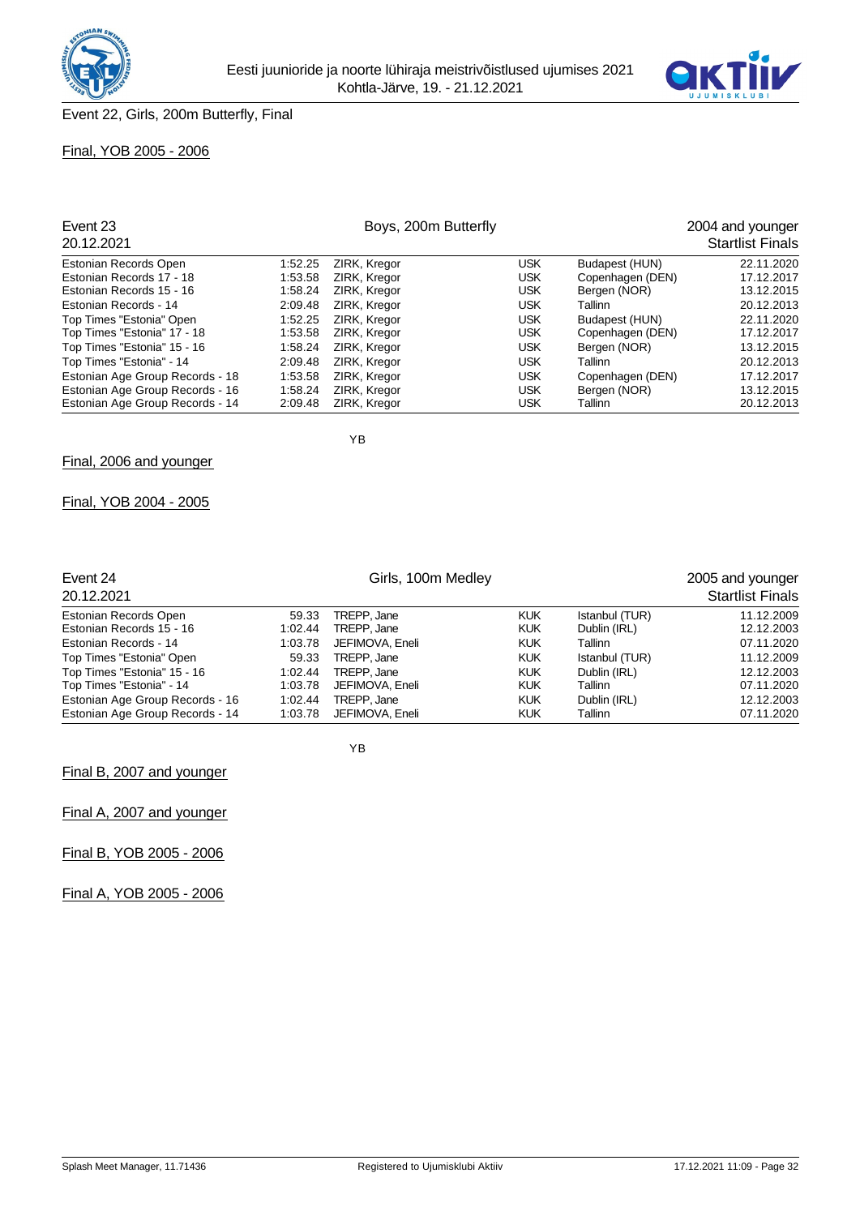Event 22, Girls, 200m Butterfly, Final

Final, YOB 2005 - 2006

| Event 23 | | Boys, 200m Butterfly | | | 2004 and younger |
|---|---|---|---|---|---|
| 20.12.2021 | | | | | Startlist Finals |
| Estonian Records Open | 1:52.25 | ZIRK, Kregor | USK | Budapest (HUN) | 22.11.2020 |
| Estonian Records 17 - 18 | 1:53.58 | ZIRK, Kregor | USK | Copenhagen (DEN) | 17.12.2017 |
| Estonian Records 15 - 16 | 1:58.24 | ZIRK, Kregor | USK | Bergen (NOR) | 13.12.2015 |
| Estonian Records - 14 | 2:09.48 | ZIRK, Kregor | USK | Tallinn | 20.12.2013 |
| Top Times "Estonia" Open | 1:52.25 | ZIRK, Kregor | USK | Budapest (HUN) | 22.11.2020 |
| Top Times "Estonia" 17 - 18 | 1:53.58 | ZIRK, Kregor | USK | Copenhagen (DEN) | 17.12.2017 |
| Top Times "Estonia" 15 - 16 | 1:58.24 | ZIRK, Kregor | USK | Bergen (NOR) | 13.12.2015 |
| Top Times "Estonia" - 14 | 2:09.48 | ZIRK, Kregor | USK | Tallinn | 20.12.2013 |
| Estonian Age Group Records - 18 | 1:53.58 | ZIRK, Kregor | USK | Copenhagen (DEN) | 17.12.2017 |
| Estonian Age Group Records - 16 | 1:58.24 | ZIRK, Kregor | USK | Bergen (NOR) | 13.12.2015 |
| Estonian Age Group Records - 14 | 2:09.48 | ZIRK, Kregor | USK | Tallinn | 20.12.2013 |

YB

Final, 2006 and younger

Final, YOB 2004 - 2005

| Event 24 | | Girls, 100m Medley | | | 2005 and younger |
|---|---|---|---|---|---|
| 20.12.2021 | | | | | Startlist Finals |
| Estonian Records Open | 59.33 | TREPP, Jane | KUK | Istanbul (TUR) | 11.12.2009 |
| Estonian Records 15 - 16 | 1:02.44 | TREPP, Jane | KUK | Dublin (IRL) | 12.12.2003 |
| Estonian Records - 14 | 1:03.78 | JEFIMOVA, Eneli | KUK | Tallinn | 07.11.2020 |
| Top Times "Estonia" Open | 59.33 | TREPP, Jane | KUK | Istanbul (TUR) | 11.12.2009 |
| Top Times "Estonia" 15 - 16 | 1:02.44 | TREPP, Jane | KUK | Dublin (IRL) | 12.12.2003 |
| Top Times "Estonia" - 14 | 1:03.78 | JEFIMOVA, Eneli | KUK | Tallinn | 07.11.2020 |
| Estonian Age Group Records - 16 | 1:02.44 | TREPP, Jane | KUK | Dublin (IRL) | 12.12.2003 |
| Estonian Age Group Records - 14 | 1:03.78 | JEFIMOVA, Eneli | KUK | Tallinn | 07.11.2020 |

YB

Final B, 2007 and younger

Final A, 2007 and younger

Final B, YOB 2005 - 2006

Final A, YOB 2005 - 2006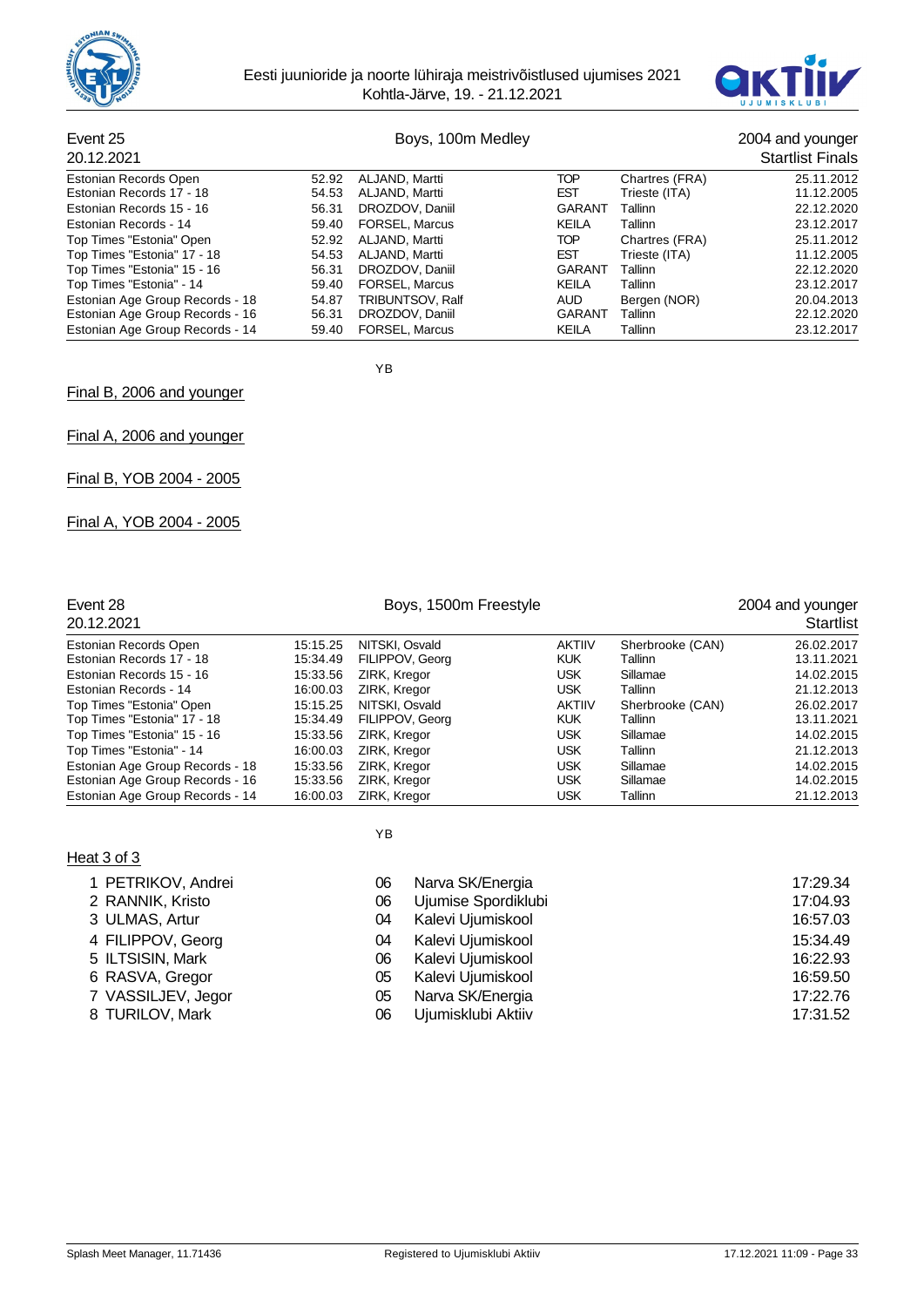Eesti juunioride ja noorte lühiraja meistrivõistlused ujumises 2021
Kohtla-Järve, 19. - 21.12.2021

## Event 25 — Boys, 100m Medley — 2004 and younger

20.12.2021 — Startlist Finals

| | | | | | |
|---|---|---|---|---|---|
| Estonian Records Open | 52.92 | ALJAND, Martti | TOP | Chartres (FRA) | 25.11.2012 |
| Estonian Records 17 - 18 | 54.53 | ALJAND, Martti | EST | Trieste (ITA) | 11.12.2005 |
| Estonian Records 15 - 16 | 56.31 | DROZDOV, Daniil | GARANT | Tallinn | 22.12.2020 |
| Estonian Records - 14 | 59.40 | FORSEL, Marcus | KEILA | Tallinn | 23.12.2017 |
| Top Times "Estonia" Open | 52.92 | ALJAND, Martti | TOP | Chartres (FRA) | 25.11.2012 |
| Top Times "Estonia" 17 - 18 | 54.53 | ALJAND, Martti | EST | Trieste (ITA) | 11.12.2005 |
| Top Times "Estonia" 15 - 16 | 56.31 | DROZDOV, Daniil | GARANT | Tallinn | 22.12.2020 |
| Top Times "Estonia" - 14 | 59.40 | FORSEL, Marcus | KEILA | Tallinn | 23.12.2017 |
| Estonian Age Group Records - 18 | 54.87 | TRIBUNTSOV, Ralf | AUD | Bergen (NOR) | 20.04.2013 |
| Estonian Age Group Records - 16 | 56.31 | DROZDOV, Daniil | GARANT | Tallinn | 22.12.2020 |
| Estonian Age Group Records - 14 | 59.40 | FORSEL, Marcus | KEILA | Tallinn | 23.12.2017 |

YB

Final B, 2006 and younger

Final A, 2006 and younger

Final B, YOB 2004 - 2005

Final A, YOB 2004 - 2005

## Event 28 — Boys, 1500m Freestyle — 2004 and younger

20.12.2021 — Startlist

| | | | | | |
|---|---|---|---|---|---|
| Estonian Records Open | 15:15.25 | NITSKI, Osvald | AKTIIV | Sherbrooke (CAN) | 26.02.2017 |
| Estonian Records 17 - 18 | 15:34.49 | FILIPPOV, Georg | KUK | Tallinn | 13.11.2021 |
| Estonian Records 15 - 16 | 15:33.56 | ZIRK, Kregor | USK | Sillamae | 14.02.2015 |
| Estonian Records - 14 | 16:00.03 | ZIRK, Kregor | USK | Tallinn | 21.12.2013 |
| Top Times "Estonia" Open | 15:15.25 | NITSKI, Osvald | AKTIIV | Sherbrooke (CAN) | 26.02.2017 |
| Top Times "Estonia" 17 - 18 | 15:34.49 | FILIPPOV, Georg | KUK | Tallinn | 13.11.2021 |
| Top Times "Estonia" 15 - 16 | 15:33.56 | ZIRK, Kregor | USK | Sillamae | 14.02.2015 |
| Top Times "Estonia" - 14 | 16:00.03 | ZIRK, Kregor | USK | Tallinn | 21.12.2013 |
| Estonian Age Group Records - 18 | 15:33.56 | ZIRK, Kregor | USK | Sillamae | 14.02.2015 |
| Estonian Age Group Records - 16 | 15:33.56 | ZIRK, Kregor | USK | Sillamae | 14.02.2015 |
| Estonian Age Group Records - 14 | 16:00.03 | ZIRK, Kregor | USK | Tallinn | 21.12.2013 |

Heat 3 of 3

| Lane | Name | YB | Club | Entry time |
|---|---|---|---|---|
| 1 | PETRIKOV, Andrei | 06 | Narva SK/Energia | 17:29.34 |
| 2 | RANNIK, Kristo | 06 | Ujumise Spordiklubi | 17:04.93 |
| 3 | ULMAS, Artur | 04 | Kalevi Ujumiskool | 16:57.03 |
| 4 | FILIPPOV, Georg | 04 | Kalevi Ujumiskool | 15:34.49 |
| 5 | ILTSISIN, Mark | 06 | Kalevi Ujumiskool | 16:22.93 |
| 6 | RASVA, Gregor | 05 | Kalevi Ujumiskool | 16:59.50 |
| 7 | VASSILJEV, Jegor | 05 | Narva SK/Energia | 17:22.76 |
| 8 | TURILOV, Mark | 06 | Ujumisklubi Aktiiv | 17:31.52 |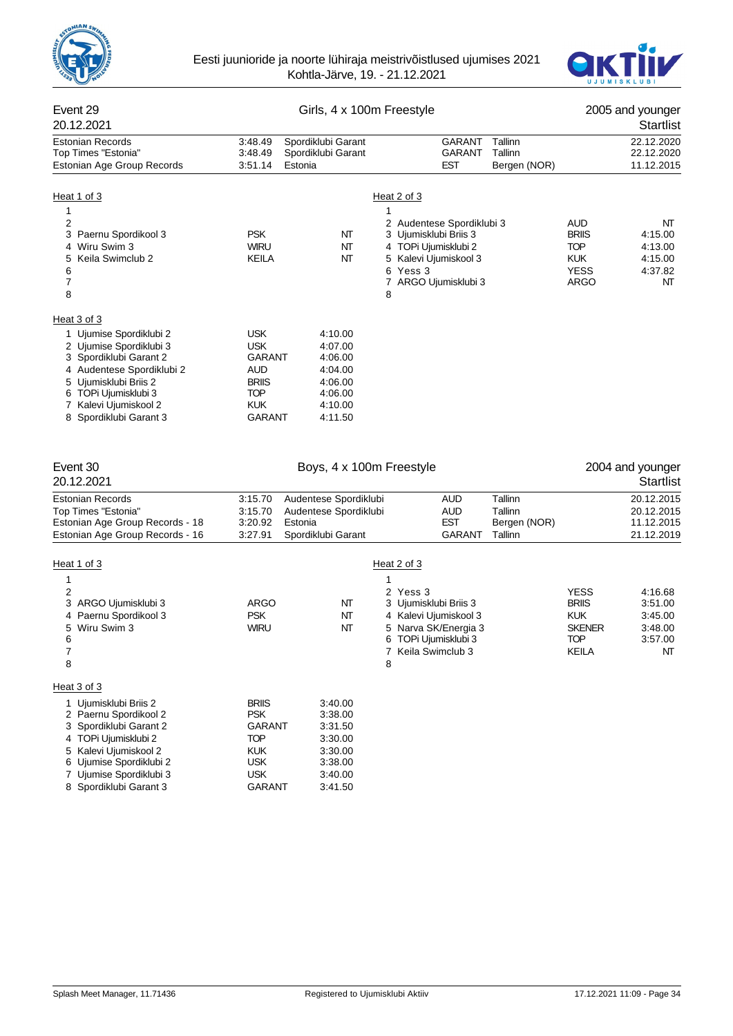## Event 29 — Girls, 4 x 100m Freestyle — 2005 and younger

20.12.2021 — Startlist

| | | | | | |
|---|---|---|---|---|---|
| Estonian Records | 3:48.49 | Spordiklubi Garant | GARANT | Tallinn | 22.12.2020 |
| Top Times "Estonia" | 3:48.49 | Spordiklubi Garant | GARANT | Tallinn | 22.12.2020 |
| Estonian Age Group Records | 3:51.14 | Estonia | EST | Bergen (NOR) | 11.12.2015 |

Heat 1 of 3

| Lane | Team | Club | Time |
|---|---|---|---|
| 1 | | | |
| 2 | | | |
| 3 | Paernu Spordikool 3 | PSK | NT |
| 4 | Wiru Swim 3 | WIRU | NT |
| 5 | Keila Swimclub 2 | KEILA | NT |
| 6 | | | |
| 7 | | | |
| 8 | | | |

Heat 2 of 3

| Lane | Team | Club | Time |
|---|---|---|---|
| 1 | | | |
| 2 | Audentese Spordiklubi 3 | AUD | NT |
| 3 | Ujumisklubi Briis 3 | BRIIS | 4:15.00 |
| 4 | TOPi Ujumisklubi 2 | TOP | 4:13.00 |
| 5 | Kalevi Ujumiskool 3 | KUK | 4:15.00 |
| 6 | Yess 3 | YESS | 4:37.82 |
| 7 | ARGO Ujumisklubi 3 | ARGO | NT |
| 8 | | | |

Heat 3 of 3

| Lane | Team | Club | Time |
|---|---|---|---|
| 1 | Ujumise Spordiklubi 2 | USK | 4:10.00 |
| 2 | Ujumise Spordiklubi 3 | USK | 4:07.00 |
| 3 | Spordiklubi Garant 2 | GARANT | 4:06.00 |
| 4 | Audentese Spordiklubi 2 | AUD | 4:04.00 |
| 5 | Ujumisklubi Briis 2 | BRIIS | 4:06.00 |
| 6 | TOPi Ujumisklubi 3 | TOP | 4:06.00 |
| 7 | Kalevi Ujumiskool 2 | KUK | 4:10.00 |
| 8 | Spordiklubi Garant 3 | GARANT | 4:11.50 |

## Event 30 — Boys, 4 x 100m Freestyle — 2004 and younger

20.12.2021 — Startlist

| | | | | | |
|---|---|---|---|---|---|
| Estonian Records | 3:15.70 | Audentese Spordiklubi | AUD | Tallinn | 20.12.2015 |
| Top Times "Estonia" | 3:15.70 | Audentese Spordiklubi | AUD | Tallinn | 20.12.2015 |
| Estonian Age Group Records - 18 | 3:20.92 | Estonia | EST | Bergen (NOR) | 11.12.2015 |
| Estonian Age Group Records - 16 | 3:27.91 | Spordiklubi Garant | GARANT | Tallinn | 21.12.2019 |

Heat 1 of 3

| Lane | Team | Club | Time |
|---|---|---|---|
| 1 | | | |
| 2 | | | |
| 3 | ARGO Ujumisklubi 3 | ARGO | NT |
| 4 | Paernu Spordikool 3 | PSK | NT |
| 5 | Wiru Swim 3 | WIRU | NT |
| 6 | | | |
| 7 | | | |
| 8 | | | |

Heat 2 of 3

| Lane | Team | Club | Time |
|---|---|---|---|
| 1 | | | |
| 2 | Yess 3 | YESS | 4:16.68 |
| 3 | Ujumisklubi Briis 3 | BRIIS | 3:51.00 |
| 4 | Kalevi Ujumiskool 3 | KUK | 3:45.00 |
| 5 | Narva SK/Energia 3 | SKENER | 3:48.00 |
| 6 | TOPi Ujumisklubi 3 | TOP | 3:57.00 |
| 7 | Keila Swimclub 3 | KEILA | NT |
| 8 | | | |

Heat 3 of 3

| Lane | Team | Club | Time |
|---|---|---|---|
| 1 | Ujumisklubi Briis 2 | BRIIS | 3:40.00 |
| 2 | Paernu Spordikool 2 | PSK | 3:38.00 |
| 3 | Spordiklubi Garant 2 | GARANT | 3:31.50 |
| 4 | TOPi Ujumisklubi 2 | TOP | 3:30.00 |
| 5 | Kalevi Ujumiskool 2 | KUK | 3:30.00 |
| 6 | Ujumise Spordiklubi 2 | USK | 3:38.00 |
| 7 | Ujumise Spordiklubi 3 | USK | 3:40.00 |
| 8 | Spordiklubi Garant 3 | GARANT | 3:41.50 |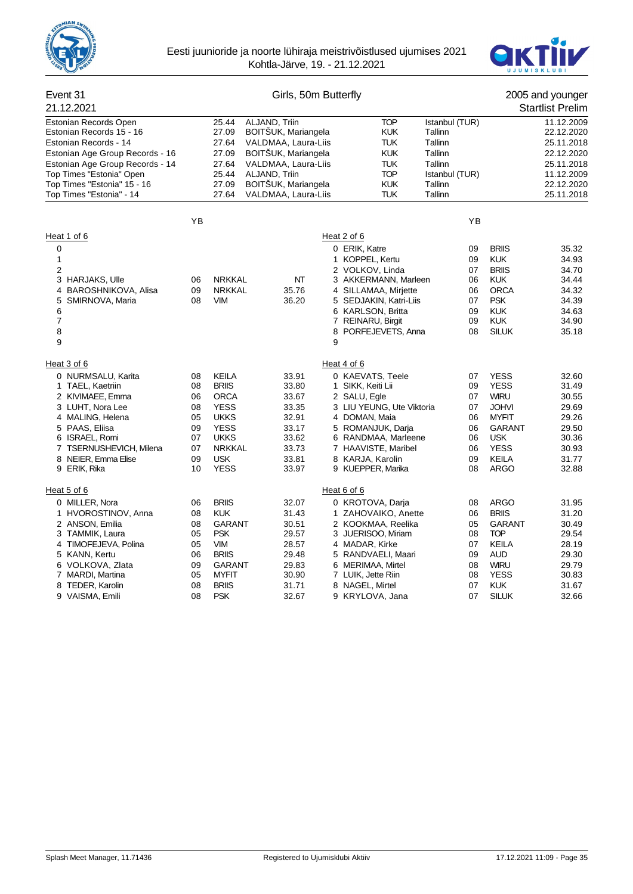Eesti juunioride ja noorte lühiraja meistrivõistlused ujumises 2021
Kohtla-Järve, 19. - 21.12.2021

## Event 31 — Girls, 50m Butterfly — 2005 and younger

21.12.2021 — Startlist Prelim

| Record | Time | Name | Club | Place | Date |
|---|---|---|---|---|---|
| Estonian Records Open | 25.44 | ALJAND, Triin | TOP | Istanbul (TUR) | 11.12.2009 |
| Estonian Records 15 - 16 | 27.09 | BOITŠUK, Mariangela | KUK | Tallinn | 22.12.2020 |
| Estonian Records - 14 | 27.64 | VALDMAA, Laura-Liis | TUK | Tallinn | 25.11.2018 |
| Estonian Age Group Records - 16 | 27.09 | BOITŠUK, Mariangela | KUK | Tallinn | 22.12.2020 |
| Estonian Age Group Records - 14 | 27.64 | VALDMAA, Laura-Liis | TUK | Tallinn | 25.11.2018 |
| Top Times "Estonia" Open | 25.44 | ALJAND, Triin | TOP | Istanbul (TUR) | 11.12.2009 |
| Top Times "Estonia" 15 - 16 | 27.09 | BOITŠUK, Mariangela | KUK | Tallinn | 22.12.2020 |
| Top Times "Estonia" - 14 | 27.64 | VALDMAA, Laura-Liis | TUK | Tallinn | 25.11.2018 |

### Heat 1 of 6

| Lane | Name | YB | Club | Time |
|---|---|---|---|---|
| 0 | | | | |
| 1 | | | | |
| 2 | | | | |
| 3 | HARJAKS, Ulle | 06 | NRKKAL | NT |
| 4 | BAROSHNIKOVA, Alisa | 09 | NRKKAL | 35.76 |
| 5 | SMIRNOVA, Maria | 08 | VIM | 36.20 |
| 6 | | | | |
| 7 | | | | |
| 8 | | | | |
| 9 | | | | |

### Heat 2 of 6

| Lane | Name | YB | Club | Time |
|---|---|---|---|---|
| 0 | ERIK, Katre | 09 | BRIIS | 35.32 |
| 1 | KOPPEL, Kertu | 09 | KUK | 34.93 |
| 2 | VOLKOV, Linda | 07 | BRIIS | 34.70 |
| 3 | AKKERMANN, Marleen | 06 | KUK | 34.44 |
| 4 | SILLAMAA, Mirjette | 06 | ORCA | 34.32 |
| 5 | SEDJAKIN, Katri-Liis | 07 | PSK | 34.39 |
| 6 | KARLSON, Britta | 09 | KUK | 34.63 |
| 7 | REINARU, Birgit | 09 | KUK | 34.90 |
| 8 | PORFEJEVETS, Anna | 08 | SILUK | 35.18 |
| 9 | | | | |

### Heat 3 of 6

| Lane | Name | YB | Club | Time |
|---|---|---|---|---|
| 0 | NURMSALU, Karita | 08 | KEILA | 33.91 |
| 1 | TAEL, Kaetriin | 08 | BRIIS | 33.80 |
| 2 | KIVIMAEE, Emma | 06 | ORCA | 33.67 |
| 3 | LUHT, Nora Lee | 08 | YESS | 33.35 |
| 4 | MALING, Helena | 05 | UKKS | 32.91 |
| 5 | PAAS, Eliisa | 09 | YESS | 33.17 |
| 6 | ISRAEL, Romi | 07 | UKKS | 33.62 |
| 7 | TSERNUSHEVICH, Milena | 07 | NRKKAL | 33.73 |
| 8 | NEIER, Emma Elise | 09 | USK | 33.81 |
| 9 | ERIK, Rika | 10 | YESS | 33.97 |

### Heat 4 of 6

| Lane | Name | YB | Club | Time |
|---|---|---|---|---|
| 0 | KAEVATS, Teele | 07 | YESS | 32.60 |
| 1 | SIKK, Keiti Lii | 09 | YESS | 31.49 |
| 2 | SALU, Egle | 07 | WIRU | 30.55 |
| 3 | LIU YEUNG, Ute Viktoria | 07 | JOHVI | 29.69 |
| 4 | DOMAN, Maia | 06 | MYFIT | 29.26 |
| 5 | ROMANJUK, Darja | 06 | GARANT | 29.50 |
| 6 | RANDMAA, Marleene | 06 | USK | 30.36 |
| 7 | HAAVISTE, Maribel | 06 | YESS | 30.93 |
| 8 | KARJA, Karolin | 09 | KEILA | 31.77 |
| 9 | KUEPPER, Marika | 08 | ARGO | 32.88 |

### Heat 5 of 6

| Lane | Name | YB | Club | Time |
|---|---|---|---|---|
| 0 | MILLER, Nora | 06 | BRIIS | 32.07 |
| 1 | HVOROSTINOV, Anna | 08 | KUK | 31.43 |
| 2 | ANSON, Emilia | 08 | GARANT | 30.51 |
| 3 | TAMMIK, Laura | 05 | PSK | 29.57 |
| 4 | TIMOFEJEVA, Polina | 05 | VIM | 28.57 |
| 5 | KANN, Kertu | 06 | BRIIS | 29.48 |
| 6 | VOLKOVA, Zlata | 09 | GARANT | 29.83 |
| 7 | MARDI, Martina | 05 | MYFIT | 30.90 |
| 8 | TEDER, Karolin | 08 | BRIIS | 31.71 |
| 9 | VAISMA, Emili | 08 | PSK | 32.67 |

### Heat 6 of 6

| Lane | Name | YB | Club | Time |
|---|---|---|---|---|
| 0 | KROTOVA, Darja | 08 | ARGO | 31.95 |
| 1 | ZAHOVAIKO, Anette | 06 | BRIIS | 31.20 |
| 2 | KOOKMAA, Reelika | 05 | GARANT | 30.49 |
| 3 | JUERISOO, Miriam | 08 | TOP | 29.54 |
| 4 | MADAR, Kirke | 07 | KEILA | 28.19 |
| 5 | RANDVAELI, Maari | 09 | AUD | 29.30 |
| 6 | MERIMAA, Mirtel | 08 | WIRU | 29.79 |
| 7 | LUIK, Jette Riin | 08 | YESS | 30.83 |
| 8 | NAGEL, Mirtel | 07 | KUK | 31.67 |
| 9 | KRYLOVA, Jana | 07 | SILUK | 32.66 |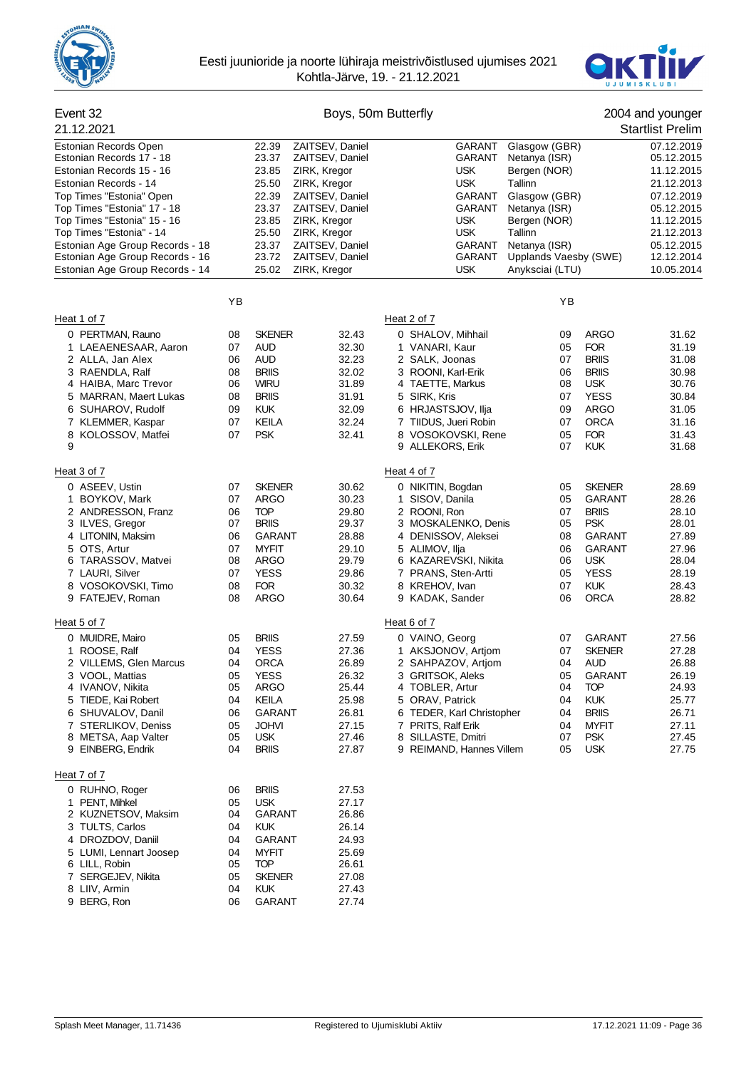Eesti juunioride ja noorte lühiraja meistrivõistlused ujumises 2021
Kohtla-Järve, 19. - 21.12.2021

## Event 32 — Boys, 50m Butterfly — 2004 and younger

21.12.2021 — Startlist Prelim

| Record | Time | Name | Club | Place | Date |
|---|---|---|---|---|---|
| Estonian Records Open | 22.39 | ZAITSEV, Daniel | GARANT | Glasgow (GBR) | 07.12.2019 |
| Estonian Records 17 - 18 | 23.37 | ZAITSEV, Daniel | GARANT | Netanya (ISR) | 05.12.2015 |
| Estonian Records 15 - 16 | 23.85 | ZIRK, Kregor | USK | Bergen (NOR) | 11.12.2015 |
| Estonian Records - 14 | 25.50 | ZIRK, Kregor | USK | Tallinn | 21.12.2013 |
| Top Times "Estonia" Open | 22.39 | ZAITSEV, Daniel | GARANT | Glasgow (GBR) | 07.12.2019 |
| Top Times "Estonia" 17 - 18 | 23.37 | ZAITSEV, Daniel | GARANT | Netanya (ISR) | 05.12.2015 |
| Top Times "Estonia" 15 - 16 | 23.85 | ZIRK, Kregor | USK | Bergen (NOR) | 11.12.2015 |
| Top Times "Estonia" - 14 | 25.50 | ZIRK, Kregor | USK | Tallinn | 21.12.2013 |
| Estonian Age Group Records - 18 | 23.37 | ZAITSEV, Daniel | GARANT | Netanya (ISR) | 05.12.2015 |
| Estonian Age Group Records - 16 | 23.72 | ZAITSEV, Daniel | GARANT | Upplands Vaesby (SWE) | 12.12.2014 |
| Estonian Age Group Records - 14 | 25.02 | ZIRK, Kregor | USK | Anyksciai (LTU) | 10.05.2014 |

### Heat 1 of 7

| Lane | Name | YB | Club | Time |
|---|---|---|---|---|
| 0 | PERTMAN, Rauno | 08 | SKENER | 32.43 |
| 1 | LAEAENESAAR, Aaron | 07 | AUD | 32.30 |
| 2 | ALLA, Jan Alex | 06 | AUD | 32.23 |
| 3 | RAENDLA, Ralf | 08 | BRIIS | 32.02 |
| 4 | HAIBA, Marc Trevor | 06 | WIRU | 31.89 |
| 5 | MARRAN, Maert Lukas | 08 | BRIIS | 31.91 |
| 6 | SUHAROV, Rudolf | 09 | KUK | 32.09 |
| 7 | KLEMMER, Kaspar | 07 | KEILA | 32.24 |
| 8 | KOLOSSOV, Matfei | 07 | PSK | 32.41 |
| 9 | | | | |

### Heat 2 of 7

| Lane | Name | YB | Club | Time |
|---|---|---|---|---|
| 0 | SHALOV, Mihhail | 09 | ARGO | 31.62 |
| 1 | VANARI, Kaur | 05 | FOR | 31.19 |
| 2 | SALK, Joonas | 07 | BRIIS | 31.08 |
| 3 | ROONI, Karl-Erik | 06 | BRIIS | 30.98 |
| 4 | TAETTE, Markus | 08 | USK | 30.76 |
| 5 | SIRK, Kris | 07 | YESS | 30.84 |
| 6 | HRJASTSJOV, Ilja | 09 | ARGO | 31.05 |
| 7 | TIIDUS, Jueri Robin | 07 | ORCA | 31.16 |
| 8 | VOSOKOVSKI, Rene | 05 | FOR | 31.43 |
| 9 | ALLEKORS, Erik | 07 | KUK | 31.68 |

### Heat 3 of 7

| Lane | Name | YB | Club | Time |
|---|---|---|---|---|
| 0 | ASEEV, Ustin | 07 | SKENER | 30.62 |
| 1 | BOYKOV, Mark | 07 | ARGO | 30.23 |
| 2 | ANDRESSON, Franz | 06 | TOP | 29.80 |
| 3 | ILVES, Gregor | 07 | BRIIS | 29.37 |
| 4 | LITONIN, Maksim | 06 | GARANT | 28.88 |
| 5 | OTS, Artur | 07 | MYFIT | 29.10 |
| 6 | TARASSOV, Matvei | 08 | ARGO | 29.79 |
| 7 | LAURI, Silver | 07 | YESS | 29.86 |
| 8 | VOSOKOVSKI, Timo | 08 | FOR | 30.32 |
| 9 | FATEJEV, Roman | 08 | ARGO | 30.64 |

### Heat 4 of 7

| Lane | Name | YB | Club | Time |
|---|---|---|---|---|
| 0 | NIKITIN, Bogdan | 05 | SKENER | 28.69 |
| 1 | SISOV, Danila | 05 | GARANT | 28.26 |
| 2 | ROONI, Ron | 07 | BRIIS | 28.10 |
| 3 | MOSKALENKO, Denis | 05 | PSK | 28.01 |
| 4 | DENISSOV, Aleksei | 08 | GARANT | 27.89 |
| 5 | ALIMOV, Ilja | 06 | GARANT | 27.96 |
| 6 | KAZAREVSKI, Nikita | 06 | USK | 28.04 |
| 7 | PRANS, Sten-Artti | 05 | YESS | 28.19 |
| 8 | KREHOV, Ivan | 07 | KUK | 28.43 |
| 9 | KADAK, Sander | 06 | ORCA | 28.82 |

### Heat 5 of 7

| Lane | Name | YB | Club | Time |
|---|---|---|---|---|
| 0 | MUIDRE, Mairo | 05 | BRIIS | 27.59 |
| 1 | ROOSE, Ralf | 04 | YESS | 27.36 |
| 2 | VILLEMS, Glen Marcus | 04 | ORCA | 26.89 |
| 3 | VOOL, Mattias | 05 | YESS | 26.32 |
| 4 | IVANOV, Nikita | 05 | ARGO | 25.44 |
| 5 | TIEDE, Kai Robert | 04 | KEILA | 25.98 |
| 6 | SHUVALOV, Danil | 06 | GARANT | 26.81 |
| 7 | STERLIKOV, Deniss | 05 | JOHVI | 27.15 |
| 8 | METSA, Aap Valter | 05 | USK | 27.46 |
| 9 | EINBERG, Endrik | 04 | BRIIS | 27.87 |

### Heat 6 of 7

| Lane | Name | YB | Club | Time |
|---|---|---|---|---|
| 0 | VAINO, Georg | 07 | GARANT | 27.56 |
| 1 | AKSJONOV, Artjom | 07 | SKENER | 27.28 |
| 2 | SAHPAZOV, Artjom | 04 | AUD | 26.88 |
| 3 | GRITSOK, Aleks | 05 | GARANT | 26.19 |
| 4 | TOBLER, Artur | 04 | TOP | 24.93 |
| 5 | ORAV, Patrick | 04 | KUK | 25.77 |
| 6 | TEDER, Karl Christopher | 04 | BRIIS | 26.71 |
| 7 | PRITS, Ralf Erik | 04 | MYFIT | 27.11 |
| 8 | SILLASTE, Dmitri | 07 | PSK | 27.45 |
| 9 | REIMAND, Hannes Villem | 05 | USK | 27.75 |

### Heat 7 of 7

| Lane | Name | YB | Club | Time |
|---|---|---|---|---|
| 0 | RUHNO, Roger | 06 | BRIIS | 27.53 |
| 1 | PENT, Mihkel | 05 | USK | 27.17 |
| 2 | KUZNETSOV, Maksim | 04 | GARANT | 26.86 |
| 3 | TULTS, Carlos | 04 | KUK | 26.14 |
| 4 | DROZDOV, Daniil | 04 | GARANT | 24.93 |
| 5 | LUMI, Lennart Joosep | 04 | MYFIT | 25.69 |
| 6 | LILL, Robin | 05 | TOP | 26.61 |
| 7 | SERGEJEV, Nikita | 05 | SKENER | 27.08 |
| 8 | LIIV, Armin | 04 | KUK | 27.43 |
| 9 | BERG, Ron | 06 | GARANT | 27.74 |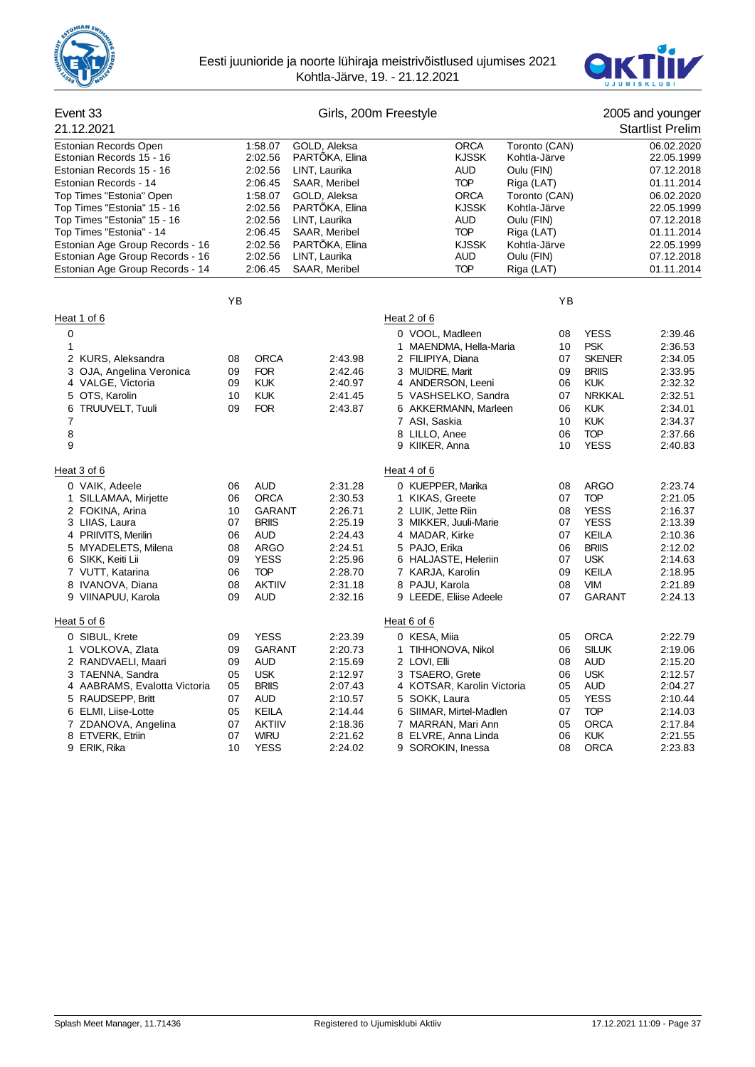Eesti juunioride ja noorte lühiraja meistrivõistlused ujumises 2021
Kohtla-Järve, 19. - 21.12.2021

## Event 33 — Girls, 200m Freestyle — 2005 and younger

21.12.2021 — Startlist Prelim

| Record | Time | Name | Club | Place | Date |
|---|---|---|---|---|---|
| Estonian Records Open | 1:58.07 | GOLD, Aleksa | ORCA | Toronto (CAN) | 06.02.2020 |
| Estonian Records 15 - 16 | 2:02.56 | PARTÕKA, Elina | KJSSK | Kohtla-Järve | 22.05.1999 |
| Estonian Records 15 - 16 | 2:02.56 | LINT, Laurika | AUD | Oulu (FIN) | 07.12.2018 |
| Estonian Records - 14 | 2:06.45 | SAAR, Meribel | TOP | Riga (LAT) | 01.11.2014 |
| Top Times "Estonia" Open | 1:58.07 | GOLD, Aleksa | ORCA | Toronto (CAN) | 06.02.2020 |
| Top Times "Estonia" 15 - 16 | 2:02.56 | PARTÕKA, Elina | KJSSK | Kohtla-Järve | 22.05.1999 |
| Top Times "Estonia" 15 - 16 | 2:02.56 | LINT, Laurika | AUD | Oulu (FIN) | 07.12.2018 |
| Top Times "Estonia" - 14 | 2:06.45 | SAAR, Meribel | TOP | Riga (LAT) | 01.11.2014 |
| Estonian Age Group Records - 16 | 2:02.56 | PARTÕKA, Elina | KJSSK | Kohtla-Järve | 22.05.1999 |
| Estonian Age Group Records - 16 | 2:02.56 | LINT, Laurika | AUD | Oulu (FIN) | 07.12.2018 |
| Estonian Age Group Records - 14 | 2:06.45 | SAAR, Meribel | TOP | Riga (LAT) | 01.11.2014 |

### Heat 1 of 6

| Lane | Name | YB | Club | Time |
|---|---|---|---|---|
| 0 | | | | |
| 1 | | | | |
| 2 | KURS, Aleksandra | 08 | ORCA | 2:43.98 |
| 3 | OJA, Angelina Veronica | 09 | FOR | 2:42.46 |
| 4 | VALGE, Victoria | 09 | KUK | 2:40.97 |
| 5 | OTS, Karolin | 10 | KUK | 2:41.45 |
| 6 | TRUUVELT, Tuuli | 09 | FOR | 2:43.87 |
| 7 | | | | |
| 8 | | | | |
| 9 | | | | |

### Heat 2 of 6

| Lane | Name | YB | Club | Time |
|---|---|---|---|---|
| 0 | VOOL, Madleen | 08 | YESS | 2:39.46 |
| 1 | MAENDMA, Hella-Maria | 10 | PSK | 2:36.53 |
| 2 | FILIPIYA, Diana | 07 | SKENER | 2:34.05 |
| 3 | MUIDRE, Marit | 09 | BRIIS | 2:33.95 |
| 4 | ANDERSON, Leeni | 06 | KUK | 2:32.32 |
| 5 | VASHSELKO, Sandra | 07 | NRKKAL | 2:32.51 |
| 6 | AKKERMANN, Marleen | 06 | KUK | 2:34.01 |
| 7 | ASI, Saskia | 10 | KUK | 2:34.37 |
| 8 | LILLO, Anee | 06 | TOP | 2:37.66 |
| 9 | KIIKER, Anna | 10 | YESS | 2:40.83 |

### Heat 3 of 6

| Lane | Name | YB | Club | Time |
|---|---|---|---|---|
| 0 | VAIK, Adeele | 06 | AUD | 2:31.28 |
| 1 | SILLAMAA, Mirjette | 06 | ORCA | 2:30.53 |
| 2 | FOKINA, Arina | 10 | GARANT | 2:26.71 |
| 3 | LIIAS, Laura | 07 | BRIIS | 2:25.19 |
| 4 | PRIIVITS, Merilin | 06 | AUD | 2:24.43 |
| 5 | MYADELETS, Milena | 08 | ARGO | 2:24.51 |
| 6 | SIKK, Keiti Lii | 09 | YESS | 2:25.96 |
| 7 | VUTT, Katarina | 06 | TOP | 2:28.70 |
| 8 | IVANOVA, Diana | 08 | AKTIIV | 2:31.18 |
| 9 | VIINAPUU, Karola | 09 | AUD | 2:32.16 |

### Heat 4 of 6

| Lane | Name | YB | Club | Time |
|---|---|---|---|---|
| 0 | KUEPPER, Marika | 08 | ARGO | 2:23.74 |
| 1 | KIKAS, Greete | 07 | TOP | 2:21.05 |
| 2 | LUIK, Jette Riin | 08 | YESS | 2:16.37 |
| 3 | MIKKER, Juuli-Marie | 07 | YESS | 2:13.39 |
| 4 | MADAR, Kirke | 07 | KEILA | 2:10.36 |
| 5 | PAJO, Erika | 06 | BRIIS | 2:12.02 |
| 6 | HALJASTE, Heleriin | 07 | USK | 2:14.63 |
| 7 | KARJA, Karolin | 09 | KEILA | 2:18.95 |
| 8 | PAJU, Karola | 08 | VIM | 2:21.89 |
| 9 | LEEDE, Eliise Adeele | 07 | GARANT | 2:24.13 |

### Heat 5 of 6

| Lane | Name | YB | Club | Time |
|---|---|---|---|---|
| 0 | SIBUL, Krete | 09 | YESS | 2:23.39 |
| 1 | VOLKOVA, Zlata | 09 | GARANT | 2:20.73 |
| 2 | RANDVAELI, Maari | 09 | AUD | 2:15.69 |
| 3 | TAENNA, Sandra | 05 | USK | 2:12.97 |
| 4 | AABRAMS, Evalotta Victoria | 05 | BRIIS | 2:07.43 |
| 5 | RAUDSEPP, Britt | 07 | AUD | 2:10.57 |
| 6 | ELMI, Liise-Lotte | 05 | KEILA | 2:14.44 |
| 7 | ZDANOVA, Angelina | 07 | AKTIIV | 2:18.36 |
| 8 | ETVERK, Etriin | 07 | WIRU | 2:21.62 |
| 9 | ERIK, Rika | 10 | YESS | 2:24.02 |

### Heat 6 of 6

| Lane | Name | YB | Club | Time |
|---|---|---|---|---|
| 0 | KESA, Miia | 05 | ORCA | 2:22.79 |
| 1 | TIHHONOVA, Nikol | 06 | SILUK | 2:19.06 |
| 2 | LOVI, Elli | 08 | AUD | 2:15.20 |
| 3 | TSAERO, Grete | 06 | USK | 2:12.57 |
| 4 | KOTSAR, Karolin Victoria | 05 | AUD | 2:04.27 |
| 5 | SOKK, Laura | 05 | YESS | 2:10.44 |
| 6 | SIIMAR, Mirtel-Madlen | 07 | TOP | 2:14.03 |
| 7 | MARRAN, Mari Ann | 05 | ORCA | 2:17.84 |
| 8 | ELVRE, Anna Linda | 06 | KUK | 2:21.55 |
| 9 | SOROKIN, Inessa | 08 | ORCA | 2:23.83 |

Splash Meet Manager, 11.71436 — Registered to Ujumisklubi Aktiiv — 17.12.2021 11:09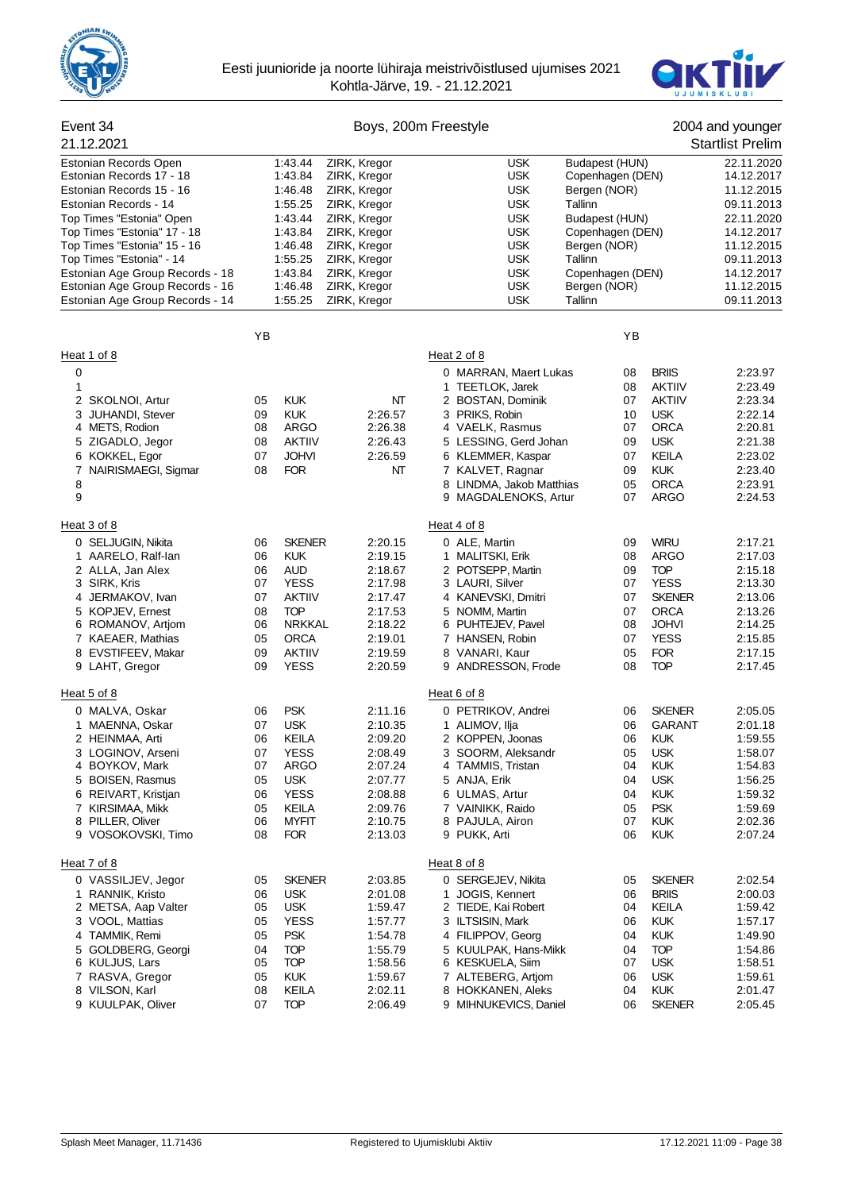Eesti juunioride ja noorte lühiraja meistrivõistlused ujumises 2021
Kohtla-Järve, 19. - 21.12.2021

## Event 34 — Boys, 200m Freestyle — 2004 and younger

21.12.2021 — Startlist Prelim

| Record | Time | Name | Club | Place | Date |
|---|---|---|---|---|---|
| Estonian Records Open | 1:43.44 | ZIRK, Kregor | USK | Budapest (HUN) | 22.11.2020 |
| Estonian Records 17 - 18 | 1:43.84 | ZIRK, Kregor | USK | Copenhagen (DEN) | 14.12.2017 |
| Estonian Records 15 - 16 | 1:46.48 | ZIRK, Kregor | USK | Bergen (NOR) | 11.12.2015 |
| Estonian Records - 14 | 1:55.25 | ZIRK, Kregor | USK | Tallinn | 09.11.2013 |
| Top Times "Estonia" Open | 1:43.44 | ZIRK, Kregor | USK | Budapest (HUN) | 22.11.2020 |
| Top Times "Estonia" 17 - 18 | 1:43.84 | ZIRK, Kregor | USK | Copenhagen (DEN) | 14.12.2017 |
| Top Times "Estonia" 15 - 16 | 1:46.48 | ZIRK, Kregor | USK | Bergen (NOR) | 11.12.2015 |
| Top Times "Estonia" - 14 | 1:55.25 | ZIRK, Kregor | USK | Tallinn | 09.11.2013 |
| Estonian Age Group Records - 18 | 1:43.84 | ZIRK, Kregor | USK | Copenhagen (DEN) | 14.12.2017 |
| Estonian Age Group Records - 16 | 1:46.48 | ZIRK, Kregor | USK | Bergen (NOR) | 11.12.2015 |
| Estonian Age Group Records - 14 | 1:55.25 | ZIRK, Kregor | USK | Tallinn | 09.11.2013 |

### Heat 1 of 8

| Lane | Name | YB | Club | Time |
|---|---|---|---|---|
| 0 | | | | |
| 1 | | | | |
| 2 | SKOLNOI, Artur | 05 | KUK | NT |
| 3 | JUHANDI, Stever | 09 | KUK | 2:26.57 |
| 4 | METS, Rodion | 08 | ARGO | 2:26.38 |
| 5 | ZIGADLO, Jegor | 08 | AKTIIV | 2:26.43 |
| 6 | KOKKEL, Egor | 07 | JOHVI | 2:26.59 |
| 7 | NAIRISMAEGI, Sigmar | 08 | FOR | NT |
| 8 | | | | |
| 9 | | | | |

### Heat 2 of 8

| Lane | Name | YB | Club | Time |
|---|---|---|---|---|
| 0 | MARRAN, Maert Lukas | 08 | BRIIS | 2:23.97 |
| 1 | TEETLOK, Jarek | 08 | AKTIIV | 2:23.49 |
| 2 | BOSTAN, Dominik | 07 | AKTIIV | 2:23.34 |
| 3 | PRIKS, Robin | 10 | USK | 2:22.14 |
| 4 | VAELK, Rasmus | 07 | ORCA | 2:20.81 |
| 5 | LESSING, Gerd Johan | 09 | USK | 2:21.38 |
| 6 | KLEMMER, Kaspar | 07 | KEILA | 2:23.02 |
| 7 | KALVET, Ragnar | 09 | KUK | 2:23.40 |
| 8 | LINDMA, Jakob Matthias | 05 | ORCA | 2:23.91 |
| 9 | MAGDALENOKS, Artur | 07 | ARGO | 2:24.53 |

### Heat 3 of 8

| Lane | Name | YB | Club | Time |
|---|---|---|---|---|
| 0 | SELJUGIN, Nikita | 06 | SKENER | 2:20.15 |
| 1 | AARELO, Ralf-Ian | 06 | KUK | 2:19.15 |
| 2 | ALLA, Jan Alex | 06 | AUD | 2:18.67 |
| 3 | SIRK, Kris | 07 | YESS | 2:17.98 |
| 4 | JERMAKOV, Ivan | 07 | AKTIIV | 2:17.47 |
| 5 | KOPJEV, Ernest | 08 | TOP | 2:17.53 |
| 6 | ROMANOV, Artjom | 06 | NRKKAL | 2:18.22 |
| 7 | KAEAER, Mathias | 05 | ORCA | 2:19.01 |
| 8 | EVSTIFEEV, Makar | 09 | AKTIIV | 2:19.59 |
| 9 | LAHT, Gregor | 09 | YESS | 2:20.59 |

### Heat 4 of 8

| Lane | Name | YB | Club | Time |
|---|---|---|---|---|
| 0 | ALE, Martin | 09 | WIRU | 2:17.21 |
| 1 | MALITSKI, Erik | 08 | ARGO | 2:17.03 |
| 2 | POTSEPP, Martin | 09 | TOP | 2:15.18 |
| 3 | LAURI, Silver | 07 | YESS | 2:13.30 |
| 4 | KANEVSKI, Dmitri | 07 | SKENER | 2:13.06 |
| 5 | NOMM, Martin | 07 | ORCA | 2:13.26 |
| 6 | PUHTEJEV, Pavel | 08 | JOHVI | 2:14.25 |
| 7 | HANSEN, Robin | 07 | YESS | 2:15.85 |
| 8 | VANARI, Kaur | 05 | FOR | 2:17.15 |
| 9 | ANDRESSON, Frode | 08 | TOP | 2:17.45 |

### Heat 5 of 8

| Lane | Name | YB | Club | Time |
|---|---|---|---|---|
| 0 | MALVA, Oskar | 06 | PSK | 2:11.16 |
| 1 | MAENNA, Oskar | 07 | USK | 2:10.35 |
| 2 | HEINMAA, Arti | 06 | KEILA | 2:09.20 |
| 3 | LOGINOV, Arseni | 07 | YESS | 2:08.49 |
| 4 | BOYKOV, Mark | 07 | ARGO | 2:07.24 |
| 5 | BOISEN, Rasmus | 05 | USK | 2:07.77 |
| 6 | REIVART, Kristjan | 06 | YESS | 2:08.88 |
| 7 | KIRSIMAA, Mikk | 05 | KEILA | 2:09.76 |
| 8 | PILLER, Oliver | 06 | MYFIT | 2:10.75 |
| 9 | VOSOKOVSKI, Timo | 08 | FOR | 2:13.03 |

### Heat 6 of 8

| Lane | Name | YB | Club | Time |
|---|---|---|---|---|
| 0 | PETRIKOV, Andrei | 06 | SKENER | 2:05.05 |
| 1 | ALIMOV, Ilja | 06 | GARANT | 2:01.18 |
| 2 | KOPPEN, Joonas | 06 | KUK | 1:59.55 |
| 3 | SOORM, Aleksandr | 05 | USK | 1:58.07 |
| 4 | TAMMIS, Tristan | 04 | KUK | 1:54.83 |
| 5 | ANJA, Erik | 04 | USK | 1:56.25 |
| 6 | ULMAS, Artur | 04 | KUK | 1:59.32 |
| 7 | VAINIKK, Raido | 05 | PSK | 1:59.69 |
| 8 | PAJULA, Airon | 07 | KUK | 2:02.36 |
| 9 | PUKK, Arti | 06 | KUK | 2:07.24 |

### Heat 7 of 8

| Lane | Name | YB | Club | Time |
|---|---|---|---|---|
| 0 | VASSILJEV, Jegor | 05 | SKENER | 2:03.85 |
| 1 | RANNIK, Kristo | 06 | USK | 2:01.08 |
| 2 | METSA, Aap Valter | 05 | USK | 1:59.47 |
| 3 | VOOL, Mattias | 05 | YESS | 1:57.77 |
| 4 | TAMMIK, Remi | 05 | PSK | 1:54.78 |
| 5 | GOLDBERG, Georgi | 04 | TOP | 1:55.79 |
| 6 | KULJUS, Lars | 05 | TOP | 1:58.56 |
| 7 | RASVA, Gregor | 05 | KUK | 1:59.67 |
| 8 | VILSON, Karl | 08 | KEILA | 2:02.11 |
| 9 | KUULPAK, Oliver | 07 | TOP | 2:06.49 |

### Heat 8 of 8

| Lane | Name | YB | Club | Time |
|---|---|---|---|---|
| 0 | SERGEJEV, Nikita | 05 | SKENER | 2:02.54 |
| 1 | JOGIS, Kennert | 06 | BRIIS | 2:00.03 |
| 2 | TIEDE, Kai Robert | 04 | KEILA | 1:59.42 |
| 3 | ILTSISIN, Mark | 06 | KUK | 1:57.17 |
| 4 | FILIPPOV, Georg | 04 | KUK | 1:49.90 |
| 5 | KUULPAK, Hans-Mikk | 04 | TOP | 1:54.86 |
| 6 | KESKUELA, Siim | 07 | USK | 1:58.51 |
| 7 | ALTEBERG, Artjom | 06 | USK | 1:59.61 |
| 8 | HOKKANEN, Aleks | 04 | KUK | 2:01.47 |
| 9 | MIHNUKEVICS, Daniel | 06 | SKENER | 2:05.45 |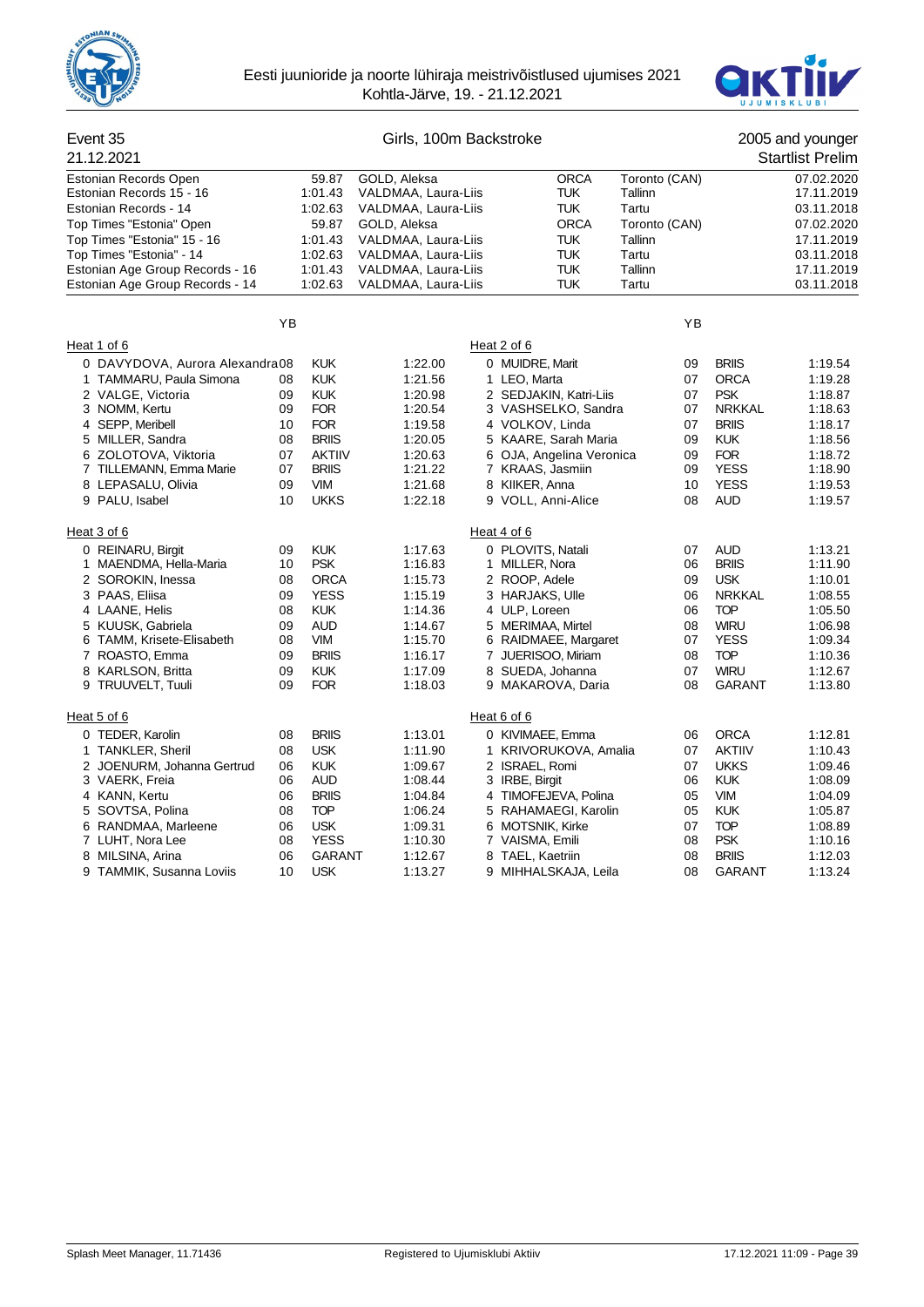Eesti juunioride ja noorte lühiraja meistrivõistlused ujumises 2021
Kohtla-Järve, 19. - 21.12.2021

## Event 35 — Girls, 100m Backstroke — 2005 and younger

21.12.2021 — Startlist Prelim

| | | | | | |
|---|---|---|---|---|---|
| Estonian Records Open | 59.87 | GOLD, Aleksa | ORCA | Toronto (CAN) | 07.02.2020 |
| Estonian Records 15 - 16 | 1:01.43 | VALDMAA, Laura-Liis | TUK | Tallinn | 17.11.2019 |
| Estonian Records - 14 | 1:02.63 | VALDMAA, Laura-Liis | TUK | Tartu | 03.11.2018 |
| Top Times "Estonia" Open | 59.87 | GOLD, Aleksa | ORCA | Toronto (CAN) | 07.02.2020 |
| Top Times "Estonia" 15 - 16 | 1:01.43 | VALDMAA, Laura-Liis | TUK | Tallinn | 17.11.2019 |
| Top Times "Estonia" - 14 | 1:02.63 | VALDMAA, Laura-Liis | TUK | Tartu | 03.11.2018 |
| Estonian Age Group Records - 16 | 1:01.43 | VALDMAA, Laura-Liis | TUK | Tallinn | 17.11.2019 |
| Estonian Age Group Records - 14 | 1:02.63 | VALDMAA, Laura-Liis | TUK | Tartu | 03.11.2018 |

### Heat 1 of 6

| Lane | Name | YB | Club | Time |
|---|---|---|---|---|
| 0 | DAVYDOVA, Aurora Alexandra | 08 | KUK | 1:22.00 |
| 1 | TAMMARU, Paula Simona | 08 | KUK | 1:21.56 |
| 2 | VALGE, Victoria | 09 | KUK | 1:20.98 |
| 3 | NOMM, Kertu | 09 | FOR | 1:20.54 |
| 4 | SEPP, Meribell | 10 | FOR | 1:19.58 |
| 5 | MILLER, Sandra | 08 | BRIIS | 1:20.05 |
| 6 | ZOLOTOVA, Viktoria | 07 | AKTIIV | 1:20.63 |
| 7 | TILLEMANN, Emma Marie | 07 | BRIIS | 1:21.22 |
| 8 | LEPASALU, Olivia | 09 | VIM | 1:21.68 |
| 9 | PALU, Isabel | 10 | UKKS | 1:22.18 |

### Heat 2 of 6

| Lane | Name | YB | Club | Time |
|---|---|---|---|---|
| 0 | MUIDRE, Marit | 09 | BRIIS | 1:19.54 |
| 1 | LEO, Marta | 07 | ORCA | 1:19.28 |
| 2 | SEDJAKIN, Katri-Liis | 07 | PSK | 1:18.87 |
| 3 | VASHSELKO, Sandra | 07 | NRKKAL | 1:18.63 |
| 4 | VOLKOV, Linda | 07 | BRIIS | 1:18.17 |
| 5 | KAARE, Sarah Maria | 09 | KUK | 1:18.56 |
| 6 | OJA, Angelina Veronica | 09 | FOR | 1:18.72 |
| 7 | KRAAS, Jasmiin | 09 | YESS | 1:18.90 |
| 8 | KIIKER, Anna | 10 | YESS | 1:19.53 |
| 9 | VOLL, Anni-Alice | 08 | AUD | 1:19.57 |

### Heat 3 of 6

| Lane | Name | YB | Club | Time |
|---|---|---|---|---|
| 0 | REINARU, Birgit | 09 | KUK | 1:17.63 |
| 1 | MAENDMA, Hella-Maria | 10 | PSK | 1:16.83 |
| 2 | SOROKIN, Inessa | 08 | ORCA | 1:15.73 |
| 3 | PAAS, Eliisa | 09 | YESS | 1:15.19 |
| 4 | LAANE, Helis | 08 | KUK | 1:14.36 |
| 5 | KUUSK, Gabriela | 09 | AUD | 1:14.67 |
| 6 | TAMM, Krisete-Elisabeth | 08 | VIM | 1:15.70 |
| 7 | ROASTO, Emma | 09 | BRIIS | 1:16.17 |
| 8 | KARLSON, Britta | 09 | KUK | 1:17.09 |
| 9 | TRUUVELT, Tuuli | 09 | FOR | 1:18.03 |

### Heat 4 of 6

| Lane | Name | YB | Club | Time |
|---|---|---|---|---|
| 0 | PLOVITS, Natali | 07 | AUD | 1:13.21 |
| 1 | MILLER, Nora | 06 | BRIIS | 1:11.90 |
| 2 | ROOP, Adele | 09 | USK | 1:10.01 |
| 3 | HARJAKS, Ulle | 06 | NRKKAL | 1:08.55 |
| 4 | ULP, Loreen | 06 | TOP | 1:05.50 |
| 5 | MERIMAA, Mirtel | 08 | WIRU | 1:06.98 |
| 6 | RAIDMAEE, Margaret | 07 | YESS | 1:09.34 |
| 7 | JUERISOO, Miriam | 08 | TOP | 1:10.36 |
| 8 | SUEDA, Johanna | 07 | WIRU | 1:12.67 |
| 9 | MAKAROVA, Daria | 08 | GARANT | 1:13.80 |

### Heat 5 of 6

| Lane | Name | YB | Club | Time |
|---|---|---|---|---|
| 0 | TEDER, Karolin | 08 | BRIIS | 1:13.01 |
| 1 | TANKLER, Sheril | 08 | USK | 1:11.90 |
| 2 | JOENURM, Johanna Gertrud | 06 | KUK | 1:09.67 |
| 3 | VAERK, Freia | 06 | AUD | 1:08.44 |
| 4 | KANN, Kertu | 06 | BRIIS | 1:04.84 |
| 5 | SOVTSA, Polina | 08 | TOP | 1:06.24 |
| 6 | RANDMAA, Marleene | 06 | USK | 1:09.31 |
| 7 | LUHT, Nora Lee | 08 | YESS | 1:10.30 |
| 8 | MILSINA, Arina | 06 | GARANT | 1:12.67 |
| 9 | TAMMIK, Susanna Loviis | 10 | USK | 1:13.27 |

### Heat 6 of 6

| Lane | Name | YB | Club | Time |
|---|---|---|---|---|
| 0 | KIVIMAEE, Emma | 06 | ORCA | 1:12.81 |
| 1 | KRIVORUKOVA, Amalia | 07 | AKTIIV | 1:10.43 |
| 2 | ISRAEL, Romi | 07 | UKKS | 1:09.46 |
| 3 | IRBE, Birgit | 06 | KUK | 1:08.09 |
| 4 | TIMOFEJEVA, Polina | 05 | VIM | 1:04.09 |
| 5 | RAHAMAEGI, Karolin | 05 | KUK | 1:05.87 |
| 6 | MOTSNIK, Kirke | 07 | TOP | 1:08.89 |
| 7 | VAISMA, Emili | 08 | PSK | 1:10.16 |
| 8 | TAEL, Kaetriin | 08 | BRIIS | 1:12.03 |
| 9 | MIHHALSKAJA, Leila | 08 | GARANT | 1:13.24 |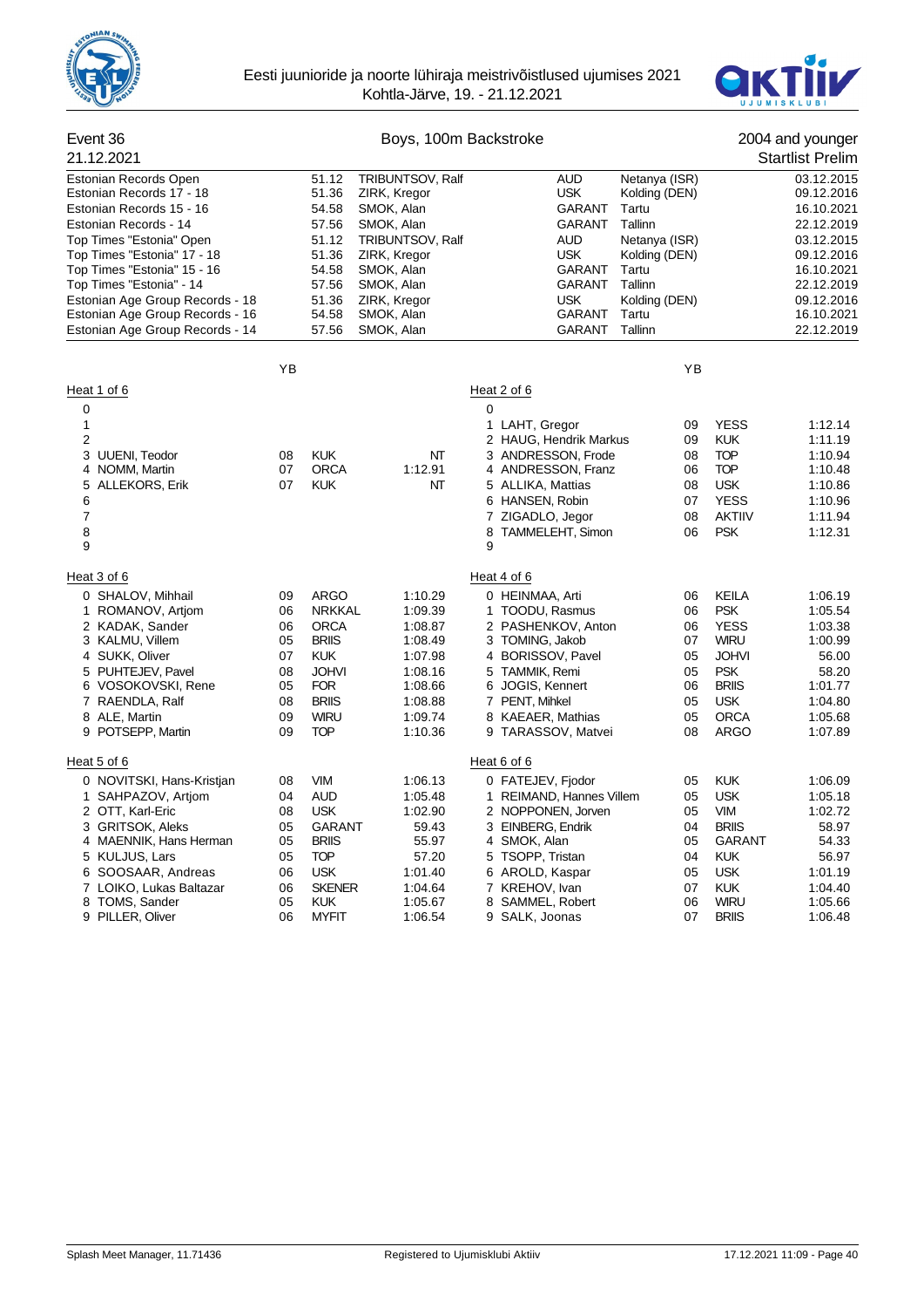Eesti juunioride ja noorte lühiraja meistrivõistlused ujumises 2021
Kohtla-Järve, 19. - 21.12.2021

## Event 36 — Boys, 100m Backstroke — 2004 and younger

21.12.2021 — Startlist Prelim

| Record | Time | Name | Club | Place | Date |
|---|---|---|---|---|---|
| Estonian Records Open | 51.12 | TRIBUNTSOV, Ralf | AUD | Netanya (ISR) | 03.12.2015 |
| Estonian Records 17 - 18 | 51.36 | ZIRK, Kregor | USK | Kolding (DEN) | 09.12.2016 |
| Estonian Records 15 - 16 | 54.58 | SMOK, Alan | GARANT | Tartu | 16.10.2021 |
| Estonian Records - 14 | 57.56 | SMOK, Alan | GARANT | Tallinn | 22.12.2019 |
| Top Times "Estonia" Open | 51.12 | TRIBUNTSOV, Ralf | AUD | Netanya (ISR) | 03.12.2015 |
| Top Times "Estonia" 17 - 18 | 51.36 | ZIRK, Kregor | USK | Kolding (DEN) | 09.12.2016 |
| Top Times "Estonia" 15 - 16 | 54.58 | SMOK, Alan | GARANT | Tartu | 16.10.2021 |
| Top Times "Estonia" - 14 | 57.56 | SMOK, Alan | GARANT | Tallinn | 22.12.2019 |
| Estonian Age Group Records - 18 | 51.36 | ZIRK, Kregor | USK | Kolding (DEN) | 09.12.2016 |
| Estonian Age Group Records - 16 | 54.58 | SMOK, Alan | GARANT | Tartu | 16.10.2021 |
| Estonian Age Group Records - 14 | 57.56 | SMOK, Alan | GARANT | Tallinn | 22.12.2019 |

### Heat 1 of 6

| Lane | Name | YB | Club | Time |
|---|---|---|---|---|
| 0 | | | | |
| 1 | | | | |
| 2 | | | | |
| 3 | UUENI, Teodor | 08 | KUK | NT |
| 4 | NOMM, Martin | 07 | ORCA | 1:12.91 |
| 5 | ALLEKORS, Erik | 07 | KUK | NT |
| 6 | | | | |
| 7 | | | | |
| 8 | | | | |
| 9 | | | | |

### Heat 2 of 6

| Lane | Name | YB | Club | Time |
|---|---|---|---|---|
| 0 | | | | |
| 1 | LAHT, Gregor | 09 | YESS | 1:12.14 |
| 2 | HAUG, Hendrik Markus | 09 | KUK | 1:11.19 |
| 3 | ANDRESSON, Frode | 08 | TOP | 1:10.94 |
| 4 | ANDRESSON, Franz | 06 | TOP | 1:10.48 |
| 5 | ALLIKA, Mattias | 08 | USK | 1:10.86 |
| 6 | HANSEN, Robin | 07 | YESS | 1:10.96 |
| 7 | ZIGADLO, Jegor | 08 | AKTIIV | 1:11.94 |
| 8 | TAMMELEHT, Simon | 06 | PSK | 1:12.31 |
| 9 | | | | |

### Heat 3 of 6

| Lane | Name | YB | Club | Time |
|---|---|---|---|---|
| 0 | SHALOV, Mihhail | 09 | ARGO | 1:10.29 |
| 1 | ROMANOV, Artjom | 06 | NRKKAL | 1:09.39 |
| 2 | KADAK, Sander | 06 | ORCA | 1:08.87 |
| 3 | KALMU, Villem | 05 | BRIIS | 1:08.49 |
| 4 | SUKK, Oliver | 07 | KUK | 1:07.98 |
| 5 | PUHTEJEV, Pavel | 08 | JOHVI | 1:08.16 |
| 6 | VOSOKOVSKI, Rene | 05 | FOR | 1:08.66 |
| 7 | RAENDLA, Ralf | 08 | BRIIS | 1:08.88 |
| 8 | ALE, Martin | 09 | WIRU | 1:09.74 |
| 9 | POTSEPP, Martin | 09 | TOP | 1:10.36 |

### Heat 4 of 6

| Lane | Name | YB | Club | Time |
|---|---|---|---|---|
| 0 | HEINMAA, Arti | 06 | KEILA | 1:06.19 |
| 1 | TOODU, Rasmus | 06 | PSK | 1:05.54 |
| 2 | PASHENKOV, Anton | 06 | YESS | 1:03.38 |
| 3 | TOMING, Jakob | 07 | WIRU | 1:00.99 |
| 4 | BORISSOV, Pavel | 05 | JOHVI | 56.00 |
| 5 | TAMMIK, Remi | 05 | PSK | 58.20 |
| 6 | JOGIS, Kennert | 06 | BRIIS | 1:01.77 |
| 7 | PENT, Mihkel | 05 | USK | 1:04.80 |
| 8 | KAEAER, Mathias | 05 | ORCA | 1:05.68 |
| 9 | TARASSOV, Matvei | 08 | ARGO | 1:07.89 |

### Heat 5 of 6

| Lane | Name | YB | Club | Time |
|---|---|---|---|---|
| 0 | NOVITSKI, Hans-Kristjan | 08 | VIM | 1:06.13 |
| 1 | SAHPAZOV, Artjom | 04 | AUD | 1:05.48 |
| 2 | OTT, Karl-Eric | 08 | USK | 1:02.90 |
| 3 | GRITSOK, Aleks | 05 | GARANT | 59.43 |
| 4 | MAENNIK, Hans Herman | 05 | BRIIS | 55.97 |
| 5 | KULJUS, Lars | 05 | TOP | 57.20 |
| 6 | SOOSAAR, Andreas | 06 | USK | 1:01.40 |
| 7 | LOIKO, Lukas Baltazar | 06 | SKENER | 1:04.64 |
| 8 | TOMS, Sander | 05 | KUK | 1:05.67 |
| 9 | PILLER, Oliver | 06 | MYFIT | 1:06.54 |

### Heat 6 of 6

| Lane | Name | YB | Club | Time |
|---|---|---|---|---|
| 0 | FATEJEV, Fjodor | 05 | KUK | 1:06.09 |
| 1 | REIMAND, Hannes Villem | 05 | USK | 1:05.18 |
| 2 | NOPPONEN, Jorven | 05 | VIM | 1:02.72 |
| 3 | EINBERG, Endrik | 04 | BRIIS | 58.97 |
| 4 | SMOK, Alan | 05 | GARANT | 54.33 |
| 5 | TSOPP, Tristan | 04 | KUK | 56.97 |
| 6 | AROLD, Kaspar | 05 | USK | 1:01.19 |
| 7 | KREHOV, Ivan | 07 | KUK | 1:04.40 |
| 8 | SAMMEL, Robert | 06 | WIRU | 1:05.66 |
| 9 | SALK, Joonas | 07 | BRIIS | 1:06.48 |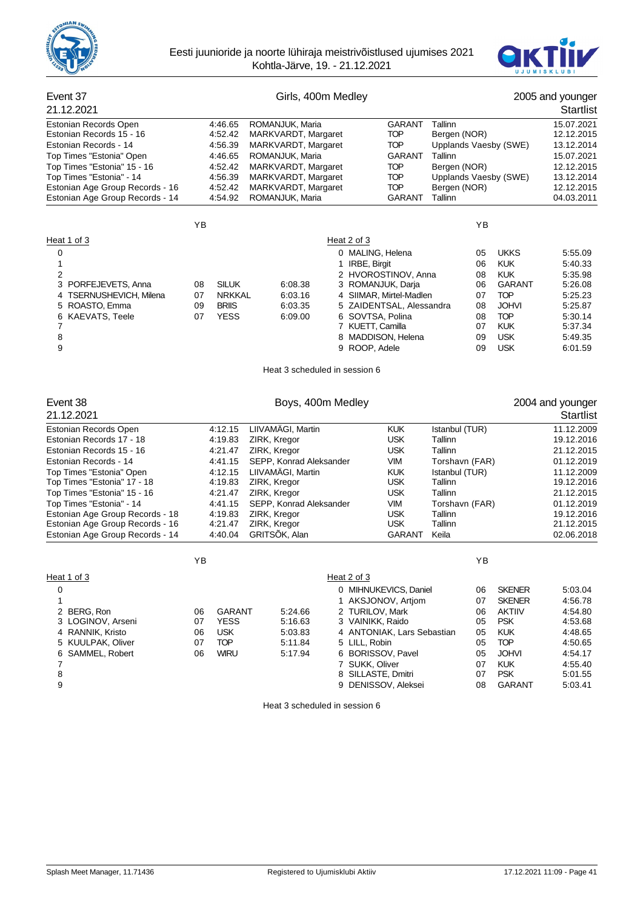Eesti juunioride ja noorte lühiraja meistrivõistlused ujumises 2021
Kohtla-Järve, 19. - 21.12.2021

## Event 37 — Girls, 400m Medley — 2005 and younger

21.12.2021 — Startlist

| | | | | | | |
|---|---|---|---|---|---|---|
| Estonian Records Open | 4:46.65 | ROMANJUK, Maria | GARANT | Tallinn | | 15.07.2021 |
| Estonian Records 15 - 16 | 4:52.42 | MARKVARDT, Margaret | TOP | Bergen (NOR) | | 12.12.2015 |
| Estonian Records - 14 | 4:56.39 | MARKVARDT, Margaret | TOP | Upplands Vaesby (SWE) | | 13.12.2014 |
| Top Times "Estonia" Open | 4:46.65 | ROMANJUK, Maria | GARANT | Tallinn | | 15.07.2021 |
| Top Times "Estonia" 15 - 16 | 4:52.42 | MARKVARDT, Margaret | TOP | Bergen (NOR) | | 12.12.2015 |
| Top Times "Estonia" - 14 | 4:56.39 | MARKVARDT, Margaret | TOP | Upplands Vaesby (SWE) | | 13.12.2014 |
| Estonian Age Group Records - 16 | 4:52.42 | MARKVARDT, Margaret | TOP | Bergen (NOR) | | 12.12.2015 |
| Estonian Age Group Records - 14 | 4:54.92 | ROMANJUK, Maria | GARANT | Tallinn | | 04.03.2011 |

**Heat 1 of 3**

| Lane | Name | YB | Club | Time |
|---|---|---|---|---|
| 0 | | | | |
| 1 | | | | |
| 2 | | | | |
| 3 | PORFEJEVETS, Anna | 08 | SILUK | 6:08.38 |
| 4 | TSERNUSHEVICH, Milena | 07 | NRKKAL | 6:03.16 |
| 5 | ROASTO, Emma | 09 | BRIIS | 6:03.35 |
| 6 | KAEVATS, Teele | 07 | YESS | 6:09.00 |
| 7 | | | | |
| 8 | | | | |
| 9 | | | | |

**Heat 2 of 3**

| Lane | Name | YB | Club | Time |
|---|---|---|---|---|
| 0 | MALING, Helena | 05 | UKKS | 5:55.09 |
| 1 | IRBE, Birgit | 06 | KUK | 5:40.33 |
| 2 | HVOROSTINOV, Anna | 08 | KUK | 5:35.98 |
| 3 | ROMANJUK, Darja | 06 | GARANT | 5:26.08 |
| 4 | SIIMAR, Mirtel-Madlen | 07 | TOP | 5:25.23 |
| 5 | ZAIDENTSAL, Alessandra | 08 | JOHVI | 5:25.87 |
| 6 | SOVTSA, Polina | 08 | TOP | 5:30.14 |
| 7 | KUETT, Camilla | 07 | KUK | 5:37.34 |
| 8 | MADDISON, Helena | 09 | USK | 5:49.35 |
| 9 | ROOP, Adele | 09 | USK | 6:01.59 |

Heat 3 scheduled in session 6

## Event 38 — Boys, 400m Medley — 2004 and younger

21.12.2021 — Startlist

| | | | | | |
|---|---|---|---|---|---|
| Estonian Records Open | 4:12.15 | LIIVAMÄGI, Martin | KUK | Istanbul (TUR) | 11.12.2009 |
| Estonian Records 17 - 18 | 4:19.83 | ZIRK, Kregor | USK | Tallinn | 19.12.2016 |
| Estonian Records 15 - 16 | 4:21.47 | ZIRK, Kregor | USK | Tallinn | 21.12.2015 |
| Estonian Records - 14 | 4:41.15 | SEPP, Konrad Aleksander | VIM | Torshavn (FAR) | 01.12.2019 |
| Top Times "Estonia" Open | 4:12.15 | LIIVAMÄGI, Martin | KUK | Istanbul (TUR) | 11.12.2009 |
| Top Times "Estonia" 17 - 18 | 4:19.83 | ZIRK, Kregor | USK | Tallinn | 19.12.2016 |
| Top Times "Estonia" 15 - 16 | 4:21.47 | ZIRK, Kregor | USK | Tallinn | 21.12.2015 |
| Top Times "Estonia" - 14 | 4:41.15 | SEPP, Konrad Aleksander | VIM | Torshavn (FAR) | 01.12.2019 |
| Estonian Age Group Records - 18 | 4:19.83 | ZIRK, Kregor | USK | Tallinn | 19.12.2016 |
| Estonian Age Group Records - 16 | 4:21.47 | ZIRK, Kregor | USK | Tallinn | 21.12.2015 |
| Estonian Age Group Records - 14 | 4:40.04 | GRITSÕK, Alan | GARANT | Keila | 02.06.2018 |

**Heat 1 of 3**

| Lane | Name | YB | Club | Time |
|---|---|---|---|---|
| 0 | | | | |
| 1 | | | | |
| 2 | BERG, Ron | 06 | GARANT | 5:24.66 |
| 3 | LOGINOV, Arseni | 07 | YESS | 5:16.63 |
| 4 | RANNIK, Kristo | 06 | USK | 5:03.83 |
| 5 | KUULPAK, Oliver | 07 | TOP | 5:11.84 |
| 6 | SAMMEL, Robert | 06 | WIRU | 5:17.94 |
| 7 | | | | |
| 8 | | | | |
| 9 | | | | |

**Heat 2 of 3**

| Lane | Name | YB | Club | Time |
|---|---|---|---|---|
| 0 | MIHNUKEVICS, Daniel | 06 | SKENER | 5:03.04 |
| 1 | AKSJONOV, Artjom | 07 | SKENER | 4:56.78 |
| 2 | TURILOV, Mark | 06 | AKTIIV | 4:54.80 |
| 3 | VAINIKK, Raido | 05 | PSK | 4:53.68 |
| 4 | ANTONIAK, Lars Sebastian | 05 | KUK | 4:48.65 |
| 5 | LILL, Robin | 05 | TOP | 4:50.65 |
| 6 | BORISSOV, Pavel | 05 | JOHVI | 4:54.17 |
| 7 | SUKK, Oliver | 07 | KUK | 4:55.40 |
| 8 | SILLASTE, Dmitri | 07 | PSK | 5:01.55 |
| 9 | DENISSOV, Aleksei | 08 | GARANT | 5:03.41 |

Heat 3 scheduled in session 6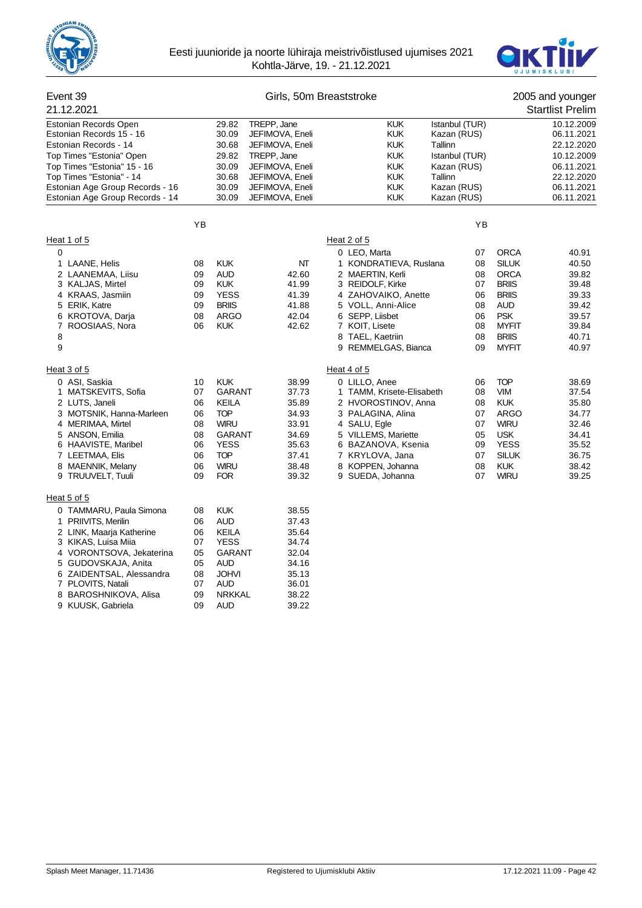Eesti juunioride ja noorte lühiraja meistrivõistlused ujumises 2021
Kohtla-Järve, 19. - 21.12.2021

## Event 39 — Girls, 50m Breaststroke — 2005 and younger

21.12.2021 — Startlist Prelim

| Record | Time | Name | Club | Place | Date |
|---|---|---|---|---|---|
| Estonian Records Open | 29.82 | TREPP, Jane | KUK | Istanbul (TUR) | 10.12.2009 |
| Estonian Records 15 - 16 | 30.09 | JEFIMOVA, Eneli | KUK | Kazan (RUS) | 06.11.2021 |
| Estonian Records - 14 | 30.68 | JEFIMOVA, Eneli | KUK | Tallinn | 22.12.2020 |
| Top Times "Estonia" Open | 29.82 | TREPP, Jane | KUK | Istanbul (TUR) | 10.12.2009 |
| Top Times "Estonia" 15 - 16 | 30.09 | JEFIMOVA, Eneli | KUK | Kazan (RUS) | 06.11.2021 |
| Top Times "Estonia" - 14 | 30.68 | JEFIMOVA, Eneli | KUK | Tallinn | 22.12.2020 |
| Estonian Age Group Records - 16 | 30.09 | JEFIMOVA, Eneli | KUK | Kazan (RUS) | 06.11.2021 |
| Estonian Age Group Records - 14 | 30.09 | JEFIMOVA, Eneli | KUK | Kazan (RUS) | 06.11.2021 |

### Heat 1 of 5

| Lane | Name | YB | Club | Time |
|---|---|---|---|---|
| 0 | | | | |
| 1 | LAANE, Helis | 08 | KUK | NT |
| 2 | LAANEMAA, Liisu | 09 | AUD | 42.60 |
| 3 | KALJAS, Mirtel | 09 | KUK | 41.99 |
| 4 | KRAAS, Jasmiin | 09 | YESS | 41.39 |
| 5 | ERIK, Katre | 09 | BRIIS | 41.88 |
| 6 | KROTOVA, Darja | 08 | ARGO | 42.04 |
| 7 | ROOSIAAS, Nora | 06 | KUK | 42.62 |
| 8 | | | | |
| 9 | | | | |

### Heat 2 of 5

| Lane | Name | YB | Club | Time |
|---|---|---|---|---|
| 0 | LEO, Marta | 07 | ORCA | 40.91 |
| 1 | KONDRATIEVA, Ruslana | 08 | SILUK | 40.50 |
| 2 | MAERTIN, Kerli | 08 | ORCA | 39.82 |
| 3 | REIDOLF, Kirke | 07 | BRIIS | 39.48 |
| 4 | ZAHOVAIKO, Anette | 06 | BRIIS | 39.33 |
| 5 | VOLL, Anni-Alice | 08 | AUD | 39.42 |
| 6 | SEPP, Liisbet | 06 | PSK | 39.57 |
| 7 | KOIT, Lisete | 08 | MYFIT | 39.84 |
| 8 | TAEL, Kaetriin | 08 | BRIIS | 40.71 |
| 9 | REMMELGAS, Bianca | 09 | MYFIT | 40.97 |

### Heat 3 of 5

| Lane | Name | YB | Club | Time |
|---|---|---|---|---|
| 0 | ASI, Saskia | 10 | KUK | 38.99 |
| 1 | MATSKEVITS, Sofia | 07 | GARANT | 37.73 |
| 2 | LUTS, Janeli | 06 | KEILA | 35.89 |
| 3 | MOTSNIK, Hanna-Marleen | 06 | TOP | 34.93 |
| 4 | MERIMAA, Mirtel | 08 | WIRU | 33.91 |
| 5 | ANSON, Emilia | 08 | GARANT | 34.69 |
| 6 | HAAVISTE, Maribel | 06 | YESS | 35.63 |
| 7 | LEETMAA, Elis | 06 | TOP | 37.41 |
| 8 | MAENNIK, Melany | 06 | WIRU | 38.48 |
| 9 | TRUUVELT, Tuuli | 09 | FOR | 39.32 |

### Heat 4 of 5

| Lane | Name | YB | Club | Time |
|---|---|---|---|---|
| 0 | LILLO, Anee | 06 | TOP | 38.69 |
| 1 | TAMM, Krisete-Elisabeth | 08 | VIM | 37.54 |
| 2 | HVOROSTINOV, Anna | 08 | KUK | 35.80 |
| 3 | PALAGINA, Alina | 07 | ARGO | 34.77 |
| 4 | SALU, Egle | 07 | WIRU | 32.46 |
| 5 | VILLEMS, Mariette | 05 | USK | 34.41 |
| 6 | BAZANOVA, Ksenia | 09 | YESS | 35.52 |
| 7 | KRYLOVA, Jana | 07 | SILUK | 36.75 |
| 8 | KOPPEN, Johanna | 08 | KUK | 38.42 |
| 9 | SUEDA, Johanna | 07 | WIRU | 39.25 |

### Heat 5 of 5

| Lane | Name | YB | Club | Time |
|---|---|---|---|---|
| 0 | TAMMARU, Paula Simona | 08 | KUK | 38.55 |
| 1 | PRIIVITS, Merilin | 06 | AUD | 37.43 |
| 2 | LINK, Maarja Katherine | 06 | KEILA | 35.64 |
| 3 | KIKAS, Luisa Miia | 07 | YESS | 34.74 |
| 4 | VORONTSOVA, Jekaterina | 05 | GARANT | 32.04 |
| 5 | GUDOVSKAJA, Anita | 05 | AUD | 34.16 |
| 6 | ZAIDENTSAL, Alessandra | 08 | JOHVI | 35.13 |
| 7 | PLOVITS, Natali | 07 | AUD | 36.01 |
| 8 | BAROSHNIKOVA, Alisa | 09 | NRKKAL | 38.22 |
| 9 | KUUSK, Gabriela | 09 | AUD | 39.22 |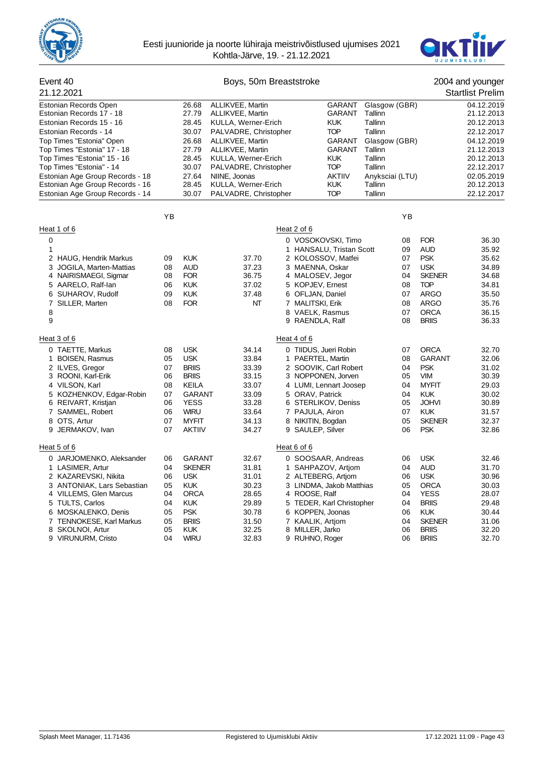Eesti juunioride ja noorte lühiraja meistrivõistlused ujumises 2021
Kohtla-Järve, 19. - 21.12.2021

## Event 40 — Boys, 50m Breaststroke — 2004 and younger

21.12.2021 — Startlist Prelim

| Record | Time | Name | Club | Place | Date |
|---|---|---|---|---|---|
| Estonian Records Open | 26.68 | ALLIKVEE, Martin | GARANT | Glasgow (GBR) | 04.12.2019 |
| Estonian Records 17 - 18 | 27.79 | ALLIKVEE, Martin | GARANT | Tallinn | 21.12.2013 |
| Estonian Records 15 - 16 | 28.45 | KULLA, Werner-Erich | KUK | Tallinn | 20.12.2013 |
| Estonian Records - 14 | 30.07 | PALVADRE, Christopher | TOP | Tallinn | 22.12.2017 |
| Top Times "Estonia" Open | 26.68 | ALLIKVEE, Martin | GARANT | Glasgow (GBR) | 04.12.2019 |
| Top Times "Estonia" 17 - 18 | 27.79 | ALLIKVEE, Martin | GARANT | Tallinn | 21.12.2013 |
| Top Times "Estonia" 15 - 16 | 28.45 | KULLA, Werner-Erich | KUK | Tallinn | 20.12.2013 |
| Top Times "Estonia" - 14 | 30.07 | PALVADRE, Christopher | TOP | Tallinn | 22.12.2017 |
| Estonian Age Group Records - 18 | 27.64 | NIINE, Joonas | AKTIIV | Anyksciai (LTU) | 02.05.2019 |
| Estonian Age Group Records - 16 | 28.45 | KULLA, Werner-Erich | KUK | Tallinn | 20.12.2013 |
| Estonian Age Group Records - 14 | 30.07 | PALVADRE, Christopher | TOP | Tallinn | 22.12.2017 |

### Heat 1 of 6

| Lane | Name | YB | Club | Time |
|---|---|---|---|---|
| 0 | | | | |
| 1 | | | | |
| 2 | HAUG, Hendrik Markus | 09 | KUK | 37.70 |
| 3 | JOGILA, Marten-Mattias | 08 | AUD | 37.23 |
| 4 | NAIRISMAEGI, Sigmar | 08 | FOR | 36.75 |
| 5 | AARELO, Ralf-Ian | 06 | KUK | 37.02 |
| 6 | SUHAROV, Rudolf | 09 | KUK | 37.48 |
| 7 | SILLER, Marten | 08 | FOR | NT |
| 8 | | | | |
| 9 | | | | |

### Heat 2 of 6

| Lane | Name | YB | Club | Time |
|---|---|---|---|---|
| 0 | VOSOKOVSKI, Timo | 08 | FOR | 36.30 |
| 1 | HANSALU, Tristan Scott | 09 | AUD | 35.92 |
| 2 | KOLOSSOV, Matfei | 07 | PSK | 35.62 |
| 3 | MAENNA, Oskar | 07 | USK | 34.89 |
| 4 | MALOSEV, Jegor | 04 | SKENER | 34.68 |
| 5 | KOPJEV, Ernest | 08 | TOP | 34.81 |
| 6 | OFLJAN, Daniel | 07 | ARGO | 35.50 |
| 7 | MALITSKI, Erik | 08 | ARGO | 35.76 |
| 8 | VAELK, Rasmus | 07 | ORCA | 36.15 |
| 9 | RAENDLA, Ralf | 08 | BRIIS | 36.33 |

### Heat 3 of 6

| Lane | Name | YB | Club | Time |
|---|---|---|---|---|
| 0 | TAETTE, Markus | 08 | USK | 34.14 |
| 1 | BOISEN, Rasmus | 05 | USK | 33.84 |
| 2 | ILVES, Gregor | 07 | BRIIS | 33.39 |
| 3 | ROONI, Karl-Erik | 06 | BRIIS | 33.15 |
| 4 | VILSON, Karl | 08 | KEILA | 33.07 |
| 5 | KOZHENKOV, Edgar-Robin | 07 | GARANT | 33.09 |
| 6 | REIVART, Kristjan | 06 | YESS | 33.28 |
| 7 | SAMMEL, Robert | 06 | WIRU | 33.64 |
| 8 | OTS, Artur | 07 | MYFIT | 34.13 |
| 9 | JERMAKOV, Ivan | 07 | AKTIIV | 34.27 |

### Heat 4 of 6

| Lane | Name | YB | Club | Time |
|---|---|---|---|---|
| 0 | TIIDUS, Jueri Robin | 07 | ORCA | 32.70 |
| 1 | PAERTEL, Martin | 08 | GARANT | 32.06 |
| 2 | SOOVIK, Carl Robert | 04 | PSK | 31.02 |
| 3 | NOPPONEN, Jorven | 05 | VIM | 30.39 |
| 4 | LUMI, Lennart Joosep | 04 | MYFIT | 29.03 |
| 5 | ORAV, Patrick | 04 | KUK | 30.02 |
| 6 | STERLIKOV, Deniss | 05 | JOHVI | 30.89 |
| 7 | PAJULA, Airon | 07 | KUK | 31.57 |
| 8 | NIKITIN, Bogdan | 05 | SKENER | 32.37 |
| 9 | SAULEP, Silver | 06 | PSK | 32.86 |

### Heat 5 of 6

| Lane | Name | YB | Club | Time |
|---|---|---|---|---|
| 0 | JARJOMENKO, Aleksander | 06 | GARANT | 32.67 |
| 1 | LASIMER, Artur | 04 | SKENER | 31.81 |
| 2 | KAZAREVSKI, Nikita | 06 | USK | 31.01 |
| 3 | ANTONIAK, Lars Sebastian | 05 | KUK | 30.23 |
| 4 | VILLEMS, Glen Marcus | 04 | ORCA | 28.65 |
| 5 | TULTS, Carlos | 04 | KUK | 29.89 |
| 6 | MOSKALENKO, Denis | 05 | PSK | 30.78 |
| 7 | TENNOKESE, Karl Markus | 05 | BRIIS | 31.50 |
| 8 | SKOLNOI, Artur | 05 | KUK | 32.25 |
| 9 | VIRUNURM, Cristo | 04 | WIRU | 32.83 |

### Heat 6 of 6

| Lane | Name | YB | Club | Time |
|---|---|---|---|---|
| 0 | SOOSAAR, Andreas | 06 | USK | 32.46 |
| 1 | SAHPAZOV, Artjom | 04 | AUD | 31.70 |
| 2 | ALTEBERG, Artjom | 06 | USK | 30.96 |
| 3 | LINDMA, Jakob Matthias | 05 | ORCA | 30.03 |
| 4 | ROOSE, Ralf | 04 | YESS | 28.07 |
| 5 | TEDER, Karl Christopher | 04 | BRIIS | 29.48 |
| 6 | KOPPEN, Joonas | 06 | KUK | 30.44 |
| 7 | KAALIK, Artjom | 04 | SKENER | 31.06 |
| 8 | MILLER, Jarko | 06 | BRIIS | 32.20 |
| 9 | RUHNO, Roger | 06 | BRIIS | 32.70 |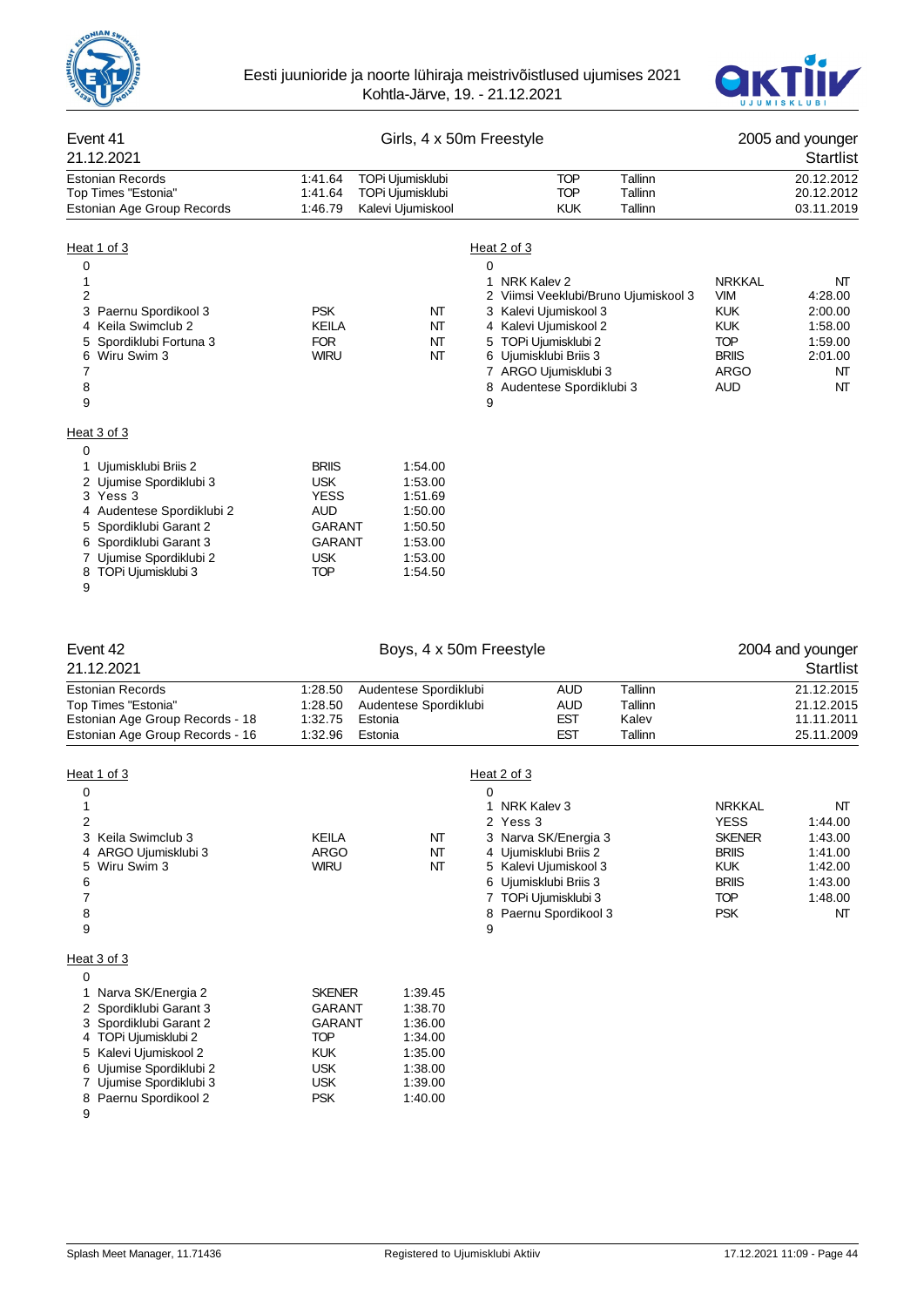## Event 41 — Girls, 4 x 50m Freestyle — 2005 and younger

21.12.2021 — Startlist

| Record | Time | Club | Code | City | Date |
|---|---|---|---|---|---|
| Estonian Records | 1:41.64 | TOPi Ujumisklubi | TOP | Tallinn | 20.12.2012 |
| Top Times "Estonia" | 1:41.64 | TOPi Ujumisklubi | TOP | Tallinn | 20.12.2012 |
| Estonian Age Group Records | 1:46.79 | Kalevi Ujumiskool | KUK | Tallinn | 03.11.2019 |

### Heat 1 of 3

| Lane | Team | Code | Time |
|---|---|---|---|
| 0 | | | |
| 1 | | | |
| 2 | | | |
| 3 | Paernu Spordikool 3 | PSK | NT |
| 4 | Keila Swimclub 2 | KEILA | NT |
| 5 | Spordiklubi Fortuna 3 | FOR | NT |
| 6 | Wiru Swim 3 | WIRU | NT |
| 7 | | | |
| 8 | | | |
| 9 | | | |

### Heat 2 of 3

| Lane | Team | Code | Time |
|---|---|---|---|
| 0 | | | |
| 1 | NRK Kalev 2 | NRKKAL | NT |
| 2 | Viimsi Veeklubi/Bruno Ujumiskool 3 | VIM | 4:28.00 |
| 3 | Kalevi Ujumiskool 3 | KUK | 2:00.00 |
| 4 | Kalevi Ujumiskool 2 | KUK | 1:58.00 |
| 5 | TOPi Ujumisklubi 2 | TOP | 1:59.00 |
| 6 | Ujumisklubi Briis 3 | BRIIS | 2:01.00 |
| 7 | ARGO Ujumisklubi 3 | ARGO | NT |
| 8 | Audentese Spordiklubi 3 | AUD | NT |
| 9 | | | |

### Heat 3 of 3

| Lane | Team | Code | Time |
|---|---|---|---|
| 0 | | | |
| 1 | Ujumisklubi Briis 2 | BRIIS | 1:54.00 |
| 2 | Ujumise Spordiklubi 3 | USK | 1:53.00 |
| 3 | Yess 3 | YESS | 1:51.69 |
| 4 | Audentese Spordiklubi 2 | AUD | 1:50.00 |
| 5 | Spordiklubi Garant 2 | GARANT | 1:50.50 |
| 6 | Spordiklubi Garant 3 | GARANT | 1:53.00 |
| 7 | Ujumise Spordiklubi 2 | USK | 1:53.00 |
| 8 | TOPi Ujumisklubi 3 | TOP | 1:54.50 |
| 9 | | | |

## Event 42 — Boys, 4 x 50m Freestyle — 2004 and younger

21.12.2021 — Startlist

| Record | Time | Club | Code | City | Date |
|---|---|---|---|---|---|
| Estonian Records | 1:28.50 | Audentese Spordiklubi | AUD | Tallinn | 21.12.2015 |
| Top Times "Estonia" | 1:28.50 | Audentese Spordiklubi | AUD | Tallinn | 21.12.2015 |
| Estonian Age Group Records - 18 | 1:32.75 | Estonia | EST | Kalev | 11.11.2011 |
| Estonian Age Group Records - 16 | 1:32.96 | Estonia | EST | Tallinn | 25.11.2009 |

### Heat 1 of 3

| Lane | Team | Code | Time |
|---|---|---|---|
| 0 | | | |
| 1 | | | |
| 2 | | | |
| 3 | Keila Swimclub 3 | KEILA | NT |
| 4 | ARGO Ujumisklubi 3 | ARGO | NT |
| 5 | Wiru Swim 3 | WIRU | NT |
| 6 | | | |
| 7 | | | |
| 8 | | | |
| 9 | | | |

### Heat 2 of 3

| Lane | Team | Code | Time |
|---|---|---|---|
| 0 | | | |
| 1 | NRK Kalev 3 | NRKKAL | NT |
| 2 | Yess 3 | YESS | 1:44.00 |
| 3 | Narva SK/Energia 3 | SKENER | 1:43.00 |
| 4 | Ujumisklubi Briis 2 | BRIIS | 1:41.00 |
| 5 | Kalevi Ujumiskool 3 | KUK | 1:42.00 |
| 6 | Ujumisklubi Briis 3 | BRIIS | 1:43.00 |
| 7 | TOPi Ujumisklubi 3 | TOP | 1:48.00 |
| 8 | Paernu Spordikool 3 | PSK | NT |
| 9 | | | |

### Heat 3 of 3

| Lane | Team | Code | Time |
|---|---|---|---|
| 0 | | | |
| 1 | Narva SK/Energia 2 | SKENER | 1:39.45 |
| 2 | Spordiklubi Garant 3 | GARANT | 1:38.70 |
| 3 | Spordiklubi Garant 2 | GARANT | 1:36.00 |
| 4 | TOPi Ujumisklubi 2 | TOP | 1:34.00 |
| 5 | Kalevi Ujumiskool 2 | KUK | 1:35.00 |
| 6 | Ujumise Spordiklubi 2 | USK | 1:38.00 |
| 7 | Ujumise Spordiklubi 3 | USK | 1:39.00 |
| 8 | Paernu Spordikool 2 | PSK | 1:40.00 |
| 9 | | | |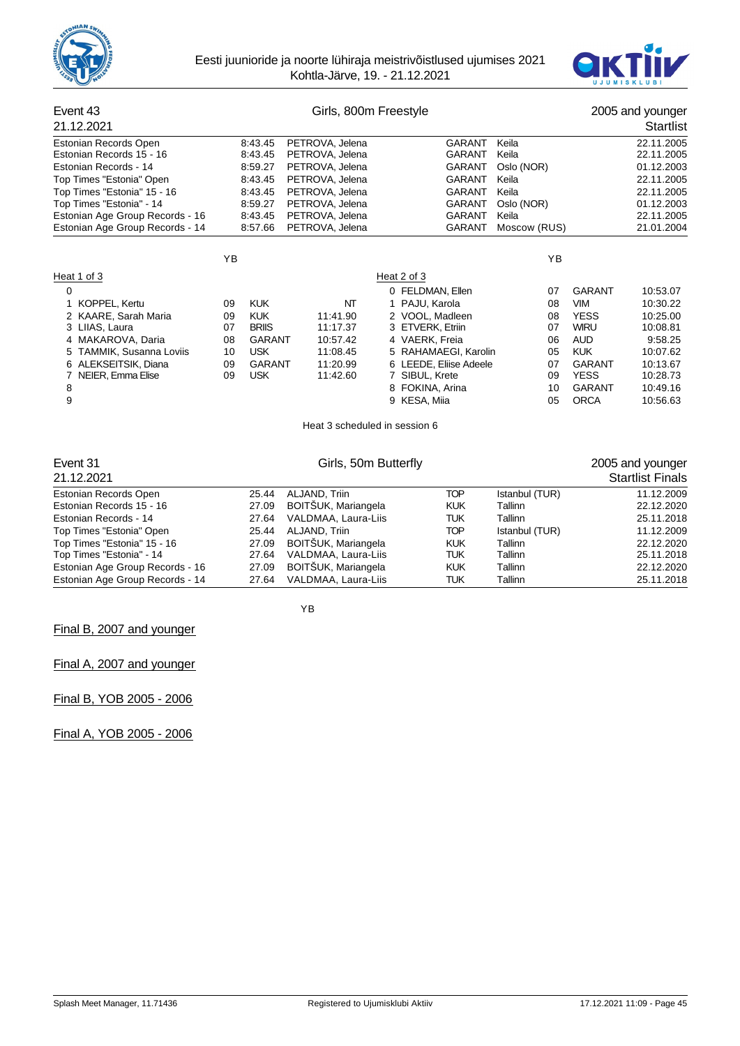Eesti juunioride ja noorte lühiraja meistrivõistlused ujumises 2021
Kohtla-Järve, 19. - 21.12.2021

## Event 43 — Girls, 800m Freestyle — 2005 and younger

21.12.2021 — Startlist

| | | | | | |
|---|---|---|---|---|---|
| Estonian Records Open | 8:43.45 | PETROVA, Jelena | GARANT | Keila | 22.11.2005 |
| Estonian Records 15 - 16 | 8:43.45 | PETROVA, Jelena | GARANT | Keila | 22.11.2005 |
| Estonian Records - 14 | 8:59.27 | PETROVA, Jelena | GARANT | Oslo (NOR) | 01.12.2003 |
| Top Times "Estonia" Open | 8:43.45 | PETROVA, Jelena | GARANT | Keila | 22.11.2005 |
| Top Times "Estonia" 15 - 16 | 8:43.45 | PETROVA, Jelena | GARANT | Keila | 22.11.2005 |
| Top Times "Estonia" - 14 | 8:59.27 | PETROVA, Jelena | GARANT | Oslo (NOR) | 01.12.2003 |
| Estonian Age Group Records - 16 | 8:43.45 | PETROVA, Jelena | GARANT | Keila | 22.11.2005 |
| Estonian Age Group Records - 14 | 8:57.66 | PETROVA, Jelena | GARANT | Moscow (RUS) | 21.01.2004 |

### Heat 1 of 3

| Lane | Name | YB | Club | Time |
|---|---|---|---|---|
| 0 | | | | |
| 1 | KOPPEL, Kertu | 09 | KUK | NT |
| 2 | KAARE, Sarah Maria | 09 | KUK | 11:41.90 |
| 3 | LIIAS, Laura | 07 | BRIIS | 11:17.37 |
| 4 | MAKAROVA, Daria | 08 | GARANT | 10:57.42 |
| 5 | TAMMIK, Susanna Loviis | 10 | USK | 11:08.45 |
| 6 | ALEKSEITSIK, Diana | 09 | GARANT | 11:20.99 |
| 7 | NEIER, Emma Elise | 09 | USK | 11:42.60 |
| 8 | | | | |
| 9 | | | | |

### Heat 2 of 3

| Lane | Name | YB | Club | Time |
|---|---|---|---|---|
| 0 | FELDMAN, Ellen | 07 | GARANT | 10:53.07 |
| 1 | PAJU, Karola | 08 | VIM | 10:30.22 |
| 2 | VOOL, Madleen | 08 | YESS | 10:25.00 |
| 3 | ETVERK, Etriin | 07 | WIRU | 10:08.81 |
| 4 | VAERK, Freia | 06 | AUD | 9:58.25 |
| 5 | RAHAMAEGI, Karolin | 05 | KUK | 10:07.62 |
| 6 | LEEDE, Eliise Adeele | 07 | GARANT | 10:13.67 |
| 7 | SIBUL, Krete | 09 | YESS | 10:28.73 |
| 8 | FOKINA, Arina | 10 | GARANT | 10:49.16 |
| 9 | KESA, Miia | 05 | ORCA | 10:56.63 |

Heat 3 scheduled in session 6

## Event 31 — Girls, 50m Butterfly — 2005 and younger

21.12.2021 — Startlist Finals

| | | | | | |
|---|---|---|---|---|---|
| Estonian Records Open | 25.44 | ALJAND, Triin | TOP | Istanbul (TUR) | 11.12.2009 |
| Estonian Records 15 - 16 | 27.09 | BOITŠUK, Mariangela | KUK | Tallinn | 22.12.2020 |
| Estonian Records - 14 | 27.64 | VALDMAA, Laura-Liis | TUK | Tallinn | 25.11.2018 |
| Top Times "Estonia" Open | 25.44 | ALJAND, Triin | TOP | Istanbul (TUR) | 11.12.2009 |
| Top Times "Estonia" 15 - 16 | 27.09 | BOITŠUK, Mariangela | KUK | Tallinn | 22.12.2020 |
| Top Times "Estonia" - 14 | 27.64 | VALDMAA, Laura-Liis | TUK | Tallinn | 25.11.2018 |
| Estonian Age Group Records - 16 | 27.09 | BOITŠUK, Mariangela | KUK | Tallinn | 22.12.2020 |
| Estonian Age Group Records - 14 | 27.64 | VALDMAA, Laura-Liis | TUK | Tallinn | 25.11.2018 |

YB

Final B, 2007 and younger

Final A, 2007 and younger

Final B, YOB 2005 - 2006

Final A, YOB 2005 - 2006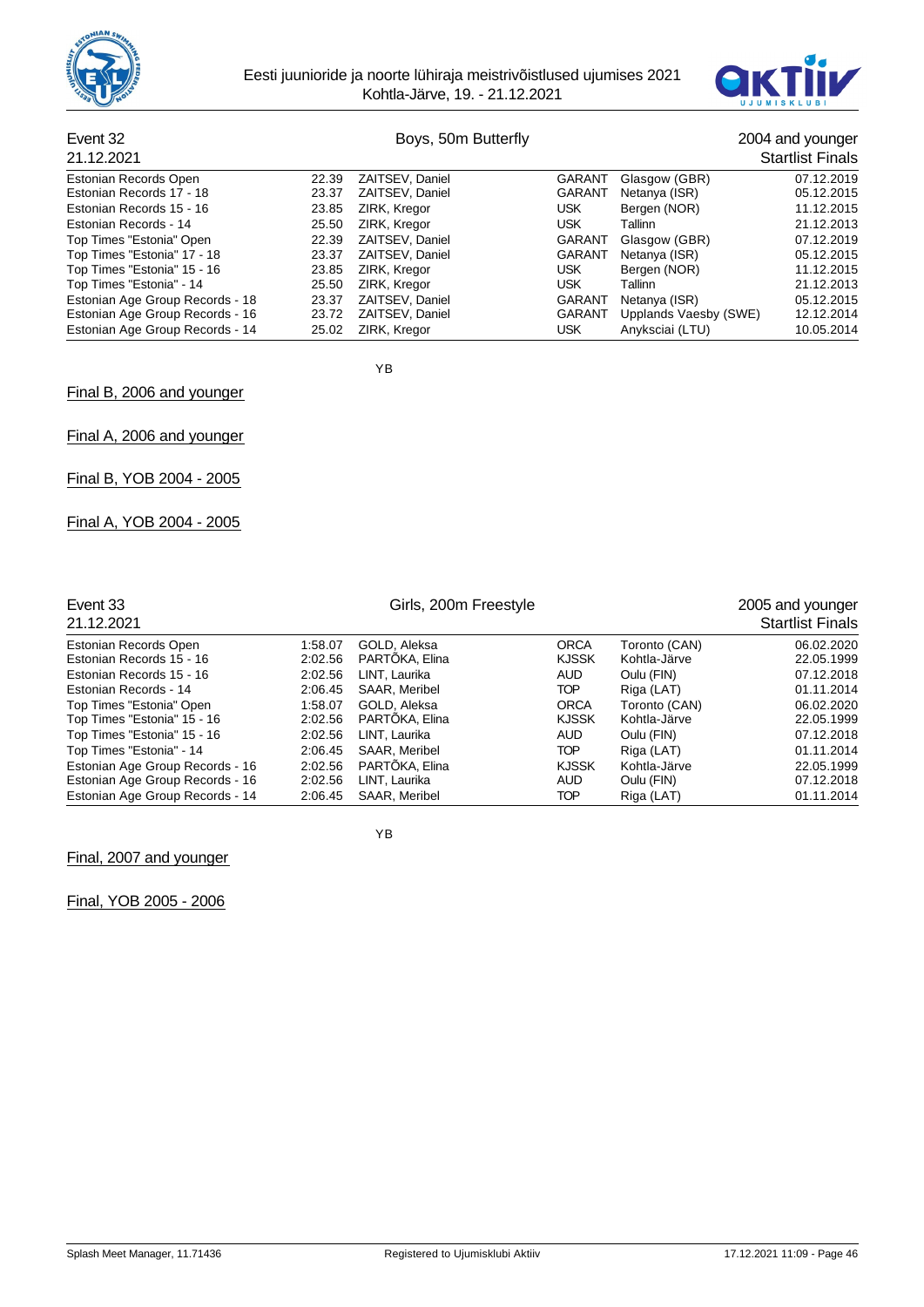## Event 32 — Boys, 50m Butterfly — 2004 and younger

21.12.2021 — Startlist Finals

| Record | Time | Name | Club | Place | Date |
|---|---|---|---|---|---|
| Estonian Records Open | 22.39 | ZAITSEV, Daniel | GARANT | Glasgow (GBR) | 07.12.2019 |
| Estonian Records 17 - 18 | 23.37 | ZAITSEV, Daniel | GARANT | Netanya (ISR) | 05.12.2015 |
| Estonian Records 15 - 16 | 23.85 | ZIRK, Kregor | USK | Bergen (NOR) | 11.12.2015 |
| Estonian Records - 14 | 25.50 | ZIRK, Kregor | USK | Tallinn | 21.12.2013 |
| Top Times "Estonia" Open | 22.39 | ZAITSEV, Daniel | GARANT | Glasgow (GBR) | 07.12.2019 |
| Top Times "Estonia" 17 - 18 | 23.37 | ZAITSEV, Daniel | GARANT | Netanya (ISR) | 05.12.2015 |
| Top Times "Estonia" 15 - 16 | 23.85 | ZIRK, Kregor | USK | Bergen (NOR) | 11.12.2015 |
| Top Times "Estonia" - 14 | 25.50 | ZIRK, Kregor | USK | Tallinn | 21.12.2013 |
| Estonian Age Group Records - 18 | 23.37 | ZAITSEV, Daniel | GARANT | Netanya (ISR) | 05.12.2015 |
| Estonian Age Group Records - 16 | 23.72 | ZAITSEV, Daniel | GARANT | Upplands Vaesby (SWE) | 12.12.2014 |
| Estonian Age Group Records - 14 | 25.02 | ZIRK, Kregor | USK | Anyksciai (LTU) | 10.05.2014 |

YB

Final B, 2006 and younger

Final A, 2006 and younger

Final B, YOB 2004 - 2005

Final A, YOB 2004 - 2005

## Event 33 — Girls, 200m Freestyle — 2005 and younger

21.12.2021 — Startlist Finals

| Record | Time | Name | Club | Place | Date |
|---|---|---|---|---|---|
| Estonian Records Open | 1:58.07 | GOLD, Aleksa | ORCA | Toronto (CAN) | 06.02.2020 |
| Estonian Records 15 - 16 | 2:02.56 | PARTÕKA, Elina | KJSSK | Kohtla-Järve | 22.05.1999 |
| Estonian Records 15 - 16 | 2:02.56 | LINT, Laurika | AUD | Oulu (FIN) | 07.12.2018 |
| Estonian Records - 14 | 2:06.45 | SAAR, Meribel | TOP | Riga (LAT) | 01.11.2014 |
| Top Times "Estonia" Open | 1:58.07 | GOLD, Aleksa | ORCA | Toronto (CAN) | 06.02.2020 |
| Top Times "Estonia" 15 - 16 | 2:02.56 | PARTÕKA, Elina | KJSSK | Kohtla-Järve | 22.05.1999 |
| Top Times "Estonia" 15 - 16 | 2:02.56 | LINT, Laurika | AUD | Oulu (FIN) | 07.12.2018 |
| Top Times "Estonia" - 14 | 2:06.45 | SAAR, Meribel | TOP | Riga (LAT) | 01.11.2014 |
| Estonian Age Group Records - 16 | 2:02.56 | PARTÕKA, Elina | KJSSK | Kohtla-Järve | 22.05.1999 |
| Estonian Age Group Records - 16 | 2:02.56 | LINT, Laurika | AUD | Oulu (FIN) | 07.12.2018 |
| Estonian Age Group Records - 14 | 2:06.45 | SAAR, Meribel | TOP | Riga (LAT) | 01.11.2014 |

YB

Final, 2007 and younger

Final, YOB 2005 - 2006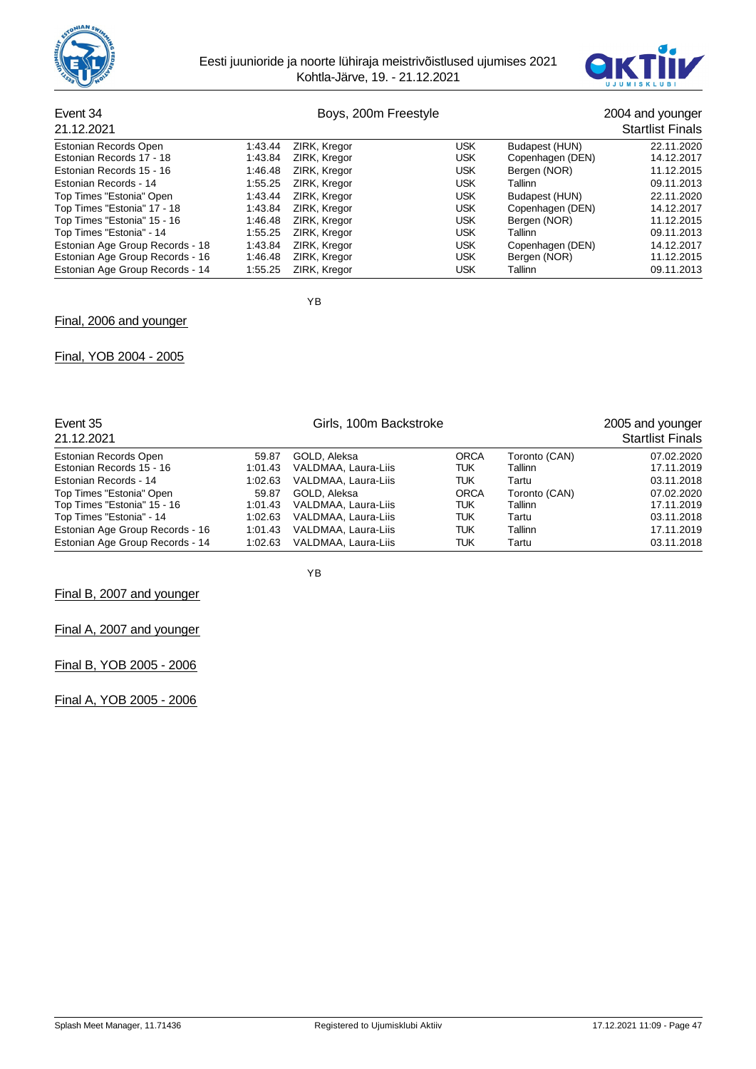## Event 34 — Boys, 200m Freestyle — 2004 and younger

21.12.2021 — Startlist Finals

| Record | Time | Name | Club | Place | Date |
|---|---|---|---|---|---|
| Estonian Records Open | 1:43.44 | ZIRK, Kregor | USK | Budapest (HUN) | 22.11.2020 |
| Estonian Records 17 - 18 | 1:43.84 | ZIRK, Kregor | USK | Copenhagen (DEN) | 14.12.2017 |
| Estonian Records 15 - 16 | 1:46.48 | ZIRK, Kregor | USK | Bergen (NOR) | 11.12.2015 |
| Estonian Records - 14 | 1:55.25 | ZIRK, Kregor | USK | Tallinn | 09.11.2013 |
| Top Times "Estonia" Open | 1:43.44 | ZIRK, Kregor | USK | Budapest (HUN) | 22.11.2020 |
| Top Times "Estonia" 17 - 18 | 1:43.84 | ZIRK, Kregor | USK | Copenhagen (DEN) | 14.12.2017 |
| Top Times "Estonia" 15 - 16 | 1:46.48 | ZIRK, Kregor | USK | Bergen (NOR) | 11.12.2015 |
| Top Times "Estonia" - 14 | 1:55.25 | ZIRK, Kregor | USK | Tallinn | 09.11.2013 |
| Estonian Age Group Records - 18 | 1:43.84 | ZIRK, Kregor | USK | Copenhagen (DEN) | 14.12.2017 |
| Estonian Age Group Records - 16 | 1:46.48 | ZIRK, Kregor | USK | Bergen (NOR) | 11.12.2015 |
| Estonian Age Group Records - 14 | 1:55.25 | ZIRK, Kregor | USK | Tallinn | 09.11.2013 |

YB

Final, 2006 and younger

Final, YOB 2004 - 2005

## Event 35 — Girls, 100m Backstroke — 2005 and younger

21.12.2021 — Startlist Finals

| Record | Time | Name | Club | Place | Date |
|---|---|---|---|---|---|
| Estonian Records Open | 59.87 | GOLD, Aleksa | ORCA | Toronto (CAN) | 07.02.2020 |
| Estonian Records 15 - 16 | 1:01.43 | VALDMAA, Laura-Liis | TUK | Tallinn | 17.11.2019 |
| Estonian Records - 14 | 1:02.63 | VALDMAA, Laura-Liis | TUK | Tartu | 03.11.2018 |
| Top Times "Estonia" Open | 59.87 | GOLD, Aleksa | ORCA | Toronto (CAN) | 07.02.2020 |
| Top Times "Estonia" 15 - 16 | 1:01.43 | VALDMAA, Laura-Liis | TUK | Tallinn | 17.11.2019 |
| Top Times "Estonia" - 14 | 1:02.63 | VALDMAA, Laura-Liis | TUK | Tartu | 03.11.2018 |
| Estonian Age Group Records - 16 | 1:01.43 | VALDMAA, Laura-Liis | TUK | Tallinn | 17.11.2019 |
| Estonian Age Group Records - 14 | 1:02.63 | VALDMAA, Laura-Liis | TUK | Tartu | 03.11.2018 |

YB

Final B, 2007 and younger

Final A, 2007 and younger

Final B, YOB 2005 - 2006

Final A, YOB 2005 - 2006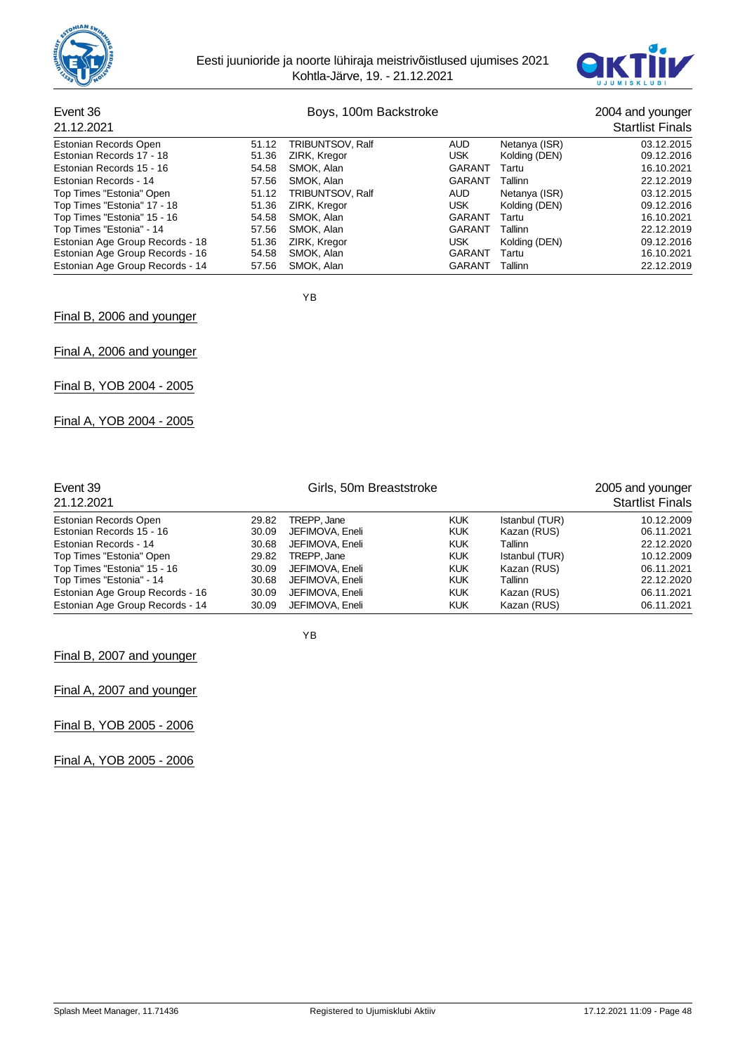## Event 36 — Boys, 100m Backstroke — 2004 and younger

21.12.2021 — Startlist Finals

| | | | | | |
|---|---|---|---|---|---|
| Estonian Records Open | 51.12 | TRIBUNTSOV, Ralf | AUD | Netanya (ISR) | 03.12.2015 |
| Estonian Records 17 - 18 | 51.36 | ZIRK, Kregor | USK | Kolding (DEN) | 09.12.2016 |
| Estonian Records 15 - 16 | 54.58 | SMOK, Alan | GARANT | Tartu | 16.10.2021 |
| Estonian Records - 14 | 57.56 | SMOK, Alan | GARANT | Tallinn | 22.12.2019 |
| Top Times "Estonia" Open | 51.12 | TRIBUNTSOV, Ralf | AUD | Netanya (ISR) | 03.12.2015 |
| Top Times "Estonia" 17 - 18 | 51.36 | ZIRK, Kregor | USK | Kolding (DEN) | 09.12.2016 |
| Top Times "Estonia" 15 - 16 | 54.58 | SMOK, Alan | GARANT | Tartu | 16.10.2021 |
| Top Times "Estonia" - 14 | 57.56 | SMOK, Alan | GARANT | Tallinn | 22.12.2019 |
| Estonian Age Group Records - 18 | 51.36 | ZIRK, Kregor | USK | Kolding (DEN) | 09.12.2016 |
| Estonian Age Group Records - 16 | 54.58 | SMOK, Alan | GARANT | Tartu | 16.10.2021 |
| Estonian Age Group Records - 14 | 57.56 | SMOK, Alan | GARANT | Tallinn | 22.12.2019 |

YB

Final B, 2006 and younger

Final A, 2006 and younger

Final B, YOB 2004 - 2005

Final A, YOB 2004 - 2005

## Event 39 — Girls, 50m Breaststroke — 2005 and younger

21.12.2021 — Startlist Finals

| | | | | | |
|---|---|---|---|---|---|
| Estonian Records Open | 29.82 | TREPP, Jane | KUK | Istanbul (TUR) | 10.12.2009 |
| Estonian Records 15 - 16 | 30.09 | JEFIMOVA, Eneli | KUK | Kazan (RUS) | 06.11.2021 |
| Estonian Records - 14 | 30.68 | JEFIMOVA, Eneli | KUK | Tallinn | 22.12.2020 |
| Top Times "Estonia" Open | 29.82 | TREPP, Jane | KUK | Istanbul (TUR) | 10.12.2009 |
| Top Times "Estonia" 15 - 16 | 30.09 | JEFIMOVA, Eneli | KUK | Kazan (RUS) | 06.11.2021 |
| Top Times "Estonia" - 14 | 30.68 | JEFIMOVA, Eneli | KUK | Tallinn | 22.12.2020 |
| Estonian Age Group Records - 16 | 30.09 | JEFIMOVA, Eneli | KUK | Kazan (RUS) | 06.11.2021 |
| Estonian Age Group Records - 14 | 30.09 | JEFIMOVA, Eneli | KUK | Kazan (RUS) | 06.11.2021 |

YB

Final B, 2007 and younger

Final A, 2007 and younger

Final B, YOB 2005 - 2006

Final A, YOB 2005 - 2006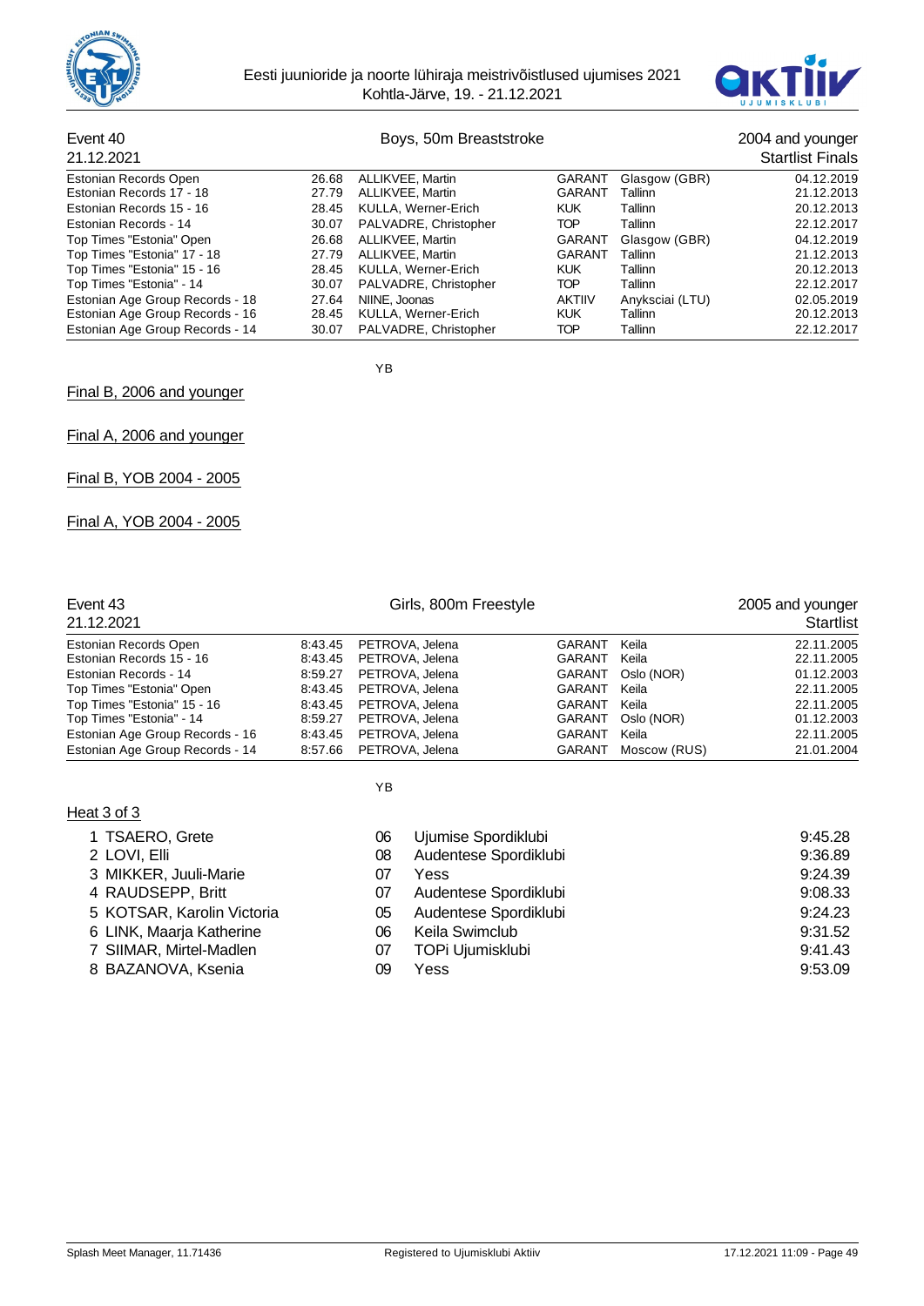Eesti juunioride ja noorte lühiraja meistrivõistlused ujumises 2021
Kohtla-Järve, 19. - 21.12.2021

## Event 40 — Boys, 50m Breaststroke — 2004 and younger

21.12.2021 — Startlist Finals

| | | | | | |
|---|---|---|---|---|---|
| Estonian Records Open | 26.68 | ALLIKVEE, Martin | GARANT | Glasgow (GBR) | 04.12.2019 |
| Estonian Records 17 - 18 | 27.79 | ALLIKVEE, Martin | GARANT | Tallinn | 21.12.2013 |
| Estonian Records 15 - 16 | 28.45 | KULLA, Werner-Erich | KUK | Tallinn | 20.12.2013 |
| Estonian Records - 14 | 30.07 | PALVADRE, Christopher | TOP | Tallinn | 22.12.2017 |
| Top Times "Estonia" Open | 26.68 | ALLIKVEE, Martin | GARANT | Glasgow (GBR) | 04.12.2019 |
| Top Times "Estonia" 17 - 18 | 27.79 | ALLIKVEE, Martin | GARANT | Tallinn | 21.12.2013 |
| Top Times "Estonia" 15 - 16 | 28.45 | KULLA, Werner-Erich | KUK | Tallinn | 20.12.2013 |
| Top Times "Estonia" - 14 | 30.07 | PALVADRE, Christopher | TOP | Tallinn | 22.12.2017 |
| Estonian Age Group Records - 18 | 27.64 | NIINE, Joonas | AKTIIV | Anyksciai (LTU) | 02.05.2019 |
| Estonian Age Group Records - 16 | 28.45 | KULLA, Werner-Erich | KUK | Tallinn | 20.12.2013 |
| Estonian Age Group Records - 14 | 30.07 | PALVADRE, Christopher | TOP | Tallinn | 22.12.2017 |

YB

Final B, 2006 and younger

Final A, 2006 and younger

Final B, YOB 2004 - 2005

Final A, YOB 2004 - 2005

## Event 43 — Girls, 800m Freestyle — 2005 and younger

21.12.2021 — Startlist

| | | | | | |
|---|---|---|---|---|---|
| Estonian Records Open | 8:43.45 | PETROVA, Jelena | GARANT | Keila | 22.11.2005 |
| Estonian Records 15 - 16 | 8:43.45 | PETROVA, Jelena | GARANT | Keila | 22.11.2005 |
| Estonian Records - 14 | 8:59.27 | PETROVA, Jelena | GARANT | Oslo (NOR) | 01.12.2003 |
| Top Times "Estonia" Open | 8:43.45 | PETROVA, Jelena | GARANT | Keila | 22.11.2005 |
| Top Times "Estonia" 15 - 16 | 8:43.45 | PETROVA, Jelena | GARANT | Keila | 22.11.2005 |
| Top Times "Estonia" - 14 | 8:59.27 | PETROVA, Jelena | GARANT | Oslo (NOR) | 01.12.2003 |
| Estonian Age Group Records - 16 | 8:43.45 | PETROVA, Jelena | GARANT | Keila | 22.11.2005 |
| Estonian Age Group Records - 14 | 8:57.66 | PETROVA, Jelena | GARANT | Moscow (RUS) | 21.01.2004 |

YB

Heat 3 of 3

| | | YB | | |
|---|---|---|---|---|
| 1 | TSAERO, Grete | 06 | Ujumise Spordiklubi | 9:45.28 |
| 2 | LOVI, Elli | 08 | Audentese Spordiklubi | 9:36.89 |
| 3 | MIKKER, Juuli-Marie | 07 | Yess | 9:24.39 |
| 4 | RAUDSEPP, Britt | 07 | Audentese Spordiklubi | 9:08.33 |
| 5 | KOTSAR, Karolin Victoria | 05 | Audentese Spordiklubi | 9:24.23 |
| 6 | LINK, Maarja Katherine | 06 | Keila Swimclub | 9:31.52 |
| 7 | SIIMAR, Mirtel-Madlen | 07 | TOPi Ujumisklubi | 9:41.43 |
| 8 | BAZANOVA, Ksenia | 09 | Yess | 9:53.09 |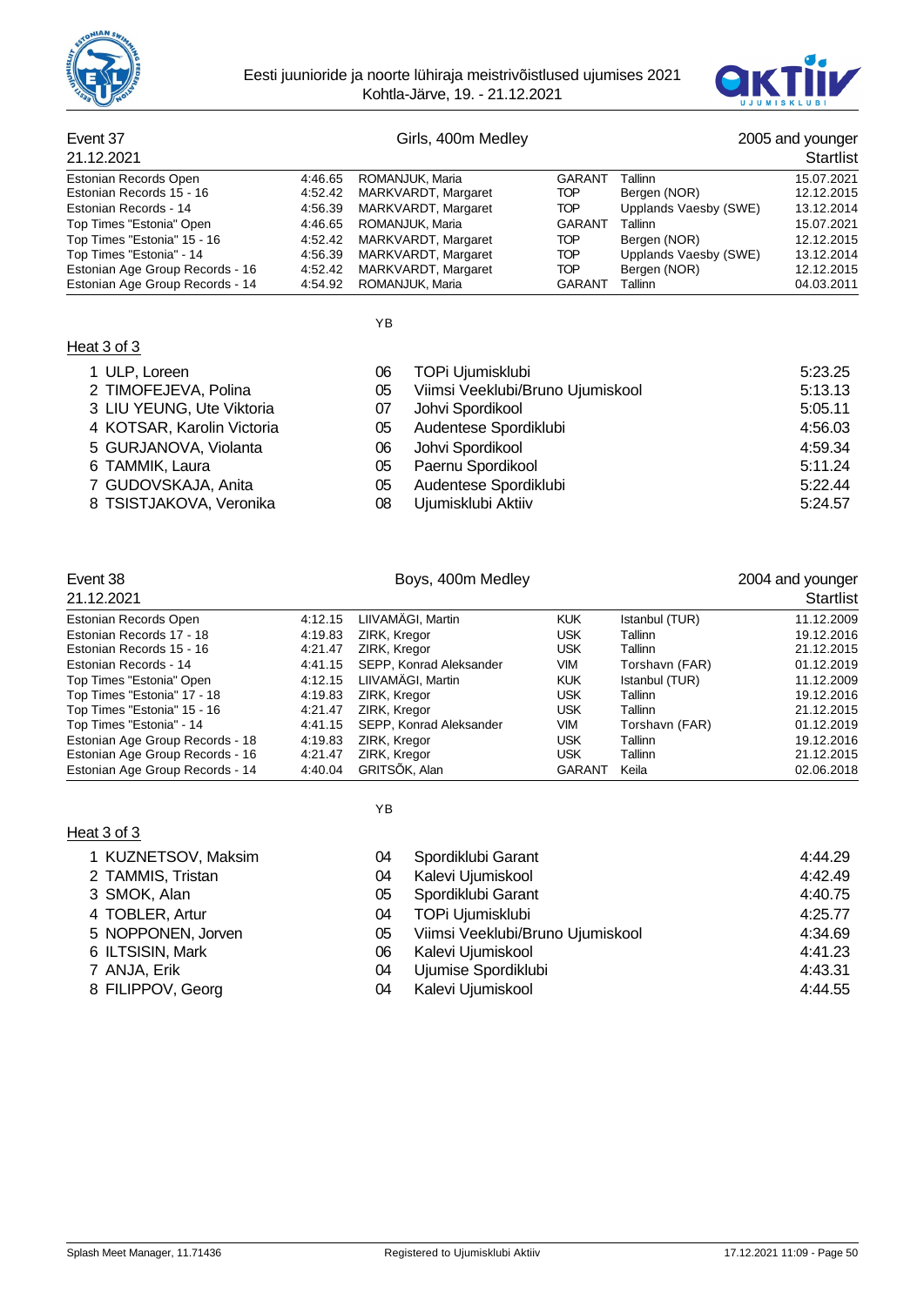Eesti juunioride ja noorte lühiraja meistrivõistlused ujumises 2021
Kohtla-Järve, 19. - 21.12.2021

## Event 37 — Girls, 400m Medley — 2005 and younger

21.12.2021 — Startlist

| | | | | | |
|---|---|---|---|---|---|
| Estonian Records Open | 4:46.65 | ROMANJUK, Maria | GARANT | Tallinn | 15.07.2021 |
| Estonian Records 15 - 16 | 4:52.42 | MARKVARDT, Margaret | TOP | Bergen (NOR) | 12.12.2015 |
| Estonian Records - 14 | 4:56.39 | MARKVARDT, Margaret | TOP | Upplands Vaesby (SWE) | 13.12.2014 |
| Top Times "Estonia" Open | 4:46.65 | ROMANJUK, Maria | GARANT | Tallinn | 15.07.2021 |
| Top Times "Estonia" 15 - 16 | 4:52.42 | MARKVARDT, Margaret | TOP | Bergen (NOR) | 12.12.2015 |
| Top Times "Estonia" - 14 | 4:56.39 | MARKVARDT, Margaret | TOP | Upplands Vaesby (SWE) | 13.12.2014 |
| Estonian Age Group Records - 16 | 4:52.42 | MARKVARDT, Margaret | TOP | Bergen (NOR) | 12.12.2015 |
| Estonian Age Group Records - 14 | 4:54.92 | ROMANJUK, Maria | GARANT | Tallinn | 04.03.2011 |

### Heat 3 of 3

| | Name | YB | Club | Time |
|---|---|---|---|---|
| 1 | ULP, Loreen | 06 | TOPi Ujumisklubi | 5:23.25 |
| 2 | TIMOFEJEVA, Polina | 05 | Viimsi Veeklubi/Bruno Ujumiskool | 5:13.13 |
| 3 | LIU YEUNG, Ute Viktoria | 07 | Johvi Spordikool | 5:05.11 |
| 4 | KOTSAR, Karolin Victoria | 05 | Audentese Spordiklubi | 4:56.03 |
| 5 | GURJANOVA, Violanta | 06 | Johvi Spordikool | 4:59.34 |
| 6 | TAMMIK, Laura | 05 | Paernu Spordikool | 5:11.24 |
| 7 | GUDOVSKAJA, Anita | 05 | Audentese Spordiklubi | 5:22.44 |
| 8 | TSISTJAKOVA, Veronika | 08 | Ujumisklubi Aktiiv | 5:24.57 |

## Event 38 — Boys, 400m Medley — 2004 and younger

21.12.2021 — Startlist

| | | | | | |
|---|---|---|---|---|---|
| Estonian Records Open | 4:12.15 | LIIVAMÄGI, Martin | KUK | Istanbul (TUR) | 11.12.2009 |
| Estonian Records 17 - 18 | 4:19.83 | ZIRK, Kregor | USK | Tallinn | 19.12.2016 |
| Estonian Records 15 - 16 | 4:21.47 | ZIRK, Kregor | USK | Tallinn | 21.12.2015 |
| Estonian Records - 14 | 4:41.15 | SEPP, Konrad Aleksander | VIM | Torshavn (FAR) | 01.12.2019 |
| Top Times "Estonia" Open | 4:12.15 | LIIVAMÄGI, Martin | KUK | Istanbul (TUR) | 11.12.2009 |
| Top Times "Estonia" 17 - 18 | 4:19.83 | ZIRK, Kregor | USK | Tallinn | 19.12.2016 |
| Top Times "Estonia" 15 - 16 | 4:21.47 | ZIRK, Kregor | USK | Tallinn | 21.12.2015 |
| Top Times "Estonia" - 14 | 4:41.15 | SEPP, Konrad Aleksander | VIM | Torshavn (FAR) | 01.12.2019 |
| Estonian Age Group Records - 18 | 4:19.83 | ZIRK, Kregor | USK | Tallinn | 19.12.2016 |
| Estonian Age Group Records - 16 | 4:21.47 | ZIRK, Kregor | USK | Tallinn | 21.12.2015 |
| Estonian Age Group Records - 14 | 4:40.04 | GRITSÕK, Alan | GARANT | Keila | 02.06.2018 |

### Heat 3 of 3

| | Name | YB | Club | Time |
|---|---|---|---|---|
| 1 | KUZNETSOV, Maksim | 04 | Spordiklubi Garant | 4:44.29 |
| 2 | TAMMIS, Tristan | 04 | Kalevi Ujumiskool | 4:42.49 |
| 3 | SMOK, Alan | 05 | Spordiklubi Garant | 4:40.75 |
| 4 | TOBLER, Artur | 04 | TOPi Ujumisklubi | 4:25.77 |
| 5 | NOPPONEN, Jorven | 05 | Viimsi Veeklubi/Bruno Ujumiskool | 4:34.69 |
| 6 | ILTSISIN, Mark | 06 | Kalevi Ujumiskool | 4:41.23 |
| 7 | ANJA, Erik | 04 | Ujumise Spordiklubi | 4:43.31 |
| 8 | FILIPPOV, Georg | 04 | Kalevi Ujumiskool | 4:44.55 |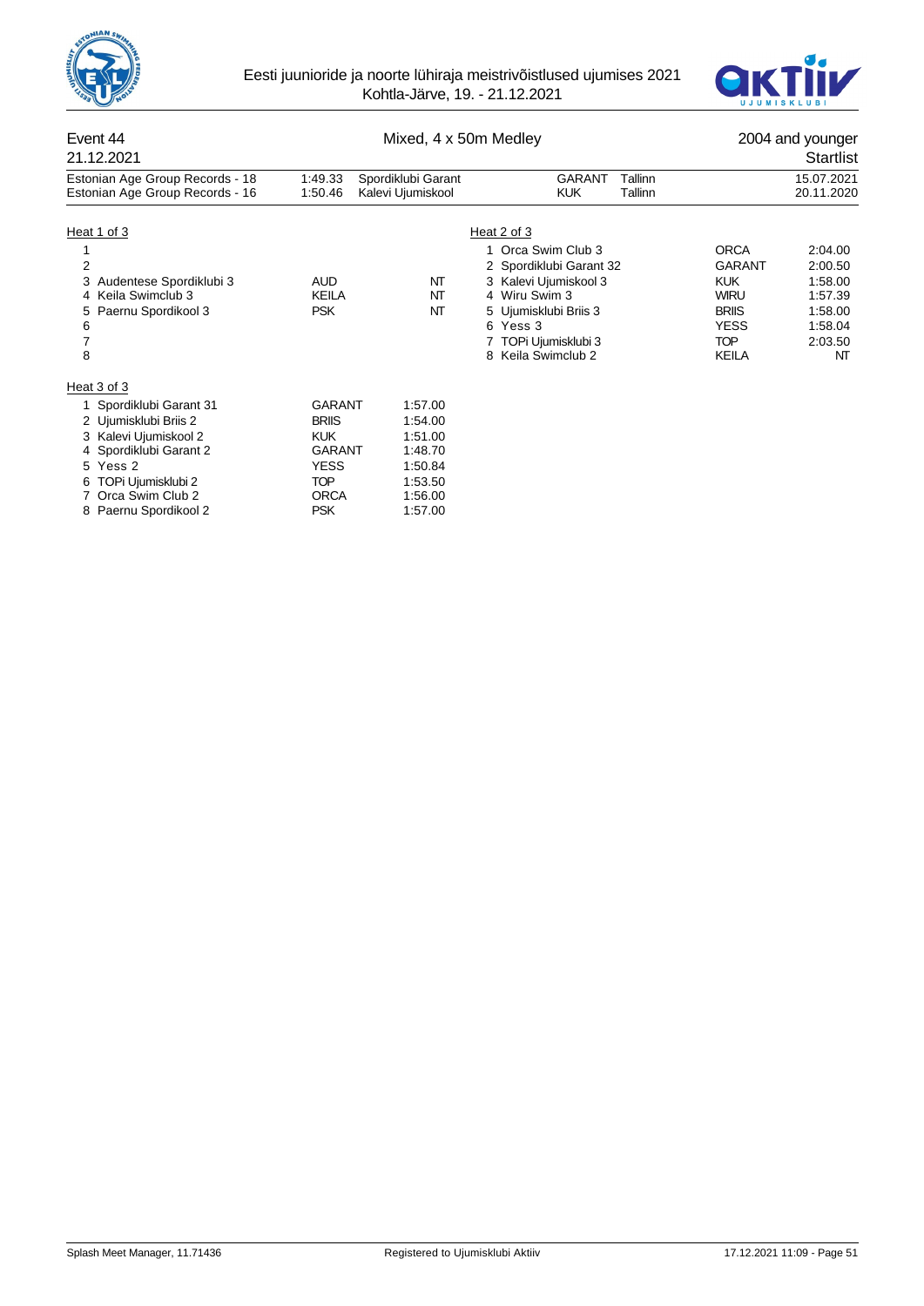Event 44 — Mixed, 4 x 50m Medley — 2004 and younger

21.12.2021 — Startlist

| | | | | | |
|---|---|---|---|---|---|
| Estonian Age Group Records - 18 | 1:49.33 | Spordiklubi Garant | GARANT | Tallinn | 15.07.2021 |
| Estonian Age Group Records - 16 | 1:50.46 | Kalevi Ujumiskool | KUK | Tallinn | 20.11.2020 |

Heat 1 of 3

| | | | |
|---|---|---|---|
| 1 | | | |
| 2 | | | |
| 3 | Audentese Spordiklubi 3 | AUD | NT |
| 4 | Keila Swimclub 3 | KEILA | NT |
| 5 | Paernu Spordikool 3 | PSK | NT |
| 6 | | | |
| 7 | | | |
| 8 | | | |

Heat 2 of 3

| | | | |
|---|---|---|---|
| 1 | Orca Swim Club 3 | ORCA | 2:04.00 |
| 2 | Spordiklubi Garant 32 | GARANT | 2:00.50 |
| 3 | Kalevi Ujumiskool 3 | KUK | 1:58.00 |
| 4 | Wiru Swim 3 | WIRU | 1:57.39 |
| 5 | Ujumisklubi Briis 3 | BRIIS | 1:58.00 |
| 6 | Yess 3 | YESS | 1:58.04 |
| 7 | TOPi Ujumisklubi 3 | TOP | 2:03.50 |
| 8 | Keila Swimclub 2 | KEILA | NT |

Heat 3 of 3

| | | | |
|---|---|---|---|
| 1 | Spordiklubi Garant 31 | GARANT | 1:57.00 |
| 2 | Ujumisklubi Briis 2 | BRIIS | 1:54.00 |
| 3 | Kalevi Ujumiskool 2 | KUK | 1:51.00 |
| 4 | Spordiklubi Garant 2 | GARANT | 1:48.70 |
| 5 | Yess 2 | YESS | 1:50.84 |
| 6 | TOPi Ujumisklubi 2 | TOP | 1:53.50 |
| 7 | Orca Swim Club 2 | ORCA | 1:56.00 |
| 8 | Paernu Spordikool 2 | PSK | 1:57.00 |